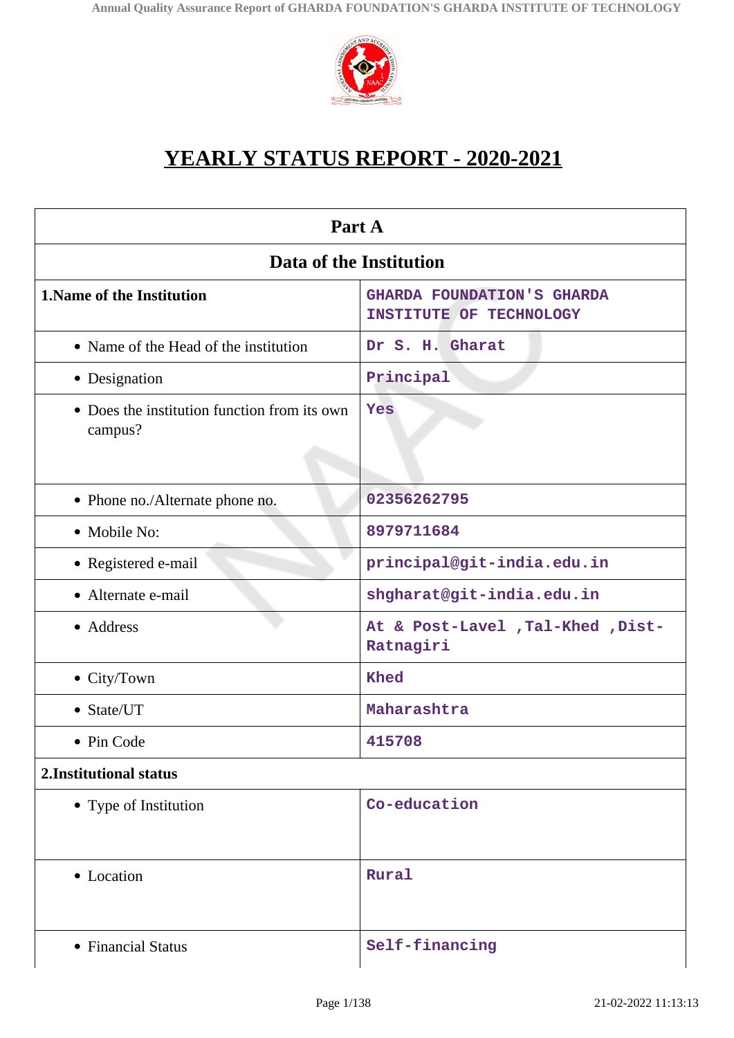# YEARLY STATUS REPORT - 2020-2021

| Part A | |
|---|---|
| **Data of the Institution** | |
| **1.Name of the Institution** | GHARDA FOUNDATION'S GHARDA INSTITUTE OF TECHNOLOGY |
| • Name of the Head of the institution | Dr S. H. Gharat |
| • Designation | Principal |
| • Does the institution function from its own campus? | Yes |
| • Phone no./Alternate phone no. | 02356262795 |
| • Mobile No: | 8979711684 |
| • Registered e-mail | principal@git-india.edu.in |
| • Alternate e-mail | shgharat@git-india.edu.in |
| • Address | At & Post-Lavel ,Tal-Khed ,Dist-Ratnagiri |
| • City/Town | Khed |
| • State/UT | Maharashtra |
| • Pin Code | 415708 |
| **2.Institutional status** | |
| • Type of Institution | Co-education |
| • Location | Rural |
| • Financial Status | Self-financing |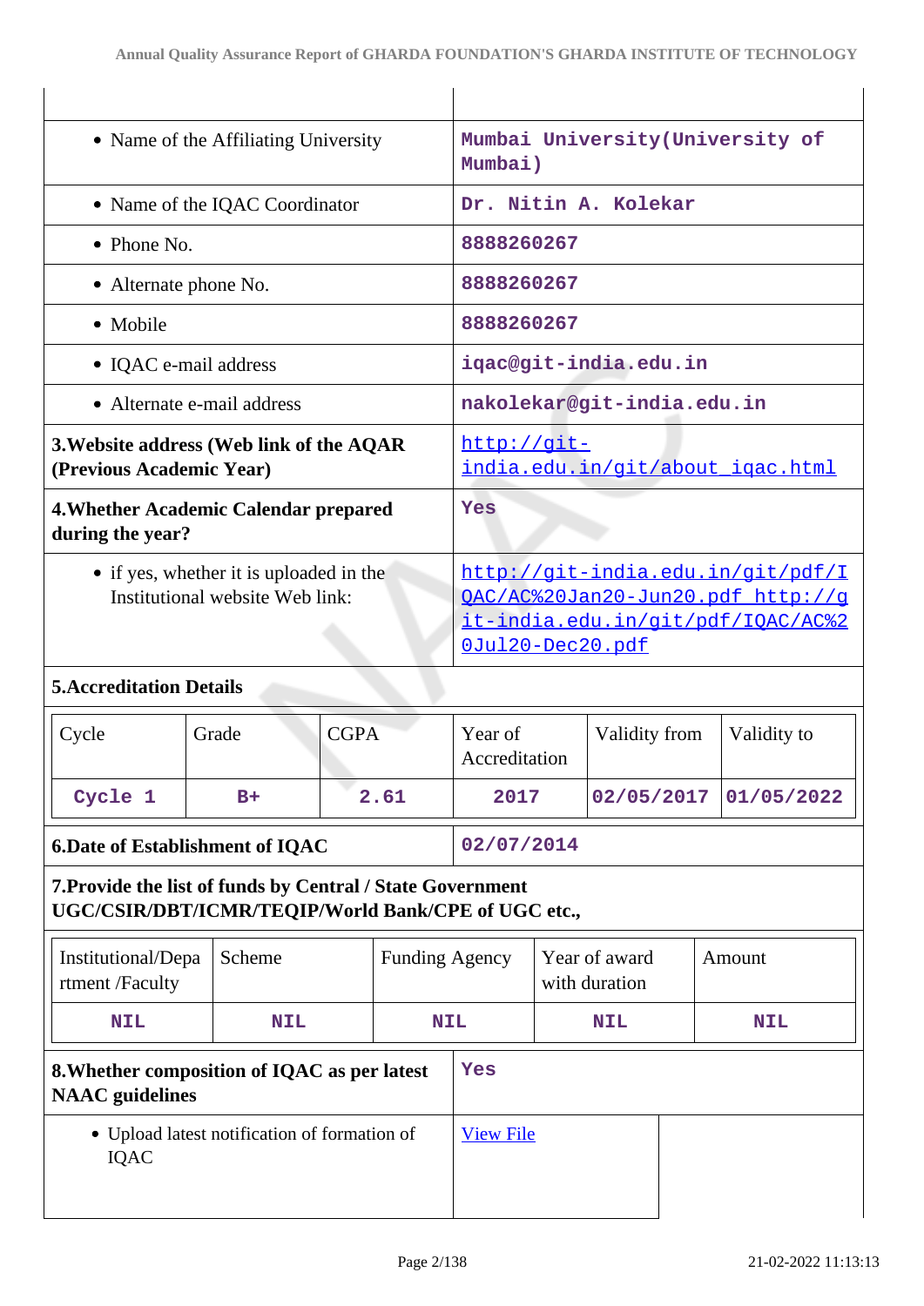| | |
|---|---|
| • Name of the Affiliating University | Mumbai University(University of Mumbai) |
| • Name of the IQAC Coordinator | Dr. Nitin A. Kolekar |
| • Phone No. | 8888260267 |
| • Alternate phone No. | 8888260267 |
| • Mobile | 8888260267 |
| • IQAC e-mail address | iqac@git-india.edu.in |
| • Alternate e-mail address | nakolekar@git-india.edu.in |
| **3.Website address (Web link of the AQAR (Previous Academic Year)** | http://git-india.edu.in/git/about_iqac.html |
| **4.Whether Academic Calendar prepared during the year?** | Yes |
| • if yes, whether it is uploaded in the Institutional website Web link: | http://git-india.edu.in/git/pdf/IQAC/AC%20Jan20-Jun20.pdf http://git-india.edu.in/git/pdf/IQAC/AC%20Jul20-Dec20.pdf |

**5.Accreditation Details**

| Cycle | Grade | CGPA | Year of Accreditation | Validity from | Validity to |
|---|---|---|---|---|---|
| Cycle 1 | B+ | 2.61 | 2017 | 02/05/2017 | 01/05/2022 |

| | |
|---|---|
| **6.Date of Establishment of IQAC** | 02/07/2014 |

**7.Provide the list of funds by Central / State Government UGC/CSIR/DBT/ICMR/TEQIP/World Bank/CPE of UGC etc.,**

| Institutional/Department /Faculty | Scheme | Funding Agency | Year of award with duration | Amount |
|---|---|---|---|---|
| NIL | NIL | NIL | NIL | NIL |

| | |
|---|---|
| **8.Whether composition of IQAC as per latest NAAC guidelines** | Yes |
| • Upload latest notification of formation of IQAC | View File |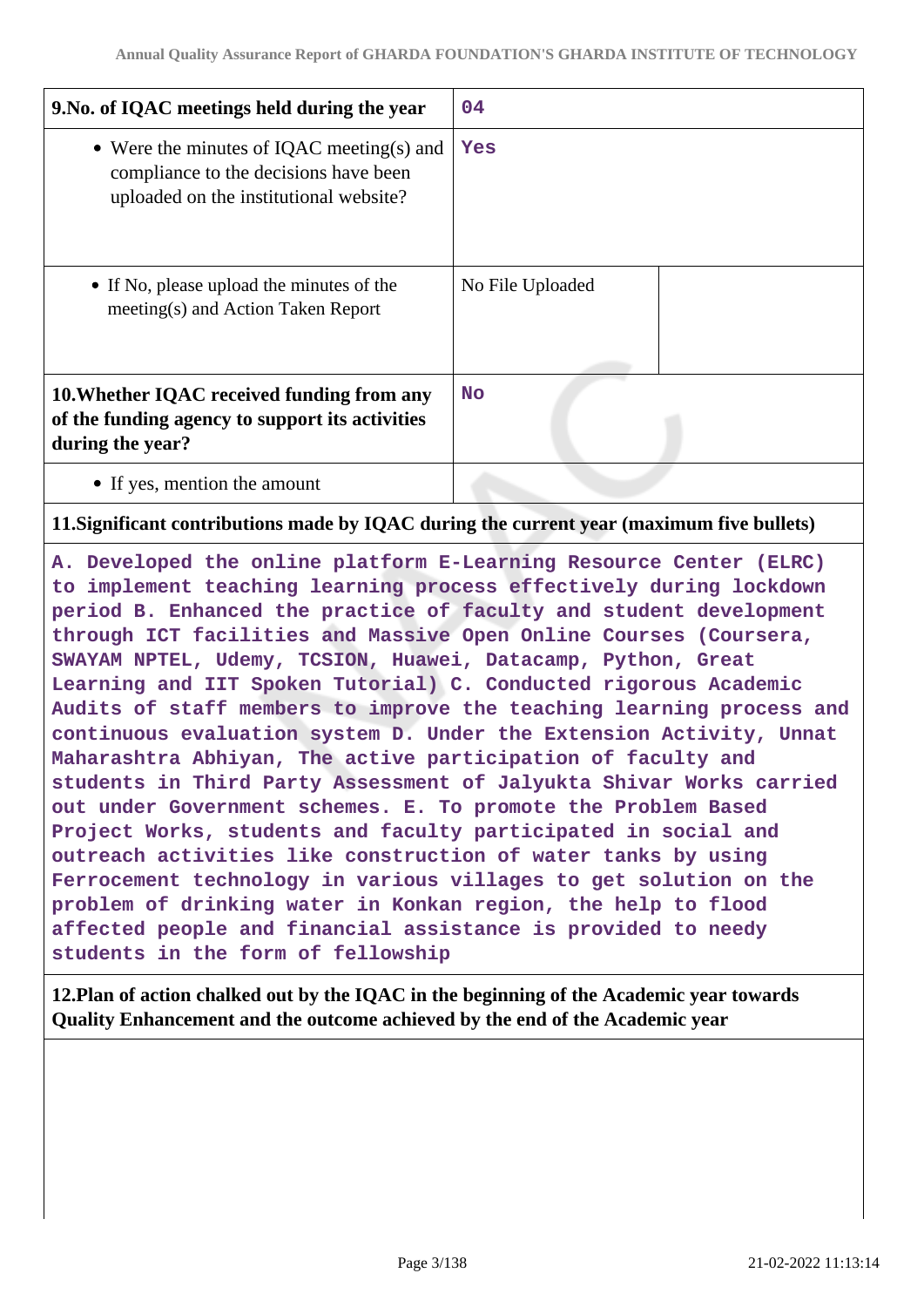| 9.No. of IQAC meetings held during the year | 04 | |
|---|---|---|
| • Were the minutes of IQAC meeting(s) and compliance to the decisions have been uploaded on the institutional website? | Yes | |
| • If No, please upload the minutes of the meeting(s) and Action Taken Report | No File Uploaded | |
| **10.Whether IQAC received funding from any of the funding agency to support its activities during the year?** | No | |
| • If yes, mention the amount | | |

**11.Significant contributions made by IQAC during the current year (maximum five bullets)**

A. Developed the online platform E-Learning Resource Center (ELRC) to implement teaching learning process effectively during lockdown period B. Enhanced the practice of faculty and student development through ICT facilities and Massive Open Online Courses (Coursera, SWAYAM NPTEL, Udemy, TCSION, Huawei, Datacamp, Python, Great Learning and IIT Spoken Tutorial) C. Conducted rigorous Academic Audits of staff members to improve the teaching learning process and continuous evaluation system D. Under the Extension Activity, Unnat Maharashtra Abhiyan, The active participation of faculty and students in Third Party Assessment of Jalyukta Shivar Works carried out under Government schemes. E. To promote the Problem Based Project Works, students and faculty participated in social and outreach activities like construction of water tanks by using Ferrocement technology in various villages to get solution on the problem of drinking water in Konkan region, the help to flood affected people and financial assistance is provided to needy students in the form of fellowship

**12.Plan of action chalked out by the IQAC in the beginning of the Academic year towards Quality Enhancement and the outcome achieved by the end of the Academic year**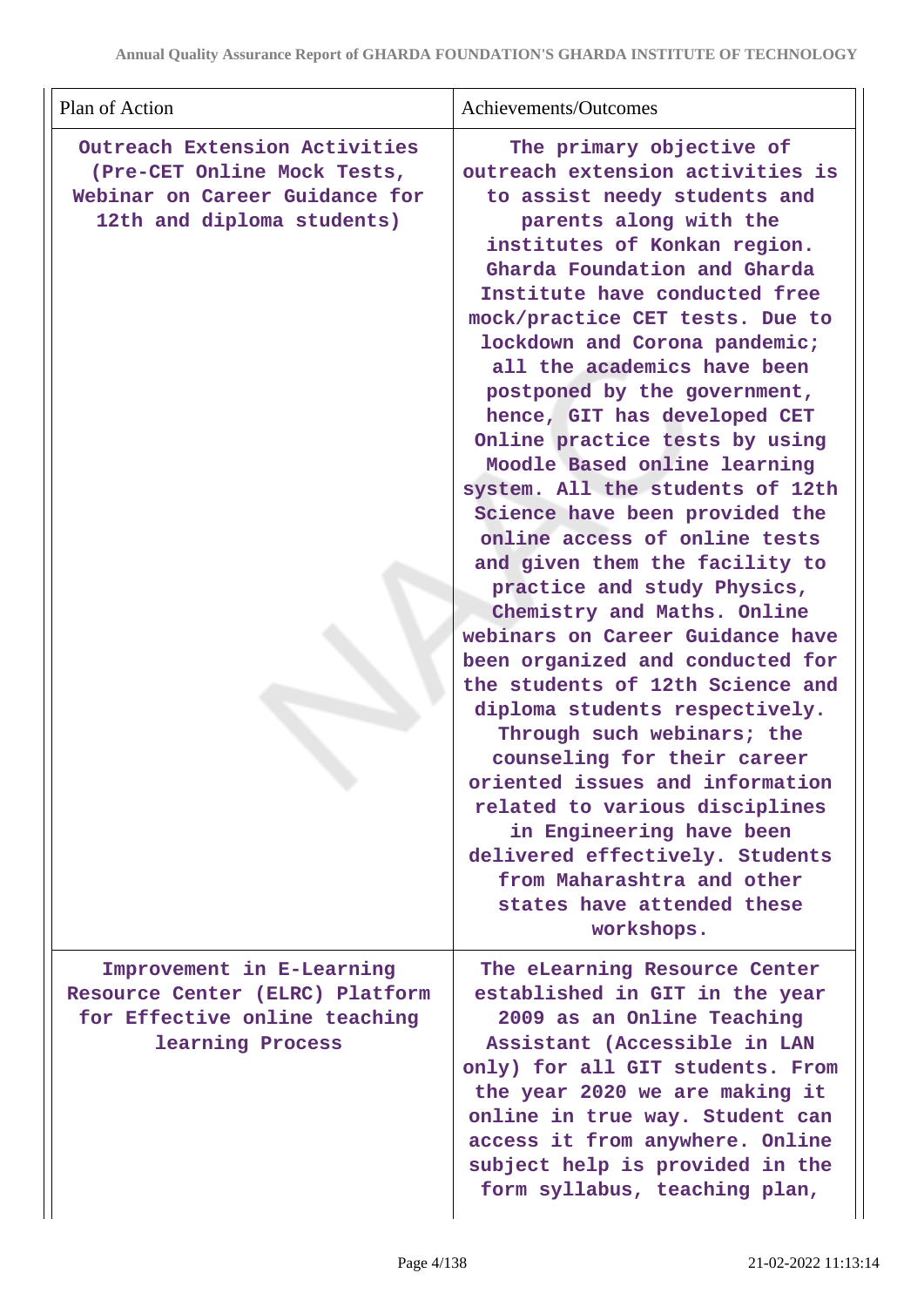| Plan of Action | Achievements/Outcomes |
|---|---|
| **Outreach Extension Activities (Pre-CET Online Mock Tests, Webinar on Career Guidance for 12th and diploma students)** | **The primary objective of outreach extension activities is to assist needy students and parents along with the institutes of Konkan region. Gharda Foundation and Gharda Institute have conducted free mock/practice CET tests. Due to lockdown and Corona pandemic; all the academics have been postponed by the government, hence, GIT has developed CET Online practice tests by using Moodle Based online learning system. All the students of 12th Science have been provided the online access of online tests and given them the facility to practice and study Physics, Chemistry and Maths. Online webinars on Career Guidance have been organized and conducted for the students of 12th Science and diploma students respectively. Through such webinars; the counseling for their career oriented issues and information related to various disciplines in Engineering have been delivered effectively. Students from Maharashtra and other states have attended these workshops.** |
| **Improvement in E-Learning Resource Center (ELRC) Platform for Effective online teaching learning Process** | **The eLearning Resource Center established in GIT in the year 2009 as an Online Teaching Assistant (Accessible in LAN only) for all GIT students. From the year 2020 we are making it online in true way. Student can access it from anywhere. Online subject help is provided in the form syllabus, teaching plan,** |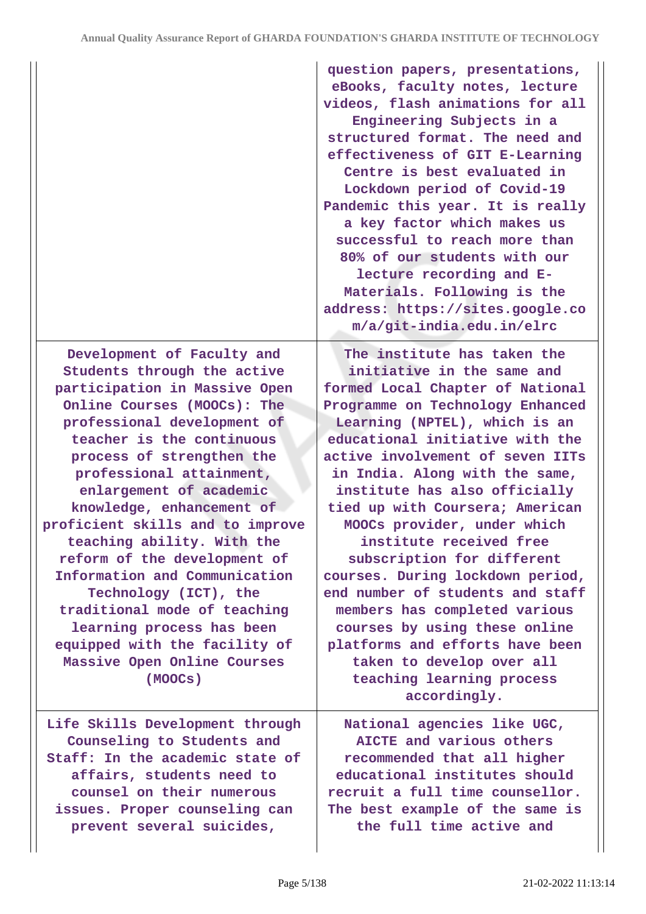| | |
|---|---|
| | question papers, presentations, eBooks, faculty notes, lecture videos, flash animations for all Engineering Subjects in a structured format. The need and effectiveness of GIT E-Learning Centre is best evaluated in Lockdown period of Covid-19 Pandemic this year. It is really a key factor which makes us successful to reach more than 80% of our students with our lecture recording and E-Materials. Following is the address: https://sites.google.com/a/git-india.edu.in/elrc |
| Development of Faculty and Students through the active participation in Massive Open Online Courses (MOOCs): The professional development of teacher is the continuous process of strengthen the professional attainment, enlargement of academic knowledge, enhancement of proficient skills and to improve teaching ability. With the reform of the development of Information and Communication Technology (ICT), the traditional mode of teaching learning process has been equipped with the facility of Massive Open Online Courses (MOOCs) | The institute has taken the initiative in the same and formed Local Chapter of National Programme on Technology Enhanced Learning (NPTEL), which is an educational initiative with the active involvement of seven IITs in India. Along with the same, institute has also officially tied up with Coursera; American MOOCs provider, under which institute received free subscription for different courses. During lockdown period, end number of students and staff members has completed various courses by using these online platforms and efforts have been taken to develop over all teaching learning process accordingly. |
| Life Skills Development through Counseling to Students and Staff: In the academic state of affairs, students need to counsel on their numerous issues. Proper counseling can prevent several suicides, | National agencies like UGC, AICTE and various others recommended that all higher educational institutes should recruit a full time counsellor. The best example of the same is the full time active and |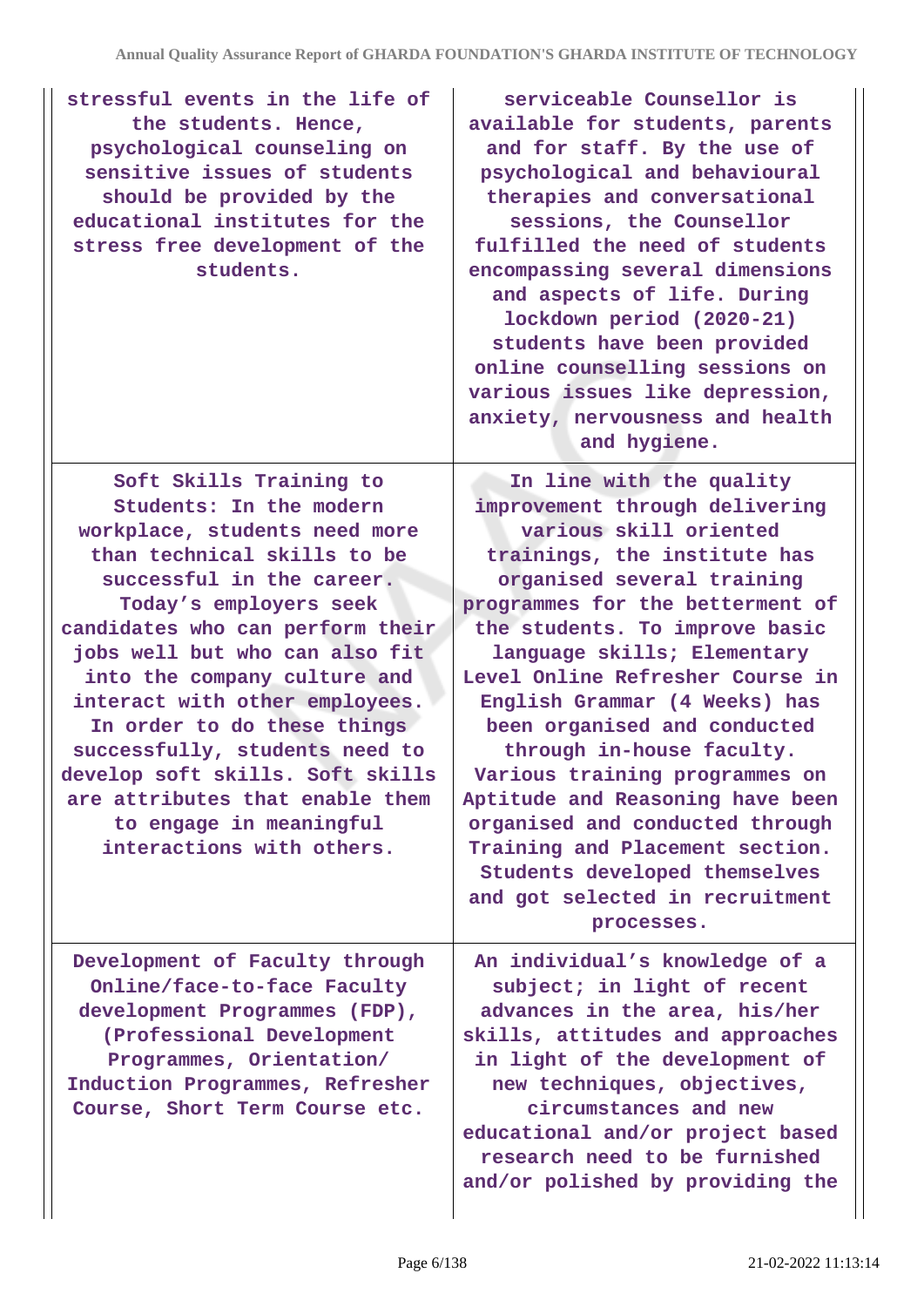| | |
|---|---|
| stressful events in the life of the students. Hence, psychological counseling on sensitive issues of students should be provided by the educational institutes for the stress free development of the students. | serviceable Counsellor is available for students, parents and for staff. By the use of psychological and behavioural therapies and conversational sessions, the Counsellor fulfilled the need of students encompassing several dimensions and aspects of life. During lockdown period (2020-21) students have been provided online counselling sessions on various issues like depression, anxiety, nervousness and health and hygiene. |
| Soft Skills Training to Students: In the modern workplace, students need more than technical skills to be successful in the career. Today's employers seek candidates who can perform their jobs well but who can also fit into the company culture and interact with other employees. In order to do these things successfully, students need to develop soft skills. Soft skills are attributes that enable them to engage in meaningful interactions with others. | In line with the quality improvement through delivering various skill oriented trainings, the institute has organised several training programmes for the betterment of the students. To improve basic language skills; Elementary Level Online Refresher Course in English Grammar (4 Weeks) has been organised and conducted through in-house faculty. Various training programmes on Aptitude and Reasoning have been organised and conducted through Training and Placement section. Students developed themselves and got selected in recruitment processes. |
| Development of Faculty through Online/face-to-face Faculty development Programmes (FDP), (Professional Development Programmes, Orientation/ Induction Programmes, Refresher Course, Short Term Course etc. | An individual's knowledge of a subject; in light of recent advances in the area, his/her skills, attitudes and approaches in light of the development of new techniques, objectives, circumstances and new educational and/or project based research need to be furnished and/or polished by providing the |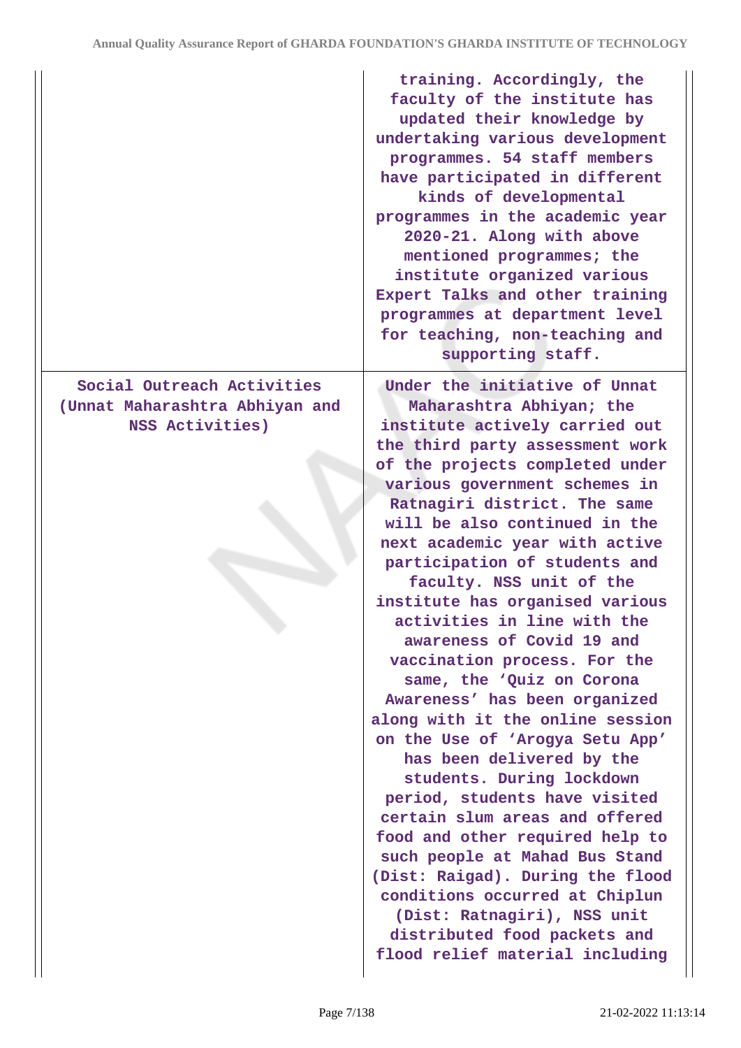| | |
|---|---|
| | training. Accordingly, the faculty of the institute has updated their knowledge by undertaking various development programmes. 54 staff members have participated in different kinds of developmental programmes in the academic year 2020-21. Along with above mentioned programmes; the institute organized various Expert Talks and other training programmes at department level for teaching, non-teaching and supporting staff. |
| Social Outreach Activities (Unnat Maharashtra Abhiyan and NSS Activities) | Under the initiative of Unnat Maharashtra Abhiyan; the institute actively carried out the third party assessment work of the projects completed under various government schemes in Ratnagiri district. The same will be also continued in the next academic year with active participation of students and faculty. NSS unit of the institute has organised various activities in line with the awareness of Covid 19 and vaccination process. For the same, the 'Quiz on Corona Awareness' has been organized along with it the online session on the Use of 'Arogya Setu App' has been delivered by the students. During lockdown period, students have visited certain slum areas and offered food and other required help to such people at Mahad Bus Stand (Dist: Raigad). During the flood conditions occurred at Chiplun (Dist: Ratnagiri), NSS unit distributed food packets and flood relief material including |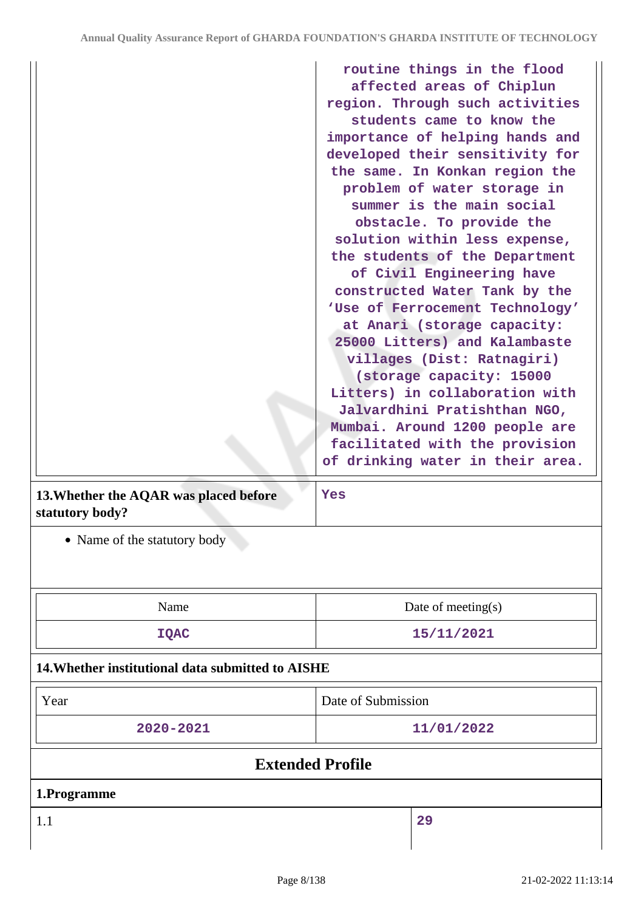| | routine things in the flood affected areas of Chiplun region. Through such activities students came to know the importance of helping hands and developed their sensitivity for the same. In Konkan region the problem of water storage in summer is the main social obstacle. To provide the solution within less expense, the students of the Department of Civil Engineering have constructed Water Tank by the 'Use of Ferrocement Technology' at Anari (storage capacity: 25000 Litters) and Kalambaste villages (Dist: Ratnagiri) (storage capacity: 15000 Litters) in collaboration with Jalvardhini Pratishthan NGO, Mumbai. Around 1200 people are facilitated with the provision of drinking water in their area. |
|---|---|

| **13.Whether the AQAR was placed before statutory body?** | Yes |
|---|---|

- Name of the statutory body

| Name | Date of meeting(s) |
|---|---|
| IQAC | 15/11/2021 |

**14.Whether institutional data submitted to AISHE**

| Year | Date of Submission |
|---|---|
| 2020-2021 | 11/01/2022 |

## Extended Profile

**1.Programme**

| 1.1 | 29 |
|---|---|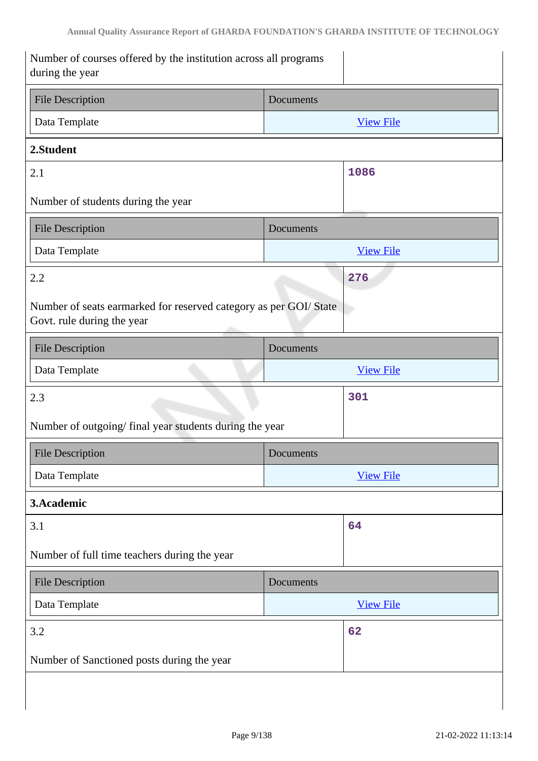| Number of courses offered by the institution across all programs during the year | |
|---|---|

| File Description | Documents |
|---|---|
| Data Template | View File |

**2.Student**

| 2.1<br><br>Number of students during the year | 1086 |
|---|---|

| File Description | Documents |
|---|---|
| Data Template | View File |

| 2.2<br><br>Number of seats earmarked for reserved category as per GOI/ State Govt. rule during the year | 276 |
|---|---|

| File Description | Documents |
|---|---|
| Data Template | View File |

| 2.3<br><br>Number of outgoing/ final year students during the year | 301 |
|---|---|

| File Description | Documents |
|---|---|
| Data Template | View File |

**3.Academic**

| 3.1<br><br>Number of full time teachers during the year | 64 |
|---|---|

| File Description | Documents |
|---|---|
| Data Template | View File |

| 3.2<br><br>Number of Sanctioned posts during the year | 62 |
|---|---|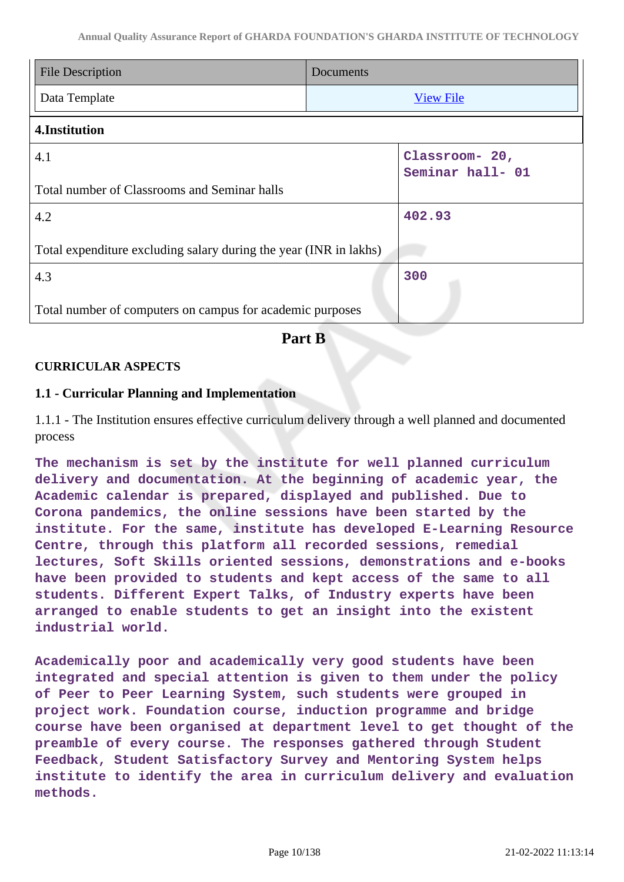| File Description | Documents |
|---|---|
| Data Template | View File |

| 4.Institution | |
|---|---|
| 4.1<br><br>Total number of Classrooms and Seminar halls | Classroom- 20, Seminar hall- 01 |
| 4.2<br><br>Total expenditure excluding salary during the year (INR in lakhs) | 402.93 |
| 4.3<br><br>Total number of computers on campus for academic purposes | 300 |

## Part B

### CURRICULAR ASPECTS

#### 1.1 - Curricular Planning and Implementation

1.1.1 - The Institution ensures effective curriculum delivery through a well planned and documented process

The mechanism is set by the institute for well planned curriculum delivery and documentation. At the beginning of academic year, the Academic calendar is prepared, displayed and published. Due to Corona pandemics, the online sessions have been started by the institute. For the same, institute has developed E-Learning Resource Centre, through this platform all recorded sessions, remedial lectures, Soft Skills oriented sessions, demonstrations and e-books have been provided to students and kept access of the same to all students. Different Expert Talks, of Industry experts have been arranged to enable students to get an insight into the existent industrial world.

Academically poor and academically very good students have been integrated and special attention is given to them under the policy of Peer to Peer Learning System, such students were grouped in project work. Foundation course, induction programme and bridge course have been organised at department level to get thought of the preamble of every course. The responses gathered through Student Feedback, Student Satisfactory Survey and Mentoring System helps institute to identify the area in curriculum delivery and evaluation methods.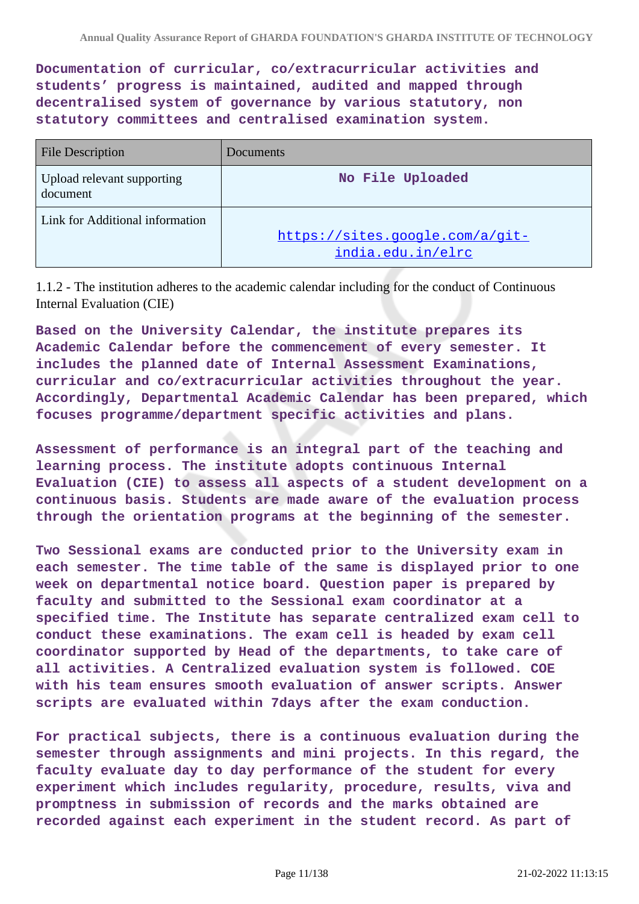**Documentation of curricular, co/extracurricular activities and students' progress is maintained, audited and mapped through decentralised system of governance by various statutory, non statutory committees and centralised examination system.**

| File Description | Documents |
|---|---|
| Upload relevant supporting document | No File Uploaded |
| Link for Additional information | https://sites.google.com/a/git-india.edu.in/elrc |

1.1.2 - The institution adheres to the academic calendar including for the conduct of Continuous Internal Evaluation (CIE)

**Based on the University Calendar, the institute prepares its Academic Calendar before the commencement of every semester. It includes the planned date of Internal Assessment Examinations, curricular and co/extracurricular activities throughout the year. Accordingly, Departmental Academic Calendar has been prepared, which focuses programme/department specific activities and plans.**

**Assessment of performance is an integral part of the teaching and learning process. The institute adopts continuous Internal Evaluation (CIE) to assess all aspects of a student development on a continuous basis. Students are made aware of the evaluation process through the orientation programs at the beginning of the semester.**

**Two Sessional exams are conducted prior to the University exam in each semester. The time table of the same is displayed prior to one week on departmental notice board. Question paper is prepared by faculty and submitted to the Sessional exam coordinator at a specified time. The Institute has separate centralized exam cell to conduct these examinations. The exam cell is headed by exam cell coordinator supported by Head of the departments, to take care of all activities. A Centralized evaluation system is followed. COE with his team ensures smooth evaluation of answer scripts. Answer scripts are evaluated within 7days after the exam conduction.**

**For practical subjects, there is a continuous evaluation during the semester through assignments and mini projects. In this regard, the faculty evaluate day to day performance of the student for every experiment which includes regularity, procedure, results, viva and promptness in submission of records and the marks obtained are recorded against each experiment in the student record. As part of**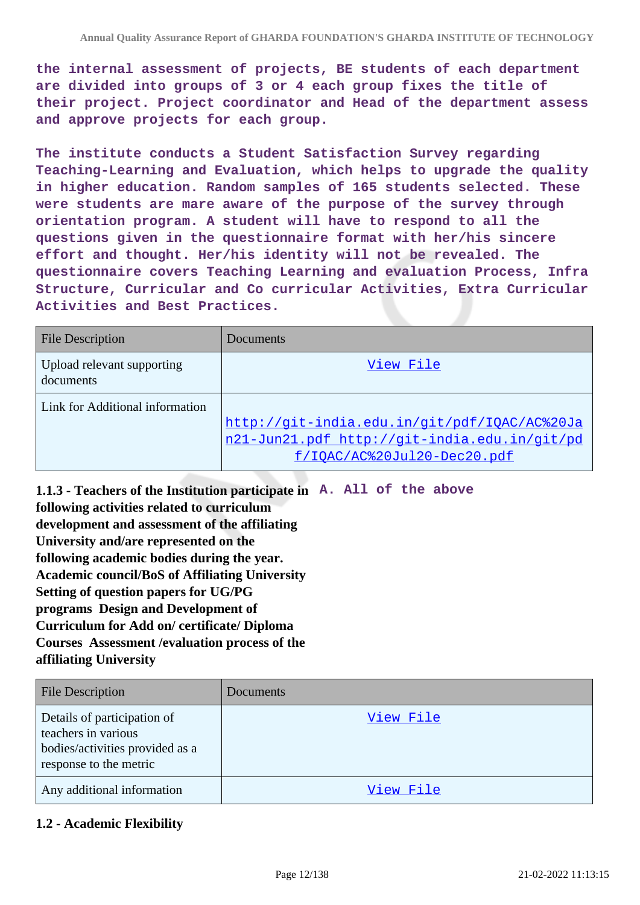the internal assessment of projects, BE students of each department are divided into groups of 3 or 4 each group fixes the title of their project. Project coordinator and Head of the department assess and approve projects for each group.

The institute conducts a Student Satisfaction Survey regarding Teaching-Learning and Evaluation, which helps to upgrade the quality in higher education. Random samples of 165 students selected. These were students are mare aware of the purpose of the survey through orientation program. A student will have to respond to all the questions given in the questionnaire format with her/his sincere effort and thought. Her/his identity will not be revealed. The questionnaire covers Teaching Learning and evaluation Process, Infra Structure, Curricular and Co curricular Activities, Extra Curricular Activities and Best Practices.

| File Description | Documents |
| --- | --- |
| Upload relevant supporting documents | View File |
| Link for Additional information | http://git-india.edu.in/git/pdf/IQAC/AC%20Jan21-Jun21.pdf http://git-india.edu.in/git/pdf/IQAC/AC%20Jul20-Dec20.pdf |

**1.1.3 - Teachers of the Institution participate in following activities related to curriculum development and assessment of the affiliating University and/are represented on the following academic bodies during the year. Academic council/BoS of Affiliating University Setting of question papers for UG/PG programs Design and Development of Curriculum for Add on/ certificate/ Diploma Courses Assessment /evaluation process of the affiliating University**

A. All of the above

| File Description | Documents |
| --- | --- |
| Details of participation of teachers in various bodies/activities provided as a response to the metric | View File |
| Any additional information | View File |

### 1.2 - Academic Flexibility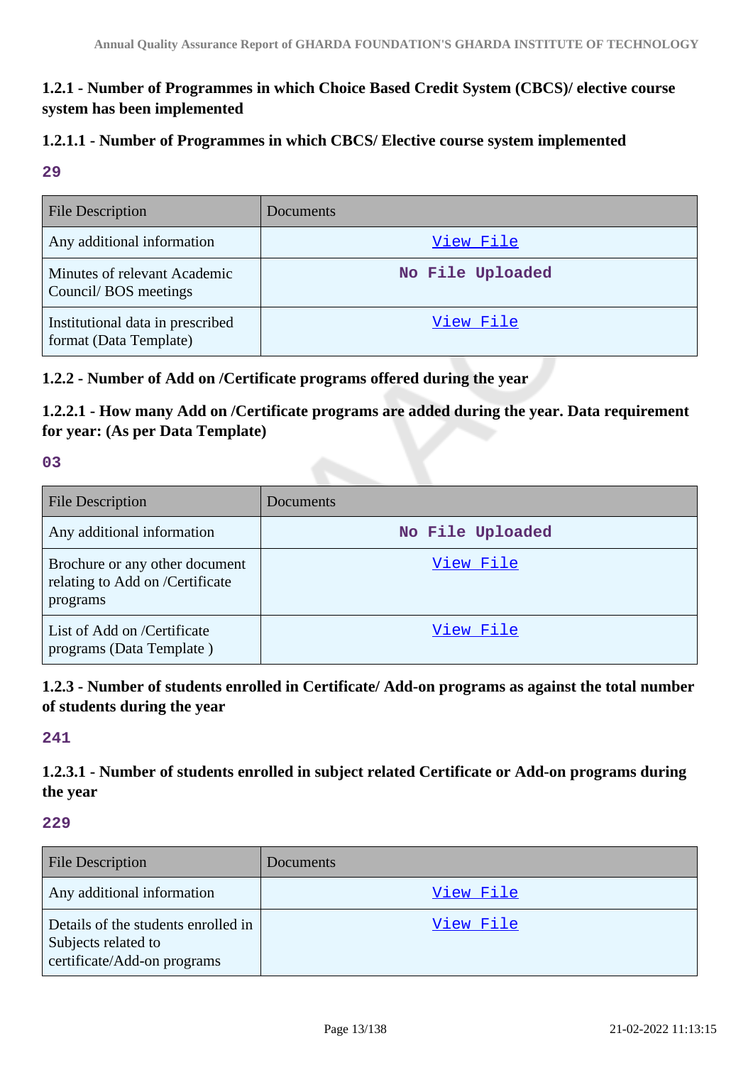### 1.2.1 - Number of Programmes in which Choice Based Credit System (CBCS)/ elective course system has been implemented

### 1.2.1.1 - Number of Programmes in which CBCS/ Elective course system implemented

**29**

| File Description | Documents |
|---|---|
| Any additional information | View File |
| Minutes of relevant Academic Council/ BOS meetings | No File Uploaded |
| Institutional data in prescribed format (Data Template) | View File |

### 1.2.2 - Number of Add on /Certificate programs offered during the year

### 1.2.2.1 - How many Add on /Certificate programs are added during the year. Data requirement for year: (As per Data Template)

**03**

| File Description | Documents |
|---|---|
| Any additional information | No File Uploaded |
| Brochure or any other document relating to Add on /Certificate programs | View File |
| List of Add on /Certificate programs (Data Template ) | View File |

### 1.2.3 - Number of students enrolled in Certificate/ Add-on programs as against the total number of students during the year

**241**

### 1.2.3.1 - Number of students enrolled in subject related Certificate or Add-on programs during the year

**229**

| File Description | Documents |
|---|---|
| Any additional information | View File |
| Details of the students enrolled in Subjects related to certificate/Add-on programs | View File |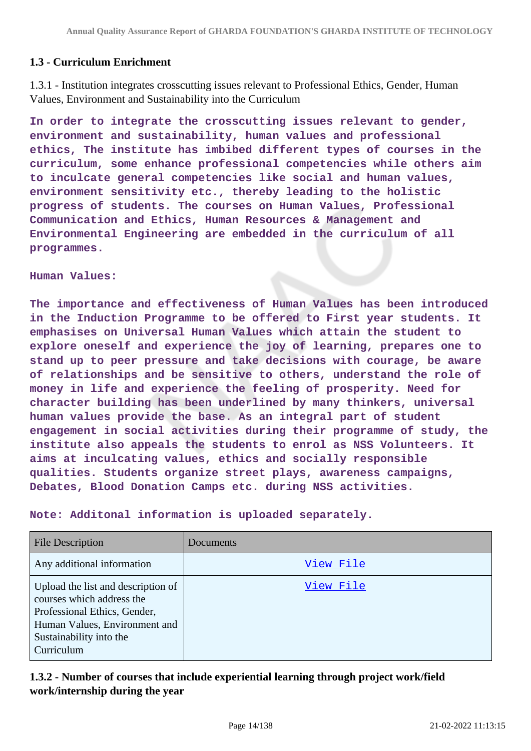## 1.3 - Curriculum Enrichment

1.3.1 - Institution integrates crosscutting issues relevant to Professional Ethics, Gender, Human Values, Environment and Sustainability into the Curriculum

**In order to integrate the crosscutting issues relevant to gender, environment and sustainability, human values and professional ethics, The institute has imbibed different types of courses in the curriculum, some enhance professional competencies while others aim to inculcate general competencies like social and human values, environment sensitivity etc., thereby leading to the holistic progress of students. The courses on Human Values, Professional Communication and Ethics, Human Resources & Management and Environmental Engineering are embedded in the curriculum of all programmes.**

**Human Values:**

**The importance and effectiveness of Human Values has been introduced in the Induction Programme to be offered to First year students. It emphasises on Universal Human Values which attain the student to explore oneself and experience the joy of learning, prepares one to stand up to peer pressure and take decisions with courage, be aware of relationships and be sensitive to others, understand the role of money in life and experience the feeling of prosperity. Need for character building has been underlined by many thinkers, universal human values provide the base. As an integral part of student engagement in social activities during their programme of study, the institute also appeals the students to enrol as NSS Volunteers. It aims at inculcating values, ethics and socially responsible qualities. Students organize street plays, awareness campaigns, Debates, Blood Donation Camps etc. during NSS activities.**

**Note: Additonal information is uploaded separately.**

| File Description | Documents |
|---|---|
| Any additional information | View File |
| Upload the list and description of courses which address the Professional Ethics, Gender, Human Values, Environment and Sustainability into the Curriculum | View File |

### 1.3.2 - Number of courses that include experiential learning through project work/field work/internship during the year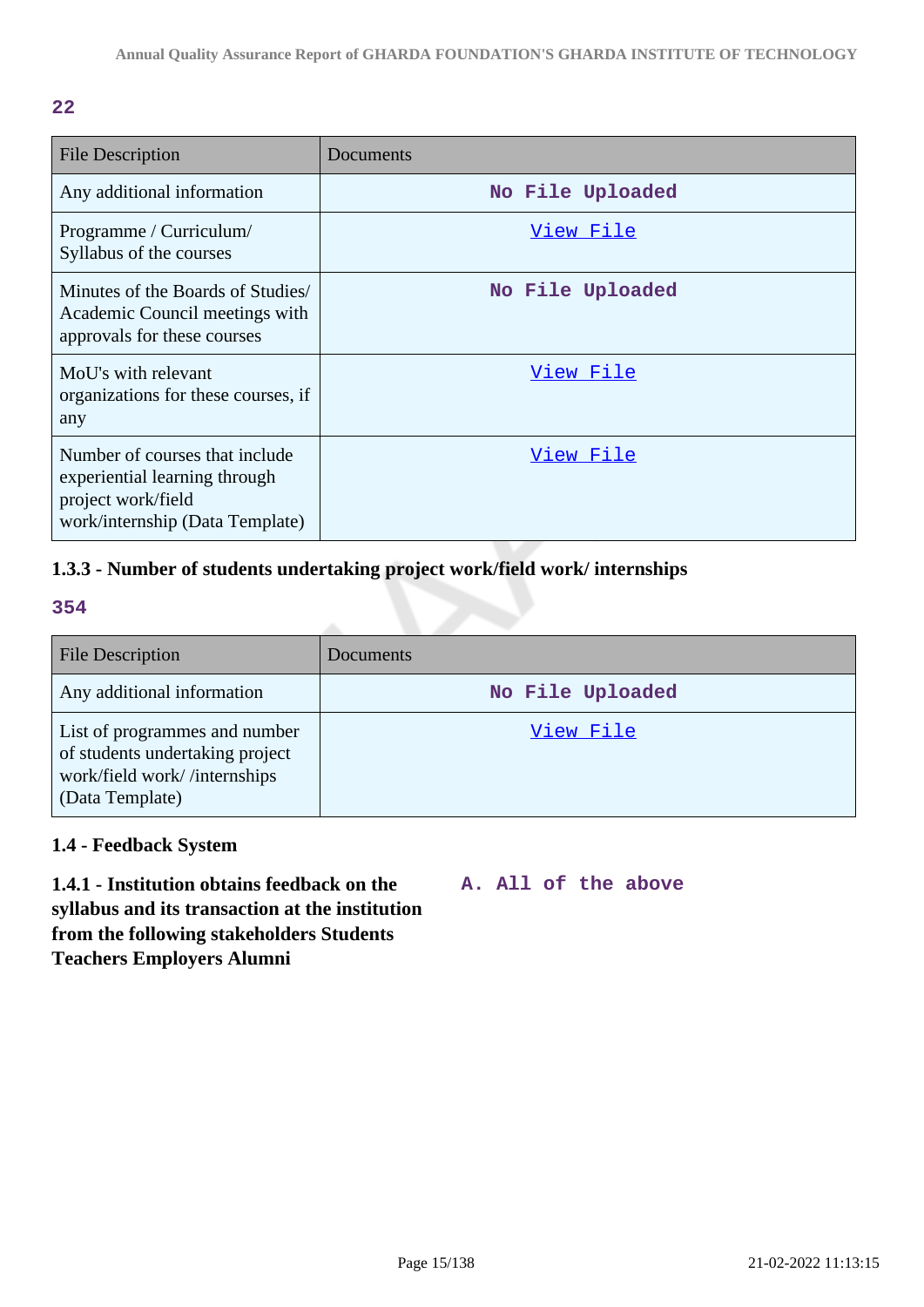**22**

| File Description | Documents |
| --- | --- |
| Any additional information | No File Uploaded |
| Programme / Curriculum/ Syllabus of the courses | View File |
| Minutes of the Boards of Studies/ Academic Council meetings with approvals for these courses | No File Uploaded |
| MoU's with relevant organizations for these courses, if any | View File |
| Number of courses that include experiential learning through project work/field work/internship (Data Template) | View File |

### 1.3.3 - Number of students undertaking project work/field work/ internships

**354**

| File Description | Documents |
| --- | --- |
| Any additional information | No File Uploaded |
| List of programmes and number of students undertaking project work/field work/ /internships (Data Template) | View File |

### 1.4 - Feedback System

**1.4.1 - Institution obtains feedback on the syllabus and its transaction at the institution from the following stakeholders Students Teachers Employers Alumni**

**A. All of the above**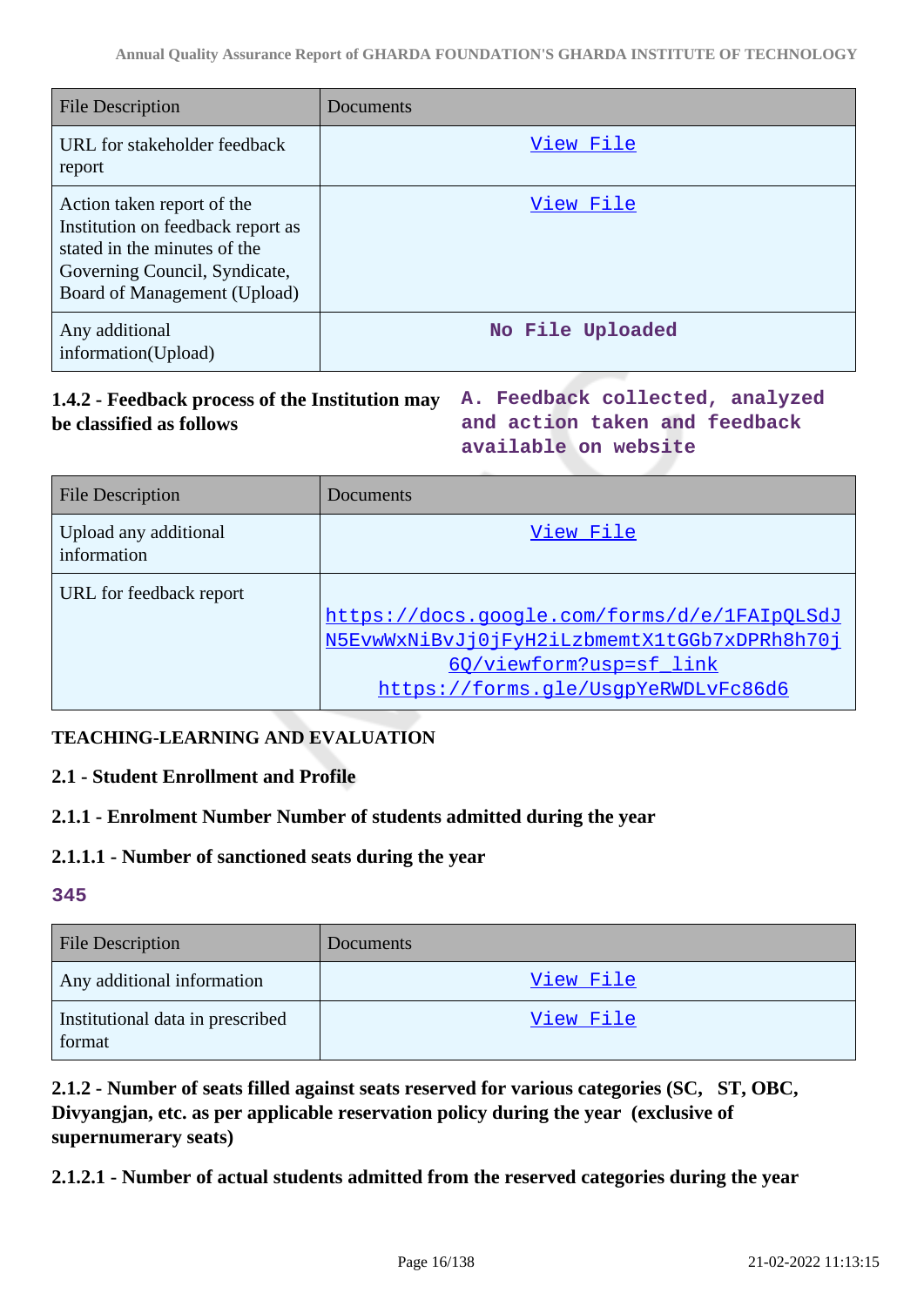| File Description | Documents |
|---|---|
| URL for stakeholder feedback report | View File |
| Action taken report of the Institution on feedback report as stated in the minutes of the Governing Council, Syndicate, Board of Management (Upload) | View File |
| Any additional information(Upload) | No File Uploaded |

**1.4.2 - Feedback process of the Institution may be classified as follows**

A. Feedback collected, analyzed and action taken and feedback available on website

| File Description | Documents |
|---|---|
| Upload any additional information | View File |
| URL for feedback report | https://docs.google.com/forms/d/e/1FAIpQLSdJN5EvwWxNiBvJj0jFyH2iLzbmemtX1tGGb7xDPRh8h70j6Q/viewform?usp=sf_link https://forms.gle/UsgpYeRWDLvFc86d6 |

**TEACHING-LEARNING AND EVALUATION**

**2.1 - Student Enrollment and Profile**

**2.1.1 - Enrolment Number Number of students admitted during the year**

**2.1.1.1 - Number of sanctioned seats during the year**

345

| File Description | Documents |
|---|---|
| Any additional information | View File |
| Institutional data in prescribed format | View File |

**2.1.2 - Number of seats filled against seats reserved for various categories (SC, ST, OBC, Divyangjan, etc. as per applicable reservation policy during the year (exclusive of supernumerary seats)**

**2.1.2.1 - Number of actual students admitted from the reserved categories during the year**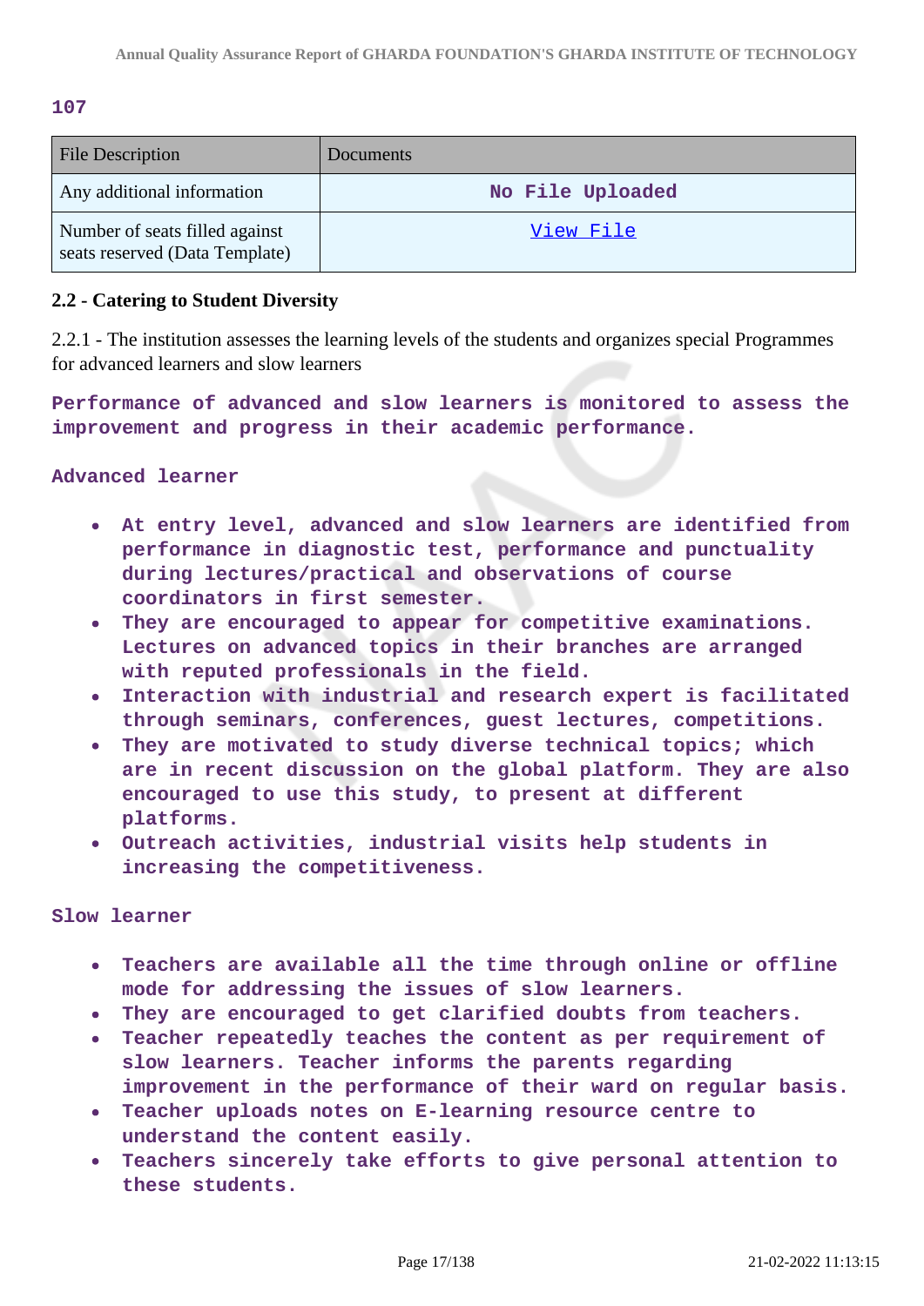107

| File Description | Documents |
| --- | --- |
| Any additional information | No File Uploaded |
| Number of seats filled against seats reserved (Data Template) | View File |

**2.2 - Catering to Student Diversity**

2.2.1 - The institution assesses the learning levels of the students and organizes special Programmes for advanced learners and slow learners

**Performance of advanced and slow learners is monitored to assess the improvement and progress in their academic performance.**

**Advanced learner**

- **At entry level, advanced and slow learners are identified from performance in diagnostic test, performance and punctuality during lectures/practical and observations of course coordinators in first semester.**
- **They are encouraged to appear for competitive examinations. Lectures on advanced topics in their branches are arranged with reputed professionals in the field.**
- **Interaction with industrial and research expert is facilitated through seminars, conferences, guest lectures, competitions.**
- **They are motivated to study diverse technical topics; which are in recent discussion on the global platform. They are also encouraged to use this study, to present at different platforms.**
- **Outreach activities, industrial visits help students in increasing the competitiveness.**

**Slow learner**

- **Teachers are available all the time through online or offline mode for addressing the issues of slow learners.**
- **They are encouraged to get clarified doubts from teachers.**
- **Teacher repeatedly teaches the content as per requirement of slow learners. Teacher informs the parents regarding improvement in the performance of their ward on regular basis.**
- **Teacher uploads notes on E-learning resource centre to understand the content easily.**
- **Teachers sincerely take efforts to give personal attention to these students.**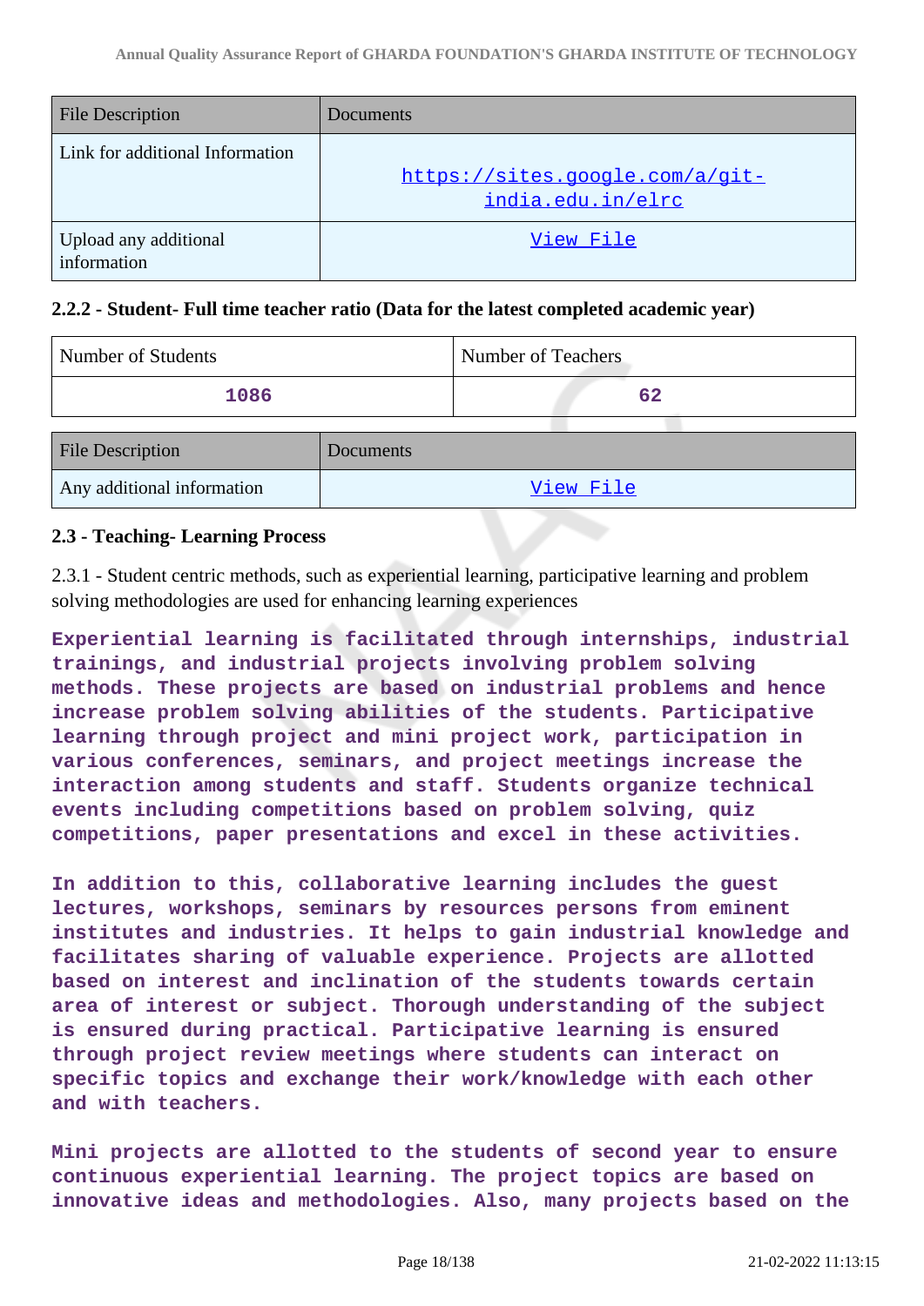| File Description | Documents |
| --- | --- |
| Link for additional Information | https://sites.google.com/a/git-india.edu.in/elrc |
| Upload any additional information | View File |

### 2.2.2 - Student- Full time teacher ratio (Data for the latest completed academic year)

| Number of Students | Number of Teachers |
| --- | --- |
| 1086 | 62 |

| File Description | Documents |
| --- | --- |
| Any additional information | View File |

### 2.3 - Teaching- Learning Process

2.3.1 - Student centric methods, such as experiential learning, participative learning and problem solving methodologies are used for enhancing learning experiences

**Experiential learning is facilitated through internships, industrial trainings, and industrial projects involving problem solving methods. These projects are based on industrial problems and hence increase problem solving abilities of the students. Participative learning through project and mini project work, participation in various conferences, seminars, and project meetings increase the interaction among students and staff. Students organize technical events including competitions based on problem solving, quiz competitions, paper presentations and excel in these activities.**

**In addition to this, collaborative learning includes the guest lectures, workshops, seminars by resources persons from eminent institutes and industries. It helps to gain industrial knowledge and facilitates sharing of valuable experience. Projects are allotted based on interest and inclination of the students towards certain area of interest or subject. Thorough understanding of the subject is ensured during practical. Participative learning is ensured through project review meetings where students can interact on specific topics and exchange their work/knowledge with each other and with teachers.**

**Mini projects are allotted to the students of second year to ensure continuous experiential learning. The project topics are based on innovative ideas and methodologies. Also, many projects based on the**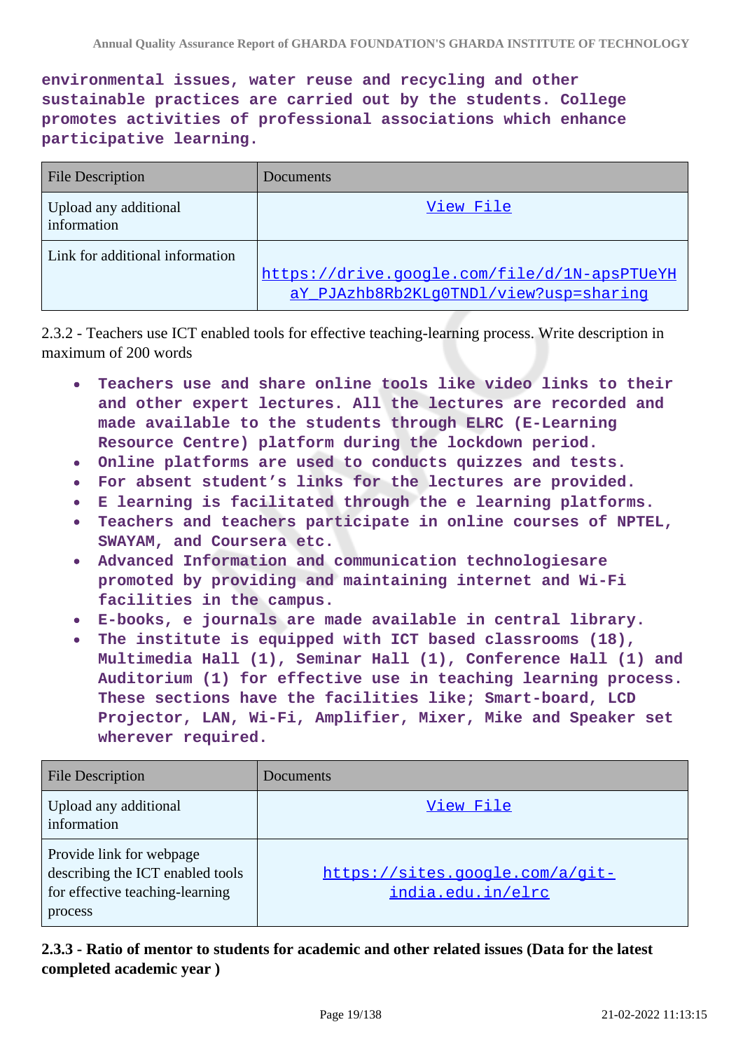**environmental issues, water reuse and recycling and other sustainable practices are carried out by the students. College promotes activities of professional associations which enhance participative learning.**

| File Description | Documents |
|---|---|
| Upload any additional information | View File |
| Link for additional information | https://drive.google.com/file/d/1N-apsPTUeYHaY_PJAzhb8Rb2KLg0TNDl/view?usp=sharing |

2.3.2 - Teachers use ICT enabled tools for effective teaching-learning process. Write description in maximum of 200 words

- **Teachers use and share online tools like video links to their and other expert lectures. All the lectures are recorded and made available to the students through ELRC (E-Learning Resource Centre) platform during the lockdown period.**
- **Online platforms are used to conducts quizzes and tests.**
- **For absent student's links for the lectures are provided.**
- **E learning is facilitated through the e learning platforms.**
- **Teachers and teachers participate in online courses of NPTEL, SWAYAM, and Coursera etc.**
- **Advanced Information and communication technologiesare promoted by providing and maintaining internet and Wi-Fi facilities in the campus.**
- **E-books, e journals are made available in central library.**
- **The institute is equipped with ICT based classrooms (18), Multimedia Hall (1), Seminar Hall (1), Conference Hall (1) and Auditorium (1) for effective use in teaching learning process. These sections have the facilities like; Smart-board, LCD Projector, LAN, Wi-Fi, Amplifier, Mixer, Mike and Speaker set wherever required.**

| File Description | Documents |
|---|---|
| Upload any additional information | View File |
| Provide link for webpage describing the ICT enabled tools for effective teaching-learning process | https://sites.google.com/a/git-india.edu.in/elrc |

**2.3.3 - Ratio of mentor to students for academic and other related issues (Data for the latest completed academic year )**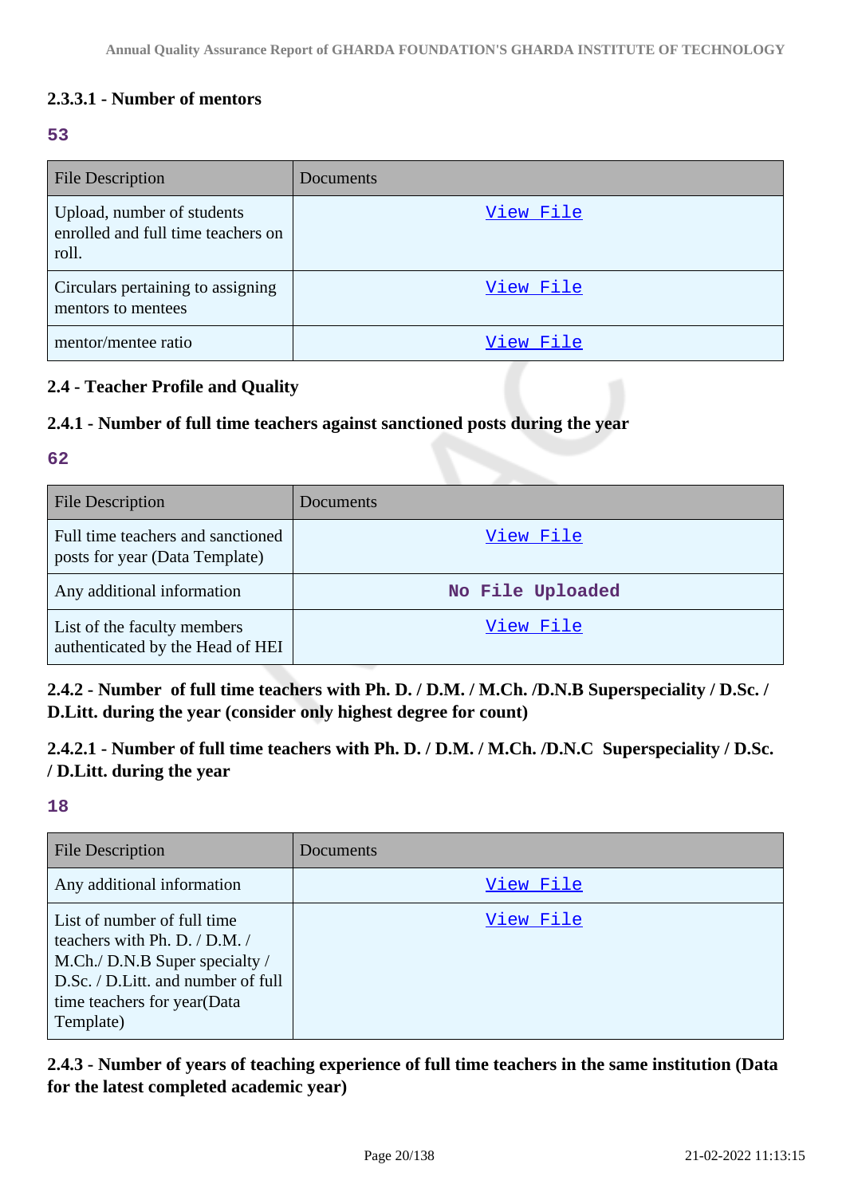**2.3.3.1 - Number of mentors**

**53**

| File Description | Documents |
|---|---|
| Upload, number of students enrolled and full time teachers on roll. | View File |
| Circulars pertaining to assigning mentors to mentees | View File |
| mentor/mentee ratio | View File |

**2.4 - Teacher Profile and Quality**

**2.4.1 - Number of full time teachers against sanctioned posts during the year**

**62**

| File Description | Documents |
|---|---|
| Full time teachers and sanctioned posts for year (Data Template) | View File |
| Any additional information | No File Uploaded |
| List of the faculty members authenticated by the Head of HEI | View File |

**2.4.2 - Number of full time teachers with Ph. D. / D.M. / M.Ch. /D.N.B Superspeciality / D.Sc. / D.Litt. during the year (consider only highest degree for count)**

**2.4.2.1 - Number of full time teachers with Ph. D. / D.M. / M.Ch. /D.N.C Superspeciality / D.Sc. / D.Litt. during the year**

**18**

| File Description | Documents |
|---|---|
| Any additional information | View File |
| List of number of full time teachers with Ph. D. / D.M. / M.Ch./ D.N.B Super specialty / D.Sc. / D.Litt. and number of full time teachers for year(Data Template) | View File |

**2.4.3 - Number of years of teaching experience of full time teachers in the same institution (Data for the latest completed academic year)**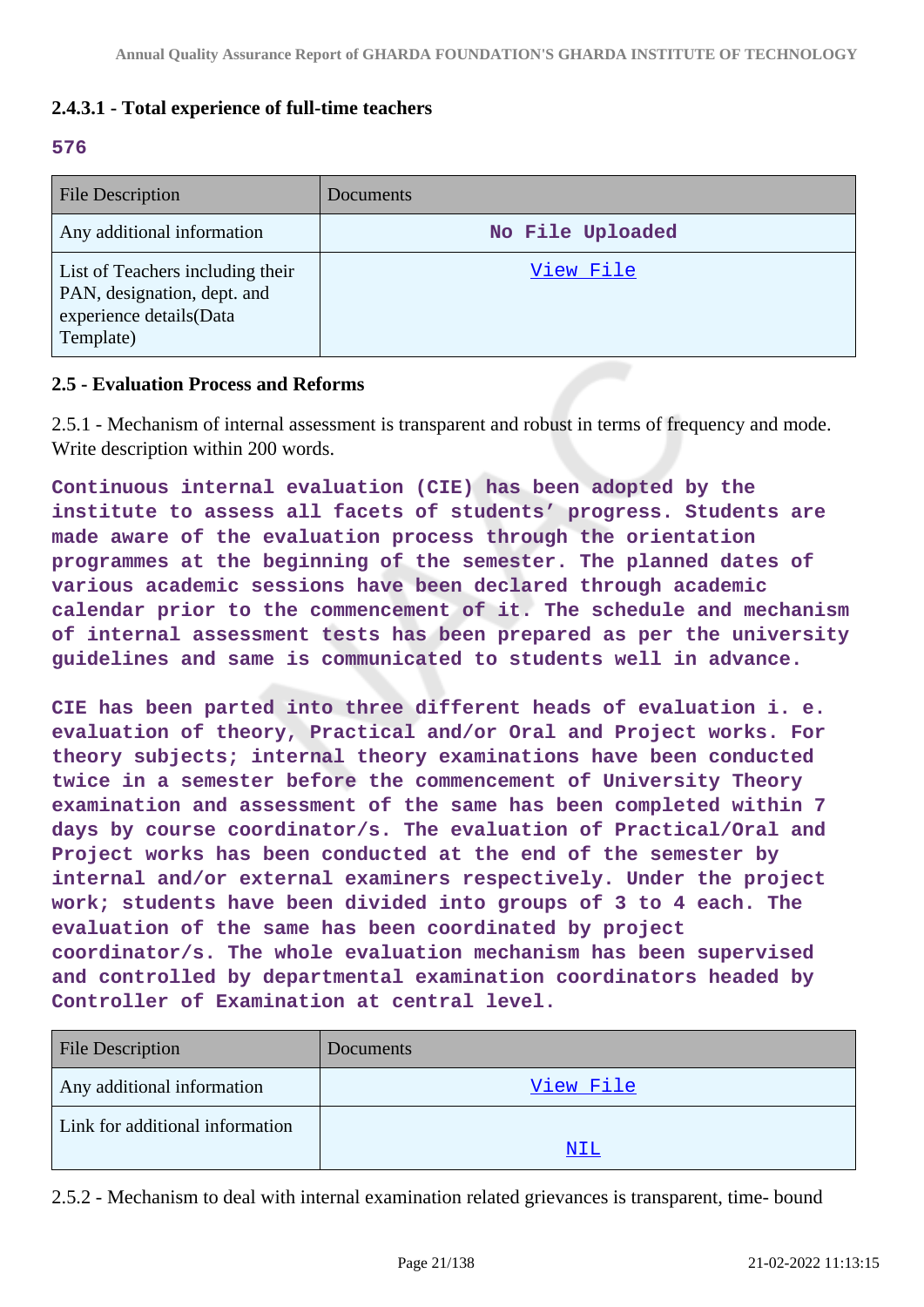### 2.4.3.1 - Total experience of full-time teachers

**576**

| File Description | Documents |
|---|---|
| Any additional information | No File Uploaded |
| List of Teachers including their PAN, designation, dept. and experience details(Data Template) | View File |

### 2.5 - Evaluation Process and Reforms

2.5.1 - Mechanism of internal assessment is transparent and robust in terms of frequency and mode. Write description within 200 words.

**Continuous internal evaluation (CIE) has been adopted by the institute to assess all facets of students' progress. Students are made aware of the evaluation process through the orientation programmes at the beginning of the semester. The planned dates of various academic sessions have been declared through academic calendar prior to the commencement of it. The schedule and mechanism of internal assessment tests has been prepared as per the university guidelines and same is communicated to students well in advance.**

**CIE has been parted into three different heads of evaluation i. e. evaluation of theory, Practical and/or Oral and Project works. For theory subjects; internal theory examinations have been conducted twice in a semester before the commencement of University Theory examination and assessment of the same has been completed within 7 days by course coordinator/s. The evaluation of Practical/Oral and Project works has been conducted at the end of the semester by internal and/or external examiners respectively. Under the project work; students have been divided into groups of 3 to 4 each. The evaluation of the same has been coordinated by project coordinator/s. The whole evaluation mechanism has been supervised and controlled by departmental examination coordinators headed by Controller of Examination at central level.**

| File Description | Documents |
|---|---|
| Any additional information | View File |
| Link for additional information | NIL |

2.5.2 - Mechanism to deal with internal examination related grievances is transparent, time- bound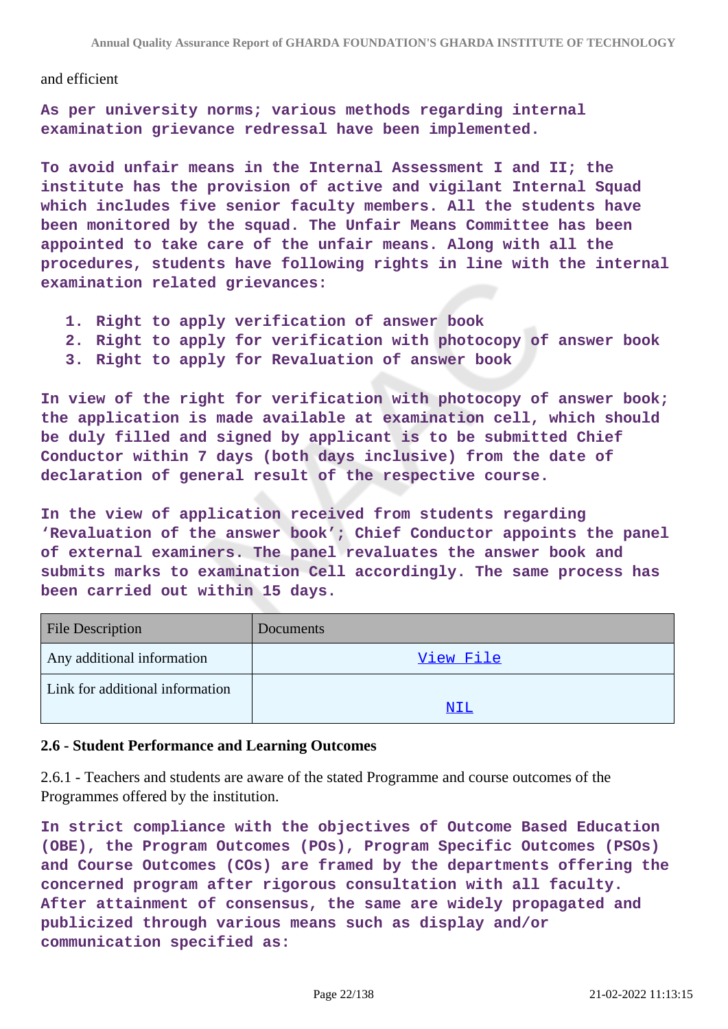and efficient

**As per university norms; various methods regarding internal examination grievance redressal have been implemented.**

**To avoid unfair means in the Internal Assessment I and II; the institute has the provision of active and vigilant Internal Squad which includes five senior faculty members. All the students have been monitored by the squad. The Unfair Means Committee has been appointed to take care of the unfair means. Along with all the procedures, students have following rights in line with the internal examination related grievances:**

1. **Right to apply verification of answer book**
2. **Right to apply for verification with photocopy of answer book**
3. **Right to apply for Revaluation of answer book**

**In view of the right for verification with photocopy of answer book; the application is made available at examination cell, which should be duly filled and signed by applicant is to be submitted Chief Conductor within 7 days (both days inclusive) from the date of declaration of general result of the respective course.**

**In the view of application received from students regarding 'Revaluation of the answer book'; Chief Conductor appoints the panel of external examiners. The panel revaluates the answer book and submits marks to examination Cell accordingly. The same process has been carried out within 15 days.**

| File Description | Documents |
| --- | --- |
| Any additional information | View File |
| Link for additional information | NIL |

### 2.6 - Student Performance and Learning Outcomes

2.6.1 - Teachers and students are aware of the stated Programme and course outcomes of the Programmes offered by the institution.

**In strict compliance with the objectives of Outcome Based Education (OBE), the Program Outcomes (POs), Program Specific Outcomes (PSOs) and Course Outcomes (COs) are framed by the departments offering the concerned program after rigorous consultation with all faculty. After attainment of consensus, the same are widely propagated and publicized through various means such as display and/or communication specified as:**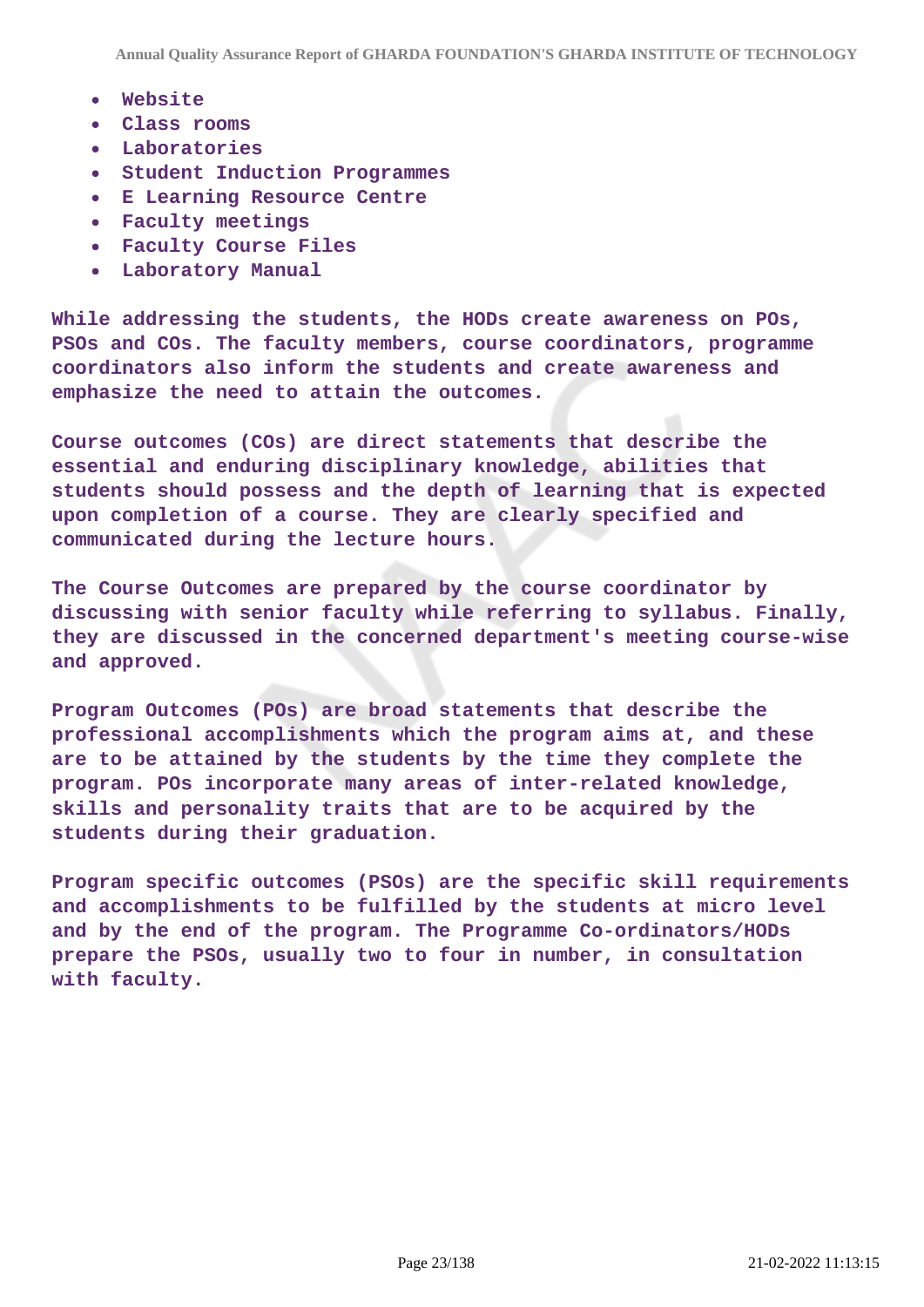- Website
- Class rooms
- Laboratories
- Student Induction Programmes
- E Learning Resource Centre
- Faculty meetings
- Faculty Course Files
- Laboratory Manual

While addressing the students, the HODs create awareness on POs, PSOs and COs. The faculty members, course coordinators, programme coordinators also inform the students and create awareness and emphasize the need to attain the outcomes.

Course outcomes (COs) are direct statements that describe the essential and enduring disciplinary knowledge, abilities that students should possess and the depth of learning that is expected upon completion of a course. They are clearly specified and communicated during the lecture hours.

The Course Outcomes are prepared by the course coordinator by discussing with senior faculty while referring to syllabus. Finally, they are discussed in the concerned department's meeting course-wise and approved.

Program Outcomes (POs) are broad statements that describe the professional accomplishments which the program aims at, and these are to be attained by the students by the time they complete the program. POs incorporate many areas of inter-related knowledge, skills and personality traits that are to be acquired by the students during their graduation.

Program specific outcomes (PSOs) are the specific skill requirements and accomplishments to be fulfilled by the students at micro level and by the end of the program. The Programme Co-ordinators/HODs prepare the PSOs, usually two to four in number, in consultation with faculty.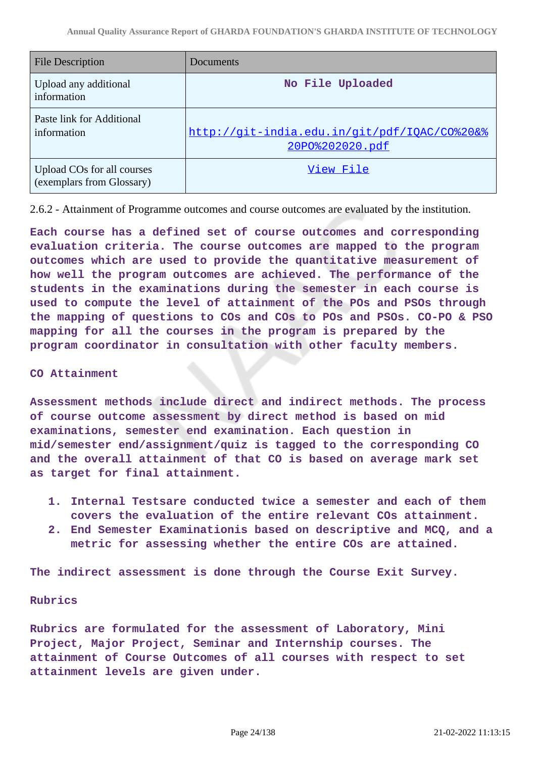| File Description | Documents |
|---|---|
| Upload any additional information | **No File Uploaded** |
| Paste link for Additional information | http://git-india.edu.in/git/pdf/IQAC/CO%20&%20PO%202020.pdf |
| Upload COs for all courses (exemplars from Glossary) | View File |

2.6.2 - Attainment of Programme outcomes and course outcomes are evaluated by the institution.

**Each course has a defined set of course outcomes and corresponding evaluation criteria. The course outcomes are mapped to the program outcomes which are used to provide the quantitative measurement of how well the program outcomes are achieved. The performance of the students in the examinations during the semester in each course is used to compute the level of attainment of the POs and PSOs through the mapping of questions to COs and COs to POs and PSOs. CO-PO & PSO mapping for all the courses in the program is prepared by the program coordinator in consultation with other faculty members.**

**CO Attainment**

**Assessment methods include direct and indirect methods. The process of course outcome assessment by direct method is based on mid examinations, semester end examination. Each question in mid/semester end/assignment/quiz is tagged to the corresponding CO and the overall attainment of that CO is based on average mark set as target for final attainment.**

1. **Internal Testsare conducted twice a semester and each of them covers the evaluation of the entire relevant COs attainment.**
2. **End Semester Examinationis based on descriptive and MCQ, and a metric for assessing whether the entire COs are attained.**

**The indirect assessment is done through the Course Exit Survey.**

**Rubrics**

**Rubrics are formulated for the assessment of Laboratory, Mini Project, Major Project, Seminar and Internship courses. The attainment of Course Outcomes of all courses with respect to set attainment levels are given under.**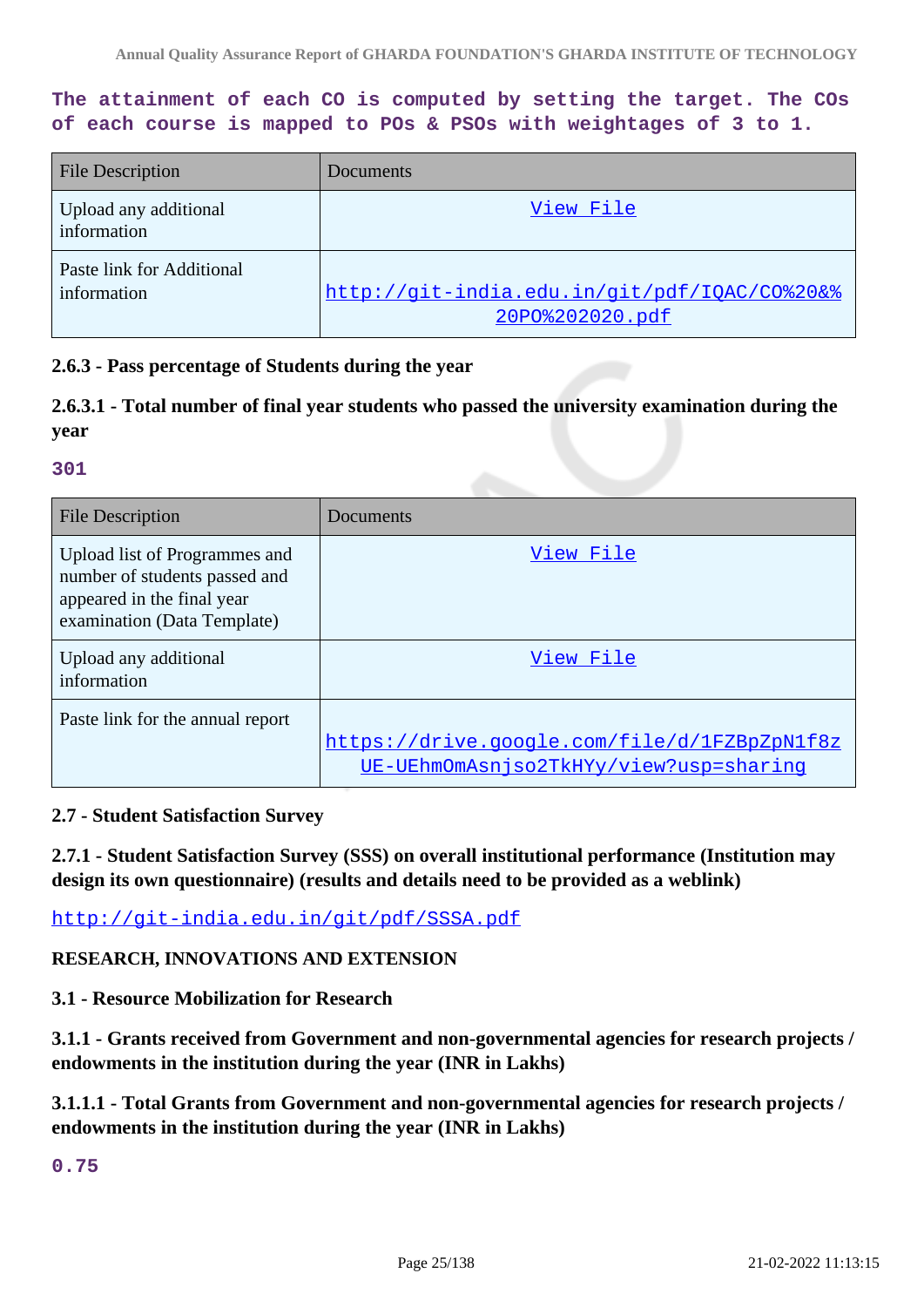The attainment of each CO is computed by setting the target. The COs of each course is mapped to POs & PSOs with weightages of 3 to 1.

| File Description | Documents |
| --- | --- |
| Upload any additional information | View File |
| Paste link for Additional information | http://git-india.edu.in/git/pdf/IQAC/CO%20&%20PO%202020.pdf |

**2.6.3 - Pass percentage of Students during the year**

**2.6.3.1 - Total number of final year students who passed the university examination during the year**

301

| File Description | Documents |
| --- | --- |
| Upload list of Programmes and number of students passed and appeared in the final year examination (Data Template) | View File |
| Upload any additional information | View File |
| Paste link for the annual report | https://drive.google.com/file/d/1FZBpZpN1f8zUE-UEhmOmAsnjso2TkHYy/view?usp=sharing |

**2.7 - Student Satisfaction Survey**

**2.7.1 - Student Satisfaction Survey (SSS) on overall institutional performance (Institution may design its own questionnaire) (results and details need to be provided as a weblink)**

http://git-india.edu.in/git/pdf/SSSA.pdf

**RESEARCH, INNOVATIONS AND EXTENSION**

**3.1 - Resource Mobilization for Research**

**3.1.1 - Grants received from Government and non-governmental agencies for research projects / endowments in the institution during the year (INR in Lakhs)**

**3.1.1.1 - Total Grants from Government and non-governmental agencies for research projects / endowments in the institution during the year (INR in Lakhs)**

0.75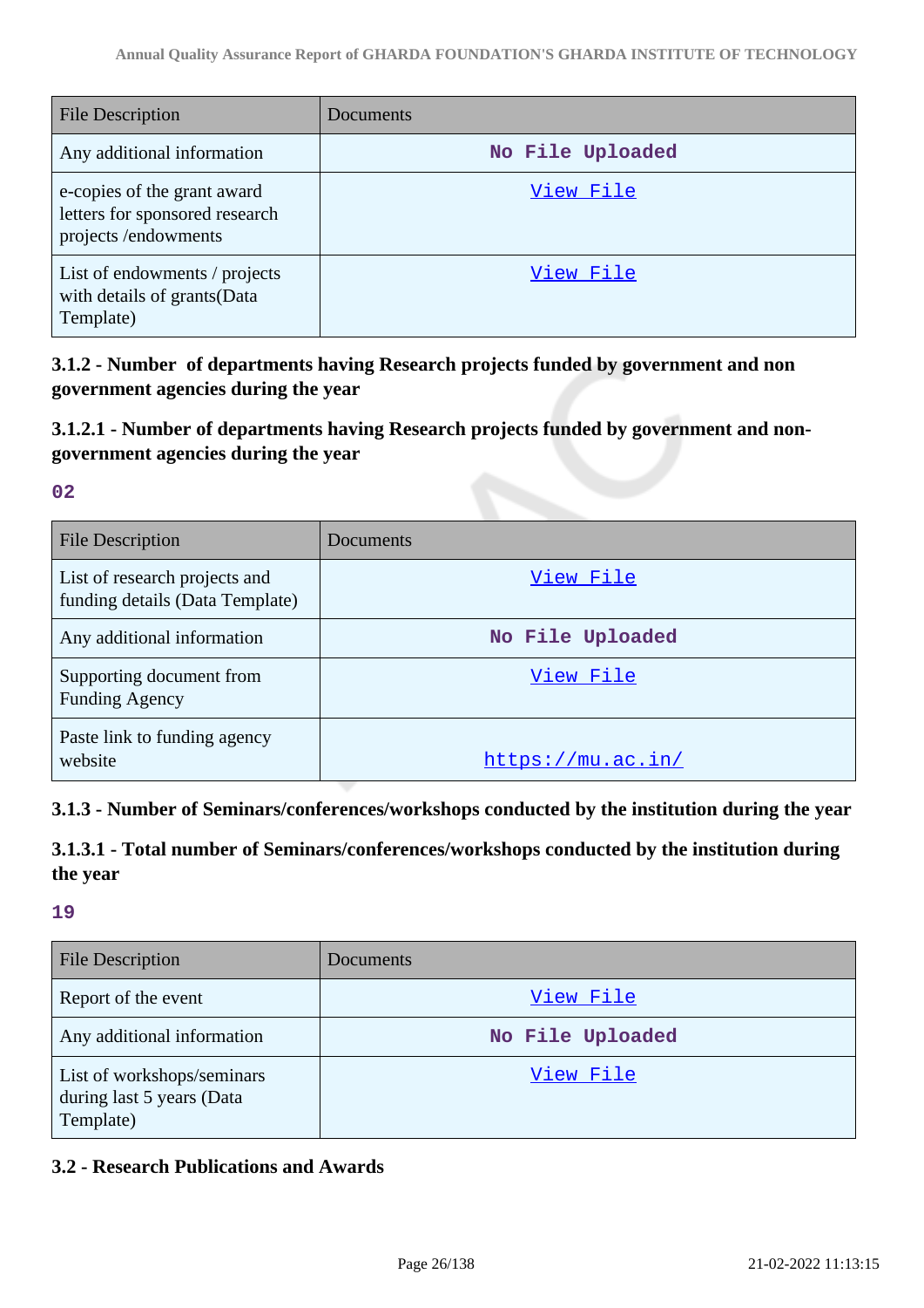| File Description | Documents |
| --- | --- |
| Any additional information | No File Uploaded |
| e-copies of the grant award letters for sponsored research projects /endowments | View File |
| List of endowments / projects with details of grants(Data Template) | View File |

### 3.1.2 - Number of departments having Research projects funded by government and non government agencies during the year

### 3.1.2.1 - Number of departments having Research projects funded by government and non-government agencies during the year

**02**

| File Description | Documents |
| --- | --- |
| List of research projects and funding details (Data Template) | View File |
| Any additional information | No File Uploaded |
| Supporting document from Funding Agency | View File |
| Paste link to funding agency website | https://mu.ac.in/ |

### 3.1.3 - Number of Seminars/conferences/workshops conducted by the institution during the year

### 3.1.3.1 - Total number of Seminars/conferences/workshops conducted by the institution during the year

**19**

| File Description | Documents |
| --- | --- |
| Report of the event | View File |
| Any additional information | No File Uploaded |
| List of workshops/seminars during last 5 years (Data Template) | View File |

### 3.2 - Research Publications and Awards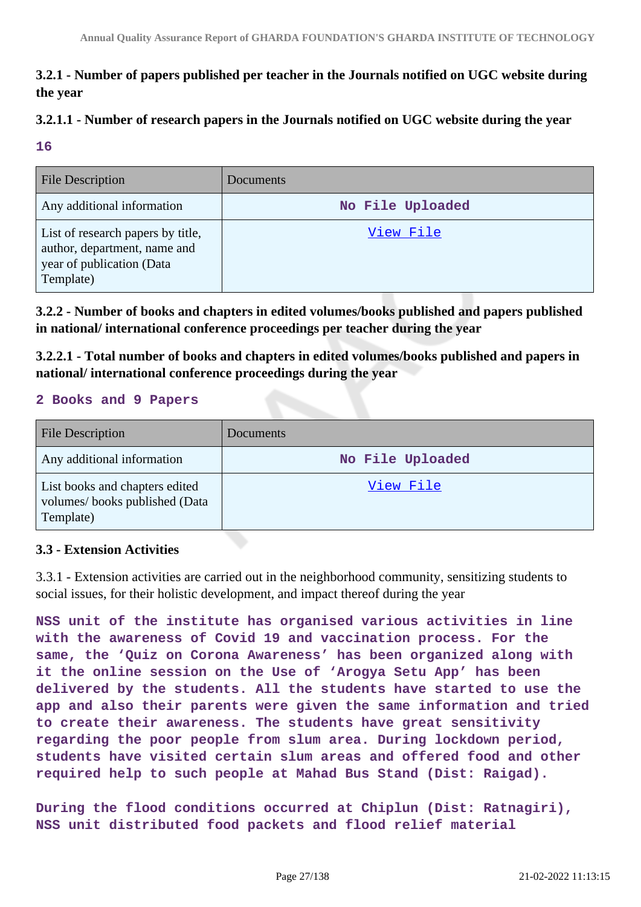**3.2.1 - Number of papers published per teacher in the Journals notified on UGC website during the year**

**3.2.1.1 - Number of research papers in the Journals notified on UGC website during the year**

**16**

| File Description | Documents |
|---|---|
| Any additional information | No File Uploaded |
| List of research papers by title, author, department, name and year of publication (Data Template) | View File |

**3.2.2 - Number of books and chapters in edited volumes/books published and papers published in national/ international conference proceedings per teacher during the year**

**3.2.2.1 - Total number of books and chapters in edited volumes/books published and papers in national/ international conference proceedings during the year**

**2 Books and 9 Papers**

| File Description | Documents |
|---|---|
| Any additional information | No File Uploaded |
| List books and chapters edited volumes/ books published (Data Template) | View File |

**3.3 - Extension Activities**

3.3.1 - Extension activities are carried out in the neighborhood community, sensitizing students to social issues, for their holistic development, and impact thereof during the year

**NSS unit of the institute has organised various activities in line with the awareness of Covid 19 and vaccination process. For the same, the 'Quiz on Corona Awareness' has been organized along with it the online session on the Use of 'Arogya Setu App' has been delivered by the students. All the students have started to use the app and also their parents were given the same information and tried to create their awareness. The students have great sensitivity regarding the poor people from slum area. During lockdown period, students have visited certain slum areas and offered food and other required help to such people at Mahad Bus Stand (Dist: Raigad).**

**During the flood conditions occurred at Chiplun (Dist: Ratnagiri), NSS unit distributed food packets and flood relief material**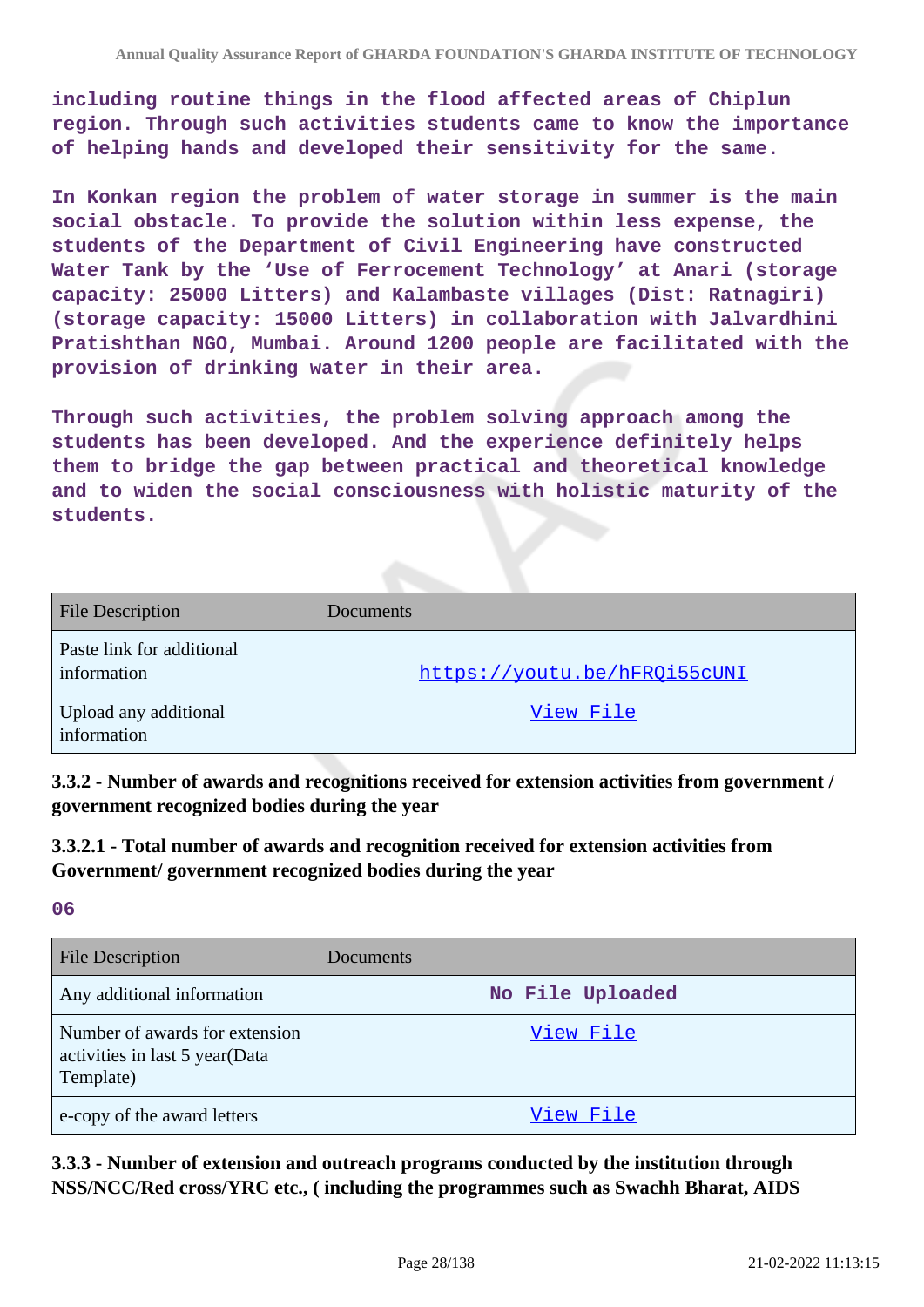including routine things in the flood affected areas of Chiplun region. Through such activities students came to know the importance of helping hands and developed their sensitivity for the same.

In Konkan region the problem of water storage in summer is the main social obstacle. To provide the solution within less expense, the students of the Department of Civil Engineering have constructed Water Tank by the 'Use of Ferrocement Technology' at Anari (storage capacity: 25000 Litters) and Kalambaste villages (Dist: Ratnagiri) (storage capacity: 15000 Litters) in collaboration with Jalvardhini Pratishthan NGO, Mumbai. Around 1200 people are facilitated with the provision of drinking water in their area.

Through such activities, the problem solving approach among the students has been developed. And the experience definitely helps them to bridge the gap between practical and theoretical knowledge and to widen the social consciousness with holistic maturity of the students.

| File Description | Documents |
| --- | --- |
| Paste link for additional information | https://youtu.be/hFRQi55cUNI |
| Upload any additional information | View File |

**3.3.2 - Number of awards and recognitions received for extension activities from government / government recognized bodies during the year**

**3.3.2.1 - Total number of awards and recognition received for extension activities from Government/ government recognized bodies during the year**

06

| File Description | Documents |
| --- | --- |
| Any additional information | No File Uploaded |
| Number of awards for extension activities in last 5 year(Data Template) | View File |
| e-copy of the award letters | View File |

**3.3.3 - Number of extension and outreach programs conducted by the institution through NSS/NCC/Red cross/YRC etc., ( including the programmes such as Swachh Bharat, AIDS**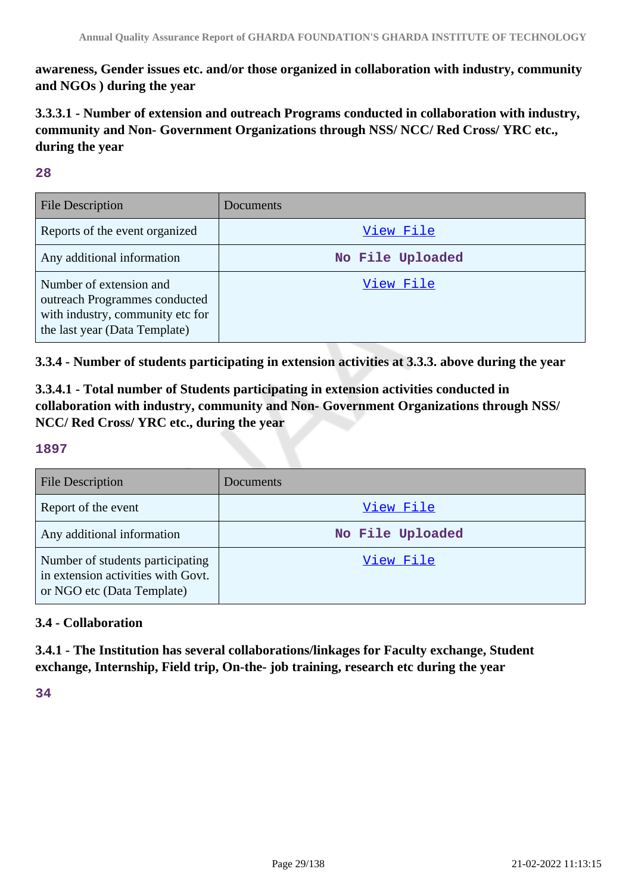**awareness, Gender issues etc. and/or those organized in collaboration with industry, community and NGOs ) during the year**

**3.3.3.1 - Number of extension and outreach Programs conducted in collaboration with industry, community and Non- Government Organizations through NSS/ NCC/ Red Cross/ YRC etc., during the year**

**28**

| File Description | Documents |
| --- | --- |
| Reports of the event organized | View File |
| Any additional information | No File Uploaded |
| Number of extension and outreach Programmes conducted with industry, community etc for the last year (Data Template) | View File |

**3.3.4 - Number of students participating in extension activities at 3.3.3. above during the year**

**3.3.4.1 - Total number of Students participating in extension activities conducted in collaboration with industry, community and Non- Government Organizations through NSS/ NCC/ Red Cross/ YRC etc., during the year**

**1897**

| File Description | Documents |
| --- | --- |
| Report of the event | View File |
| Any additional information | No File Uploaded |
| Number of students participating in extension activities with Govt. or NGO etc (Data Template) | View File |

**3.4 - Collaboration**

**3.4.1 - The Institution has several collaborations/linkages for Faculty exchange, Student exchange, Internship, Field trip, On-the- job training, research etc during the year**

**34**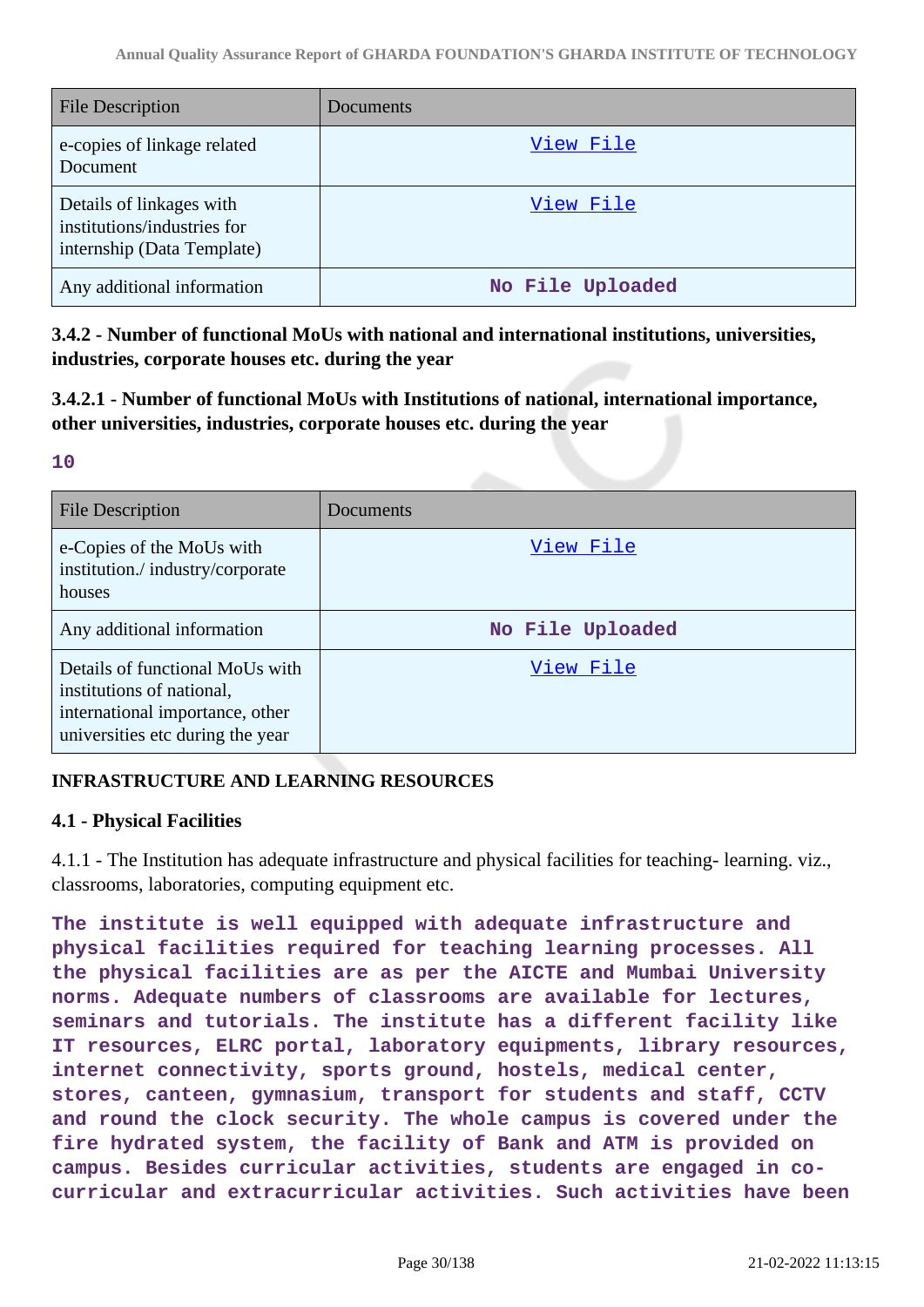| File Description | Documents |
|---|---|
| e-copies of linkage related Document | View File |
| Details of linkages with institutions/industries for internship (Data Template) | View File |
| Any additional information | No File Uploaded |

### 3.4.2 - Number of functional MoUs with national and international institutions, universities, industries, corporate houses etc. during the year

### 3.4.2.1 - Number of functional MoUs with Institutions of national, international importance, other universities, industries, corporate houses etc. during the year

**10**

| File Description | Documents |
|---|---|
| e-Copies of the MoUs with institution./ industry/corporate houses | View File |
| Any additional information | No File Uploaded |
| Details of functional MoUs with institutions of national, international importance, other universities etc during the year | View File |

## INFRASTRUCTURE AND LEARNING RESOURCES

### 4.1 - Physical Facilities

4.1.1 - The Institution has adequate infrastructure and physical facilities for teaching- learning. viz., classrooms, laboratories, computing equipment etc.

**The institute is well equipped with adequate infrastructure and physical facilities required for teaching learning processes. All the physical facilities are as per the AICTE and Mumbai University norms. Adequate numbers of classrooms are available for lectures, seminars and tutorials. The institute has a different facility like IT resources, ELRC portal, laboratory equipments, library resources, internet connectivity, sports ground, hostels, medical center, stores, canteen, gymnasium, transport for students and staff, CCTV and round the clock security. The whole campus is covered under the fire hydrated system, the facility of Bank and ATM is provided on campus. Besides curricular activities, students are engaged in co-curricular and extracurricular activities. Such activities have been**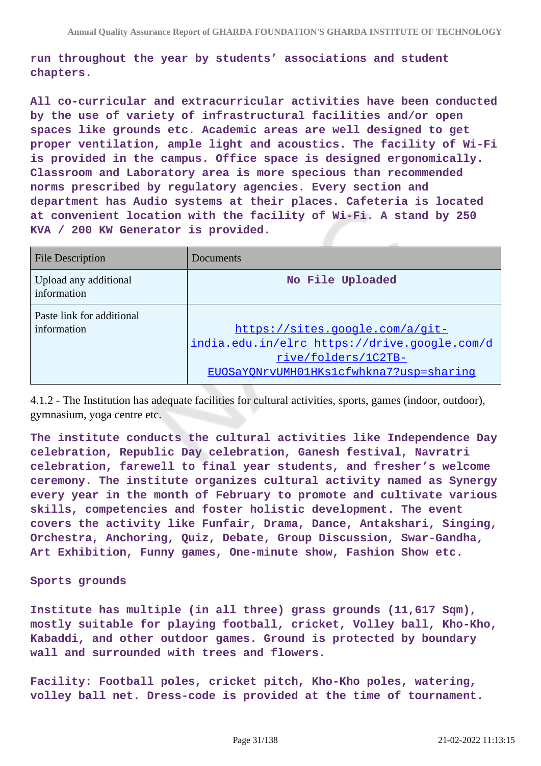run throughout the year by students' associations and student chapters.

All co-curricular and extracurricular activities have been conducted by the use of variety of infrastructural facilities and/or open spaces like grounds etc. Academic areas are well designed to get proper ventilation, ample light and acoustics. The facility of Wi-Fi is provided in the campus. Office space is designed ergonomically. Classroom and Laboratory area is more specious than recommended norms prescribed by regulatory agencies. Every section and department has Audio systems at their places. Cafeteria is located at convenient location with the facility of Wi-Fi. A stand by 250 KVA / 200 KW Generator is provided.

| File Description | Documents |
| --- | --- |
| Upload any additional information | No File Uploaded |
| Paste link for additional information | https://sites.google.com/a/git-india.edu.in/elrc https://drive.google.com/drive/folders/1C2TB-EUOSaYQNrvUMH01HKs1cfwhkna7?usp=sharing |

4.1.2 - The Institution has adequate facilities for cultural activities, sports, games (indoor, outdoor), gymnasium, yoga centre etc.

The institute conducts the cultural activities like Independence Day celebration, Republic Day celebration, Ganesh festival, Navratri celebration, farewell to final year students, and fresher's welcome ceremony. The institute organizes cultural activity named as Synergy every year in the month of February to promote and cultivate various skills, competencies and foster holistic development. The event covers the activity like Funfair, Drama, Dance, Antakshari, Singing, Orchestra, Anchoring, Quiz, Debate, Group Discussion, Swar-Gandha, Art Exhibition, Funny games, One-minute show, Fashion Show etc.

Sports grounds

Institute has multiple (in all three) grass grounds (11,617 Sqm), mostly suitable for playing football, cricket, Volley ball, Kho-Kho, Kabaddi, and other outdoor games. Ground is protected by boundary wall and surrounded with trees and flowers.

Facility: Football poles, cricket pitch, Kho-Kho poles, watering, volley ball net. Dress-code is provided at the time of tournament.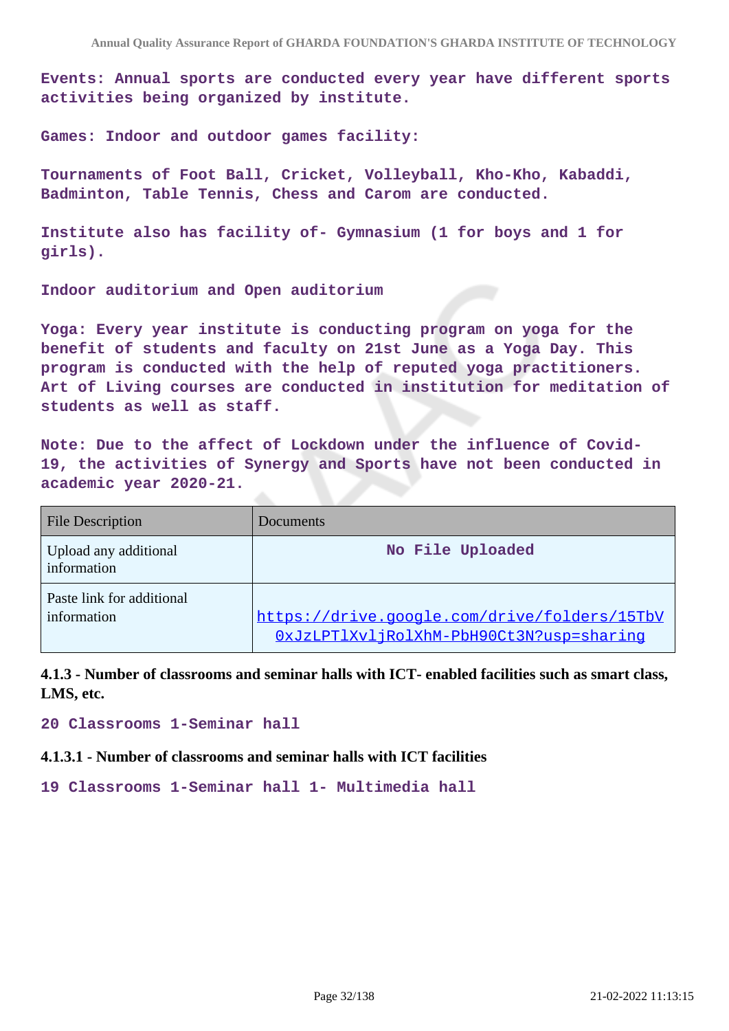Events: Annual sports are conducted every year have different sports activities being organized by institute.

Games: Indoor and outdoor games facility:

Tournaments of Foot Ball, Cricket, Volleyball, Kho-Kho, Kabaddi, Badminton, Table Tennis, Chess and Carom are conducted.

Institute also has facility of- Gymnasium (1 for boys and 1 for girls).

Indoor auditorium and Open auditorium

Yoga: Every year institute is conducting program on yoga for the benefit of students and faculty on 21st June as a Yoga Day. This program is conducted with the help of reputed yoga practitioners. Art of Living courses are conducted in institution for meditation of students as well as staff.

Note: Due to the affect of Lockdown under the influence of Covid-19, the activities of Synergy and Sports have not been conducted in academic year 2020-21.

| File Description | Documents |
|---|---|
| Upload any additional information | No File Uploaded |
| Paste link for additional information | https://drive.google.com/drive/folders/15TbV0xJzLPTlXvljRolXhM-PbH90Ct3N?usp=sharing |

**4.1.3 - Number of classrooms and seminar halls with ICT- enabled facilities such as smart class, LMS, etc.**

20 Classrooms 1-Seminar hall

**4.1.3.1 - Number of classrooms and seminar halls with ICT facilities**

19 Classrooms 1-Seminar hall 1- Multimedia hall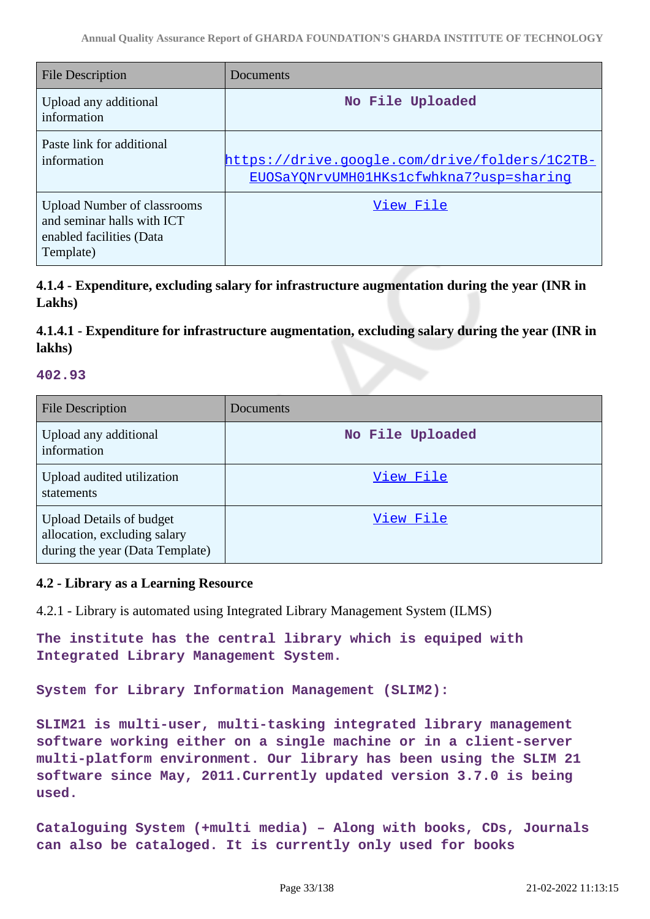| File Description | Documents |
| --- | --- |
| Upload any additional information | No File Uploaded |
| Paste link for additional information | https://drive.google.com/drive/folders/1C2TB-EUOSaYQNrvUMH01HKs1cfwhkna7?usp=sharing |
| Upload Number of classrooms and seminar halls with ICT enabled facilities (Data Template) | View File |

### 4.1.4 - Expenditure, excluding salary for infrastructure augmentation during the year (INR in Lakhs)

### 4.1.4.1 - Expenditure for infrastructure augmentation, excluding salary during the year (INR in lakhs)

**402.93**

| File Description | Documents |
| --- | --- |
| Upload any additional information | No File Uploaded |
| Upload audited utilization statements | View File |
| Upload Details of budget allocation, excluding salary during the year (Data Template) | View File |

### 4.2 - Library as a Learning Resource

4.2.1 - Library is automated using Integrated Library Management System (ILMS)

**The institute has the central library which is equiped with Integrated Library Management System.**

**System for Library Information Management (SLIM2):**

**SLIM21 is multi-user, multi-tasking integrated library management software working either on a single machine or in a client-server multi-platform environment. Our library has been using the SLIM 21 software since May, 2011.Currently updated version 3.7.0 is being used.**

**Cataloguing System (+multi media) – Along with books, CDs, Journals can also be cataloged. It is currently only used for books**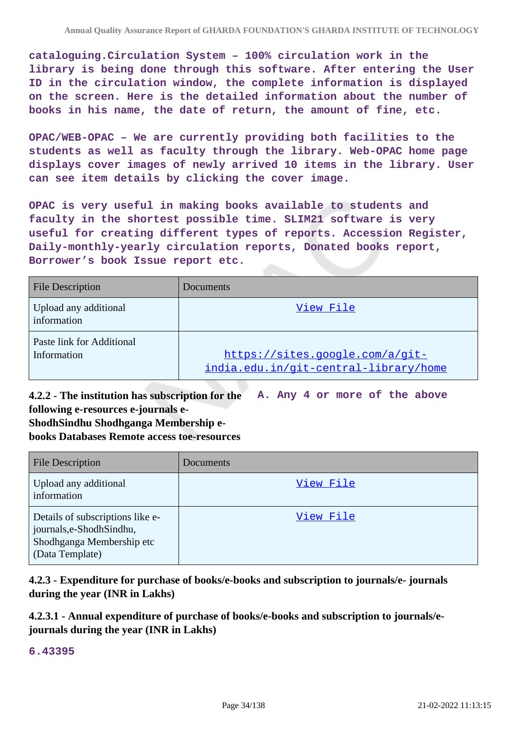**cataloguing.Circulation System – 100% circulation work in the library is being done through this software. After entering the User ID in the circulation window, the complete information is displayed on the screen. Here is the detailed information about the number of books in his name, the date of return, the amount of fine, etc.**

**OPAC/WEB-OPAC – We are currently providing both facilities to the students as well as faculty through the library. Web-OPAC home page displays cover images of newly arrived 10 items in the library. User can see item details by clicking the cover image.**

**OPAC is very useful in making books available to students and faculty in the shortest possible time. SLIM21 software is very useful for creating different types of reports. Accession Register, Daily-monthly-yearly circulation reports, Donated books report, Borrower's book Issue report etc.**

| File Description | Documents |
|---|---|
| Upload any additional information | View File |
| Paste link for Additional Information | https://sites.google.com/a/git-india.edu.in/git-central-library/home |

**4.2.2 - The institution has subscription for the following e-resources e-journals e-ShodhSindhu Shodhganga Membership e-books Databases Remote access toe-resources**

**A. Any 4 or more of the above**

| File Description | Documents |
|---|---|
| Upload any additional information | View File |
| Details of subscriptions like e-journals,e-ShodhSindhu, Shodhganga Membership etc (Data Template) | View File |

**4.2.3 - Expenditure for purchase of books/e-books and subscription to journals/e- journals during the year (INR in Lakhs)**

**4.2.3.1 - Annual expenditure of purchase of books/e-books and subscription to journals/e-journals during the year (INR in Lakhs)**

**6.43395**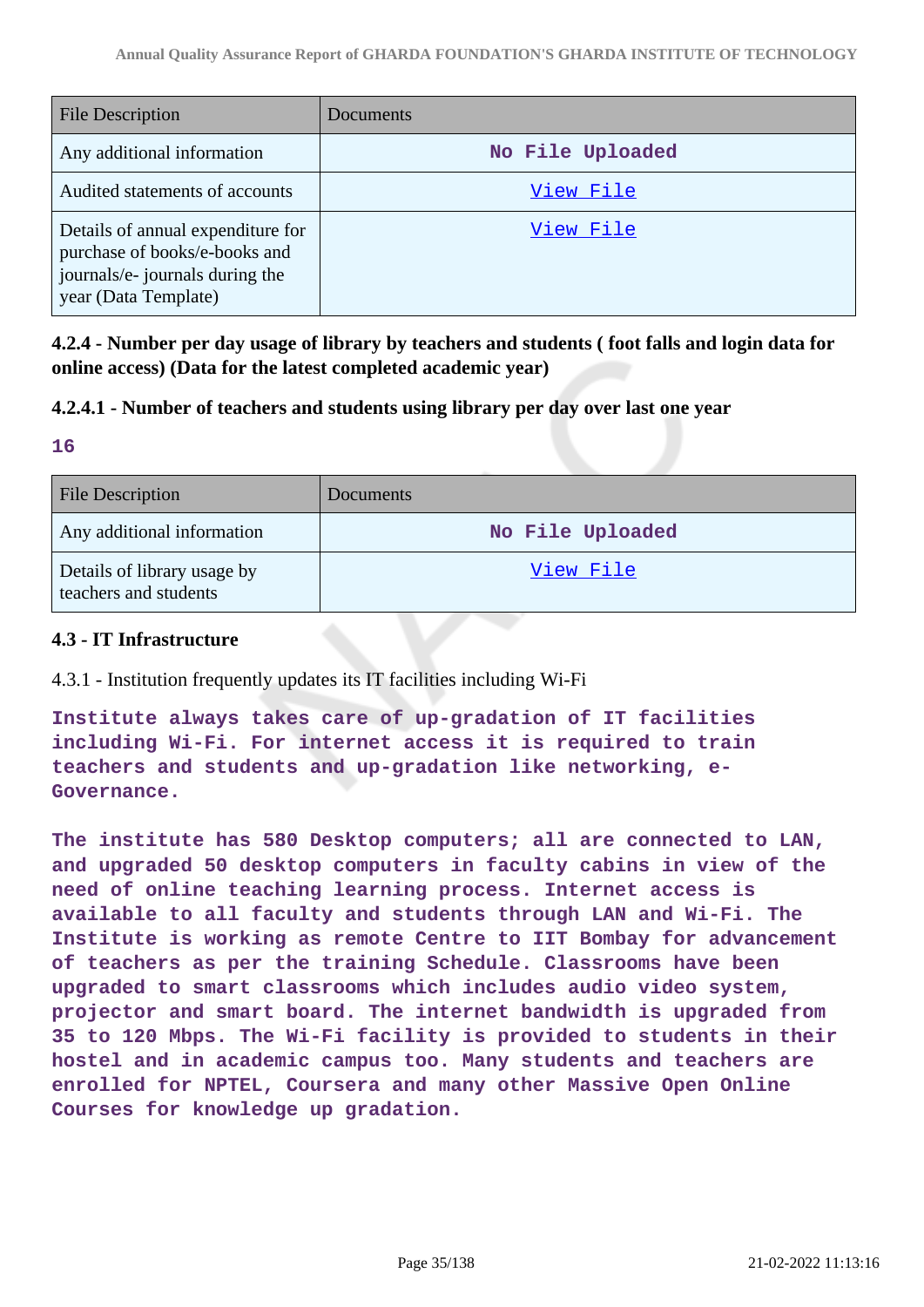| File Description | Documents |
|---|---|
| Any additional information | No File Uploaded |
| Audited statements of accounts | View File |
| Details of annual expenditure for purchase of books/e-books and journals/e- journals during the year (Data Template) | View File |

**4.2.4 - Number per day usage of library by teachers and students ( foot falls and login data for online access) (Data for the latest completed academic year)**

**4.2.4.1 - Number of teachers and students using library per day over last one year**

**16**

| File Description | Documents |
|---|---|
| Any additional information | No File Uploaded |
| Details of library usage by teachers and students | View File |

**4.3 - IT Infrastructure**

4.3.1 - Institution frequently updates its IT facilities including Wi-Fi

**Institute always takes care of up-gradation of IT facilities including Wi-Fi. For internet access it is required to train teachers and students and up-gradation like networking, e-Governance.**

**The institute has 580 Desktop computers; all are connected to LAN, and upgraded 50 desktop computers in faculty cabins in view of the need of online teaching learning process. Internet access is available to all faculty and students through LAN and Wi-Fi. The Institute is working as remote Centre to IIT Bombay for advancement of teachers as per the training Schedule. Classrooms have been upgraded to smart classrooms which includes audio video system, projector and smart board. The internet bandwidth is upgraded from 35 to 120 Mbps. The Wi-Fi facility is provided to students in their hostel and in academic campus too. Many students and teachers are enrolled for NPTEL, Coursera and many other Massive Open Online Courses for knowledge up gradation.**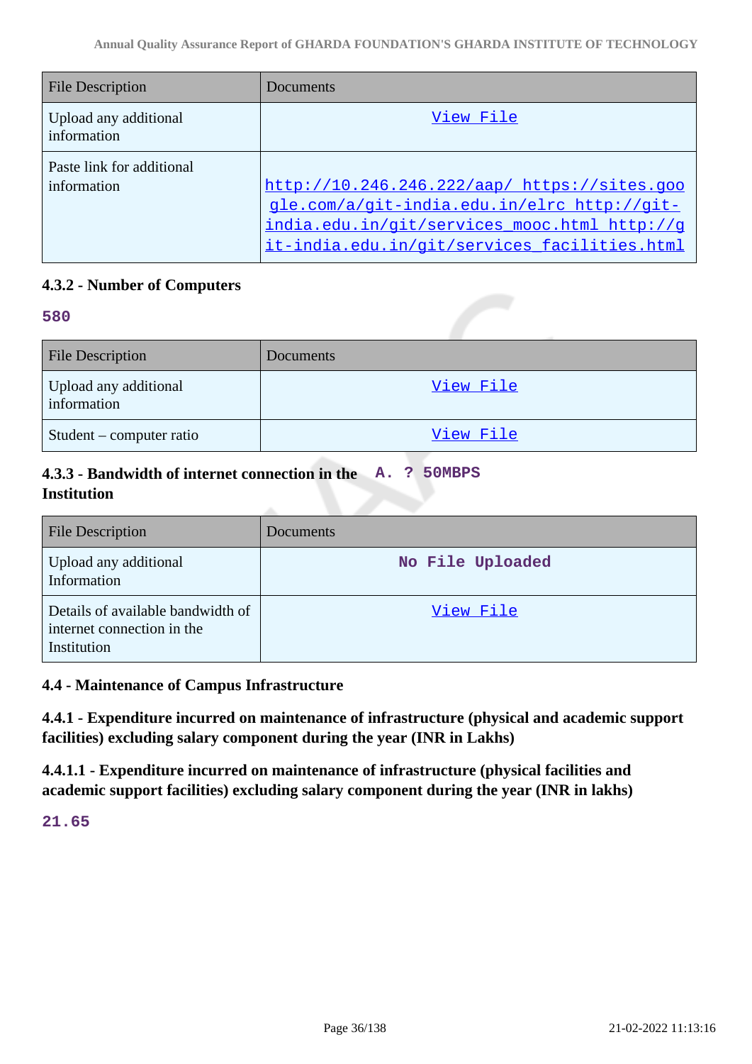| File Description | Documents |
| --- | --- |
| Upload any additional information | View File |
| Paste link for additional information | http://10.246.246.222/aap/ https://sites.google.com/a/git-india.edu.in/elrc http://git-india.edu.in/git/services_mooc.html http://git-india.edu.in/git/services_facilities.html |

### 4.3.2 - Number of Computers

**580**

| File Description | Documents |
| --- | --- |
| Upload any additional information | View File |
| Student – computer ratio | View File |

### 4.3.3 - Bandwidth of internet connection in the Institution

**A. ? 50MBPS**

| File Description | Documents |
| --- | --- |
| Upload any additional Information | No File Uploaded |
| Details of available bandwidth of internet connection in the Institution | View File |

### 4.4 - Maintenance of Campus Infrastructure

**4.4.1 - Expenditure incurred on maintenance of infrastructure (physical and academic support facilities) excluding salary component during the year (INR in Lakhs)**

**4.4.1.1 - Expenditure incurred on maintenance of infrastructure (physical facilities and academic support facilities) excluding salary component during the year (INR in lakhs)**

**21.65**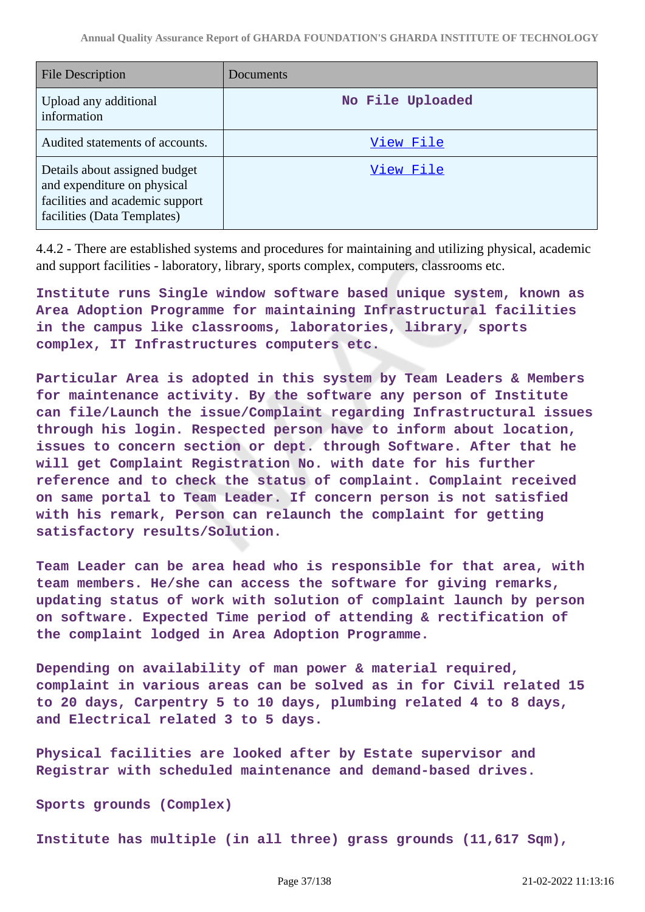| File Description | Documents |
|---|---|
| Upload any additional information | No File Uploaded |
| Audited statements of accounts. | View File |
| Details about assigned budget and expenditure on physical facilities and academic support facilities (Data Templates) | View File |

4.4.2 - There are established systems and procedures for maintaining and utilizing physical, academic and support facilities - laboratory, library, sports complex, computers, classrooms etc.

**Institute runs Single window software based unique system, known as Area Adoption Programme for maintaining Infrastructural facilities in the campus like classrooms, laboratories, library, sports complex, IT Infrastructures computers etc.**

**Particular Area is adopted in this system by Team Leaders & Members for maintenance activity. By the software any person of Institute can file/Launch the issue/Complaint regarding Infrastructural issues through his login. Respected person have to inform about location, issues to concern section or dept. through Software. After that he will get Complaint Registration No. with date for his further reference and to check the status of complaint. Complaint received on same portal to Team Leader. If concern person is not satisfied with his remark, Person can relaunch the complaint for getting satisfactory results/Solution.**

**Team Leader can be area head who is responsible for that area, with team members. He/she can access the software for giving remarks, updating status of work with solution of complaint launch by person on software. Expected Time period of attending & rectification of the complaint lodged in Area Adoption Programme.**

**Depending on availability of man power & material required, complaint in various areas can be solved as in for Civil related 15 to 20 days, Carpentry 5 to 10 days, plumbing related 4 to 8 days, and Electrical related 3 to 5 days.**

**Physical facilities are looked after by Estate supervisor and Registrar with scheduled maintenance and demand-based drives.**

**Sports grounds (Complex)**

**Institute has multiple (in all three) grass grounds (11,617 Sqm),**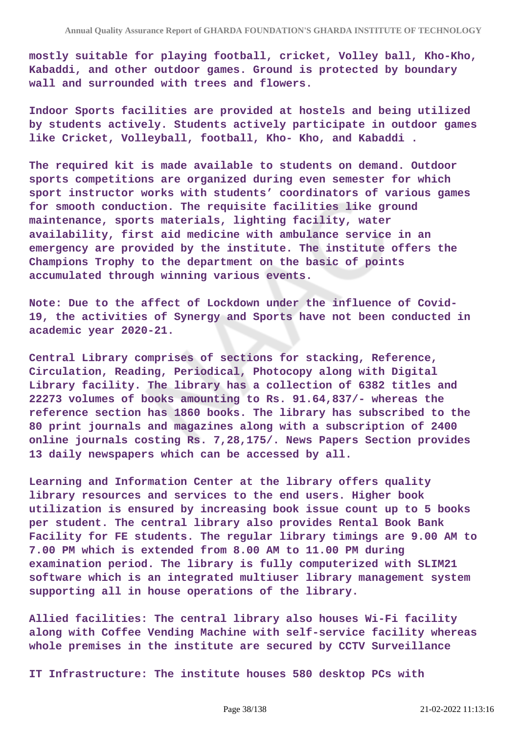mostly suitable for playing football, cricket, Volley ball, Kho-Kho, Kabaddi, and other outdoor games. Ground is protected by boundary wall and surrounded with trees and flowers.

Indoor Sports facilities are provided at hostels and being utilized by students actively. Students actively participate in outdoor games like Cricket, Volleyball, football, Kho- Kho, and Kabaddi .

The required kit is made available to students on demand. Outdoor sports competitions are organized during even semester for which sport instructor works with students' coordinators of various games for smooth conduction. The requisite facilities like ground maintenance, sports materials, lighting facility, water availability, first aid medicine with ambulance service in an emergency are provided by the institute. The institute offers the Champions Trophy to the department on the basic of points accumulated through winning various events.

Note: Due to the affect of Lockdown under the influence of Covid-19, the activities of Synergy and Sports have not been conducted in academic year 2020-21.

Central Library comprises of sections for stacking, Reference, Circulation, Reading, Periodical, Photocopy along with Digital Library facility. The library has a collection of 6382 titles and 22273 volumes of books amounting to Rs. 91.64,837/- whereas the reference section has 1860 books. The library has subscribed to the 80 print journals and magazines along with a subscription of 2400 online journals costing Rs. 7,28,175/. News Papers Section provides 13 daily newspapers which can be accessed by all.

Learning and Information Center at the library offers quality library resources and services to the end users. Higher book utilization is ensured by increasing book issue count up to 5 books per student. The central library also provides Rental Book Bank Facility for FE students. The regular library timings are 9.00 AM to 7.00 PM which is extended from 8.00 AM to 11.00 PM during examination period. The library is fully computerized with SLIM21 software which is an integrated multiuser library management system supporting all in house operations of the library.

Allied facilities: The central library also houses Wi-Fi facility along with Coffee Vending Machine with self-service facility whereas whole premises in the institute are secured by CCTV Surveillance

IT Infrastructure: The institute houses 580 desktop PCs with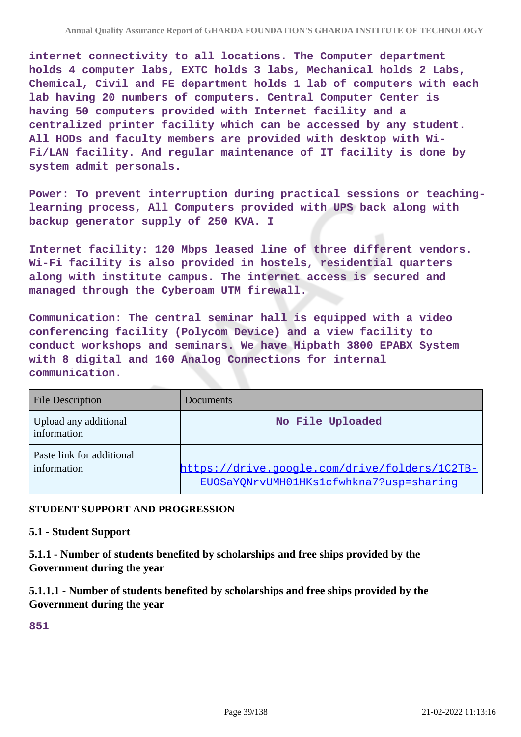**internet connectivity to all locations. The Computer department holds 4 computer labs, EXTC holds 3 labs, Mechanical holds 2 Labs, Chemical, Civil and FE department holds 1 lab of computers with each lab having 20 numbers of computers. Central Computer Center is having 50 computers provided with Internet facility and a centralized printer facility which can be accessed by any student. All HODs and faculty members are provided with desktop with Wi-Fi/LAN facility. And regular maintenance of IT facility is done by system admit personals.**

**Power: To prevent interruption during practical sessions or teaching-learning process, All Computers provided with UPS back along with backup generator supply of 250 KVA. I**

**Internet facility: 120 Mbps leased line of three different vendors. Wi-Fi facility is also provided in hostels, residential quarters along with institute campus. The internet access is secured and managed through the Cyberoam UTM firewall.**

**Communication: The central seminar hall is equipped with a video conferencing facility (Polycom Device) and a view facility to conduct workshops and seminars. We have Hipbath 3800 EPABX System with 8 digital and 160 Analog Connections for internal communication.**

| File Description | Documents |
| --- | --- |
| Upload any additional information | **No File Uploaded** |
| Paste link for additional information | https://drive.google.com/drive/folders/1C2TB-EUOSaYQNrvUMH01HKs1cfwhkna7?usp=sharing |

**STUDENT SUPPORT AND PROGRESSION**

**5.1 - Student Support**

**5.1.1 - Number of students benefited by scholarships and free ships provided by the Government during the year**

**5.1.1.1 - Number of students benefited by scholarships and free ships provided by the Government during the year**

**851**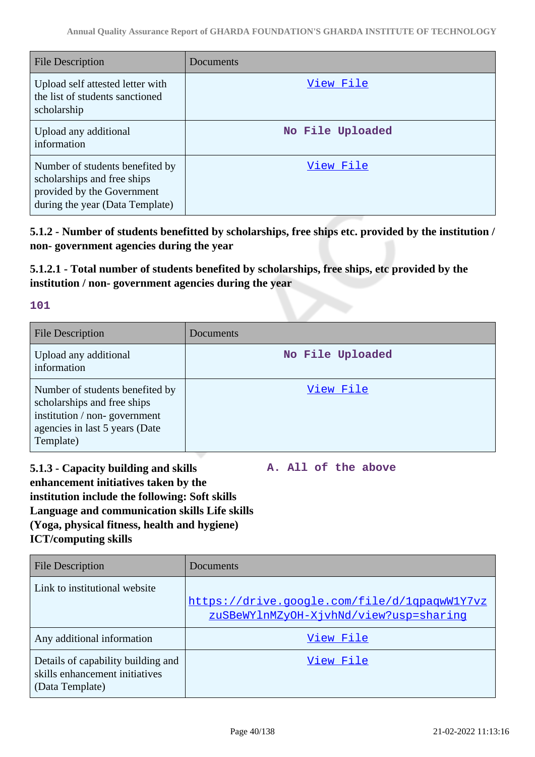| File Description | Documents |
|---|---|
| Upload self attested letter with the list of students sanctioned scholarship | View File |
| Upload any additional information | **No File Uploaded** |
| Number of students benefited by scholarships and free ships provided by the Government during the year (Data Template) | View File |

**5.1.2 - Number of students benefitted by scholarships, free ships etc. provided by the institution / non- government agencies during the year**

**5.1.2.1 - Total number of students benefited by scholarships, free ships, etc provided by the institution / non- government agencies during the year**

**101**

| File Description | Documents |
|---|---|
| Upload any additional information | **No File Uploaded** |
| Number of students benefited by scholarships and free ships institution / non- government agencies in last 5 years (Date Template) | View File |

**5.1.3 - Capacity building and skills enhancement initiatives taken by the institution include the following: Soft skills Language and communication skills Life skills (Yoga, physical fitness, health and hygiene) ICT/computing skills**

**A. All of the above**

| File Description | Documents |
|---|---|
| Link to institutional website | https://drive.google.com/file/d/1qpaqwW1Y7vzzuSBeWYlnMZyOH-XjvhNd/view?usp=sharing |
| Any additional information | View File |
| Details of capability building and skills enhancement initiatives (Data Template) | View File |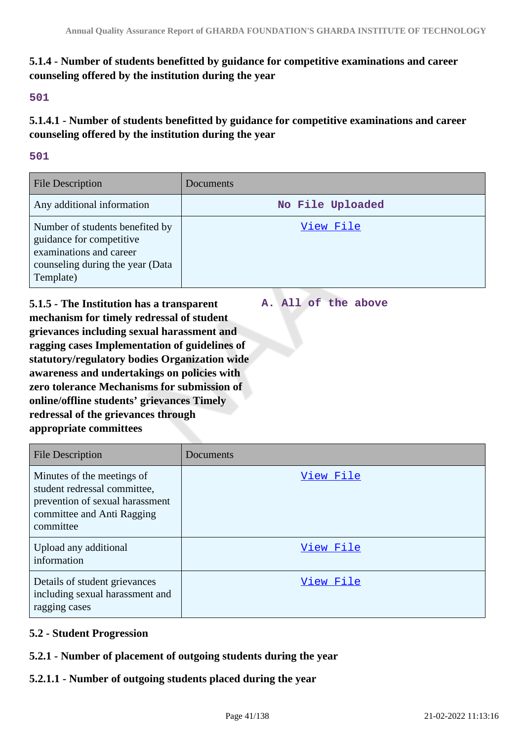**5.1.4 - Number of students benefitted by guidance for competitive examinations and career counseling offered by the institution during the year**

501

**5.1.4.1 - Number of students benefitted by guidance for competitive examinations and career counseling offered by the institution during the year**

501

| File Description | Documents |
|---|---|
| Any additional information | No File Uploaded |
| Number of students benefited by guidance for competitive examinations and career counseling during the year (Data Template) | View File |

**5.1.5 - The Institution has a transparent mechanism for timely redressal of student grievances including sexual harassment and ragging cases Implementation of guidelines of statutory/regulatory bodies Organization wide awareness and undertakings on policies with zero tolerance Mechanisms for submission of online/offline students' grievances Timely redressal of the grievances through appropriate committees**

A. All of the above

| File Description | Documents |
|---|---|
| Minutes of the meetings of student redressal committee, prevention of sexual harassment committee and Anti Ragging committee | View File |
| Upload any additional information | View File |
| Details of student grievances including sexual harassment and ragging cases | View File |

**5.2 - Student Progression**

**5.2.1 - Number of placement of outgoing students during the year**

**5.2.1.1 - Number of outgoing students placed during the year**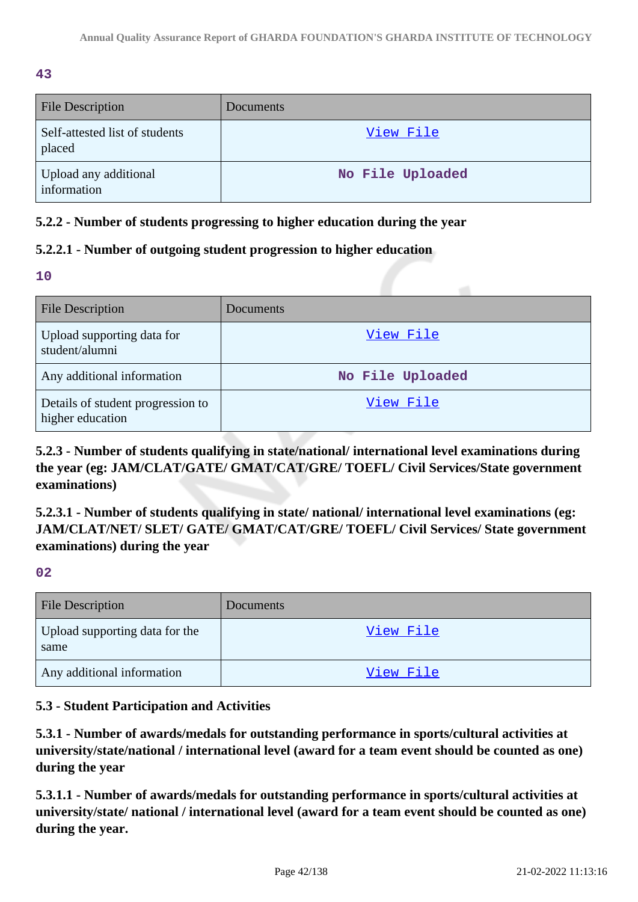43

| File Description | Documents |
| --- | --- |
| Self-attested list of students placed | View File |
| Upload any additional information | No File Uploaded |

### 5.2.2 - Number of students progressing to higher education during the year

### 5.2.2.1 - Number of outgoing student progression to higher education

10

| File Description | Documents |
| --- | --- |
| Upload supporting data for student/alumni | View File |
| Any additional information | No File Uploaded |
| Details of student progression to higher education | View File |

### 5.2.3 - Number of students qualifying in state/national/ international level examinations during the year (eg: JAM/CLAT/GATE/ GMAT/CAT/GRE/ TOEFL/ Civil Services/State government examinations)

### 5.2.3.1 - Number of students qualifying in state/ national/ international level examinations (eg: JAM/CLAT/NET/ SLET/ GATE/ GMAT/CAT/GRE/ TOEFL/ Civil Services/ State government examinations) during the year

02

| File Description | Documents |
| --- | --- |
| Upload supporting data for the same | View File |
| Any additional information | View File |

### 5.3 - Student Participation and Activities

### 5.3.1 - Number of awards/medals for outstanding performance in sports/cultural activities at university/state/national / international level (award for a team event should be counted as one) during the year

### 5.3.1.1 - Number of awards/medals for outstanding performance in sports/cultural activities at university/state/ national / international level (award for a team event should be counted as one) during the year.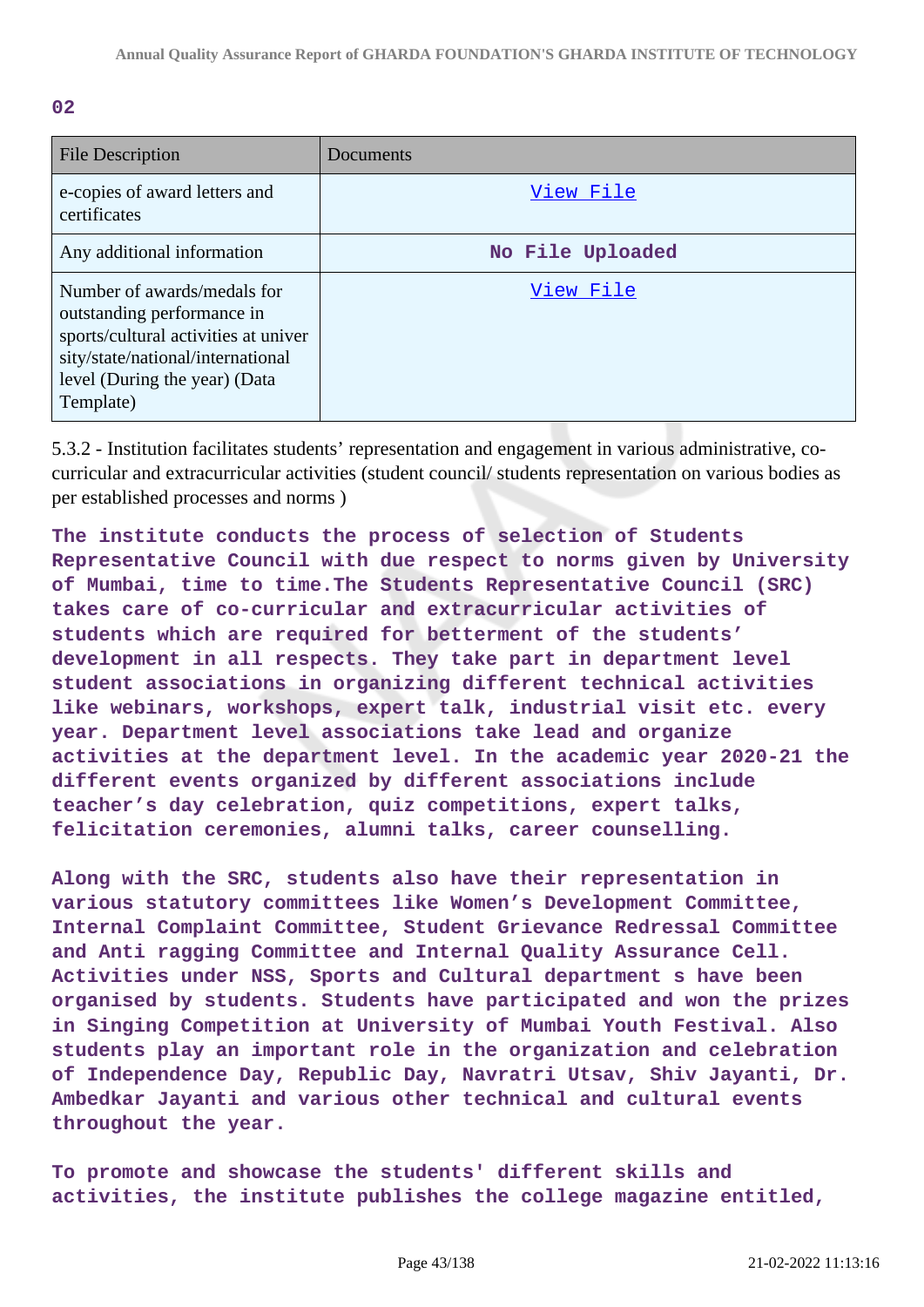**02**

| File Description | Documents |
|---|---|
| e-copies of award letters and certificates | View File |
| Any additional information | No File Uploaded |
| Number of awards/medals for outstanding performance in sports/cultural activities at university/state/national/international level (During the year) (Data Template) | View File |

5.3.2 - Institution facilitates students' representation and engagement in various administrative, co-curricular and extracurricular activities (student council/ students representation on various bodies as per established processes and norms )

**The institute conducts the process of selection of Students Representative Council with due respect to norms given by University of Mumbai, time to time.The Students Representative Council (SRC) takes care of co-curricular and extracurricular activities of students which are required for betterment of the students' development in all respects. They take part in department level student associations in organizing different technical activities like webinars, workshops, expert talk, industrial visit etc. every year. Department level associations take lead and organize activities at the department level. In the academic year 2020-21 the different events organized by different associations include teacher's day celebration, quiz competitions, expert talks, felicitation ceremonies, alumni talks, career counselling.**

**Along with the SRC, students also have their representation in various statutory committees like Women's Development Committee, Internal Complaint Committee, Student Grievance Redressal Committee and Anti ragging Committee and Internal Quality Assurance Cell. Activities under NSS, Sports and Cultural department s have been organised by students. Students have participated and won the prizes in Singing Competition at University of Mumbai Youth Festival. Also students play an important role in the organization and celebration of Independence Day, Republic Day, Navratri Utsav, Shiv Jayanti, Dr. Ambedkar Jayanti and various other technical and cultural events throughout the year.**

**To promote and showcase the students' different skills and activities, the institute publishes the college magazine entitled,**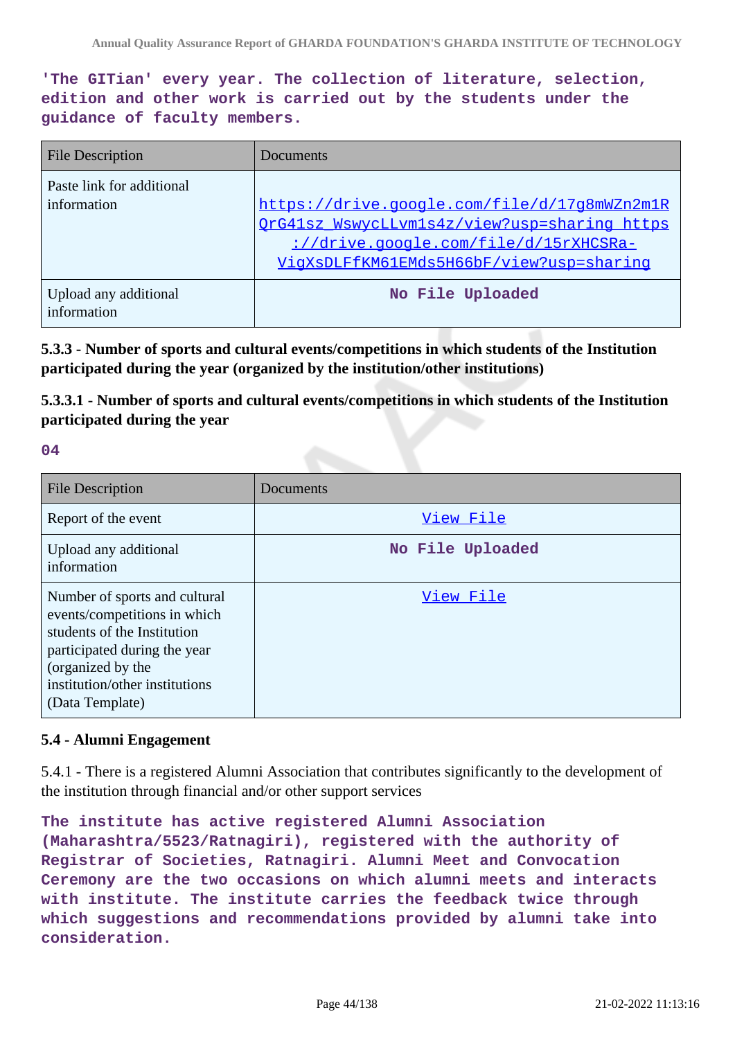**'The GITian' every year. The collection of literature, selection, edition and other work is carried out by the students under the guidance of faculty members.**

| File Description | Documents |
|---|---|
| Paste link for additional information | https://drive.google.com/file/d/17g8mWZn2m1RQrG41sz_WswycLLvm1s4z/view?usp=sharing https://drive.google.com/file/d/15rXHCSRa-VigXsDLFfKM61EMds5H66bF/view?usp=sharing |
| Upload any additional information | **No File Uploaded** |

**5.3.3 - Number of sports and cultural events/competitions in which students of the Institution participated during the year (organized by the institution/other institutions)**

**5.3.3.1 - Number of sports and cultural events/competitions in which students of the Institution participated during the year**

**04**

| File Description | Documents |
|---|---|
| Report of the event | View File |
| Upload any additional information | **No File Uploaded** |
| Number of sports and cultural events/competitions in which students of the Institution participated during the year (organized by the institution/other institutions) (Data Template) | View File |

**5.4 - Alumni Engagement**

5.4.1 - There is a registered Alumni Association that contributes significantly to the development of the institution through financial and/or other support services

**The institute has active registered Alumni Association (Maharashtra/5523/Ratnagiri), registered with the authority of Registrar of Societies, Ratnagiri. Alumni Meet and Convocation Ceremony are the two occasions on which alumni meets and interacts with institute. The institute carries the feedback twice through which suggestions and recommendations provided by alumni take into consideration.**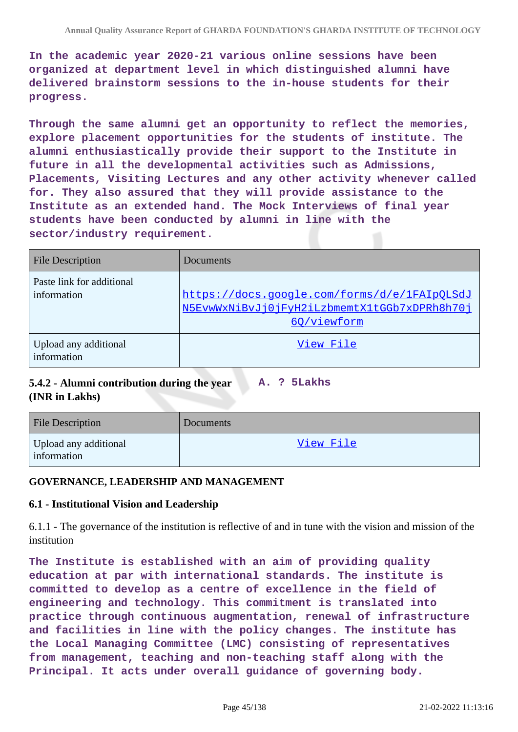**In the academic year 2020-21 various online sessions have been organized at department level in which distinguished alumni have delivered brainstorm sessions to the in-house students for their progress.**

**Through the same alumni get an opportunity to reflect the memories, explore placement opportunities for the students of institute. The alumni enthusiastically provide their support to the Institute in future in all the developmental activities such as Admissions, Placements, Visiting Lectures and any other activity whenever called for. They also assured that they will provide assistance to the Institute as an extended hand. The Mock Interviews of final year students have been conducted by alumni in line with the sector/industry requirement.**

| File Description | Documents |
|---|---|
| Paste link for additional information | https://docs.google.com/forms/d/e/1FAIpQLSdJN5EvwWxNiBvJj0jFyH2iLzbmemtX1tGGb7xDPRh8h70j6Q/viewform |
| Upload any additional information | View File |

**5.4.2 - Alumni contribution during the year (INR in Lakhs)** **A. ? 5Lakhs**

| File Description | Documents |
|---|---|
| Upload any additional information | View File |

**GOVERNANCE, LEADERSHIP AND MANAGEMENT**

**6.1 - Institutional Vision and Leadership**

6.1.1 - The governance of the institution is reflective of and in tune with the vision and mission of the institution

**The Institute is established with an aim of providing quality education at par with international standards. The institute is committed to develop as a centre of excellence in the field of engineering and technology. This commitment is translated into practice through continuous augmentation, renewal of infrastructure and facilities in line with the policy changes. The institute has the Local Managing Committee (LMC) consisting of representatives from management, teaching and non-teaching staff along with the Principal. It acts under overall guidance of governing body.**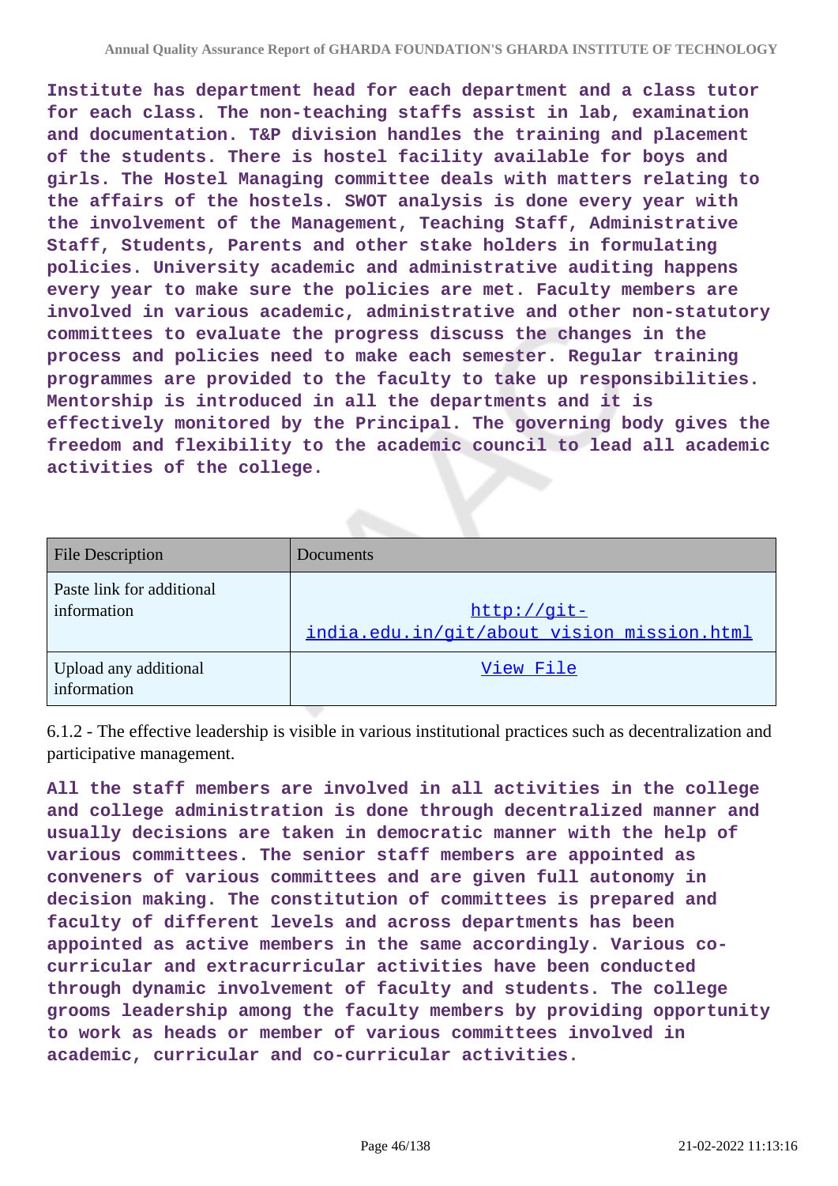**Institute has department head for each department and a class tutor for each class. The non-teaching staffs assist in lab, examination and documentation. T&P division handles the training and placement of the students. There is hostel facility available for boys and girls. The Hostel Managing committee deals with matters relating to the affairs of the hostels. SWOT analysis is done every year with the involvement of the Management, Teaching Staff, Administrative Staff, Students, Parents and other stake holders in formulating policies. University academic and administrative auditing happens every year to make sure the policies are met. Faculty members are involved in various academic, administrative and other non-statutory committees to evaluate the progress discuss the changes in the process and policies need to make each semester. Regular training programmes are provided to the faculty to take up responsibilities. Mentorship is introduced in all the departments and it is effectively monitored by the Principal. The governing body gives the freedom and flexibility to the academic council to lead all academic activities of the college.**

| File Description | Documents |
|---|---|
| Paste link for additional information | http://git-india.edu.in/git/about_vision_mission.html |
| Upload any additional information | View File |

6.1.2 - The effective leadership is visible in various institutional practices such as decentralization and participative management.

**All the staff members are involved in all activities in the college and college administration is done through decentralized manner and usually decisions are taken in democratic manner with the help of various committees. The senior staff members are appointed as conveners of various committees and are given full autonomy in decision making. The constitution of committees is prepared and faculty of different levels and across departments has been appointed as active members in the same accordingly. Various co-curricular and extracurricular activities have been conducted through dynamic involvement of faculty and students. The college grooms leadership among the faculty members by providing opportunity to work as heads or member of various committees involved in academic, curricular and co-curricular activities.**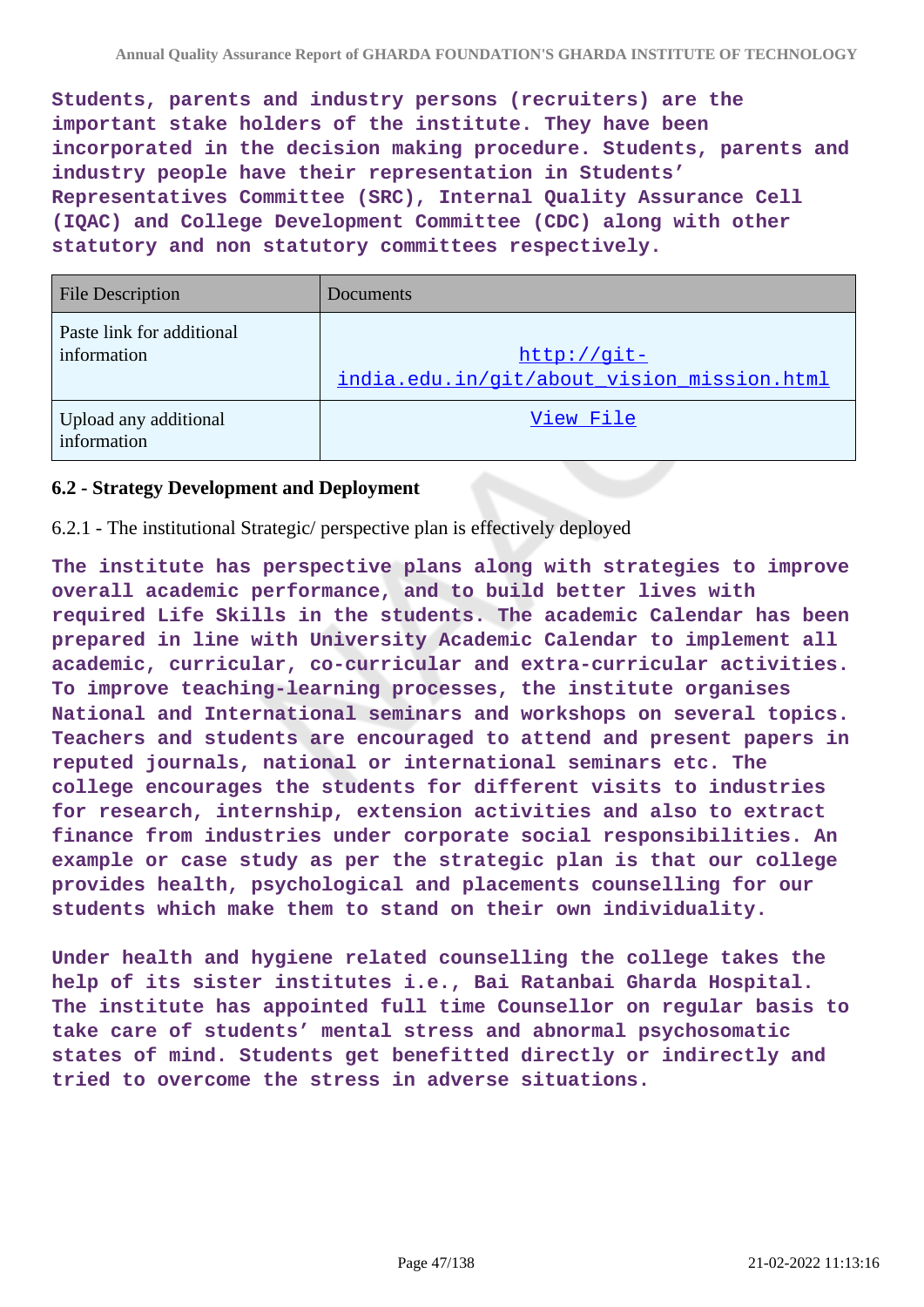**Students, parents and industry persons (recruiters) are the important stake holders of the institute. They have been incorporated in the decision making procedure. Students, parents and industry people have their representation in Students' Representatives Committee (SRC), Internal Quality Assurance Cell (IQAC) and College Development Committee (CDC) along with other statutory and non statutory committees respectively.**

| File Description | Documents |
| --- | --- |
| Paste link for additional information | http://git-india.edu.in/git/about_vision_mission.html |
| Upload any additional information | View File |

### 6.2 - Strategy Development and Deployment

6.2.1 - The institutional Strategic/ perspective plan is effectively deployed

**The institute has perspective plans along with strategies to improve overall academic performance, and to build better lives with required Life Skills in the students. The academic Calendar has been prepared in line with University Academic Calendar to implement all academic, curricular, co-curricular and extra-curricular activities. To improve teaching-learning processes, the institute organises National and International seminars and workshops on several topics. Teachers and students are encouraged to attend and present papers in reputed journals, national or international seminars etc. The college encourages the students for different visits to industries for research, internship, extension activities and also to extract finance from industries under corporate social responsibilities. An example or case study as per the strategic plan is that our college provides health, psychological and placements counselling for our students which make them to stand on their own individuality.**

**Under health and hygiene related counselling the college takes the help of its sister institutes i.e., Bai Ratanbai Gharda Hospital. The institute has appointed full time Counsellor on regular basis to take care of students' mental stress and abnormal psychosomatic states of mind. Students get benefitted directly or indirectly and tried to overcome the stress in adverse situations.**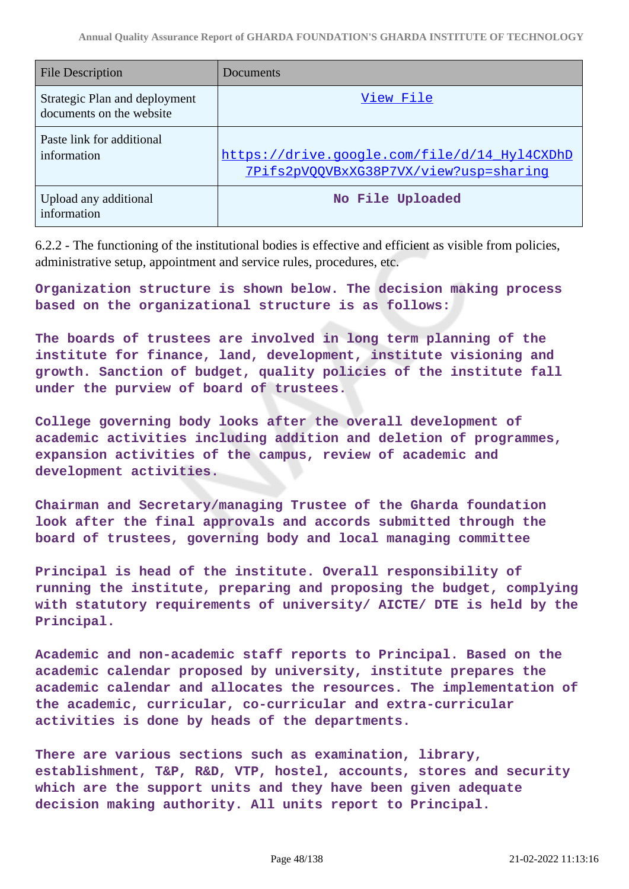| File Description | Documents |
| --- | --- |
| Strategic Plan and deployment documents on the website | View File |
| Paste link for additional information | https://drive.google.com/file/d/14_Hyl4CXDhD7Pifs2pVQQVBxXG38P7VX/view?usp=sharing |
| Upload any additional information | No File Uploaded |

6.2.2 - The functioning of the institutional bodies is effective and efficient as visible from policies, administrative setup, appointment and service rules, procedures, etc.

**Organization structure is shown below. The decision making process based on the organizational structure is as follows:**

**The boards of trustees are involved in long term planning of the institute for finance, land, development, institute visioning and growth. Sanction of budget, quality policies of the institute fall under the purview of board of trustees.**

**College governing body looks after the overall development of academic activities including addition and deletion of programmes, expansion activities of the campus, review of academic and development activities.**

**Chairman and Secretary/managing Trustee of the Gharda foundation look after the final approvals and accords submitted through the board of trustees, governing body and local managing committee**

**Principal is head of the institute. Overall responsibility of running the institute, preparing and proposing the budget, complying with statutory requirements of university/ AICTE/ DTE is held by the Principal.**

**Academic and non-academic staff reports to Principal. Based on the academic calendar proposed by university, institute prepares the academic calendar and allocates the resources. The implementation of the academic, curricular, co-curricular and extra-curricular activities is done by heads of the departments.**

**There are various sections such as examination, library, establishment, T&P, R&D, VTP, hostel, accounts, stores and security which are the support units and they have been given adequate decision making authority. All units report to Principal.**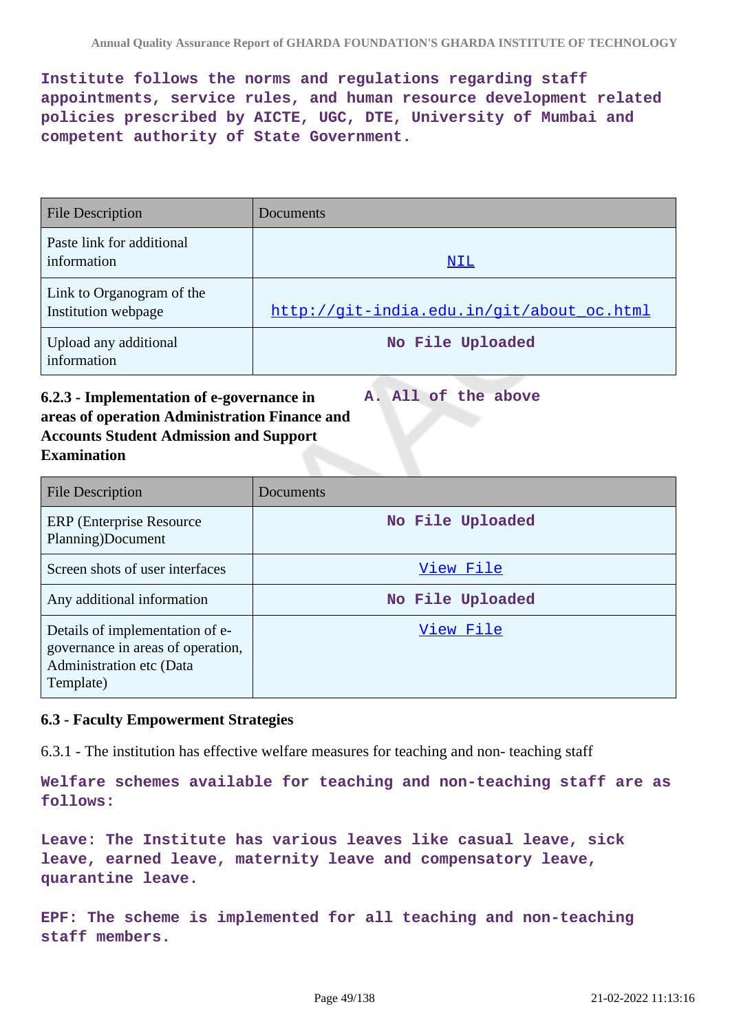**Institute follows the norms and regulations regarding staff appointments, service rules, and human resource development related policies prescribed by AICTE, UGC, DTE, University of Mumbai and competent authority of State Government.**

| File Description | Documents |
|---|---|
| Paste link for additional information | NIL |
| Link to Organogram of the Institution webpage | http://git-india.edu.in/git/about_oc.html |
| Upload any additional information | No File Uploaded |

**6.2.3 - Implementation of e-governance in areas of operation Administration Finance and Accounts Student Admission and Support Examination**

**A. All of the above**

| File Description | Documents |
|---|---|
| ERP (Enterprise Resource Planning)Document | No File Uploaded |
| Screen shots of user interfaces | View File |
| Any additional information | No File Uploaded |
| Details of implementation of e-governance in areas of operation, Administration etc (Data Template) | View File |

### 6.3 - Faculty Empowerment Strategies

6.3.1 - The institution has effective welfare measures for teaching and non- teaching staff

**Welfare schemes available for teaching and non-teaching staff are as follows:**

**Leave: The Institute has various leaves like casual leave, sick leave, earned leave, maternity leave and compensatory leave, quarantine leave.**

**EPF: The scheme is implemented for all teaching and non-teaching staff members.**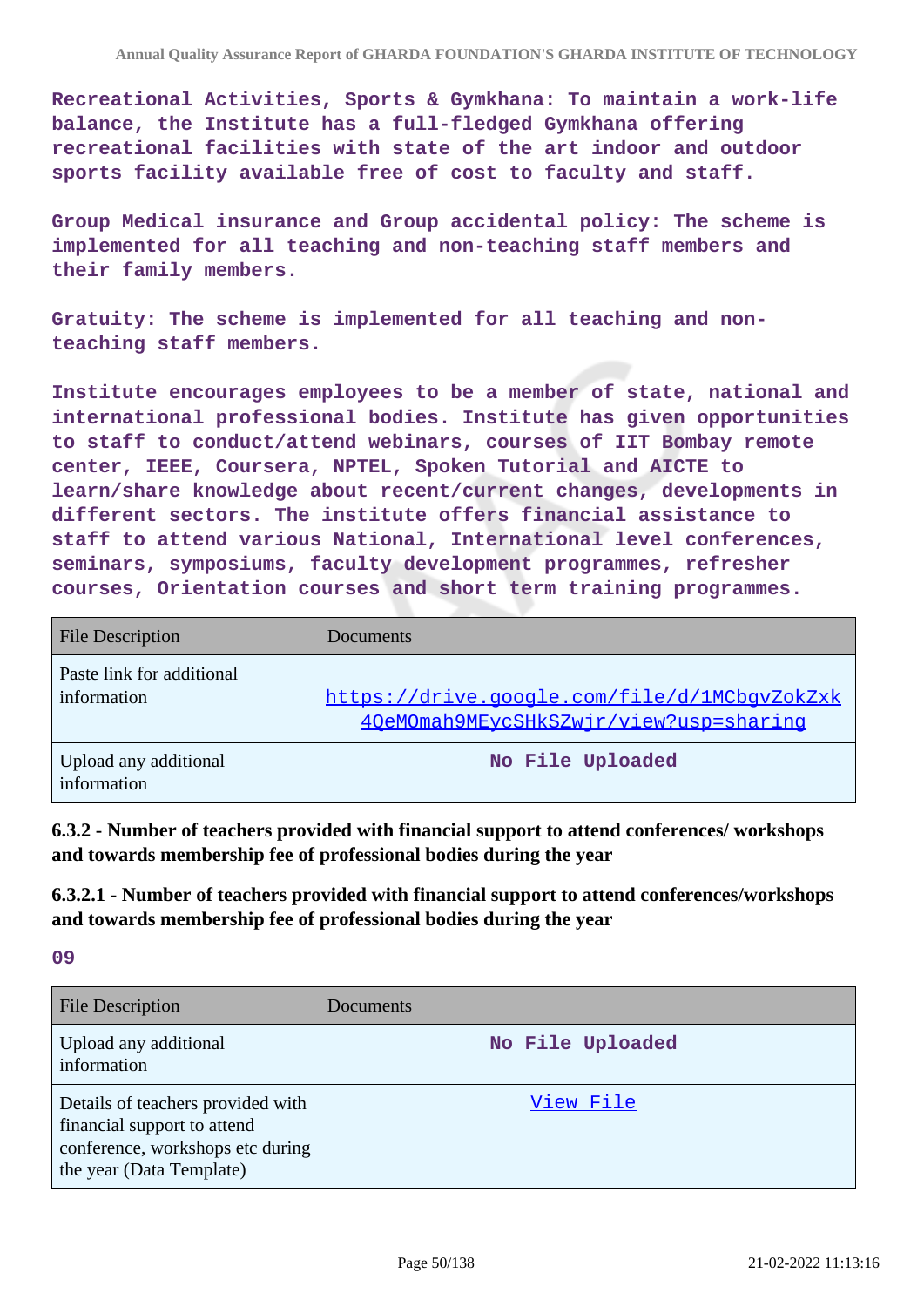Recreational Activities, Sports & Gymkhana: To maintain a work-life balance, the Institute has a full-fledged Gymkhana offering recreational facilities with state of the art indoor and outdoor sports facility available free of cost to faculty and staff.

Group Medical insurance and Group accidental policy: The scheme is implemented for all teaching and non-teaching staff members and their family members.

Gratuity: The scheme is implemented for all teaching and non-teaching staff members.

Institute encourages employees to be a member of state, national and international professional bodies. Institute has given opportunities to staff to conduct/attend webinars, courses of IIT Bombay remote center, IEEE, Coursera, NPTEL, Spoken Tutorial and AICTE to learn/share knowledge about recent/current changes, developments in different sectors. The institute offers financial assistance to staff to attend various National, International level conferences, seminars, symposiums, faculty development programmes, refresher courses, Orientation courses and short term training programmes.

| File Description | Documents |
|---|---|
| Paste link for additional information | https://drive.google.com/file/d/1MCbgvZokZxk4QeMOmah9MEycSHkSZwjr/view?usp=sharing |
| Upload any additional information | No File Uploaded |

**6.3.2 - Number of teachers provided with financial support to attend conferences/ workshops and towards membership fee of professional bodies during the year**

**6.3.2.1 - Number of teachers provided with financial support to attend conferences/workshops and towards membership fee of professional bodies during the year**

09

| File Description | Documents |
|---|---|
| Upload any additional information | No File Uploaded |
| Details of teachers provided with financial support to attend conference, workshops etc during the year (Data Template) | View File |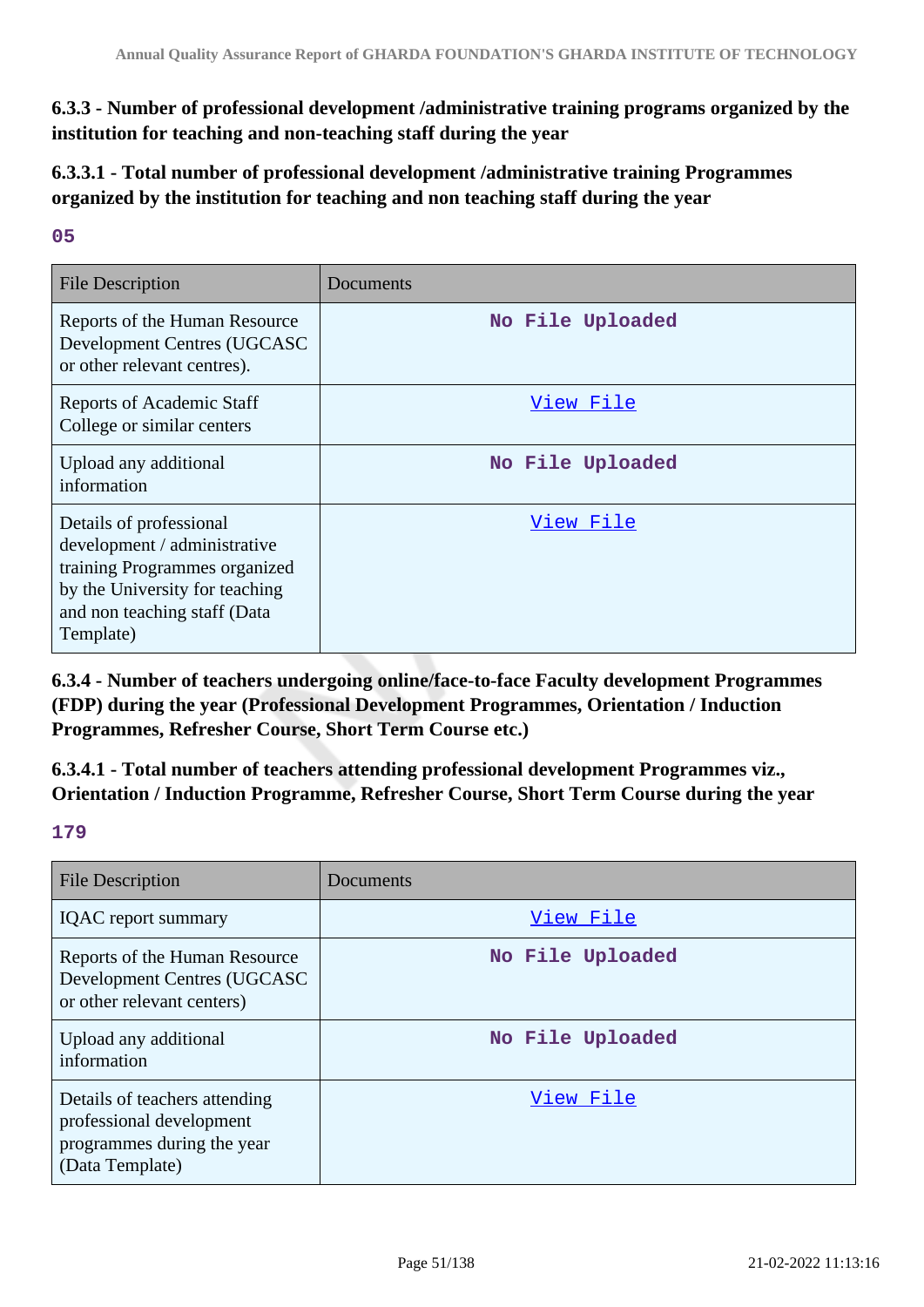**6.3.3 - Number of professional development /administrative training programs organized by the institution for teaching and non-teaching staff during the year**

**6.3.3.1 - Total number of professional development /administrative training Programmes organized by the institution for teaching and non teaching staff during the year**

**05**

| File Description | Documents |
|---|---|
| Reports of the Human Resource Development Centres (UGCASC or other relevant centres). | No File Uploaded |
| Reports of Academic Staff College or similar centers | View File |
| Upload any additional information | No File Uploaded |
| Details of professional development / administrative training Programmes organized by the University for teaching and non teaching staff (Data Template) | View File |

**6.3.4 - Number of teachers undergoing online/face-to-face Faculty development Programmes (FDP) during the year (Professional Development Programmes, Orientation / Induction Programmes, Refresher Course, Short Term Course etc.)**

**6.3.4.1 - Total number of teachers attending professional development Programmes viz., Orientation / Induction Programme, Refresher Course, Short Term Course during the year**

**179**

| File Description | Documents |
|---|---|
| IQAC report summary | View File |
| Reports of the Human Resource Development Centres (UGCASC or other relevant centers) | No File Uploaded |
| Upload any additional information | No File Uploaded |
| Details of teachers attending professional development programmes during the year (Data Template) | View File |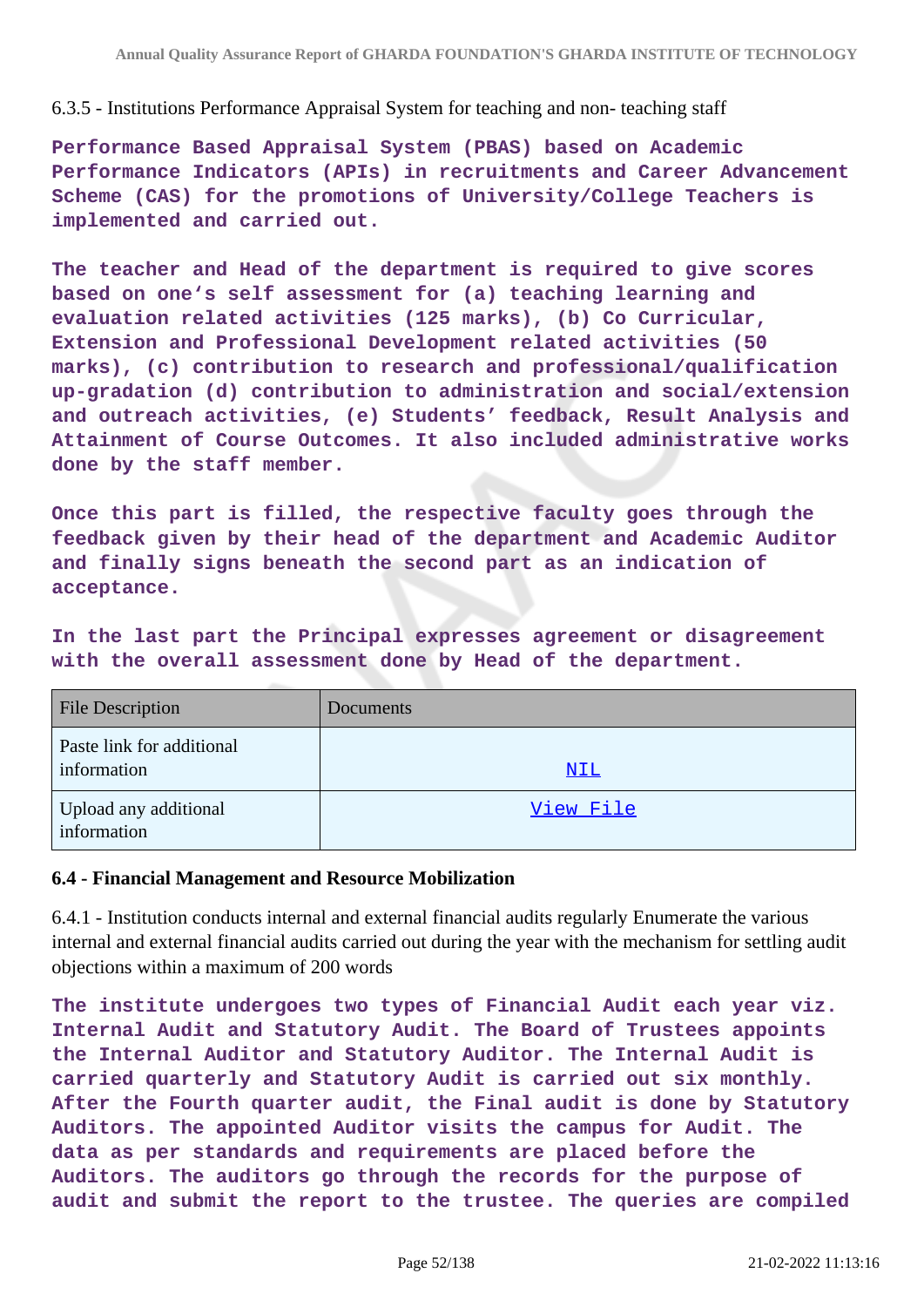6.3.5 - Institutions Performance Appraisal System for teaching and non- teaching staff

**Performance Based Appraisal System (PBAS) based on Academic Performance Indicators (APIs) in recruitments and Career Advancement Scheme (CAS) for the promotions of University/College Teachers is implemented and carried out.**

**The teacher and Head of the department is required to give scores based on one's self assessment for (a) teaching learning and evaluation related activities (125 marks), (b) Co Curricular, Extension and Professional Development related activities (50 marks), (c) contribution to research and professional/qualification up-gradation (d) contribution to administration and social/extension and outreach activities, (e) Students' feedback, Result Analysis and Attainment of Course Outcomes. It also included administrative works done by the staff member.**

**Once this part is filled, the respective faculty goes through the feedback given by their head of the department and Academic Auditor and finally signs beneath the second part as an indication of acceptance.**

**In the last part the Principal expresses agreement or disagreement with the overall assessment done by Head of the department.**

| File Description | Documents |
|---|---|
| Paste link for additional information | NIL |
| Upload any additional information | View File |

### 6.4 - Financial Management and Resource Mobilization

6.4.1 - Institution conducts internal and external financial audits regularly Enumerate the various internal and external financial audits carried out during the year with the mechanism for settling audit objections within a maximum of 200 words

**The institute undergoes two types of Financial Audit each year viz. Internal Audit and Statutory Audit. The Board of Trustees appoints the Internal Auditor and Statutory Auditor. The Internal Audit is carried quarterly and Statutory Audit is carried out six monthly. After the Fourth quarter audit, the Final audit is done by Statutory Auditors. The appointed Auditor visits the campus for Audit. The data as per standards and requirements are placed before the Auditors. The auditors go through the records for the purpose of audit and submit the report to the trustee. The queries are compiled**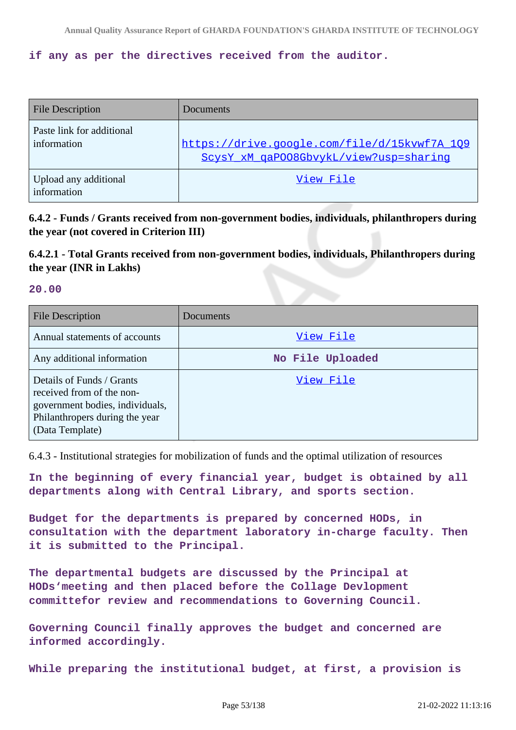**if any as per the directives received from the auditor.**

| File Description | Documents |
| --- | --- |
| Paste link for additional information | https://drive.google.com/file/d/15kvwf7A_1Q9ScysY_xM_qaPOO8GbvykL/view?usp=sharing |
| Upload any additional information | View File |

**6.4.2 - Funds / Grants received from non-government bodies, individuals, philanthropers during the year (not covered in Criterion III)**

**6.4.2.1 - Total Grants received from non-government bodies, individuals, Philanthropers during the year (INR in Lakhs)**

**20.00**

| File Description | Documents |
| --- | --- |
| Annual statements of accounts | View File |
| Any additional information | No File Uploaded |
| Details of Funds / Grants received from of the non-government bodies, individuals, Philanthropers during the year (Data Template) | View File |

6.4.3 - Institutional strategies for mobilization of funds and the optimal utilization of resources

**In the beginning of every financial year, budget is obtained by all departments along with Central Library, and sports section.**

**Budget for the departments is prepared by concerned HODs, in consultation with the department laboratory in-charge faculty. Then it is submitted to the Principal.**

**The departmental budgets are discussed by the Principal at HODs'meeting and then placed before the Collage Devlopment committefor review and recommendations to Governing Council.**

**Governing Council finally approves the budget and concerned are informed accordingly.**

**While preparing the institutional budget, at first, a provision is**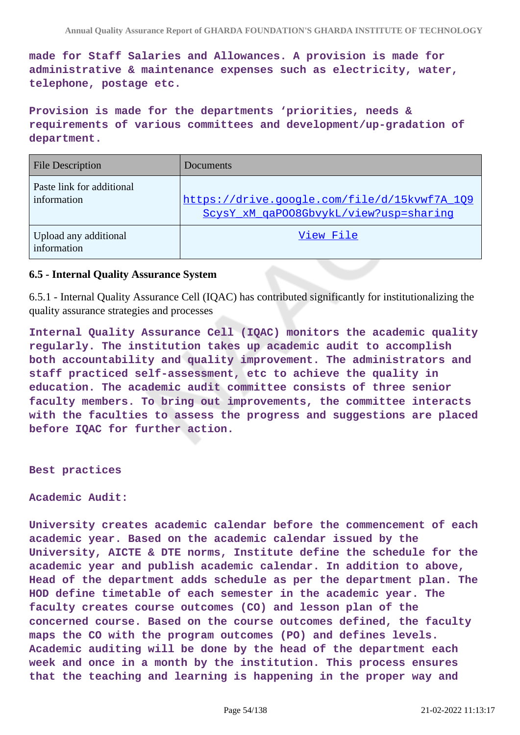**made for Staff Salaries and Allowances. A provision is made for administrative & maintenance expenses such as electricity, water, telephone, postage etc.**

**Provision is made for the departments ‘priorities, needs & requirements of various committees and development/up-gradation of department.**

| File Description | Documents |
|---|---|
| Paste link for additional information | https://drive.google.com/file/d/15kvwf7A_1Q9ScysY_xM_qaPOO8GbvykL/view?usp=sharing |
| Upload any additional information | View File |

### 6.5 - Internal Quality Assurance System

6.5.1 - Internal Quality Assurance Cell (IQAC) has contributed significantly for institutionalizing the quality assurance strategies and processes

**Internal Quality Assurance Cell (IQAC) monitors the academic quality regularly. The institution takes up academic audit to accomplish both accountability and quality improvement. The administrators and staff practiced self-assessment, etc to achieve the quality in education. The academic audit committee consists of three senior faculty members. To bring out improvements, the committee interacts with the faculties to assess the progress and suggestions are placed before IQAC for further action.**

**Best practices**

**Academic Audit:**

**University creates academic calendar before the commencement of each academic year. Based on the academic calendar issued by the University, AICTE & DTE norms, Institute define the schedule for the academic year and publish academic calendar. In addition to above, Head of the department adds schedule as per the department plan. The HOD define timetable of each semester in the academic year. The faculty creates course outcomes (CO) and lesson plan of the concerned course. Based on the course outcomes defined, the faculty maps the CO with the program outcomes (PO) and defines levels. Academic auditing will be done by the head of the department each week and once in a month by the institution. This process ensures that the teaching and learning is happening in the proper way and**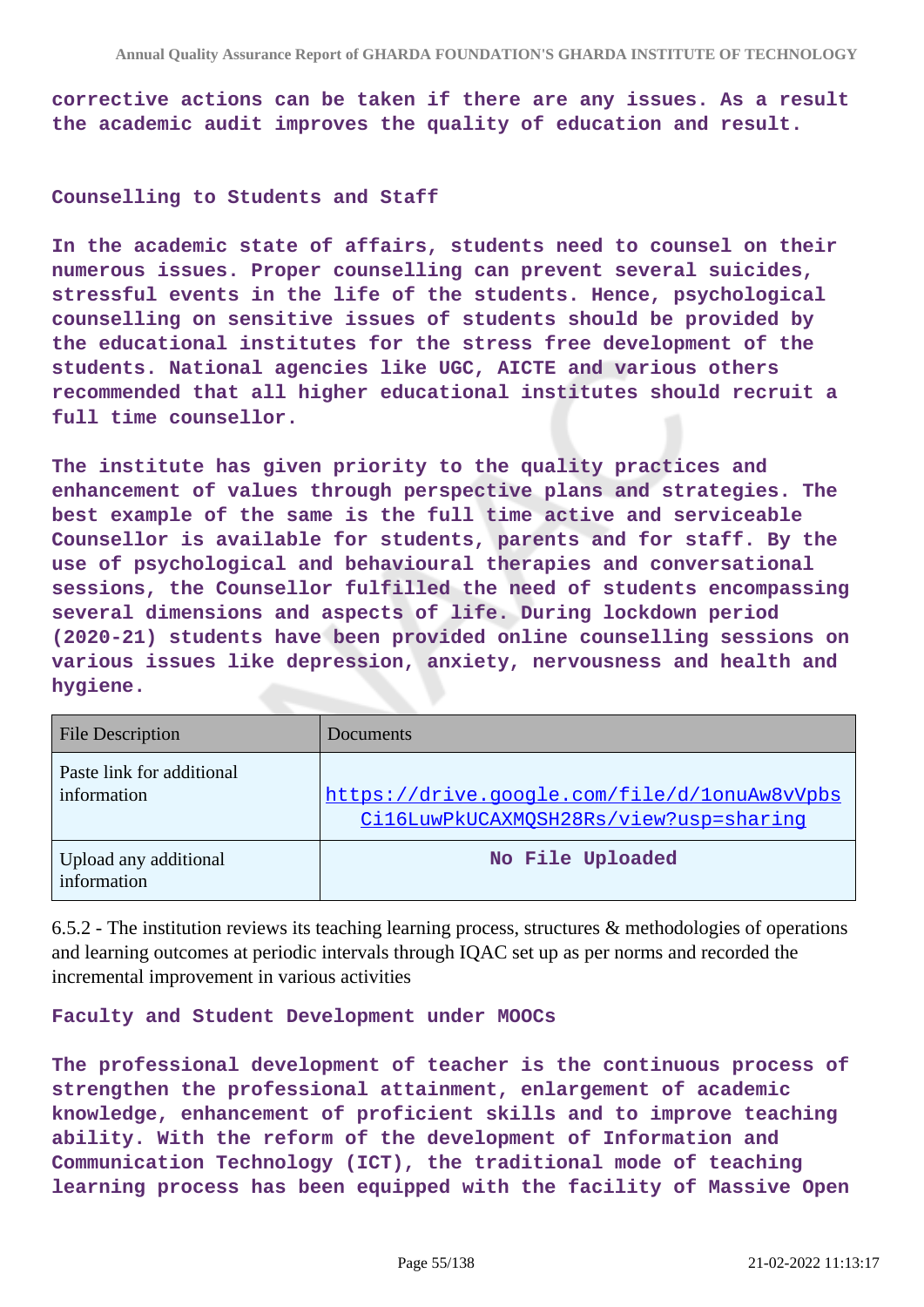**corrective actions can be taken if there are any issues. As a result the academic audit improves the quality of education and result.**

**Counselling to Students and Staff**

**In the academic state of affairs, students need to counsel on their numerous issues. Proper counselling can prevent several suicides, stressful events in the life of the students. Hence, psychological counselling on sensitive issues of students should be provided by the educational institutes for the stress free development of the students. National agencies like UGC, AICTE and various others recommended that all higher educational institutes should recruit a full time counsellor.**

**The institute has given priority to the quality practices and enhancement of values through perspective plans and strategies. The best example of the same is the full time active and serviceable Counsellor is available for students, parents and for staff. By the use of psychological and behavioural therapies and conversational sessions, the Counsellor fulfilled the need of students encompassing several dimensions and aspects of life. During lockdown period (2020-21) students have been provided online counselling sessions on various issues like depression, anxiety, nervousness and health and hygiene.**

| File Description | Documents |
|---|---|
| Paste link for additional information | https://drive.google.com/file/d/1onuAw8vVpbsCi16LuwPkUCAXMQSH28Rs/view?usp=sharing |
| Upload any additional information | No File Uploaded |

6.5.2 - The institution reviews its teaching learning process, structures & methodologies of operations and learning outcomes at periodic intervals through IQAC set up as per norms and recorded the incremental improvement in various activities

**Faculty and Student Development under MOOCs**

**The professional development of teacher is the continuous process of strengthen the professional attainment, enlargement of academic knowledge, enhancement of proficient skills and to improve teaching ability. With the reform of the development of Information and Communication Technology (ICT), the traditional mode of teaching learning process has been equipped with the facility of Massive Open**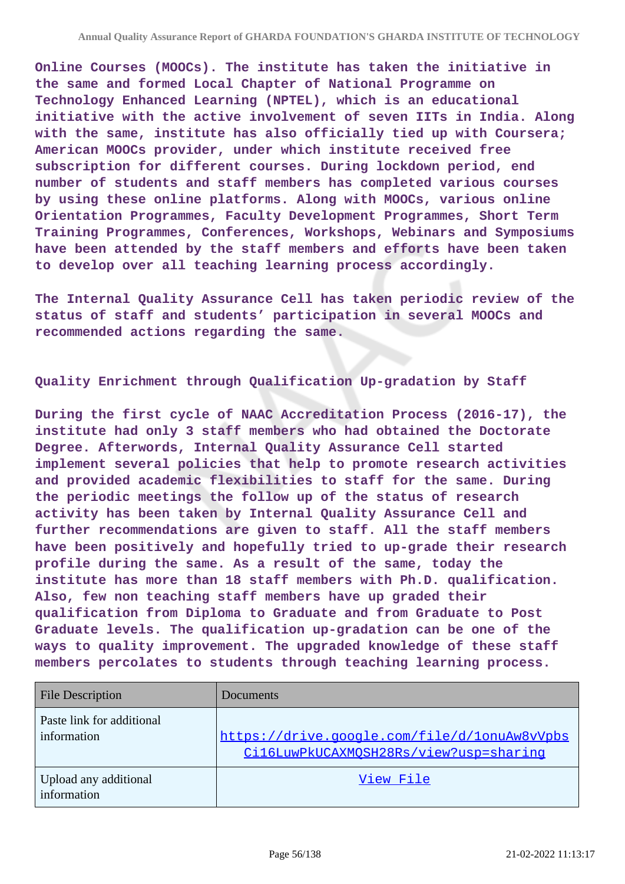**Online Courses (MOOCs). The institute has taken the initiative in the same and formed Local Chapter of National Programme on Technology Enhanced Learning (NPTEL), which is an educational initiative with the active involvement of seven IITs in India. Along with the same, institute has also officially tied up with Coursera; American MOOCs provider, under which institute received free subscription for different courses. During lockdown period, end number of students and staff members has completed various courses by using these online platforms. Along with MOOCs, various online Orientation Programmes, Faculty Development Programmes, Short Term Training Programmes, Conferences, Workshops, Webinars and Symposiums have been attended by the staff members and efforts have been taken to develop over all teaching learning process accordingly.**

**The Internal Quality Assurance Cell has taken periodic review of the status of staff and students' participation in several MOOCs and recommended actions regarding the same.**

**Quality Enrichment through Qualification Up-gradation by Staff**

**During the first cycle of NAAC Accreditation Process (2016-17), the institute had only 3 staff members who had obtained the Doctorate Degree. Afterwords, Internal Quality Assurance Cell started implement several policies that help to promote research activities and provided academic flexibilities to staff for the same. During the periodic meetings the follow up of the status of research activity has been taken by Internal Quality Assurance Cell and further recommendations are given to staff. All the staff members have been positively and hopefully tried to up-grade their research profile during the same. As a result of the same, today the institute has more than 18 staff members with Ph.D. qualification. Also, few non teaching staff members have up graded their qualification from Diploma to Graduate and from Graduate to Post Graduate levels. The qualification up-gradation can be one of the ways to quality improvement. The upgraded knowledge of these staff members percolates to students through teaching learning process.**

| File Description | Documents |
|---|---|
| Paste link for additional information | https://drive.google.com/file/d/1onuAw8vVpbsCi16LuwPkUCAXMQSH28Rs/view?usp=sharing |
| Upload any additional information | View File |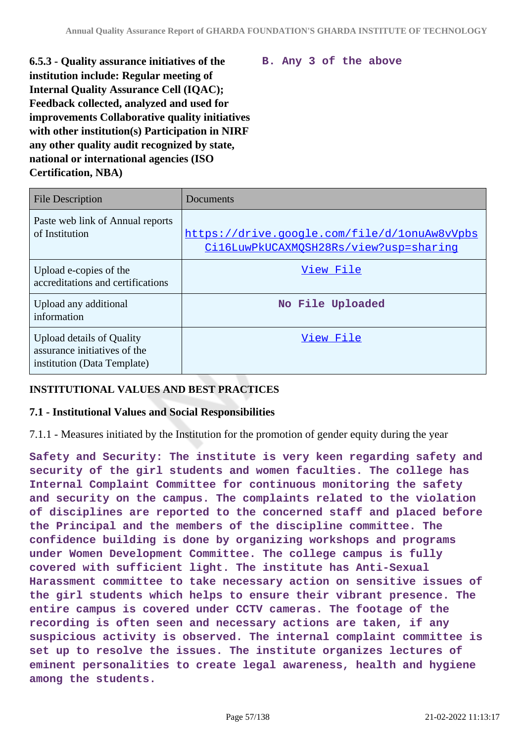**6.5.3 - Quality assurance initiatives of the institution include: Regular meeting of Internal Quality Assurance Cell (IQAC); Feedback collected, analyzed and used for improvements Collaborative quality initiatives with other institution(s) Participation in NIRF any other quality audit recognized by state, national or international agencies (ISO Certification, NBA)**

**B. Any 3 of the above**

| File Description | Documents |
|---|---|
| Paste web link of Annual reports of Institution | https://drive.google.com/file/d/1onuAw8vVpbsCi16LuwPkUCAXMQSH28Rs/view?usp=sharing |
| Upload e-copies of the accreditations and certifications | View File |
| Upload any additional information | No File Uploaded |
| Upload details of Quality assurance initiatives of the institution (Data Template) | View File |

## INSTITUTIONAL VALUES AND BEST PRACTICES

### 7.1 - Institutional Values and Social Responsibilities

7.1.1 - Measures initiated by the Institution for the promotion of gender equity during the year

**Safety and Security: The institute is very keen regarding safety and security of the girl students and women faculties. The college has Internal Complaint Committee for continuous monitoring the safety and security on the campus. The complaints related to the violation of disciplines are reported to the concerned staff and placed before the Principal and the members of the discipline committee. The confidence building is done by organizing workshops and programs under Women Development Committee. The college campus is fully covered with sufficient light. The institute has Anti-Sexual Harassment committee to take necessary action on sensitive issues of the girl students which helps to ensure their vibrant presence. The entire campus is covered under CCTV cameras. The footage of the recording is often seen and necessary actions are taken, if any suspicious activity is observed. The internal complaint committee is set up to resolve the issues. The institute organizes lectures of eminent personalities to create legal awareness, health and hygiene among the students.**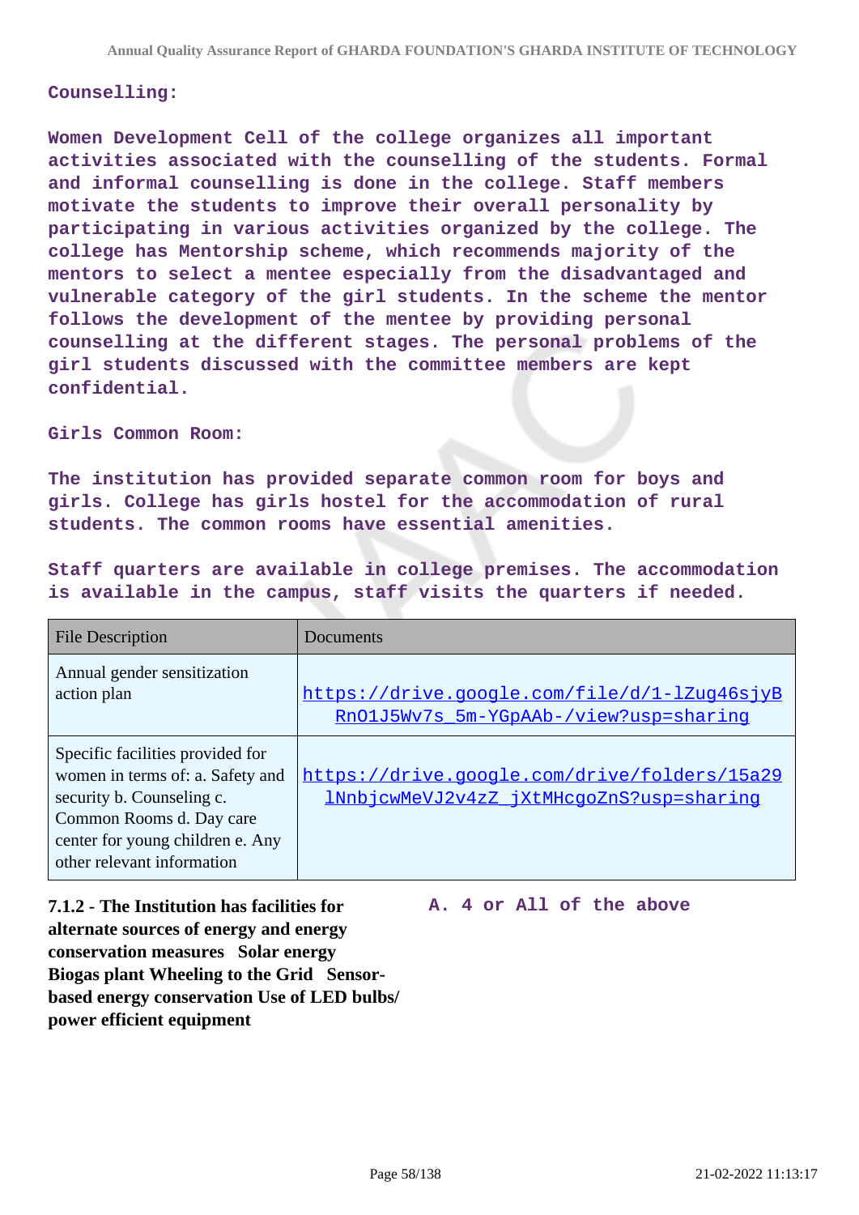Counselling:

Women Development Cell of the college organizes all important activities associated with the counselling of the students. Formal and informal counselling is done in the college. Staff members motivate the students to improve their overall personality by participating in various activities organized by the college. The college has Mentorship scheme, which recommends majority of the mentors to select a mentee especially from the disadvantaged and vulnerable category of the girl students. In the scheme the mentor follows the development of the mentee by providing personal counselling at the different stages. The personal problems of the girl students discussed with the committee members are kept confidential.

Girls Common Room:

The institution has provided separate common room for boys and girls. College has girls hostel for the accommodation of rural students. The common rooms have essential amenities.

Staff quarters are available in college premises. The accommodation is available in the campus, staff visits the quarters if needed.

| File Description | Documents |
| --- | --- |
| Annual gender sensitization action plan | https://drive.google.com/file/d/1-lZug46sjyBRnO1J5Wv7s_5m-YGpAAb-/view?usp=sharing |
| Specific facilities provided for women in terms of: a. Safety and security b. Counseling c. Common Rooms d. Day care center for young children e. Any other relevant information | https://drive.google.com/drive/folders/15a29lNnbjcwMeVJ2v4zZ_jXtMHcgoZnS?usp=sharing |

**7.1.2 - The Institution has facilities for alternate sources of energy and energy conservation measures Solar energy Biogas plant Wheeling to the Grid Sensor-based energy conservation Use of LED bulbs/ power efficient equipment**

A. 4 or All of the above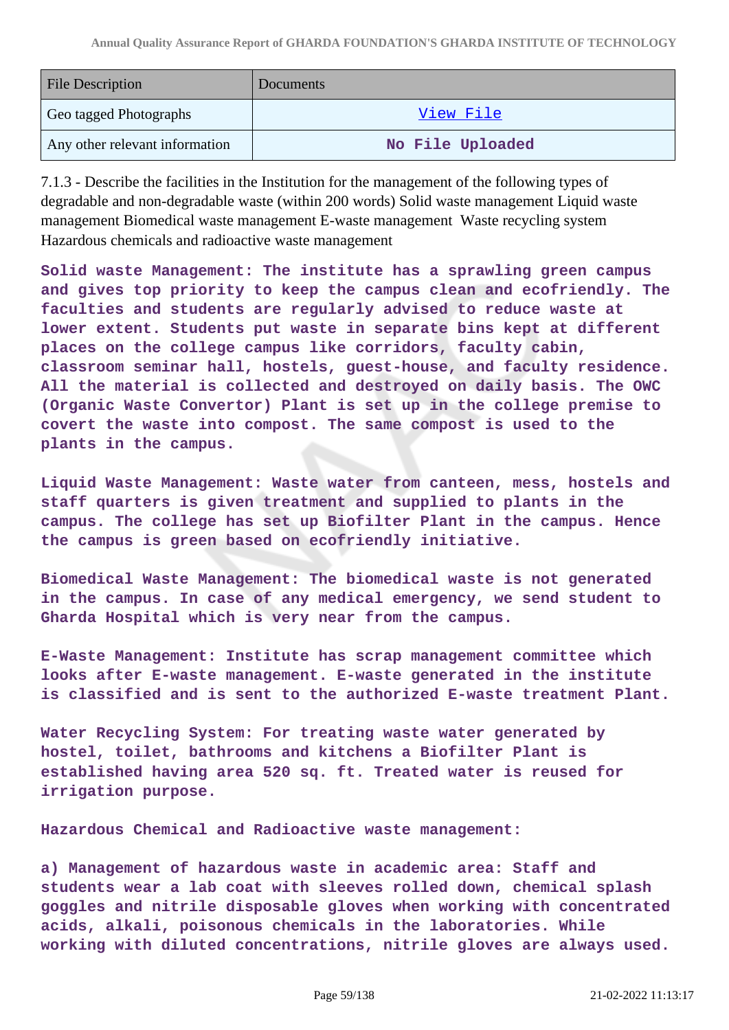| File Description | Documents |
|---|---|
| Geo tagged Photographs | View File |
| Any other relevant information | No File Uploaded |

7.1.3 - Describe the facilities in the Institution for the management of the following types of degradable and non-degradable waste (within 200 words) Solid waste management Liquid waste management Biomedical waste management E-waste management Waste recycling system Hazardous chemicals and radioactive waste management

**Solid waste Management: The institute has a sprawling green campus and gives top priority to keep the campus clean and ecofriendly. The faculties and students are regularly advised to reduce waste at lower extent. Students put waste in separate bins kept at different places on the college campus like corridors, faculty cabin, classroom seminar hall, hostels, guest-house, and faculty residence. All the material is collected and destroyed on daily basis. The OWC (Organic Waste Convertor) Plant is set up in the college premise to covert the waste into compost. The same compost is used to the plants in the campus.**

**Liquid Waste Management: Waste water from canteen, mess, hostels and staff quarters is given treatment and supplied to plants in the campus. The college has set up Biofilter Plant in the campus. Hence the campus is green based on ecofriendly initiative.**

**Biomedical Waste Management: The biomedical waste is not generated in the campus. In case of any medical emergency, we send student to Gharda Hospital which is very near from the campus.**

**E-Waste Management: Institute has scrap management committee which looks after E-waste management. E-waste generated in the institute is classified and is sent to the authorized E-waste treatment Plant.**

**Water Recycling System: For treating waste water generated by hostel, toilet, bathrooms and kitchens a Biofilter Plant is established having area 520 sq. ft. Treated water is reused for irrigation purpose.**

**Hazardous Chemical and Radioactive waste management:**

**a) Management of hazardous waste in academic area: Staff and students wear a lab coat with sleeves rolled down, chemical splash goggles and nitrile disposable gloves when working with concentrated acids, alkali, poisonous chemicals in the laboratories. While working with diluted concentrations, nitrile gloves are always used.**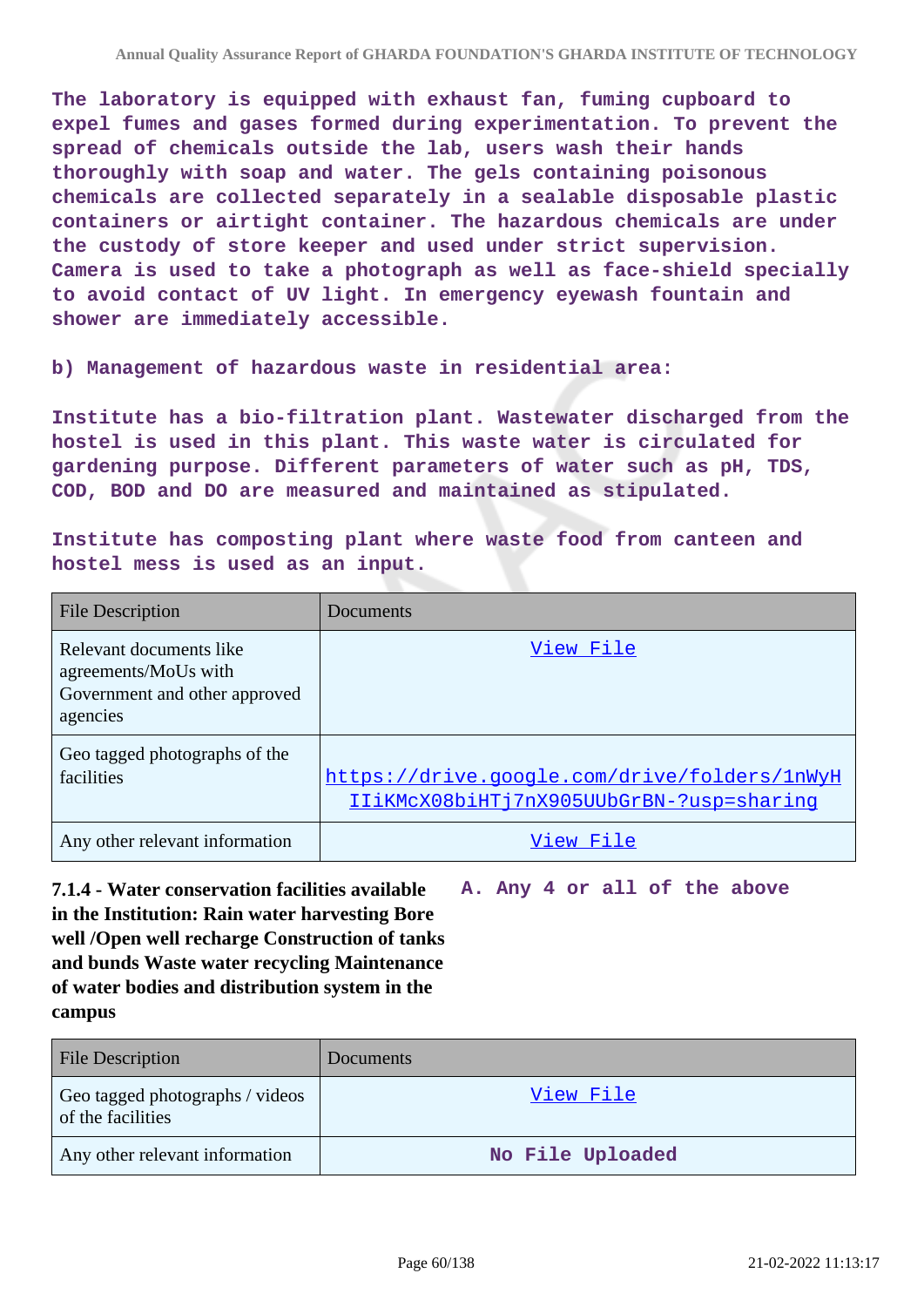The laboratory is equipped with exhaust fan, fuming cupboard to expel fumes and gases formed during experimentation. To prevent the spread of chemicals outside the lab, users wash their hands thoroughly with soap and water. The gels containing poisonous chemicals are collected separately in a sealable disposable plastic containers or airtight container. The hazardous chemicals are under the custody of store keeper and used under strict supervision. Camera is used to take a photograph as well as face-shield specially to avoid contact of UV light. In emergency eyewash fountain and shower are immediately accessible.

b) Management of hazardous waste in residential area:

Institute has a bio-filtration plant. Wastewater discharged from the hostel is used in this plant. This waste water is circulated for gardening purpose. Different parameters of water such as pH, TDS, COD, BOD and DO are measured and maintained as stipulated.

Institute has composting plant where waste food from canteen and hostel mess is used as an input.

| File Description | Documents |
| --- | --- |
| Relevant documents like agreements/MoUs with Government and other approved agencies | View File |
| Geo tagged photographs of the facilities | https://drive.google.com/drive/folders/1nWyHIIiKMcX08biHTj7nX905UUbGrBN-?usp=sharing |
| Any other relevant information | View File |

**7.1.4 - Water conservation facilities available in the Institution: Rain water harvesting Bore well /Open well recharge Construction of tanks and bunds Waste water recycling Maintenance of water bodies and distribution system in the campus**

A. Any 4 or all of the above

| File Description | Documents |
| --- | --- |
| Geo tagged photographs / videos of the facilities | View File |
| Any other relevant information | No File Uploaded |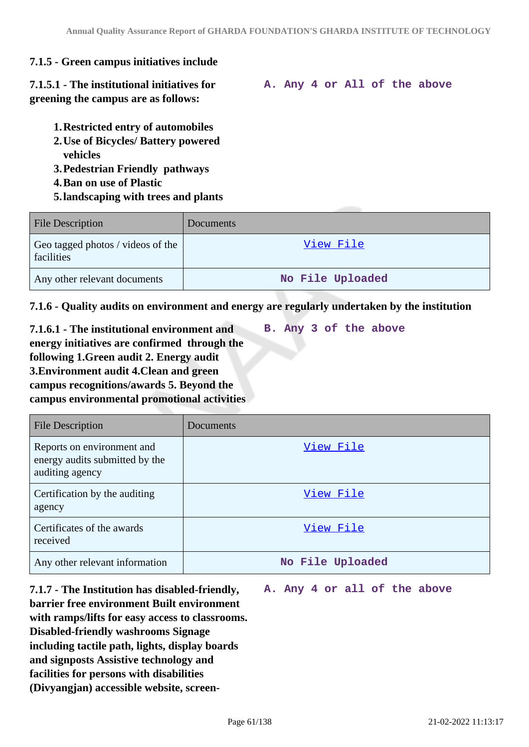**7.1.5 - Green campus initiatives include**

**7.1.5.1 - The institutional initiatives for greening the campus are as follows:**

A. Any 4 or All of the above

1. **Restricted entry of automobiles**
2. **Use of Bicycles/ Battery powered vehicles**
3. **Pedestrian Friendly pathways**
4. **Ban on use of Plastic**
5. **landscaping with trees and plants**

| File Description | Documents |
|---|---|
| Geo tagged photos / videos of the facilities | View File |
| Any other relevant documents | No File Uploaded |

**7.1.6 - Quality audits on environment and energy are regularly undertaken by the institution**

**7.1.6.1 - The institutional environment and energy initiatives are confirmed through the following 1.Green audit 2. Energy audit 3.Environment audit 4.Clean and green campus recognitions/awards 5. Beyond the campus environmental promotional activities**

B. Any 3 of the above

| File Description | Documents |
|---|---|
| Reports on environment and energy audits submitted by the auditing agency | View File |
| Certification by the auditing agency | View File |
| Certificates of the awards received | View File |
| Any other relevant information | No File Uploaded |

**7.1.7 - The Institution has disabled-friendly, barrier free environment Built environment with ramps/lifts for easy access to classrooms. Disabled-friendly washrooms Signage including tactile path, lights, display boards and signposts Assistive technology and facilities for persons with disabilities (Divyangjan) accessible website, screen-**

A. Any 4 or all of the above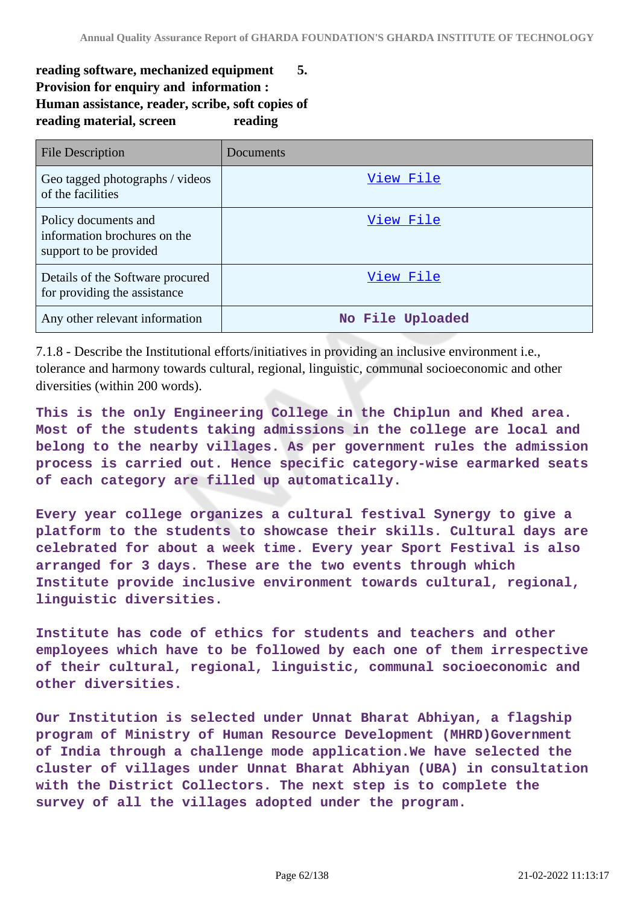**reading software, mechanized equipment 5. Provision for enquiry and information : Human assistance, reader, scribe, soft copies of reading material, screen reading**

| File Description | Documents |
| --- | --- |
| Geo tagged photographs / videos of the facilities | View File |
| Policy documents and information brochures on the support to be provided | View File |
| Details of the Software procured for providing the assistance | View File |
| Any other relevant information | No File Uploaded |

7.1.8 - Describe the Institutional efforts/initiatives in providing an inclusive environment i.e., tolerance and harmony towards cultural, regional, linguistic, communal socioeconomic and other diversities (within 200 words).

This is the only Engineering College in the Chiplun and Khed area. Most of the students taking admissions in the college are local and belong to the nearby villages. As per government rules the admission process is carried out. Hence specific category-wise earmarked seats of each category are filled up automatically.

Every year college organizes a cultural festival Synergy to give a platform to the students to showcase their skills. Cultural days are celebrated for about a week time. Every year Sport Festival is also arranged for 3 days. These are the two events through which Institute provide inclusive environment towards cultural, regional, linguistic diversities.

Institute has code of ethics for students and teachers and other employees which have to be followed by each one of them irrespective of their cultural, regional, linguistic, communal socioeconomic and other diversities.

Our Institution is selected under Unnat Bharat Abhiyan, a flagship program of Ministry of Human Resource Development (MHRD)Government of India through a challenge mode application.We have selected the cluster of villages under Unnat Bharat Abhiyan (UBA) in consultation with the District Collectors. The next step is to complete the survey of all the villages adopted under the program.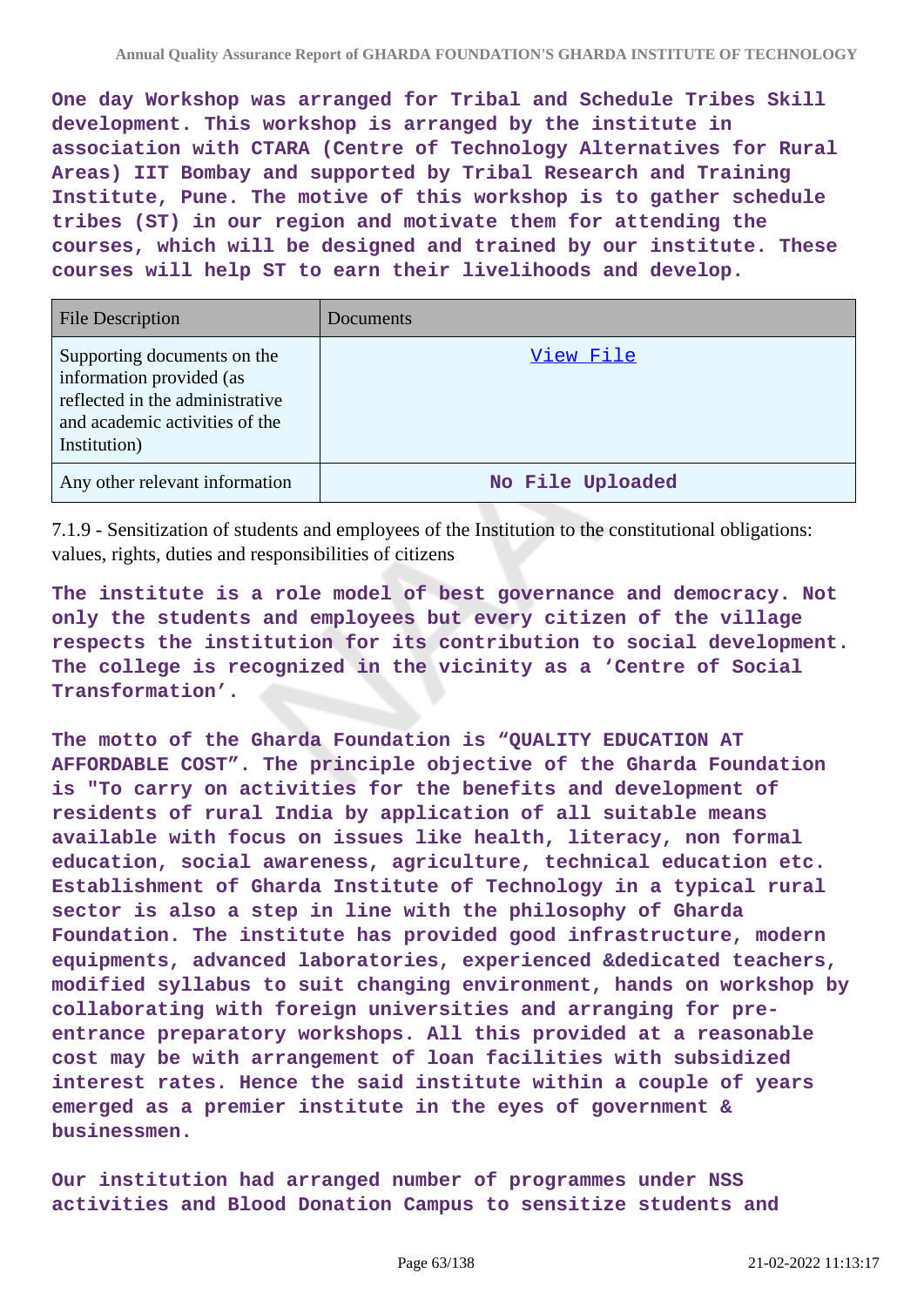**One day Workshop was arranged for Tribal and Schedule Tribes Skill development. This workshop is arranged by the institute in association with CTARA (Centre of Technology Alternatives for Rural Areas) IIT Bombay and supported by Tribal Research and Training Institute, Pune. The motive of this workshop is to gather schedule tribes (ST) in our region and motivate them for attending the courses, which will be designed and trained by our institute. These courses will help ST to earn their livelihoods and develop.**

| File Description | Documents |
|---|---|
| Supporting documents on the information provided (as reflected in the administrative and academic activities of the Institution) | View File |
| Any other relevant information | No File Uploaded |

7.1.9 - Sensitization of students and employees of the Institution to the constitutional obligations: values, rights, duties and responsibilities of citizens

**The institute is a role model of best governance and democracy. Not only the students and employees but every citizen of the village respects the institution for its contribution to social development. The college is recognized in the vicinity as a 'Centre of Social Transformation'.**

**The motto of the Gharda Foundation is "QUALITY EDUCATION AT AFFORDABLE COST". The principle objective of the Gharda Foundation is "To carry on activities for the benefits and development of residents of rural India by application of all suitable means available with focus on issues like health, literacy, non formal education, social awareness, agriculture, technical education etc. Establishment of Gharda Institute of Technology in a typical rural sector is also a step in line with the philosophy of Gharda Foundation. The institute has provided good infrastructure, modern equipments, advanced laboratories, experienced &dedicated teachers, modified syllabus to suit changing environment, hands on workshop by collaborating with foreign universities and arranging for pre-entrance preparatory workshops. All this provided at a reasonable cost may be with arrangement of loan facilities with subsidized interest rates. Hence the said institute within a couple of years emerged as a premier institute in the eyes of government & businessmen.**

**Our institution had arranged number of programmes under NSS activities and Blood Donation Campus to sensitize students and**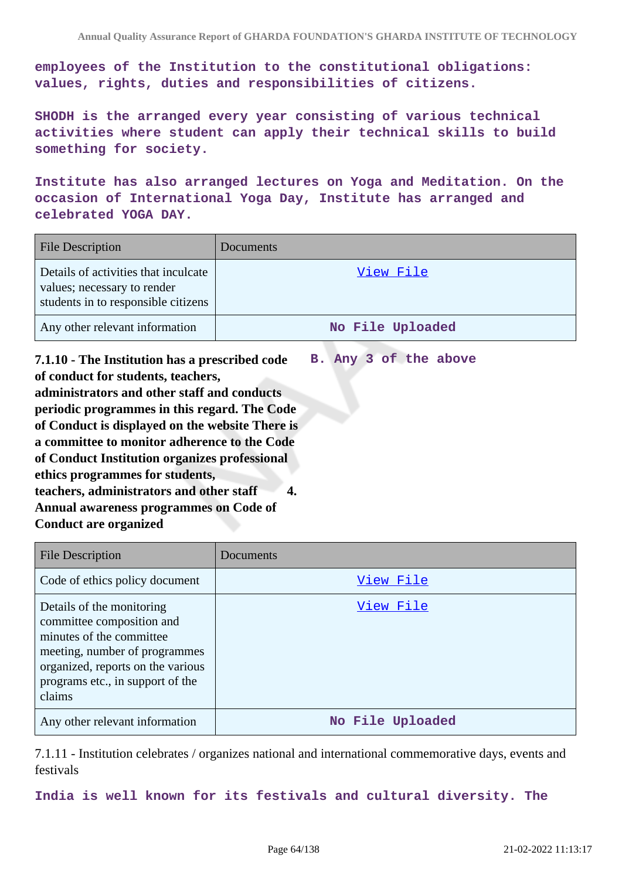**employees of the Institution to the constitutional obligations: values, rights, duties and responsibilities of citizens.**

**SHODH is the arranged every year consisting of various technical activities where student can apply their technical skills to build something for society.**

**Institute has also arranged lectures on Yoga and Meditation. On the occasion of International Yoga Day, Institute has arranged and celebrated YOGA DAY.**

| File Description | Documents |
|---|---|
| Details of activities that inculcate values; necessary to render students in to responsible citizens | View File |
| Any other relevant information | No File Uploaded |

**7.1.10 - The Institution has a prescribed code of conduct for students, teachers, administrators and other staff and conducts periodic programmes in this regard. The Code of Conduct is displayed on the website There is a committee to monitor adherence to the Code of Conduct Institution organizes professional ethics programmes for students, teachers, administrators and other staff 4. Annual awareness programmes on Code of Conduct are organized**

**B. Any 3 of the above**

| File Description | Documents |
|---|---|
| Code of ethics policy document | View File |
| Details of the monitoring committee composition and minutes of the committee meeting, number of programmes organized, reports on the various programs etc., in support of the claims | View File |
| Any other relevant information | No File Uploaded |

7.1.11 - Institution celebrates / organizes national and international commemorative days, events and festivals

**India is well known for its festivals and cultural diversity. The**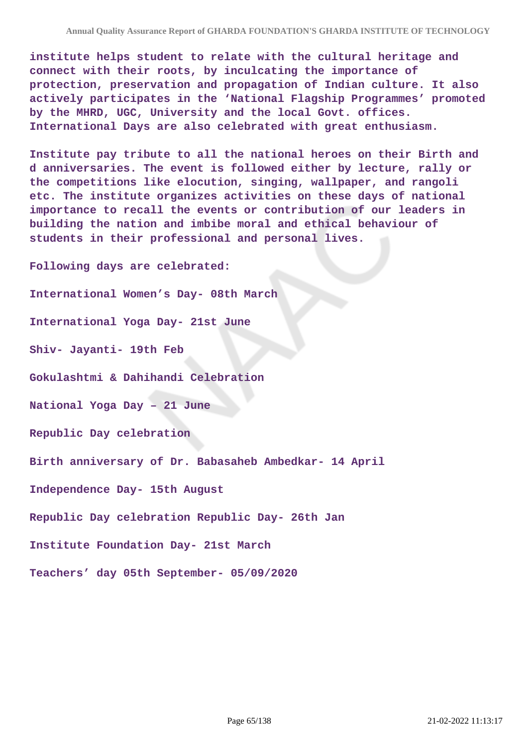institute helps student to relate with the cultural heritage and connect with their roots, by inculcating the importance of protection, preservation and propagation of Indian culture. It also actively participates in the 'National Flagship Programmes' promoted by the MHRD, UGC, University and the local Govt. offices. International Days are also celebrated with great enthusiasm.

Institute pay tribute to all the national heroes on their Birth and d anniversaries. The event is followed either by lecture, rally or the competitions like elocution, singing, wallpaper, and rangoli etc. The institute organizes activities on these days of national importance to recall the events or contribution of our leaders in building the nation and imbibe moral and ethical behaviour of students in their professional and personal lives.

Following days are celebrated:

International Women's Day- 08th March

International Yoga Day- 21st June

Shiv- Jayanti- 19th Feb

Gokulashtmi & Dahihandi Celebration

National Yoga Day – 21 June

Republic Day celebration

Birth anniversary of Dr. Babasaheb Ambedkar- 14 April

Independence Day- 15th August

Republic Day celebration Republic Day- 26th Jan

Institute Foundation Day- 21st March

Teachers' day 05th September- 05/09/2020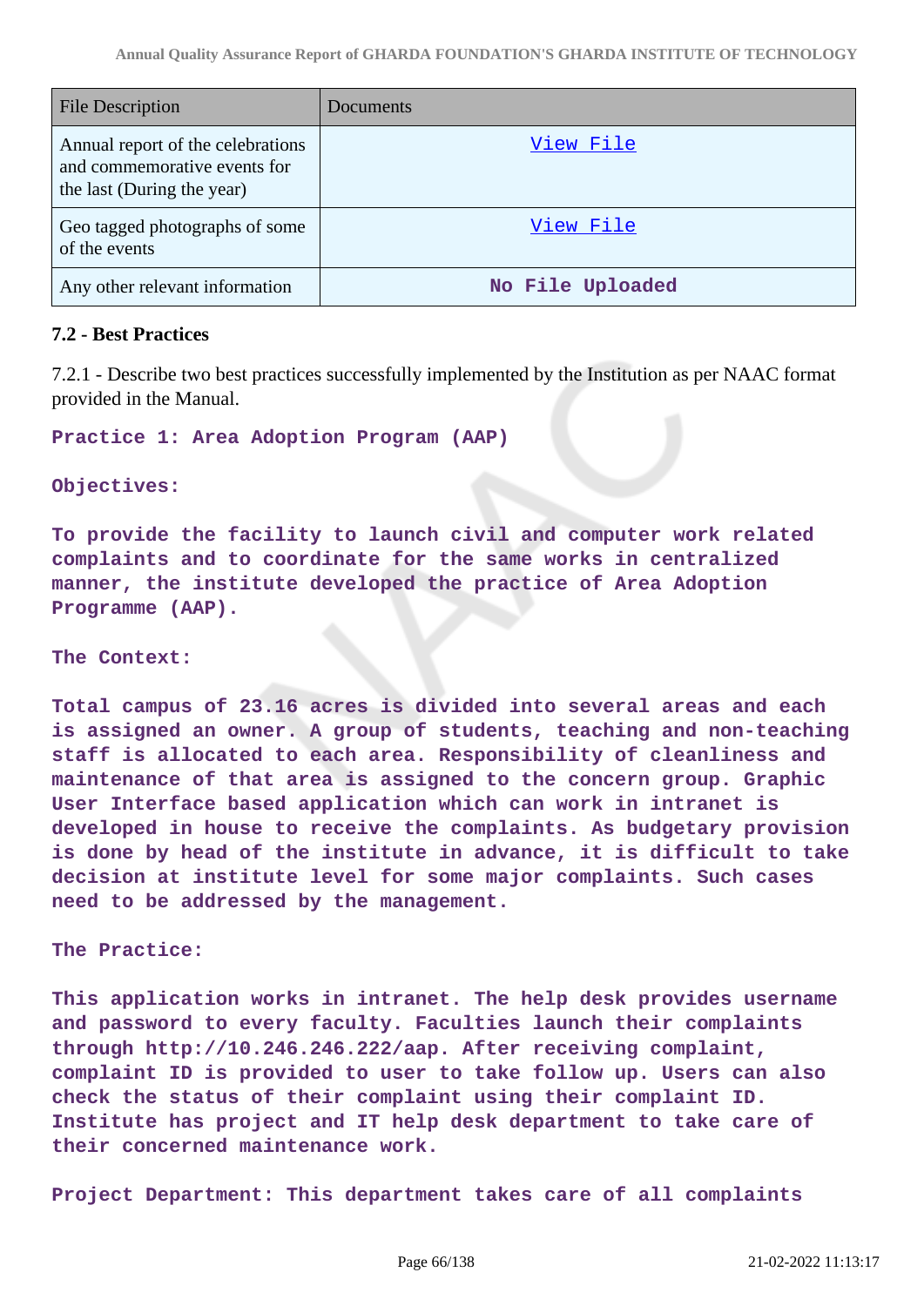| File Description | Documents |
| --- | --- |
| Annual report of the celebrations and commemorative events for the last (During the year) | View File |
| Geo tagged photographs of some of the events | View File |
| Any other relevant information | No File Uploaded |

### 7.2 - Best Practices

7.2.1 - Describe two best practices successfully implemented by the Institution as per NAAC format provided in the Manual.

**Practice 1: Area Adoption Program (AAP)**

**Objectives:**

**To provide the facility to launch civil and computer work related complaints and to coordinate for the same works in centralized manner, the institute developed the practice of Area Adoption Programme (AAP).**

**The Context:**

**Total campus of 23.16 acres is divided into several areas and each is assigned an owner. A group of students, teaching and non-teaching staff is allocated to each area. Responsibility of cleanliness and maintenance of that area is assigned to the concern group. Graphic User Interface based application which can work in intranet is developed in house to receive the complaints. As budgetary provision is done by head of the institute in advance, it is difficult to take decision at institute level for some major complaints. Such cases need to be addressed by the management.**

**The Practice:**

**This application works in intranet. The help desk provides username and password to every faculty. Faculties launch their complaints through http://10.246.246.222/aap. After receiving complaint, complaint ID is provided to user to take follow up. Users can also check the status of their complaint using their complaint ID. Institute has project and IT help desk department to take care of their concerned maintenance work.**

**Project Department: This department takes care of all complaints**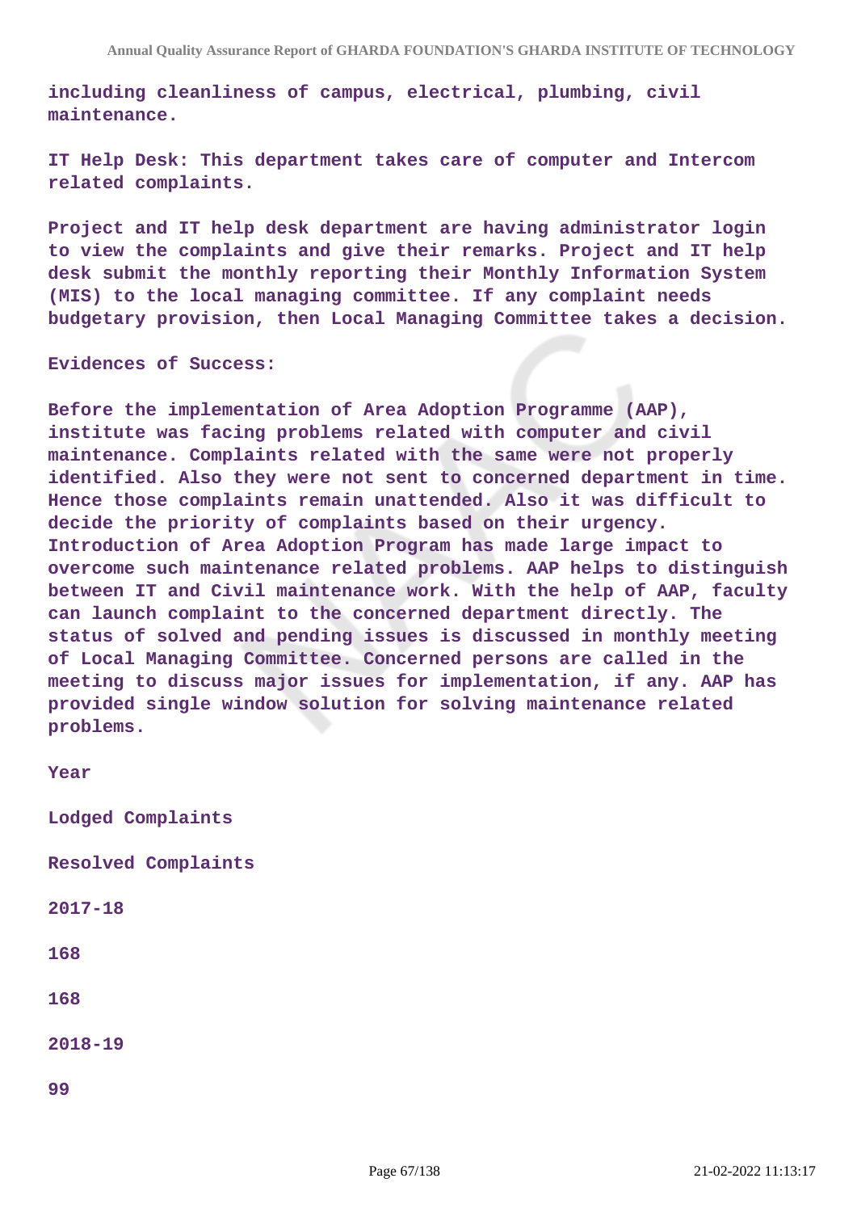**including cleanliness of campus, electrical, plumbing, civil maintenance.**

**IT Help Desk: This department takes care of computer and Intercom related complaints.**

**Project and IT help desk department are having administrator login to view the complaints and give their remarks. Project and IT help desk submit the monthly reporting their Monthly Information System (MIS) to the local managing committee. If any complaint needs budgetary provision, then Local Managing Committee takes a decision.**

**Evidences of Success:**

**Before the implementation of Area Adoption Programme (AAP), institute was facing problems related with computer and civil maintenance. Complaints related with the same were not properly identified. Also they were not sent to concerned department in time. Hence those complaints remain unattended. Also it was difficult to decide the priority of complaints based on their urgency. Introduction of Area Adoption Program has made large impact to overcome such maintenance related problems. AAP helps to distinguish between IT and Civil maintenance work. With the help of AAP, faculty can launch complaint to the concerned department directly. The status of solved and pending issues is discussed in monthly meeting of Local Managing Committee. Concerned persons are called in the meeting to discuss major issues for implementation, if any. AAP has provided single window solution for solving maintenance related problems.**

| Year | Lodged Complaints | Resolved Complaints |
|---|---|---|
| 2017-18 | 168 | 168 |
| 2018-19 | 99 | |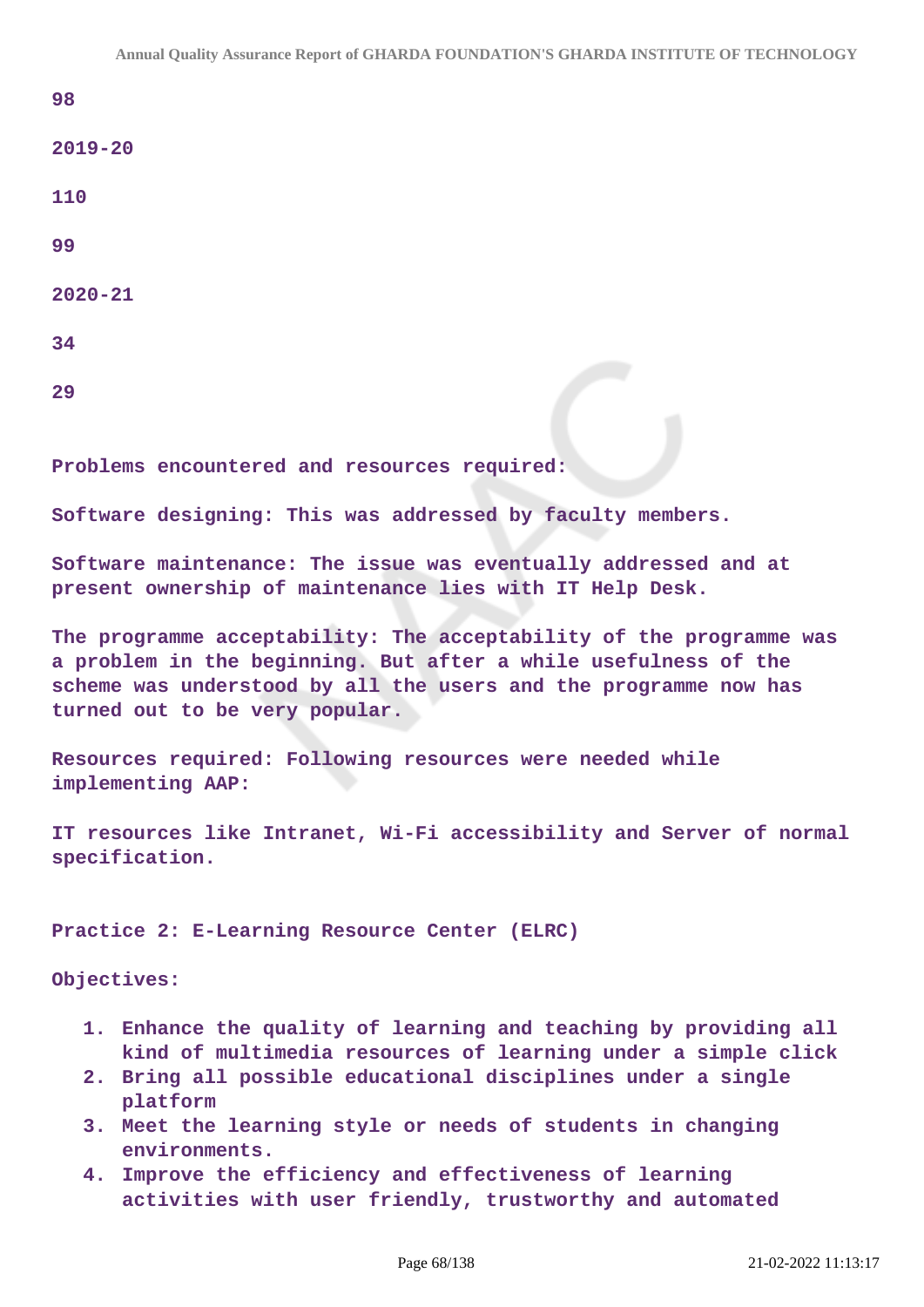98

2019-20

110

99

2020-21

34

29

Problems encountered and resources required:

Software designing: This was addressed by faculty members.

Software maintenance: The issue was eventually addressed and at present ownership of maintenance lies with IT Help Desk.

The programme acceptability: The acceptability of the programme was a problem in the beginning. But after a while usefulness of the scheme was understood by all the users and the programme now has turned out to be very popular.

Resources required: Following resources were needed while implementing AAP:

IT resources like Intranet, Wi-Fi accessibility and Server of normal specification.

Practice 2: E-Learning Resource Center (ELRC)

Objectives:

1. Enhance the quality of learning and teaching by providing all kind of multimedia resources of learning under a simple click
2. Bring all possible educational disciplines under a single platform
3. Meet the learning style or needs of students in changing environments.
4. Improve the efficiency and effectiveness of learning activities with user friendly, trustworthy and automated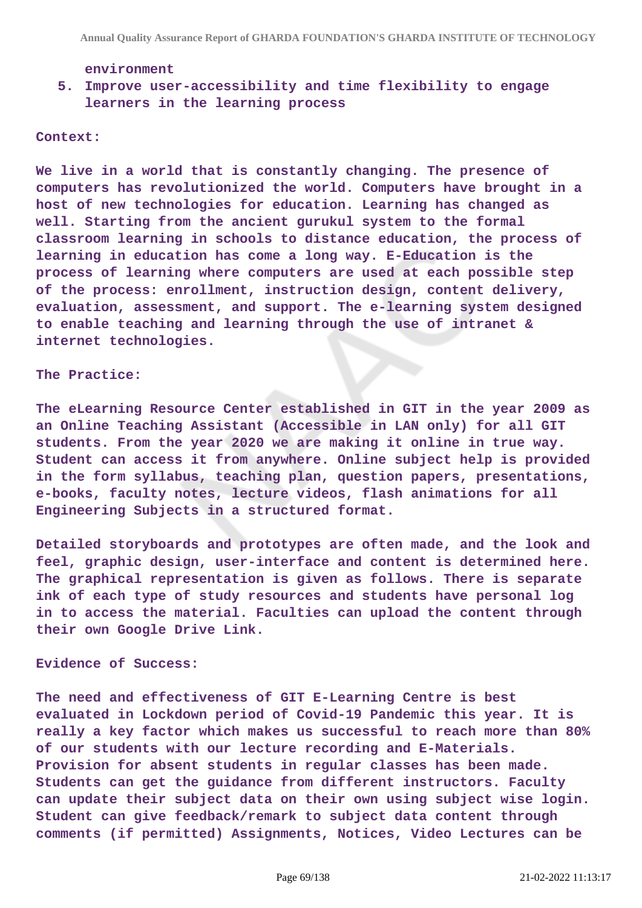environment

5. Improve user-accessibility and time flexibility to engage learners in the learning process

**Context:**

We live in a world that is constantly changing. The presence of computers has revolutionized the world. Computers have brought in a host of new technologies for education. Learning has changed as well. Starting from the ancient gurukul system to the formal classroom learning in schools to distance education, the process of learning in education has come a long way. E-Education is the process of learning where computers are used at each possible step of the process: enrollment, instruction design, content delivery, evaluation, assessment, and support. The e-learning system designed to enable teaching and learning through the use of intranet & internet technologies.

**The Practice:**

The eLearning Resource Center established in GIT in the year 2009 as an Online Teaching Assistant (Accessible in LAN only) for all GIT students. From the year 2020 we are making it online in true way. Student can access it from anywhere. Online subject help is provided in the form syllabus, teaching plan, question papers, presentations, e-books, faculty notes, lecture videos, flash animations for all Engineering Subjects in a structured format.

Detailed storyboards and prototypes are often made, and the look and feel, graphic design, user-interface and content is determined here. The graphical representation is given as follows. There is separate ink of each type of study resources and students have personal log in to access the material. Faculties can upload the content through their own Google Drive Link.

**Evidence of Success:**

The need and effectiveness of GIT E-Learning Centre is best evaluated in Lockdown period of Covid-19 Pandemic this year. It is really a key factor which makes us successful to reach more than 80% of our students with our lecture recording and E-Materials. Provision for absent students in regular classes has been made. Students can get the guidance from different instructors. Faculty can update their subject data on their own using subject wise login. Student can give feedback/remark to subject data content through comments (if permitted) Assignments, Notices, Video Lectures can be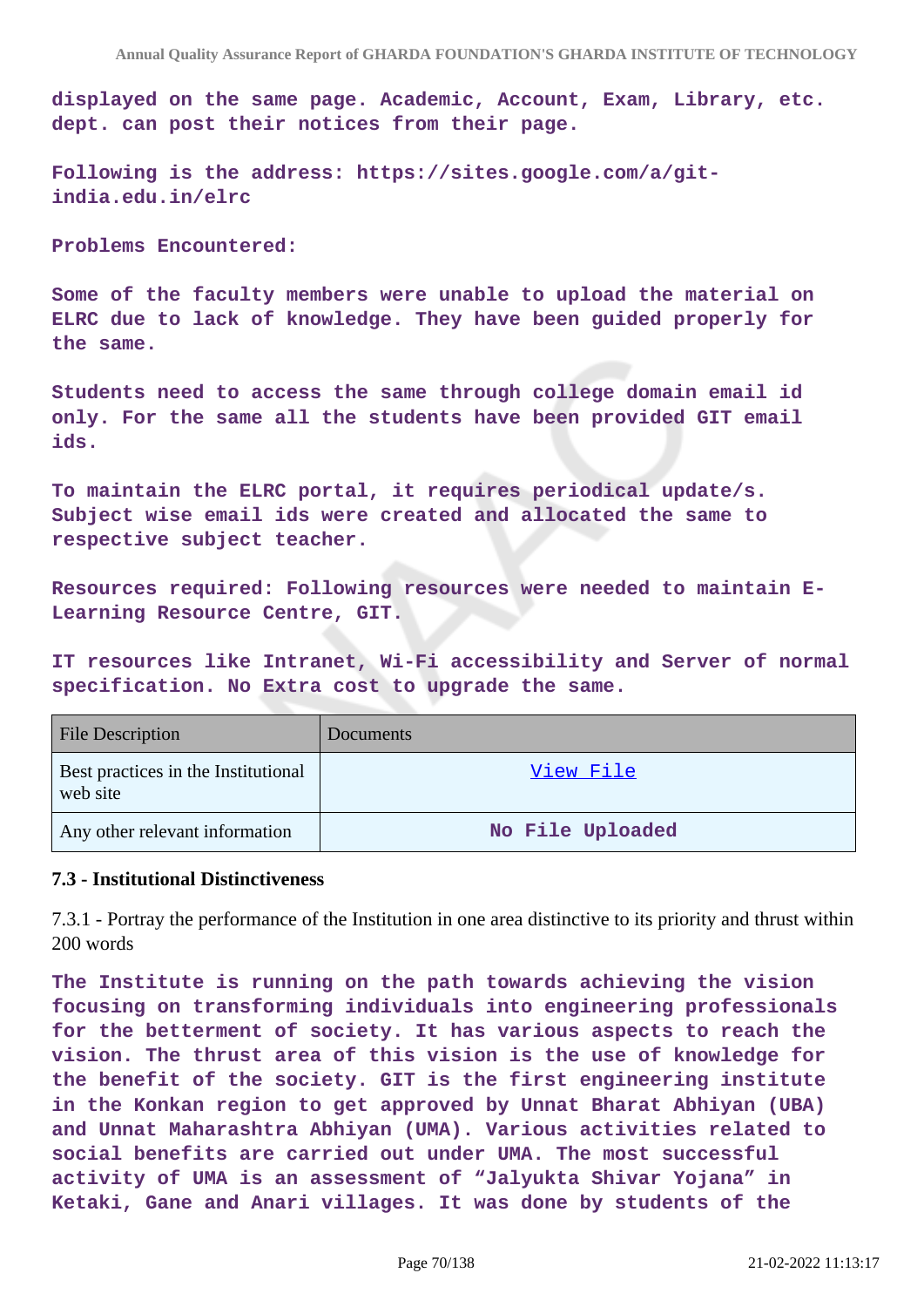displayed on the same page. Academic, Account, Exam, Library, etc. dept. can post their notices from their page.

Following is the address: https://sites.google.com/a/git-india.edu.in/elrc

Problems Encountered:

Some of the faculty members were unable to upload the material on ELRC due to lack of knowledge. They have been guided properly for the same.

Students need to access the same through college domain email id only. For the same all the students have been provided GIT email ids.

To maintain the ELRC portal, it requires periodical update/s. Subject wise email ids were created and allocated the same to respective subject teacher.

Resources required: Following resources were needed to maintain E-Learning Resource Centre, GIT.

IT resources like Intranet, Wi-Fi accessibility and Server of normal specification. No Extra cost to upgrade the same.

| File Description | Documents |
| --- | --- |
| Best practices in the Institutional web site | View File |
| Any other relevant information | No File Uploaded |

### 7.3 - Institutional Distinctiveness

7.3.1 - Portray the performance of the Institution in one area distinctive to its priority and thrust within 200 words

The Institute is running on the path towards achieving the vision focusing on transforming individuals into engineering professionals for the betterment of society. It has various aspects to reach the vision. The thrust area of this vision is the use of knowledge for the benefit of the society. GIT is the first engineering institute in the Konkan region to get approved by Unnat Bharat Abhiyan (UBA) and Unnat Maharashtra Abhiyan (UMA). Various activities related to social benefits are carried out under UMA. The most successful activity of UMA is an assessment of "Jalyukta Shivar Yojana" in Ketaki, Gane and Anari villages. It was done by students of the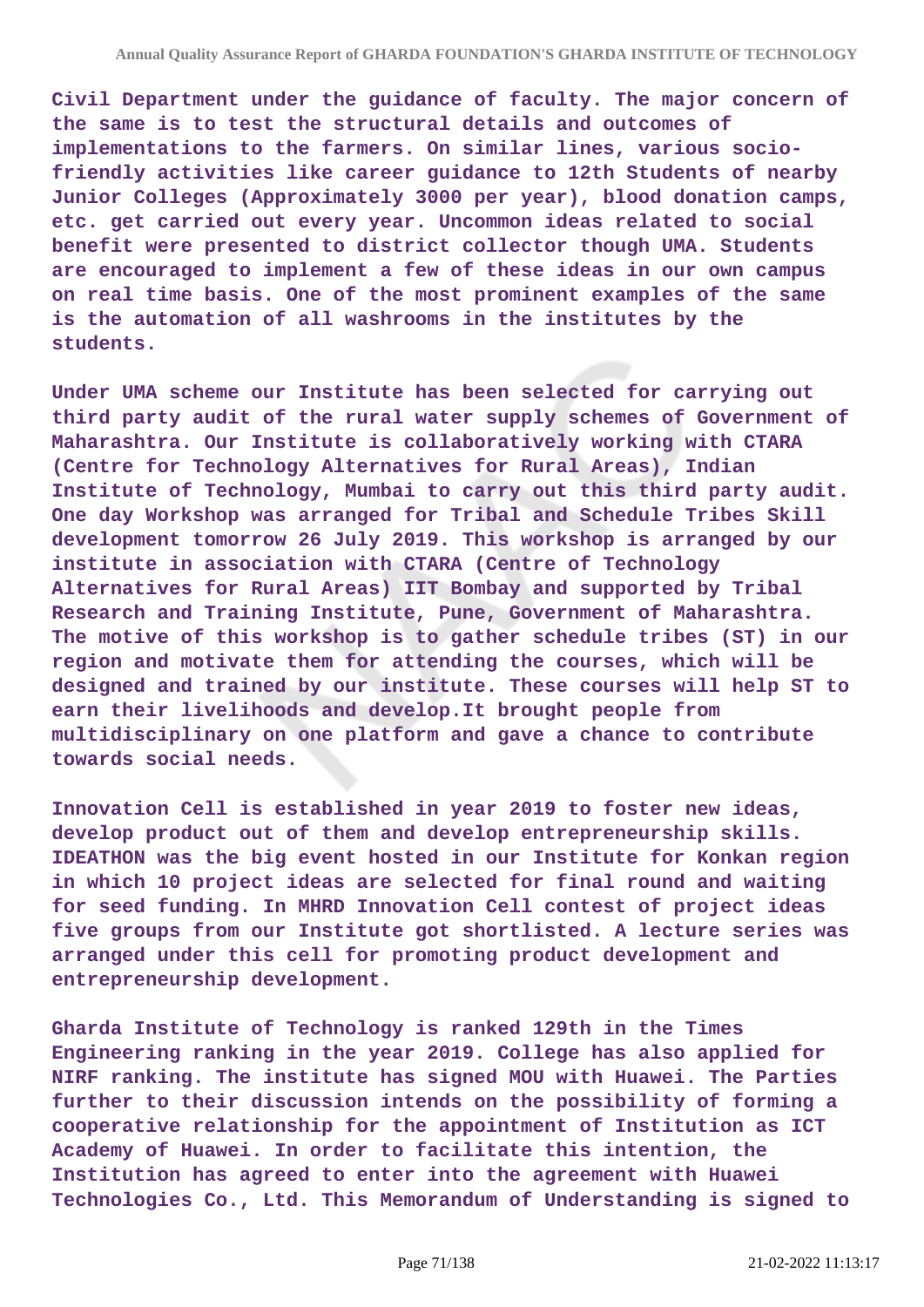Civil Department under the guidance of faculty. The major concern of the same is to test the structural details and outcomes of implementations to the farmers. On similar lines, various socio-friendly activities like career guidance to 12th Students of nearby Junior Colleges (Approximately 3000 per year), blood donation camps, etc. get carried out every year. Uncommon ideas related to social benefit were presented to district collector though UMA. Students are encouraged to implement a few of these ideas in our own campus on real time basis. One of the most prominent examples of the same is the automation of all washrooms in the institutes by the students.

Under UMA scheme our Institute has been selected for carrying out third party audit of the rural water supply schemes of Government of Maharashtra. Our Institute is collaboratively working with CTARA (Centre for Technology Alternatives for Rural Areas), Indian Institute of Technology, Mumbai to carry out this third party audit. One day Workshop was arranged for Tribal and Schedule Tribes Skill development tomorrow 26 July 2019. This workshop is arranged by our institute in association with CTARA (Centre of Technology Alternatives for Rural Areas) IIT Bombay and supported by Tribal Research and Training Institute, Pune, Government of Maharashtra. The motive of this workshop is to gather schedule tribes (ST) in our region and motivate them for attending the courses, which will be designed and trained by our institute. These courses will help ST to earn their livelihoods and develop.It brought people from multidisciplinary on one platform and gave a chance to contribute towards social needs.

Innovation Cell is established in year 2019 to foster new ideas, develop product out of them and develop entrepreneurship skills. IDEATHON was the big event hosted in our Institute for Konkan region in which 10 project ideas are selected for final round and waiting for seed funding. In MHRD Innovation Cell contest of project ideas five groups from our Institute got shortlisted. A lecture series was arranged under this cell for promoting product development and entrepreneurship development.

Gharda Institute of Technology is ranked 129th in the Times Engineering ranking in the year 2019. College has also applied for NIRF ranking. The institute has signed MOU with Huawei. The Parties further to their discussion intends on the possibility of forming a cooperative relationship for the appointment of Institution as ICT Academy of Huawei. In order to facilitate this intention, the Institution has agreed to enter into the agreement with Huawei Technologies Co., Ltd. This Memorandum of Understanding is signed to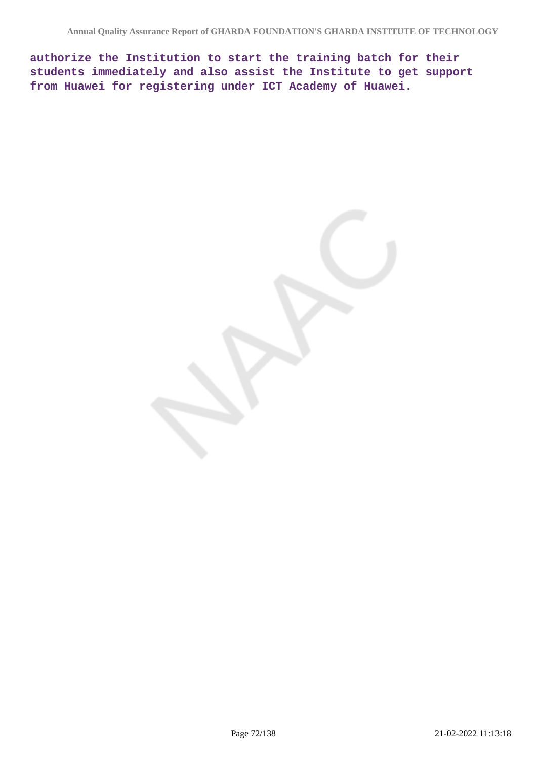**authorize the Institution to start the training batch for their students immediately and also assist the Institute to get support from Huawei for registering under ICT Academy of Huawei.**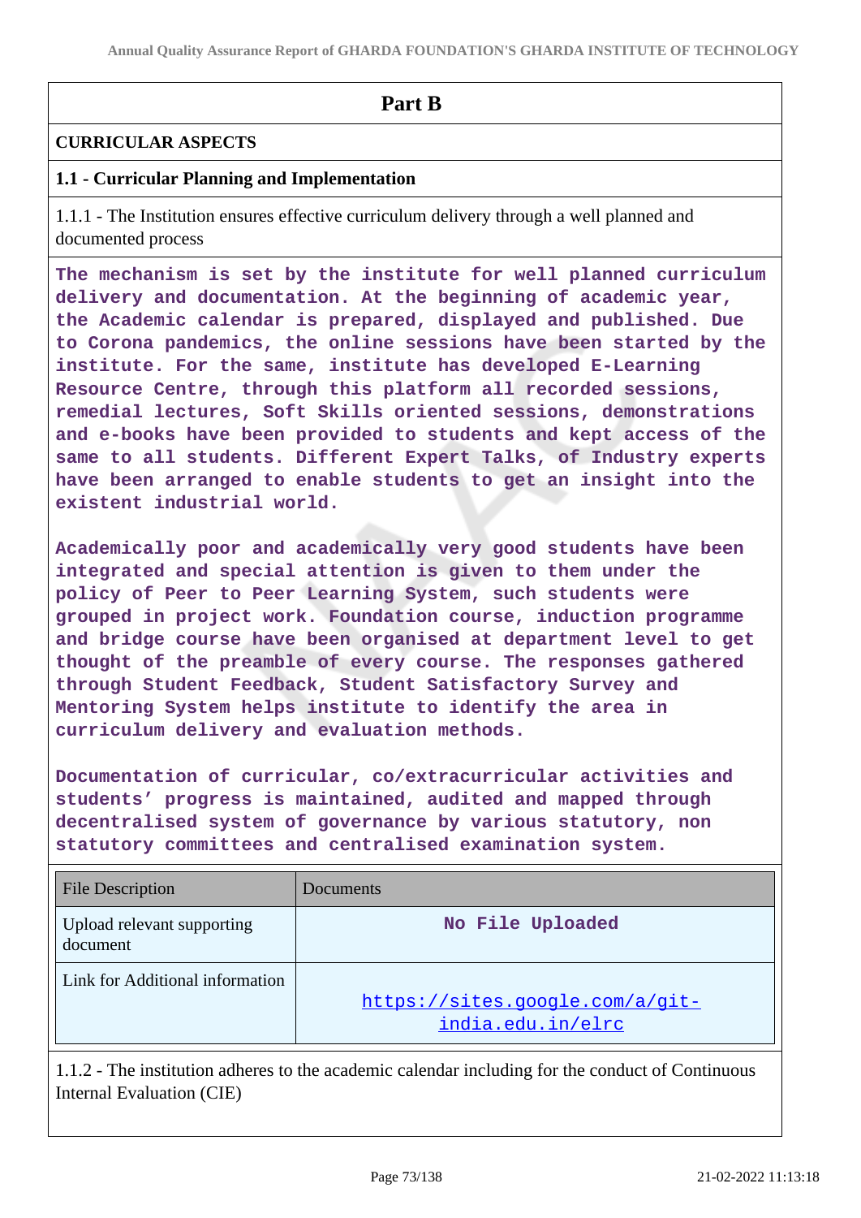## Part B

### CURRICULAR ASPECTS

### 1.1 - Curricular Planning and Implementation

1.1.1 - The Institution ensures effective curriculum delivery through a well planned and documented process

**The mechanism is set by the institute for well planned curriculum delivery and documentation. At the beginning of academic year, the Academic calendar is prepared, displayed and published. Due to Corona pandemics, the online sessions have been started by the institute. For the same, institute has developed E-Learning Resource Centre, through this platform all recorded sessions, remedial lectures, Soft Skills oriented sessions, demonstrations and e-books have been provided to students and kept access of the same to all students. Different Expert Talks, of Industry experts have been arranged to enable students to get an insight into the existent industrial world.**

**Academically poor and academically very good students have been integrated and special attention is given to them under the policy of Peer to Peer Learning System, such students were grouped in project work. Foundation course, induction programme and bridge course have been organised at department level to get thought of the preamble of every course. The responses gathered through Student Feedback, Student Satisfactory Survey and Mentoring System helps institute to identify the area in curriculum delivery and evaluation methods.**

**Documentation of curricular, co/extracurricular activities and students' progress is maintained, audited and mapped through decentralised system of governance by various statutory, non statutory committees and centralised examination system.**

| File Description | Documents |
|---|---|
| Upload relevant supporting document | No File Uploaded |
| Link for Additional information | https://sites.google.com/a/git-india.edu.in/elrc |

1.1.2 - The institution adheres to the academic calendar including for the conduct of Continuous Internal Evaluation (CIE)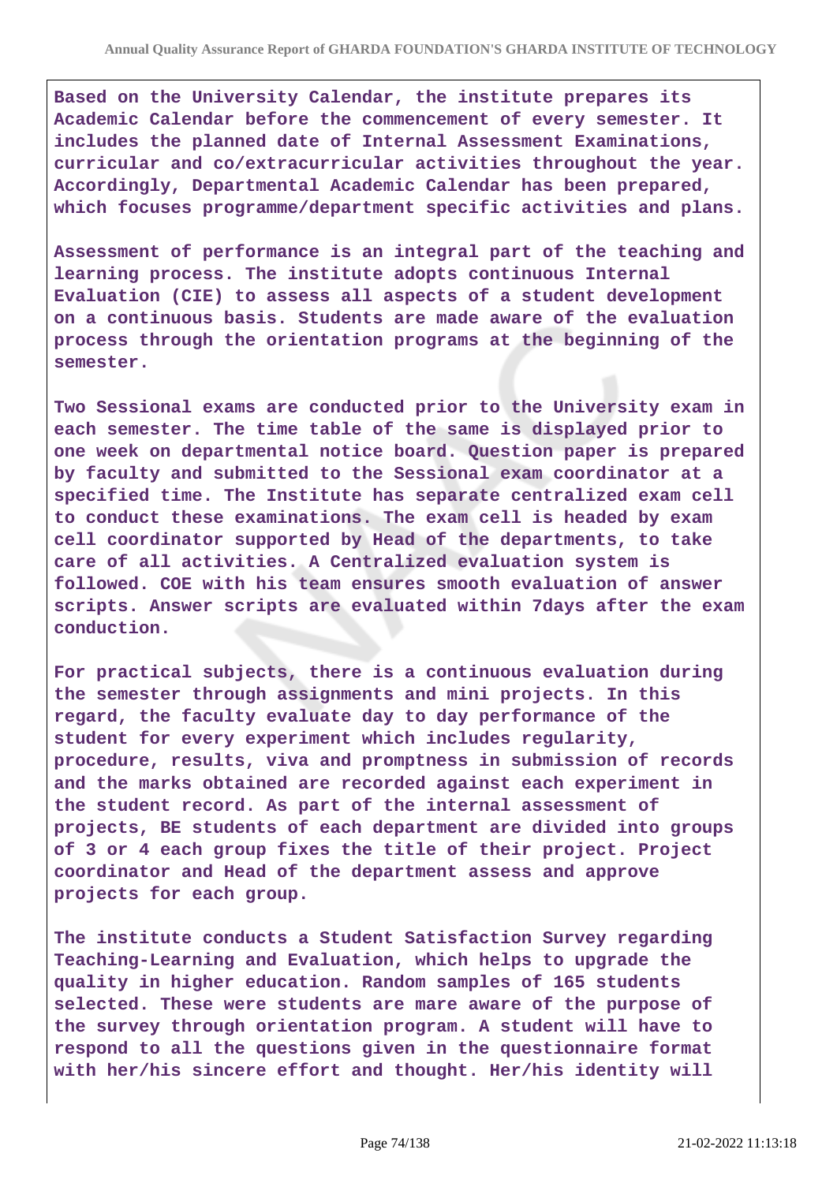Based on the University Calendar, the institute prepares its Academic Calendar before the commencement of every semester. It includes the planned date of Internal Assessment Examinations, curricular and co/extracurricular activities throughout the year. Accordingly, Departmental Academic Calendar has been prepared, which focuses programme/department specific activities and plans.

Assessment of performance is an integral part of the teaching and learning process. The institute adopts continuous Internal Evaluation (CIE) to assess all aspects of a student development on a continuous basis. Students are made aware of the evaluation process through the orientation programs at the beginning of the semester.

Two Sessional exams are conducted prior to the University exam in each semester. The time table of the same is displayed prior to one week on departmental notice board. Question paper is prepared by faculty and submitted to the Sessional exam coordinator at a specified time. The Institute has separate centralized exam cell to conduct these examinations. The exam cell is headed by exam cell coordinator supported by Head of the departments, to take care of all activities. A Centralized evaluation system is followed. COE with his team ensures smooth evaluation of answer scripts. Answer scripts are evaluated within 7days after the exam conduction.

For practical subjects, there is a continuous evaluation during the semester through assignments and mini projects. In this regard, the faculty evaluate day to day performance of the student for every experiment which includes regularity, procedure, results, viva and promptness in submission of records and the marks obtained are recorded against each experiment in the student record. As part of the internal assessment of projects, BE students of each department are divided into groups of 3 or 4 each group fixes the title of their project. Project coordinator and Head of the department assess and approve projects for each group.

The institute conducts a Student Satisfaction Survey regarding Teaching-Learning and Evaluation, which helps to upgrade the quality in higher education. Random samples of 165 students selected. These were students are mare aware of the purpose of the survey through orientation program. A student will have to respond to all the questions given in the questionnaire format with her/his sincere effort and thought. Her/his identity will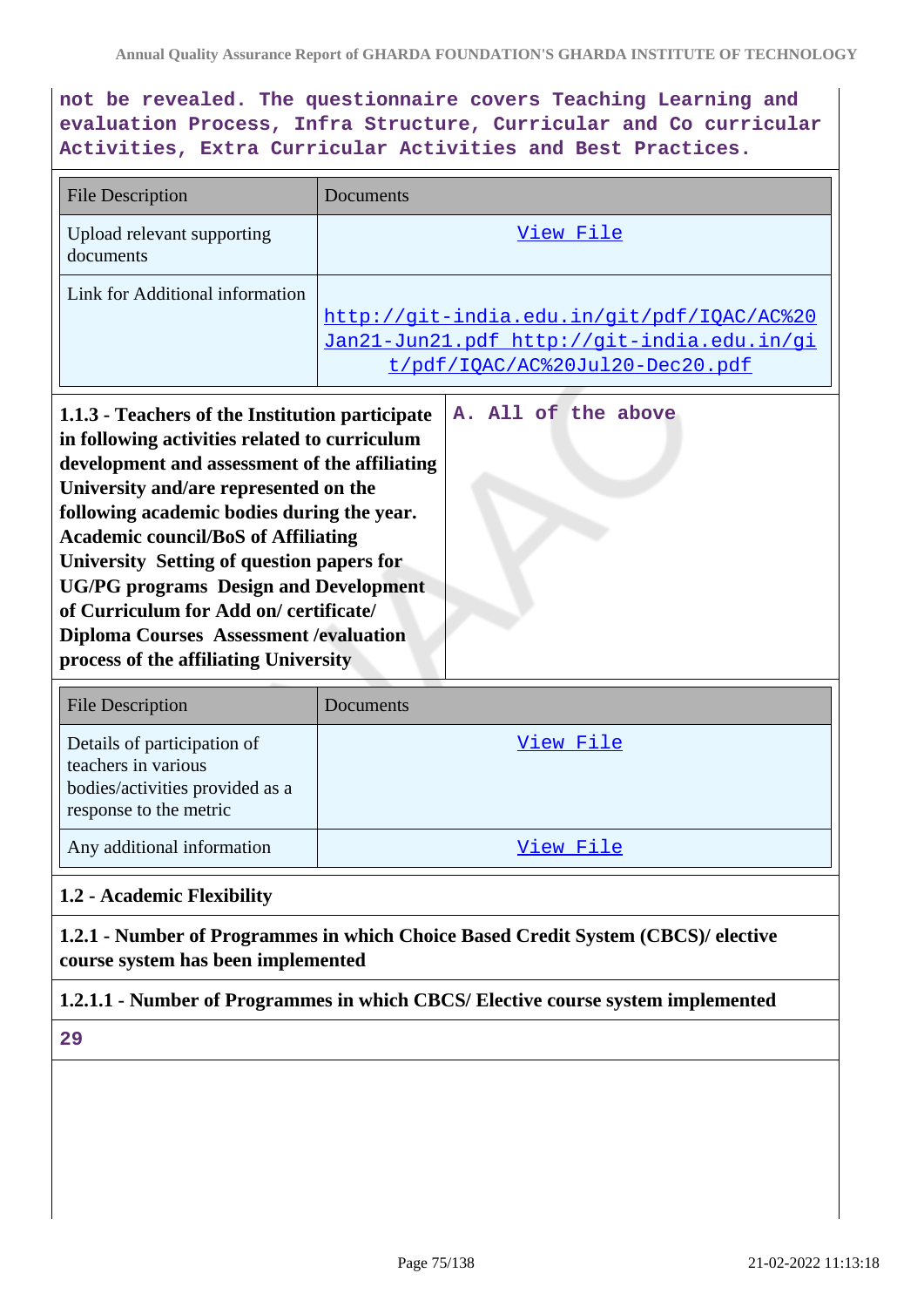not be revealed. The questionnaire covers Teaching Learning and evaluation Process, Infra Structure, Curricular and Co curricular Activities, Extra Curricular Activities and Best Practices.

| File Description | Documents |
|---|---|
| Upload relevant supporting documents | View File |
| Link for Additional information | http://git-india.edu.in/git/pdf/IQAC/AC%20Jan21-Jun21.pdf http://git-india.edu.in/git/pdf/IQAC/AC%20Jul20-Dec20.pdf |

| **1.1.3 - Teachers of the Institution participate in following activities related to curriculum development and assessment of the affiliating University and/are represented on the following academic bodies during the year. Academic council/BoS of Affiliating University Setting of question papers for UG/PG programs Design and Development of Curriculum for Add on/ certificate/ Diploma Courses Assessment /evaluation process of the affiliating University** | A. All of the above |
|---|---|

| File Description | Documents |
|---|---|
| Details of participation of teachers in various bodies/activities provided as a response to the metric | View File |
| Any additional information | View File |

**1.2 - Academic Flexibility**

**1.2.1 - Number of Programmes in which Choice Based Credit System (CBCS)/ elective course system has been implemented**

**1.2.1.1 - Number of Programmes in which CBCS/ Elective course system implemented**

29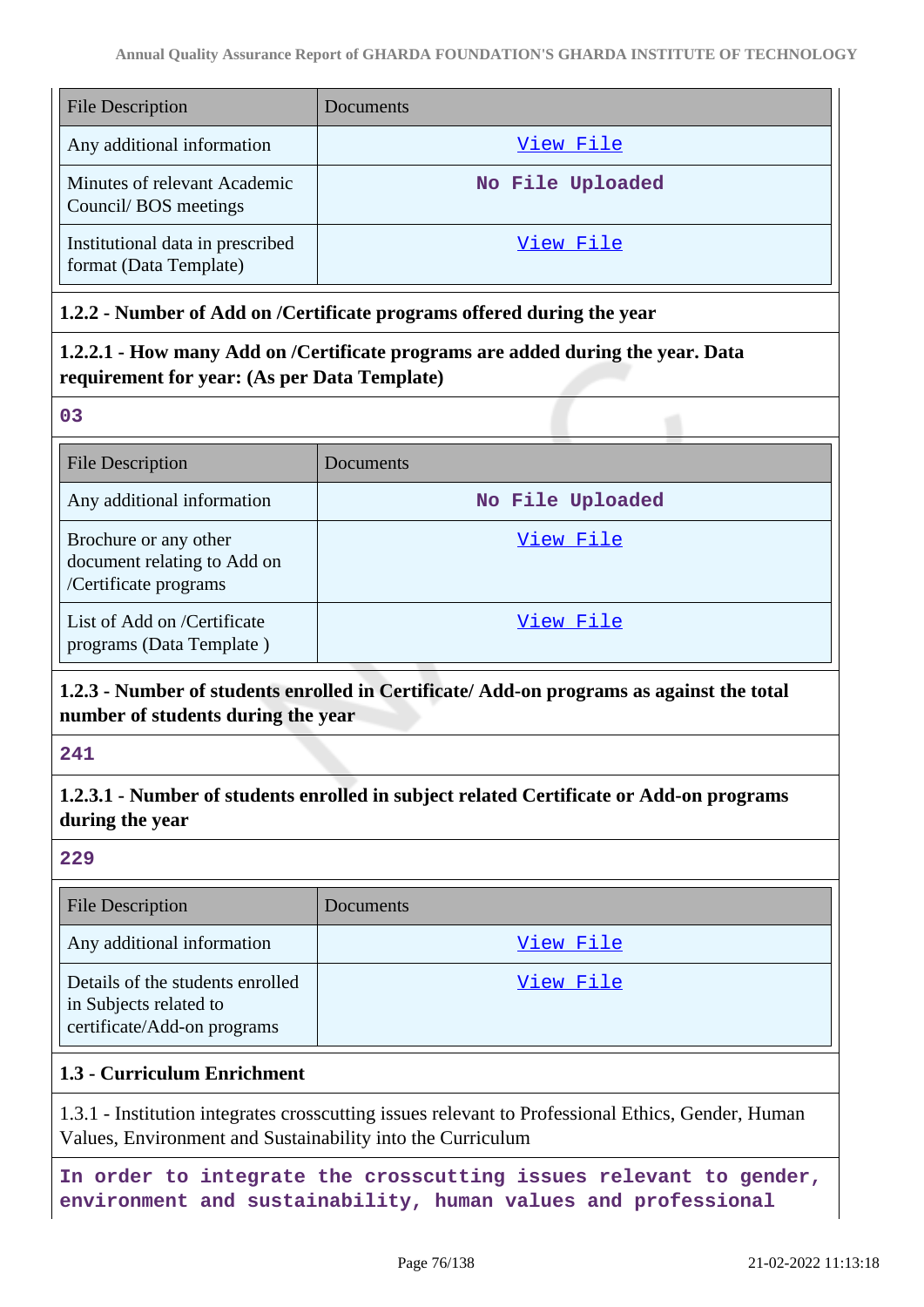| File Description | Documents |
|---|---|
| Any additional information | View File |
| Minutes of relevant Academic Council/ BOS meetings | No File Uploaded |
| Institutional data in prescribed format (Data Template) | View File |

**1.2.2 - Number of Add on /Certificate programs offered during the year**

**1.2.2.1 - How many Add on /Certificate programs are added during the year. Data requirement for year: (As per Data Template)**

**03**

| File Description | Documents |
|---|---|
| Any additional information | No File Uploaded |
| Brochure or any other document relating to Add on /Certificate programs | View File |
| List of Add on /Certificate programs (Data Template ) | View File |

**1.2.3 - Number of students enrolled in Certificate/ Add-on programs as against the total number of students during the year**

**241**

**1.2.3.1 - Number of students enrolled in subject related Certificate or Add-on programs during the year**

**229**

| File Description | Documents |
|---|---|
| Any additional information | View File |
| Details of the students enrolled in Subjects related to certificate/Add-on programs | View File |

**1.3 - Curriculum Enrichment**

1.3.1 - Institution integrates crosscutting issues relevant to Professional Ethics, Gender, Human Values, Environment and Sustainability into the Curriculum

**In order to integrate the crosscutting issues relevant to gender, environment and sustainability, human values and professional**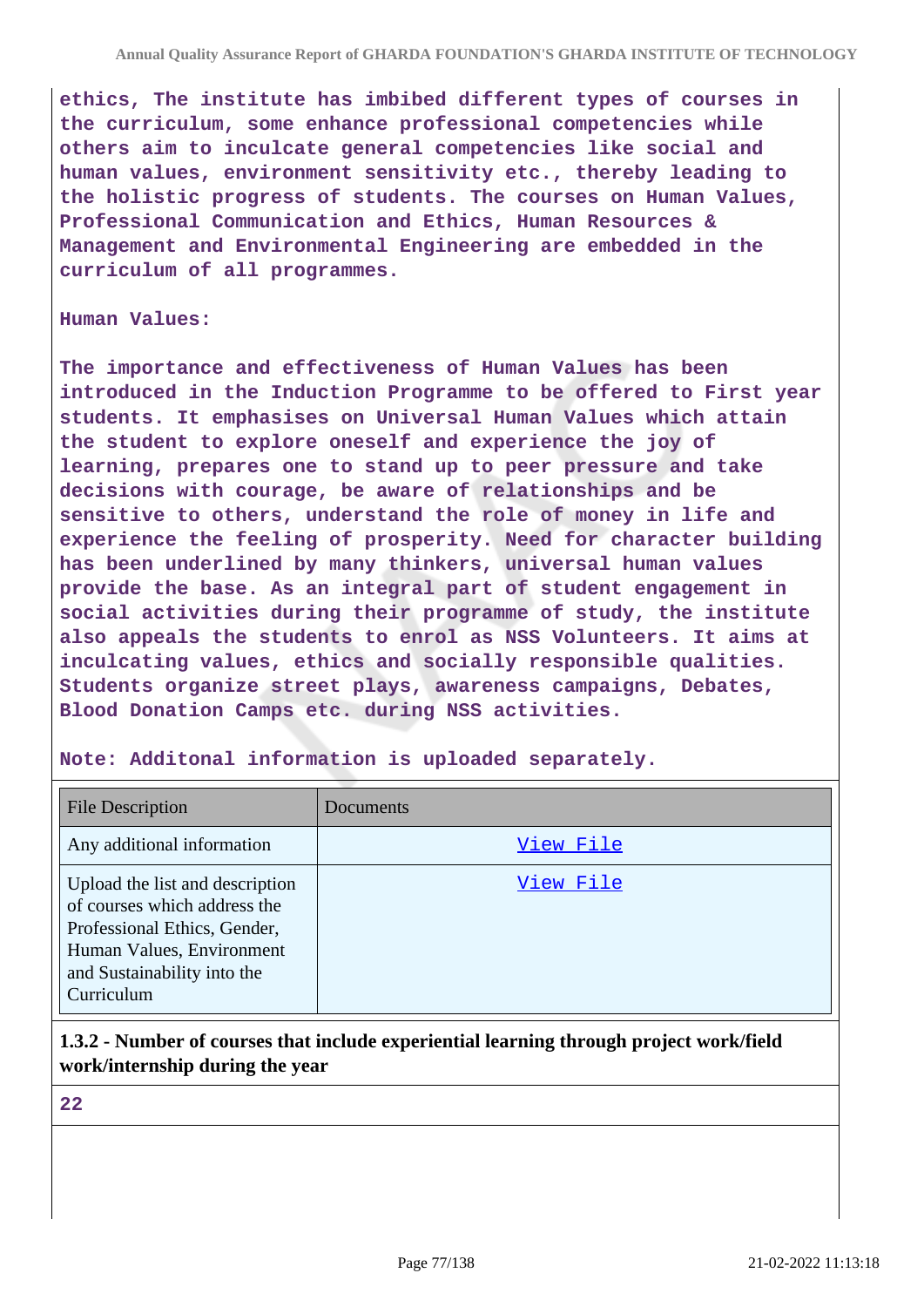ethics, The institute has imbibed different types of courses in the curriculum, some enhance professional competencies while others aim to inculcate general competencies like social and human values, environment sensitivity etc., thereby leading to the holistic progress of students. The courses on Human Values, Professional Communication and Ethics, Human Resources & Management and Environmental Engineering are embedded in the curriculum of all programmes.

Human Values:

The importance and effectiveness of Human Values has been introduced in the Induction Programme to be offered to First year students. It emphasises on Universal Human Values which attain the student to explore oneself and experience the joy of learning, prepares one to stand up to peer pressure and take decisions with courage, be aware of relationships and be sensitive to others, understand the role of money in life and experience the feeling of prosperity. Need for character building has been underlined by many thinkers, universal human values provide the base. As an integral part of student engagement in social activities during their programme of study, the institute also appeals the students to enrol as NSS Volunteers. It aims at inculcating values, ethics and socially responsible qualities. Students organize street plays, awareness campaigns, Debates, Blood Donation Camps etc. during NSS activities.

Note: Additonal information is uploaded separately.

| File Description | Documents |
|---|---|
| Any additional information | View File |
| Upload the list and description of courses which address the Professional Ethics, Gender, Human Values, Environment and Sustainability into the Curriculum | View File |

**1.3.2 - Number of courses that include experiential learning through project work/field work/internship during the year**

22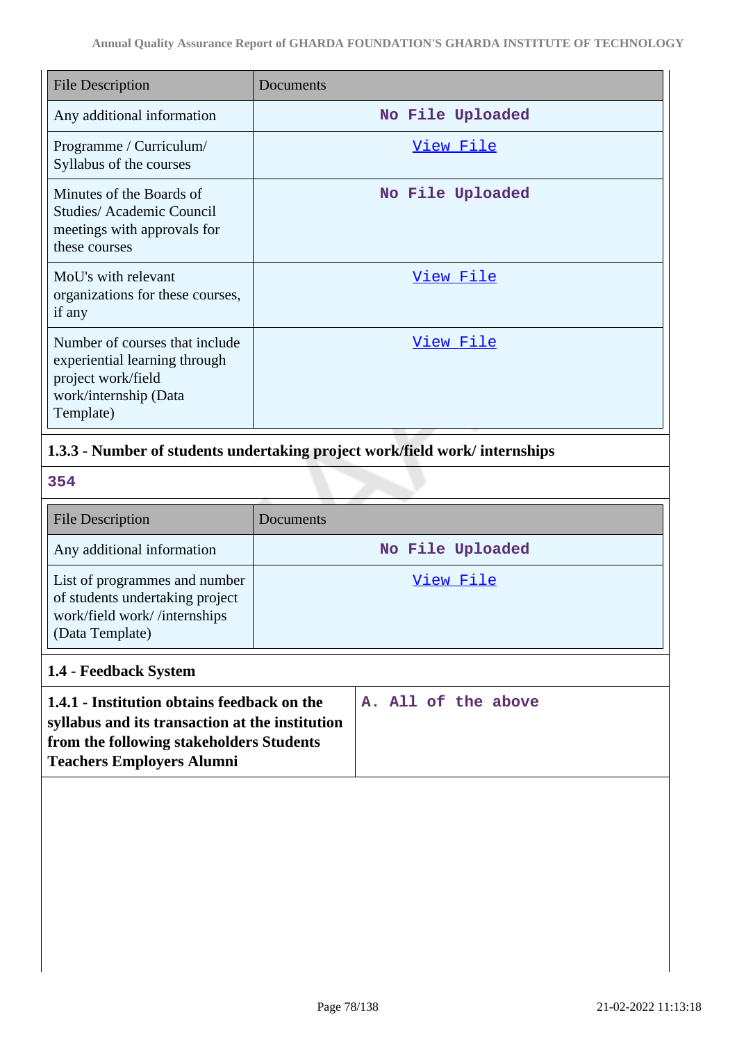| File Description | Documents |
|---|---|
| Any additional information | No File Uploaded |
| Programme / Curriculum/ Syllabus of the courses | View File |
| Minutes of the Boards of Studies/ Academic Council meetings with approvals for these courses | No File Uploaded |
| MoU's with relevant organizations for these courses, if any | View File |
| Number of courses that include experiential learning through project work/field work/internship (Data Template) | View File |

### 1.3.3 - Number of students undertaking project work/field work/ internships

354

| File Description | Documents |
|---|---|
| Any additional information | No File Uploaded |
| List of programmes and number of students undertaking project work/field work/ /internships (Data Template) | View File |

### 1.4 - Feedback System

| **1.4.1 - Institution obtains feedback on the syllabus and its transaction at the institution from the following stakeholders Students Teachers Employers Alumni** | A. All of the above |
|---|---|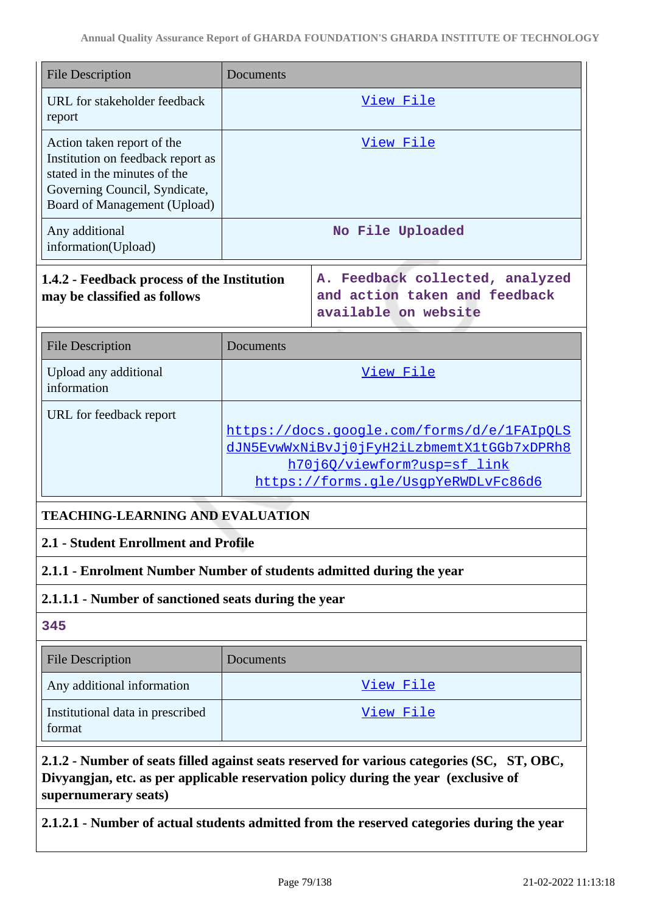| File Description | Documents |
| --- | --- |
| URL for stakeholder feedback report | View File |
| Action taken report of the Institution on feedback report as stated in the minutes of the Governing Council, Syndicate, Board of Management (Upload) | View File |
| Any additional information(Upload) | No File Uploaded |

| **1.4.2 - Feedback process of the Institution may be classified as follows** | **A. Feedback collected, analyzed and action taken and feedback available on website** |
| --- | --- |

| File Description | Documents |
| --- | --- |
| Upload any additional information | View File |
| URL for feedback report | https://docs.google.com/forms/d/e/1FAIpQLSdJN5EvwWxNiBvJj0jFyH2iLzbmemtX1tGGb7xDPRh8h70j6Q/viewform?usp=sf_link https://forms.gle/UsgpYeRWDLvFc86d6 |

## TEACHING-LEARNING AND EVALUATION

### 2.1 - Student Enrollment and Profile

**2.1.1 - Enrolment Number Number of students admitted during the year**

**2.1.1.1 - Number of sanctioned seats during the year**

**345**

| File Description | Documents |
| --- | --- |
| Any additional information | View File |
| Institutional data in prescribed format | View File |

**2.1.2 - Number of seats filled against seats reserved for various categories (SC, ST, OBC, Divyangjan, etc. as per applicable reservation policy during the year (exclusive of supernumerary seats)**

**2.1.2.1 - Number of actual students admitted from the reserved categories during the year**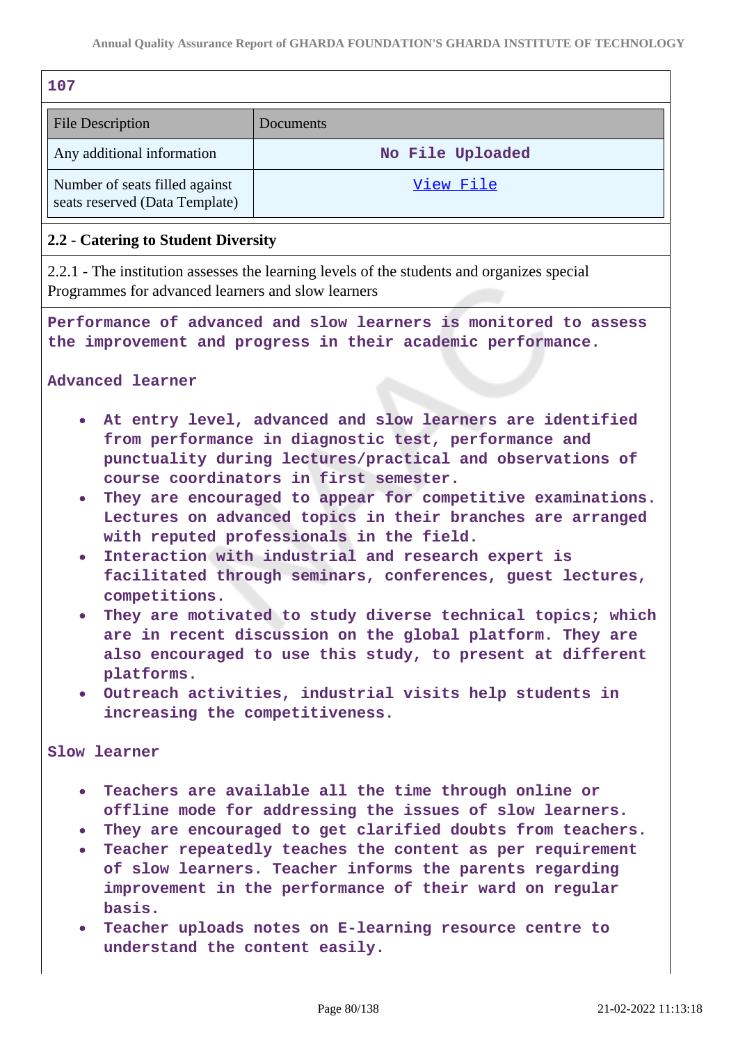107

| File Description | Documents |
|---|---|
| Any additional information | No File Uploaded |
| Number of seats filled against seats reserved (Data Template) | View File |

**2.2 - Catering to Student Diversity**

2.2.1 - The institution assesses the learning levels of the students and organizes special Programmes for advanced learners and slow learners

Performance of advanced and slow learners is monitored to assess the improvement and progress in their academic performance.

Advanced learner

- At entry level, advanced and slow learners are identified from performance in diagnostic test, performance and punctuality during lectures/practical and observations of course coordinators in first semester.
- They are encouraged to appear for competitive examinations. Lectures on advanced topics in their branches are arranged with reputed professionals in the field.
- Interaction with industrial and research expert is facilitated through seminars, conferences, guest lectures, competitions.
- They are motivated to study diverse technical topics; which are in recent discussion on the global platform. They are also encouraged to use this study, to present at different platforms.
- Outreach activities, industrial visits help students in increasing the competitiveness.

Slow learner

- Teachers are available all the time through online or offline mode for addressing the issues of slow learners.
- They are encouraged to get clarified doubts from teachers.
- Teacher repeatedly teaches the content as per requirement of slow learners. Teacher informs the parents regarding improvement in the performance of their ward on regular basis.
- Teacher uploads notes on E-learning resource centre to understand the content easily.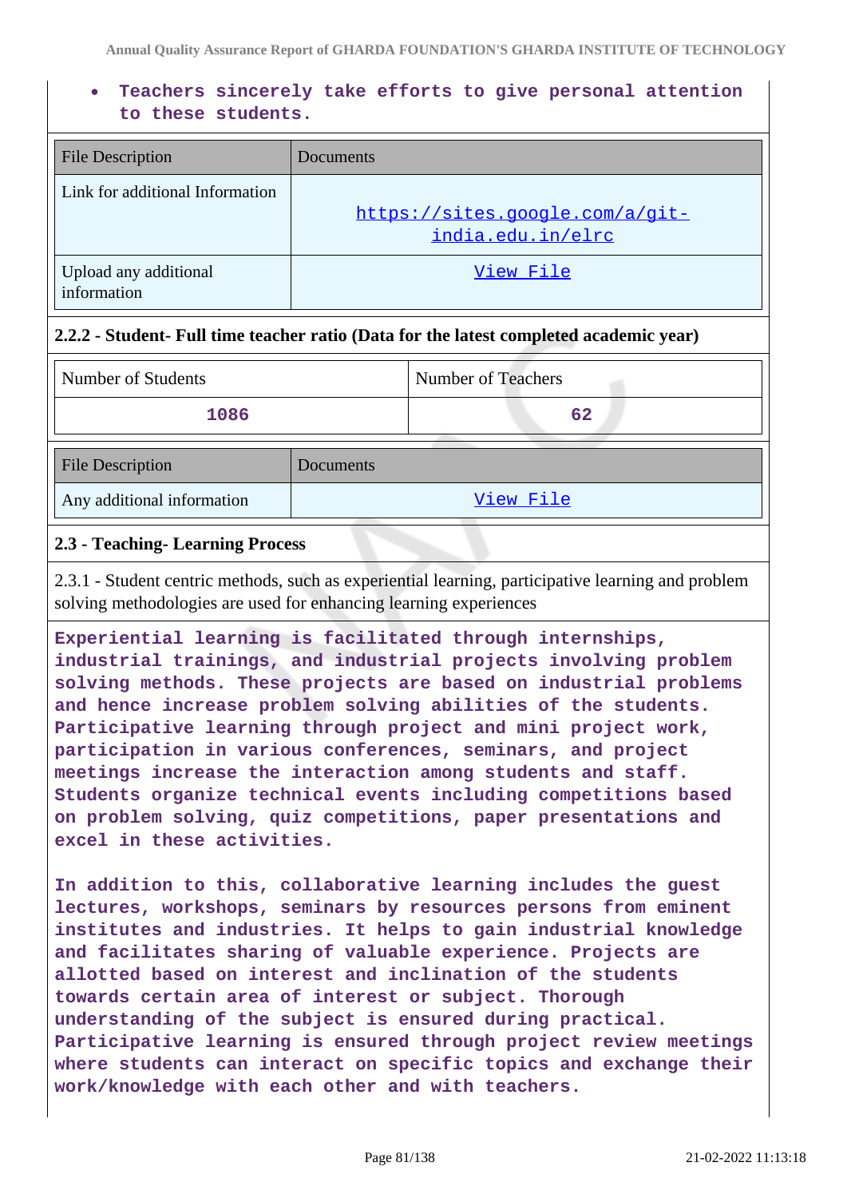- **Teachers sincerely take efforts to give personal attention to these students.**

| File Description | Documents |
| --- | --- |
| Link for additional Information | https://sites.google.com/a/git-india.edu.in/elrc |
| Upload any additional information | View File |

### 2.2.2 - Student- Full time teacher ratio (Data for the latest completed academic year)

| Number of Students | Number of Teachers |
| --- | --- |
| 1086 | 62 |

| File Description | Documents |
| --- | --- |
| Any additional information | View File |

### 2.3 - Teaching- Learning Process

2.3.1 - Student centric methods, such as experiential learning, participative learning and problem solving methodologies are used for enhancing learning experiences

**Experiential learning is facilitated through internships, industrial trainings, and industrial projects involving problem solving methods. These projects are based on industrial problems and hence increase problem solving abilities of the students. Participative learning through project and mini project work, participation in various conferences, seminars, and project meetings increase the interaction among students and staff. Students organize technical events including competitions based on problem solving, quiz competitions, paper presentations and excel in these activities.**

**In addition to this, collaborative learning includes the guest lectures, workshops, seminars by resources persons from eminent institutes and industries. It helps to gain industrial knowledge and facilitates sharing of valuable experience. Projects are allotted based on interest and inclination of the students towards certain area of interest or subject. Thorough understanding of the subject is ensured during practical. Participative learning is ensured through project review meetings where students can interact on specific topics and exchange their work/knowledge with each other and with teachers.**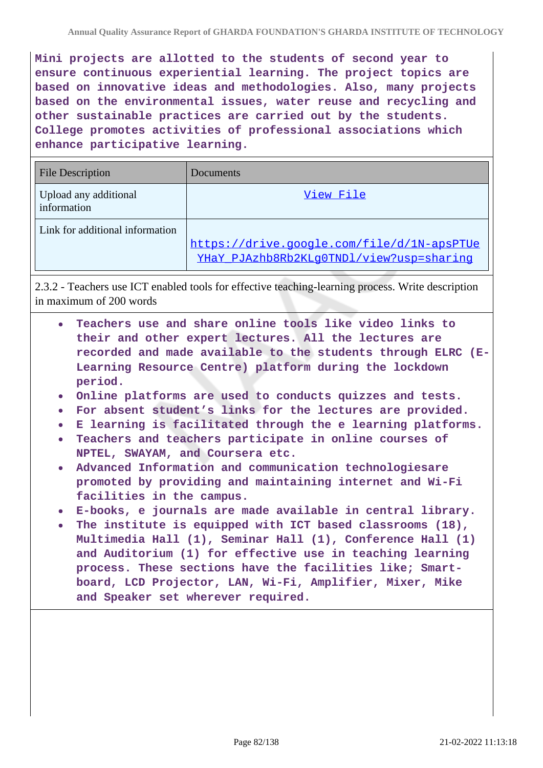**Mini projects are allotted to the students of second year to ensure continuous experiential learning. The project topics are based on innovative ideas and methodologies. Also, many projects based on the environmental issues, water reuse and recycling and other sustainable practices are carried out by the students. College promotes activities of professional associations which enhance participative learning.**

| File Description | Documents |
| --- | --- |
| Upload any additional information | View File |
| Link for additional information | https://drive.google.com/file/d/1N-apsPTUeYHaY_PJAzhb8Rb2KLg0TNDl/view?usp=sharing |

2.3.2 - Teachers use ICT enabled tools for effective teaching-learning process. Write description in maximum of 200 words

- **Teachers use and share online tools like video links to their and other expert lectures. All the lectures are recorded and made available to the students through ELRC (E-Learning Resource Centre) platform during the lockdown period.**
- **Online platforms are used to conducts quizzes and tests.**
- **For absent student's links for the lectures are provided.**
- **E learning is facilitated through the e learning platforms.**
- **Teachers and teachers participate in online courses of NPTEL, SWAYAM, and Coursera etc.**
- **Advanced Information and communication technologiesare promoted by providing and maintaining internet and Wi-Fi facilities in the campus.**
- **E-books, e journals are made available in central library.**
- **The institute is equipped with ICT based classrooms (18), Multimedia Hall (1), Seminar Hall (1), Conference Hall (1) and Auditorium (1) for effective use in teaching learning process. These sections have the facilities like; Smart-board, LCD Projector, LAN, Wi-Fi, Amplifier, Mixer, Mike and Speaker set wherever required.**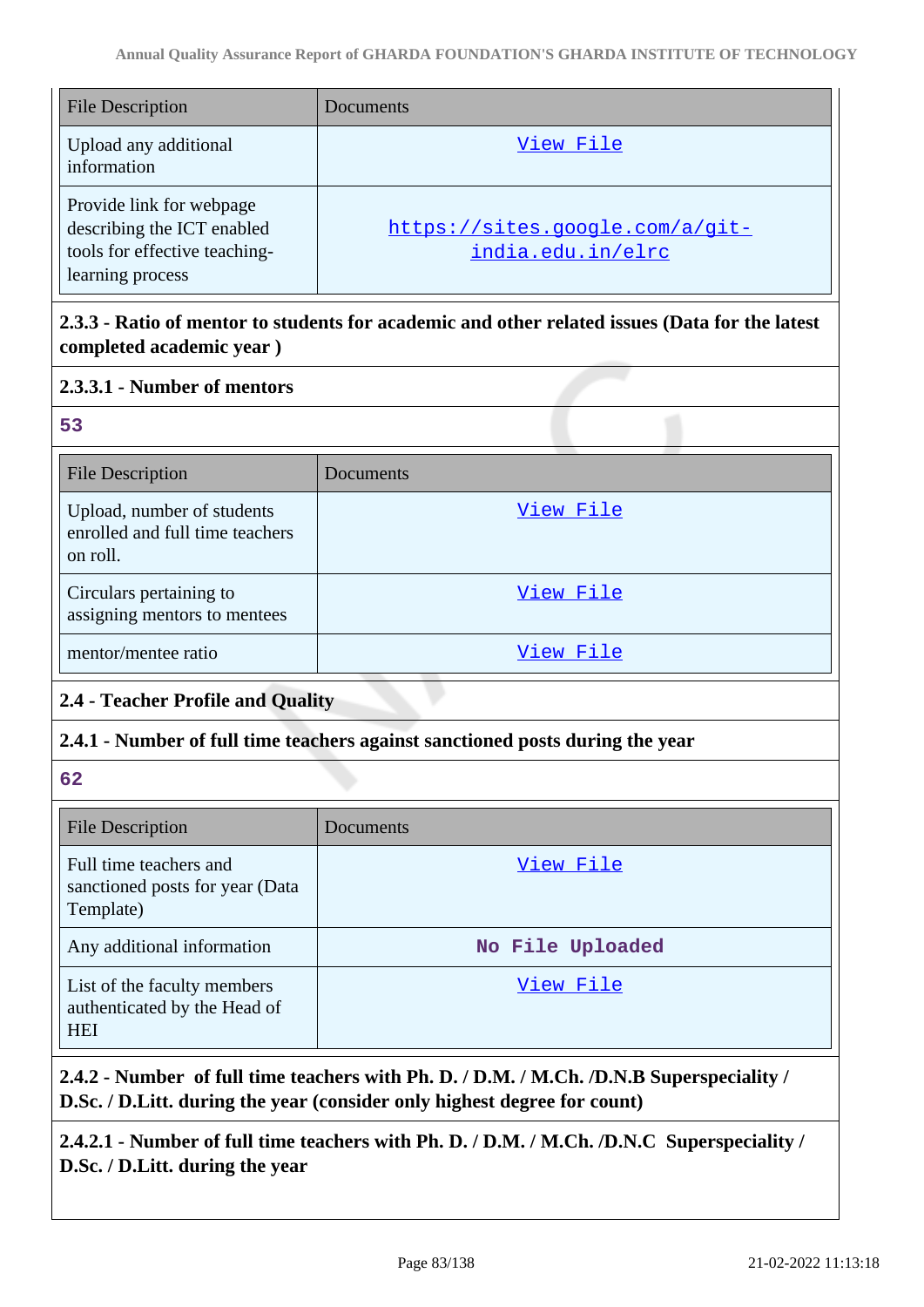| File Description | Documents |
|---|---|
| Upload any additional information | View File |
| Provide link for webpage describing the ICT enabled tools for effective teaching-learning process | https://sites.google.com/a/git-india.edu.in/elrc |

**2.3.3 - Ratio of mentor to students for academic and other related issues (Data for the latest completed academic year )**

**2.3.3.1 - Number of mentors**

53

| File Description | Documents |
|---|---|
| Upload, number of students enrolled and full time teachers on roll. | View File |
| Circulars pertaining to assigning mentors to mentees | View File |
| mentor/mentee ratio | View File |

**2.4 - Teacher Profile and Quality**

**2.4.1 - Number of full time teachers against sanctioned posts during the year**

62

| File Description | Documents |
|---|---|
| Full time teachers and sanctioned posts for year (Data Template) | View File |
| Any additional information | No File Uploaded |
| List of the faculty members authenticated by the Head of HEI | View File |

**2.4.2 - Number of full time teachers with Ph. D. / D.M. / M.Ch. /D.N.B Superspeciality / D.Sc. / D.Litt. during the year (consider only highest degree for count)**

**2.4.2.1 - Number of full time teachers with Ph. D. / D.M. / M.Ch. /D.N.C Superspeciality / D.Sc. / D.Litt. during the year**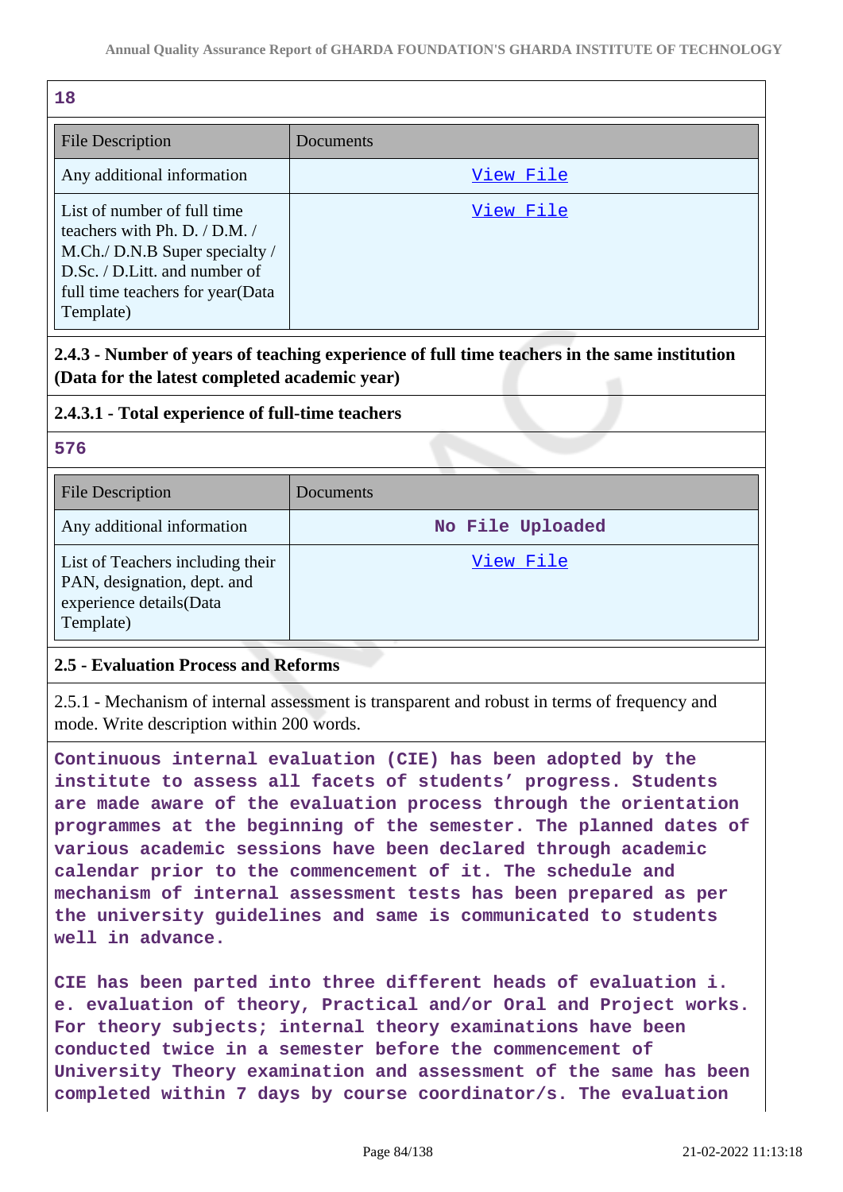**18**

| File Description | Documents |
|---|---|
| Any additional information | View File |
| List of number of full time teachers with Ph. D. / D.M. / M.Ch./ D.N.B Super specialty / D.Sc. / D.Litt. and number of full time teachers for year(Data Template) | View File |

**2.4.3 - Number of years of teaching experience of full time teachers in the same institution (Data for the latest completed academic year)**

**2.4.3.1 - Total experience of full-time teachers**

**576**

| File Description | Documents |
|---|---|
| Any additional information | No File Uploaded |
| List of Teachers including their PAN, designation, dept. and experience details(Data Template) | View File |

**2.5 - Evaluation Process and Reforms**

2.5.1 - Mechanism of internal assessment is transparent and robust in terms of frequency and mode. Write description within 200 words.

Continuous internal evaluation (CIE) has been adopted by the institute to assess all facets of students' progress. Students are made aware of the evaluation process through the orientation programmes at the beginning of the semester. The planned dates of various academic sessions have been declared through academic calendar prior to the commencement of it. The schedule and mechanism of internal assessment tests has been prepared as per the university guidelines and same is communicated to students well in advance.

CIE has been parted into three different heads of evaluation i. e. evaluation of theory, Practical and/or Oral and Project works. For theory subjects; internal theory examinations have been conducted twice in a semester before the commencement of University Theory examination and assessment of the same has been completed within 7 days by course coordinator/s. The evaluation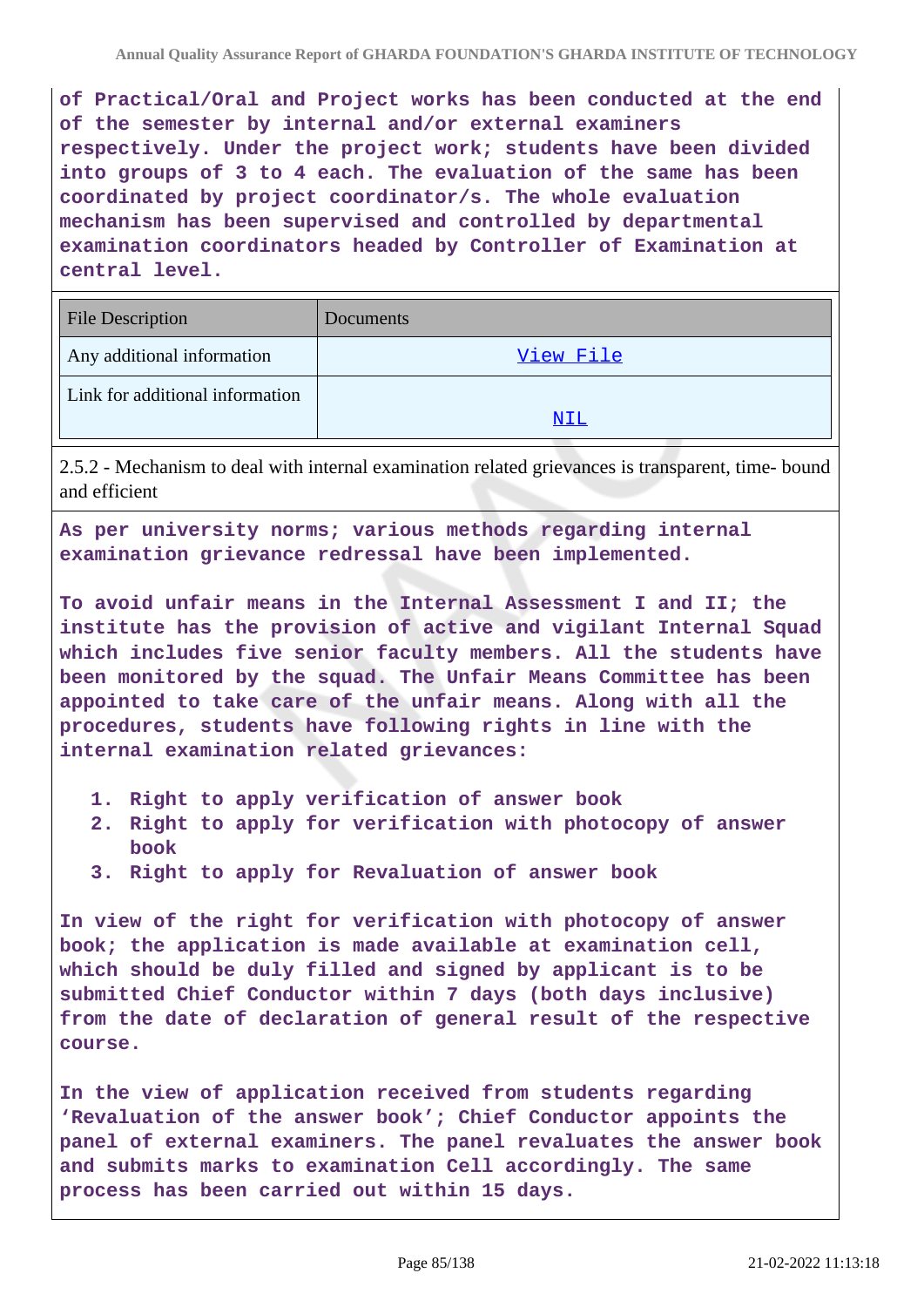of Practical/Oral and Project works has been conducted at the end of the semester by internal and/or external examiners respectively. Under the project work; students have been divided into groups of 3 to 4 each. The evaluation of the same has been coordinated by project coordinator/s. The whole evaluation mechanism has been supervised and controlled by departmental examination coordinators headed by Controller of Examination at central level.

| File Description | Documents |
|---|---|
| Any additional information | View File |
| Link for additional information | NIL |

2.5.2 - Mechanism to deal with internal examination related grievances is transparent, time- bound and efficient

As per university norms; various methods regarding internal examination grievance redressal have been implemented.

To avoid unfair means in the Internal Assessment I and II; the institute has the provision of active and vigilant Internal Squad which includes five senior faculty members. All the students have been monitored by the squad. The Unfair Means Committee has been appointed to take care of the unfair means. Along with all the procedures, students have following rights in line with the internal examination related grievances:

1. Right to apply verification of answer book
2. Right to apply for verification with photocopy of answer book
3. Right to apply for Revaluation of answer book

In view of the right for verification with photocopy of answer book; the application is made available at examination cell, which should be duly filled and signed by applicant is to be submitted Chief Conductor within 7 days (both days inclusive) from the date of declaration of general result of the respective course.

In the view of application received from students regarding 'Revaluation of the answer book'; Chief Conductor appoints the panel of external examiners. The panel revaluates the answer book and submits marks to examination Cell accordingly. The same process has been carried out within 15 days.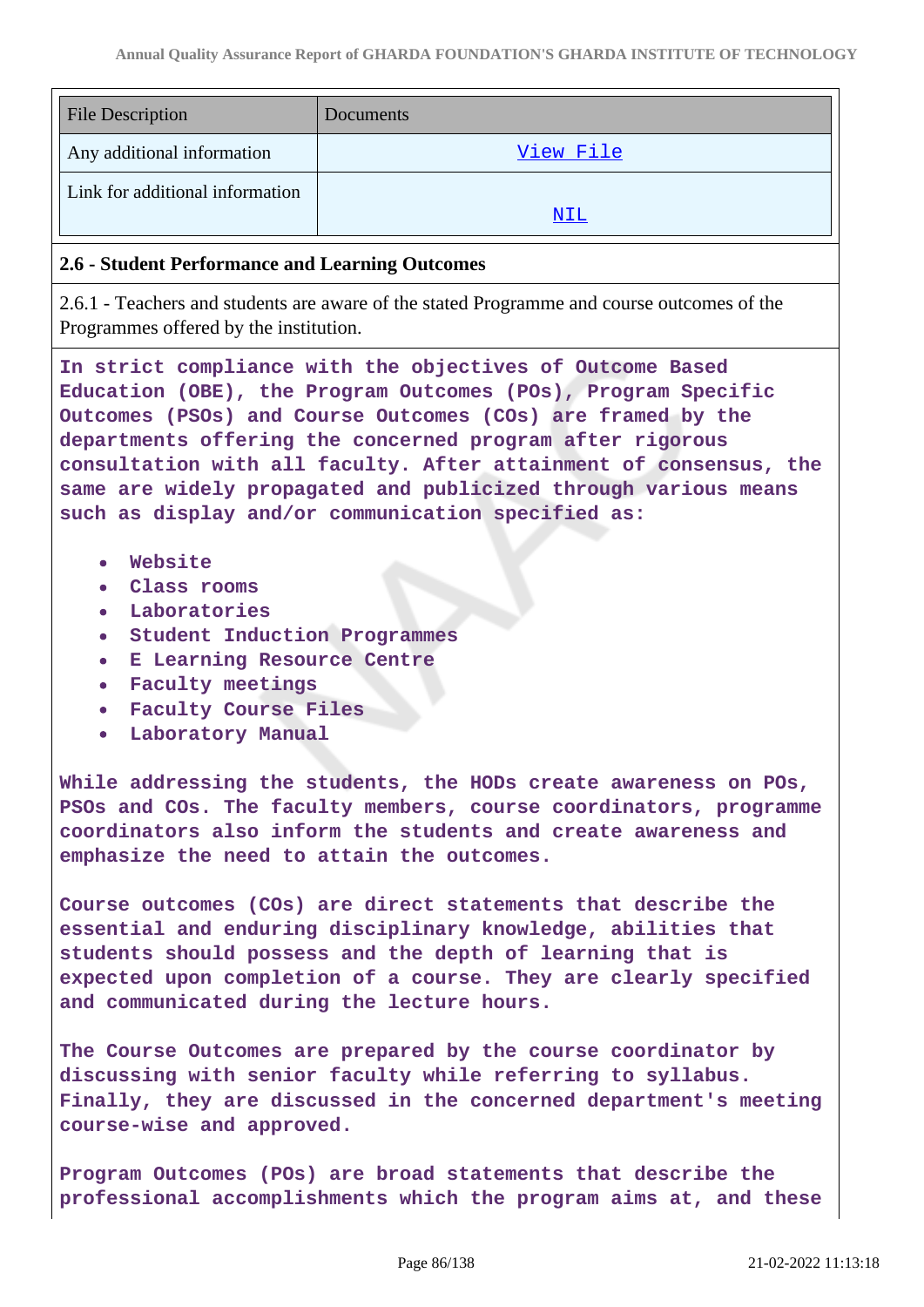| File Description | Documents |
| --- | --- |
| Any additional information | View File |
| Link for additional information | NIL |

### 2.6 - Student Performance and Learning Outcomes

2.6.1 - Teachers and students are aware of the stated Programme and course outcomes of the Programmes offered by the institution.

In strict compliance with the objectives of Outcome Based Education (OBE), the Program Outcomes (POs), Program Specific Outcomes (PSOs) and Course Outcomes (COs) are framed by the departments offering the concerned program after rigorous consultation with all faculty. After attainment of consensus, the same are widely propagated and publicized through various means such as display and/or communication specified as:

- Website
- Class rooms
- Laboratories
- Student Induction Programmes
- E Learning Resource Centre
- Faculty meetings
- Faculty Course Files
- Laboratory Manual

While addressing the students, the HODs create awareness on POs, PSOs and COs. The faculty members, course coordinators, programme coordinators also inform the students and create awareness and emphasize the need to attain the outcomes.

Course outcomes (COs) are direct statements that describe the essential and enduring disciplinary knowledge, abilities that students should possess and the depth of learning that is expected upon completion of a course. They are clearly specified and communicated during the lecture hours.

The Course Outcomes are prepared by the course coordinator by discussing with senior faculty while referring to syllabus. Finally, they are discussed in the concerned department's meeting course-wise and approved.

Program Outcomes (POs) are broad statements that describe the professional accomplishments which the program aims at, and these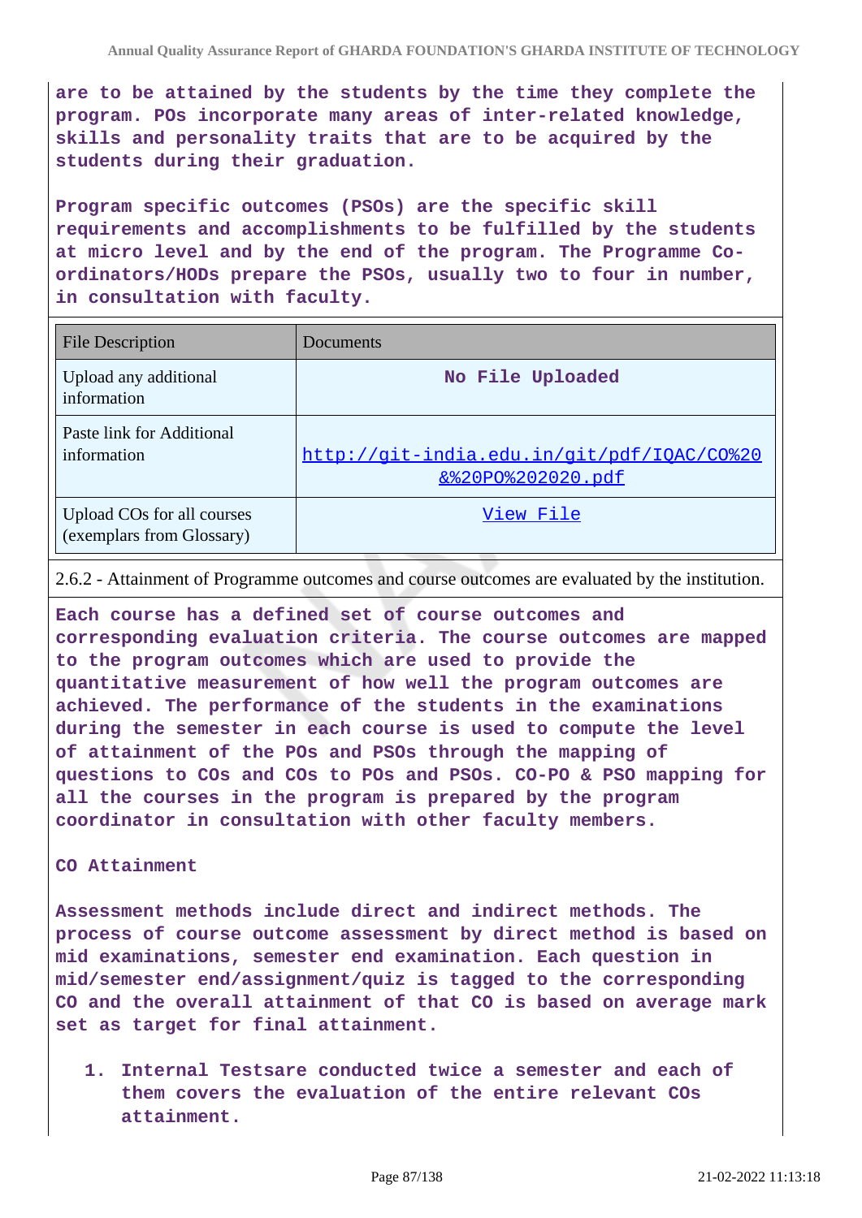**are to be attained by the students by the time they complete the program. POs incorporate many areas of inter-related knowledge, skills and personality traits that are to be acquired by the students during their graduation.**

**Program specific outcomes (PSOs) are the specific skill requirements and accomplishments to be fulfilled by the students at micro level and by the end of the program. The Programme Co-ordinators/HODs prepare the PSOs, usually two to four in number, in consultation with faculty.**

| File Description | Documents |
|---|---|
| Upload any additional information | **No File Uploaded** |
| Paste link for Additional information | http://git-india.edu.in/git/pdf/IQAC/CO%20&%20PO%202020.pdf |
| Upload COs for all courses (exemplars from Glossary) | View File |

2.6.2 - Attainment of Programme outcomes and course outcomes are evaluated by the institution.

**Each course has a defined set of course outcomes and corresponding evaluation criteria. The course outcomes are mapped to the program outcomes which are used to provide the quantitative measurement of how well the program outcomes are achieved. The performance of the students in the examinations during the semester in each course is used to compute the level of attainment of the POs and PSOs through the mapping of questions to COs and COs to POs and PSOs. CO-PO & PSO mapping for all the courses in the program is prepared by the program coordinator in consultation with other faculty members.**

**CO Attainment**

**Assessment methods include direct and indirect methods. The process of course outcome assessment by direct method is based on mid examinations, semester end examination. Each question in mid/semester end/assignment/quiz is tagged to the corresponding CO and the overall attainment of that CO is based on average mark set as target for final attainment.**

1. **Internal Testsare conducted twice a semester and each of them covers the evaluation of the entire relevant COs attainment.**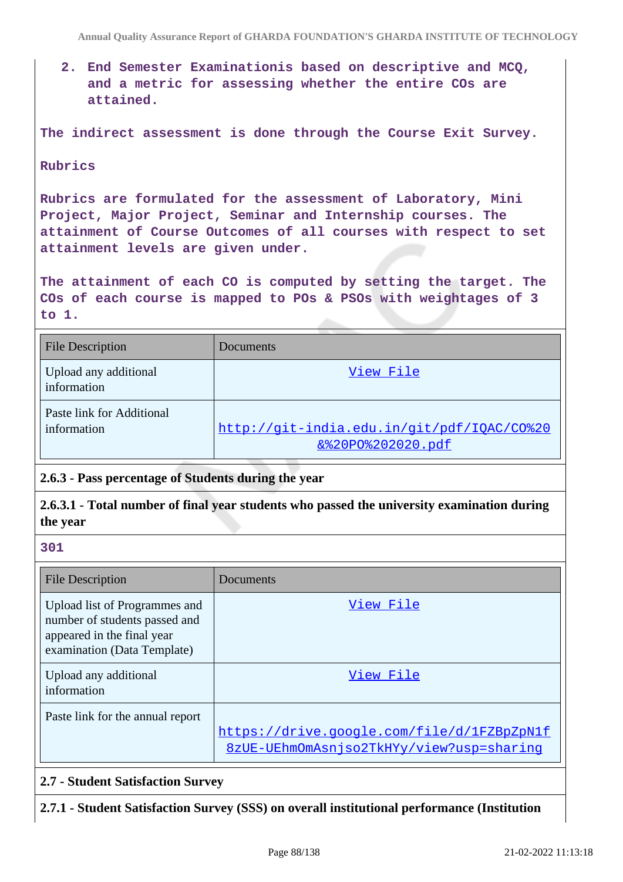2. End Semester Examinationis based on descriptive and MCQ, and a metric for assessing whether the entire COs are attained.

The indirect assessment is done through the Course Exit Survey.

Rubrics

Rubrics are formulated for the assessment of Laboratory, Mini Project, Major Project, Seminar and Internship courses. The attainment of Course Outcomes of all courses with respect to set attainment levels are given under.

The attainment of each CO is computed by setting the target. The COs of each course is mapped to POs & PSOs with weightages of 3 to 1.

| File Description | Documents |
|---|---|
| Upload any additional information | View File |
| Paste link for Additional information | http://git-india.edu.in/git/pdf/IQAC/CO%20&%20PO%202020.pdf |

**2.6.3 - Pass percentage of Students during the year**

**2.6.3.1 - Total number of final year students who passed the university examination during the year**

301

| File Description | Documents |
|---|---|
| Upload list of Programmes and number of students passed and appeared in the final year examination (Data Template) | View File |
| Upload any additional information | View File |
| Paste link for the annual report | https://drive.google.com/file/d/1FZBpZpN1f8zUE-UEhmOmAsnjso2TkHYy/view?usp=sharing |

**2.7 - Student Satisfaction Survey**

**2.7.1 - Student Satisfaction Survey (SSS) on overall institutional performance (Institution**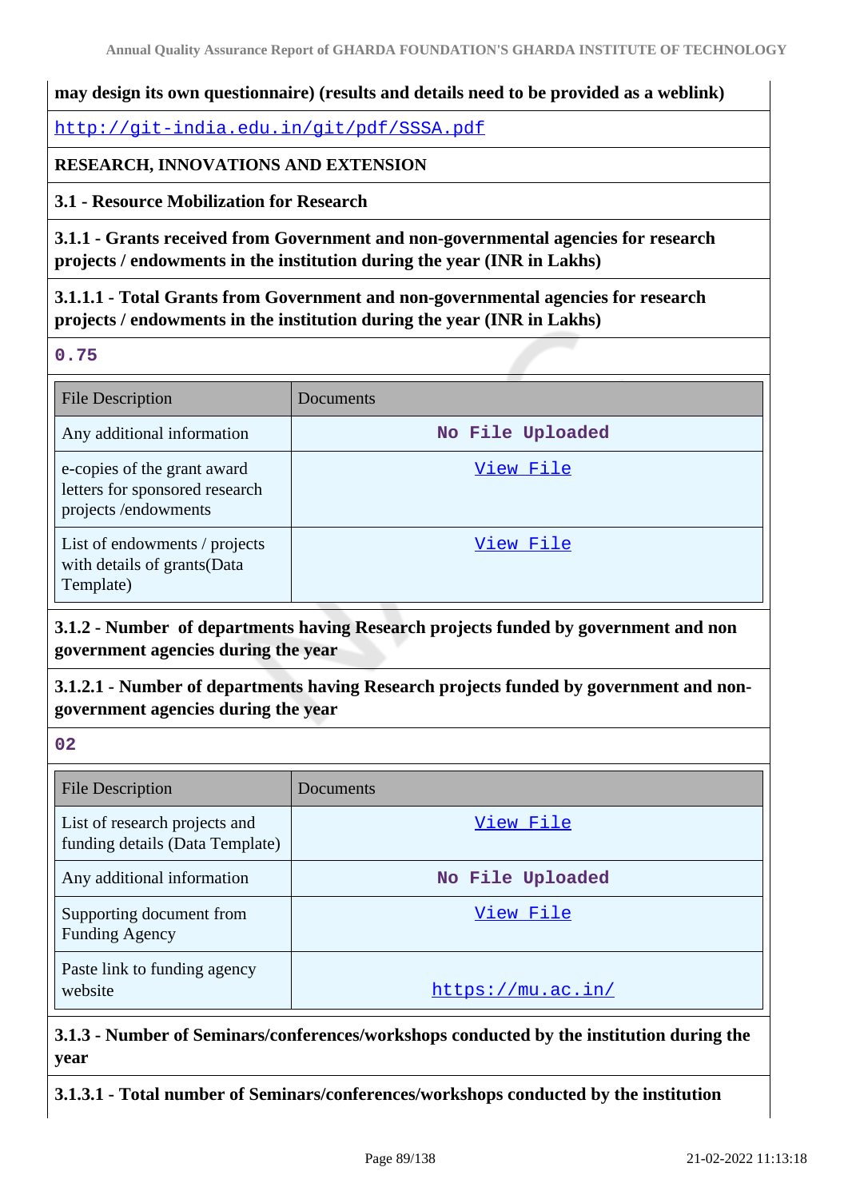**may design its own questionnaire) (results and details need to be provided as a weblink)**

http://git-india.edu.in/git/pdf/SSSA.pdf

**RESEARCH, INNOVATIONS AND EXTENSION**

**3.1 - Resource Mobilization for Research**

**3.1.1 - Grants received from Government and non-governmental agencies for research projects / endowments in the institution during the year (INR in Lakhs)**

**3.1.1.1 - Total Grants from Government and non-governmental agencies for research projects / endowments in the institution during the year (INR in Lakhs)**

0.75

| File Description | Documents |
|---|---|
| Any additional information | No File Uploaded |
| e-copies of the grant award letters for sponsored research projects /endowments | View File |
| List of endowments / projects with details of grants(Data Template) | View File |

**3.1.2 - Number of departments having Research projects funded by government and non government agencies during the year**

**3.1.2.1 - Number of departments having Research projects funded by government and non-government agencies during the year**

02

| File Description | Documents |
|---|---|
| List of research projects and funding details (Data Template) | View File |
| Any additional information | No File Uploaded |
| Supporting document from Funding Agency | View File |
| Paste link to funding agency website | https://mu.ac.in/ |

**3.1.3 - Number of Seminars/conferences/workshops conducted by the institution during the year**

**3.1.3.1 - Total number of Seminars/conferences/workshops conducted by the institution**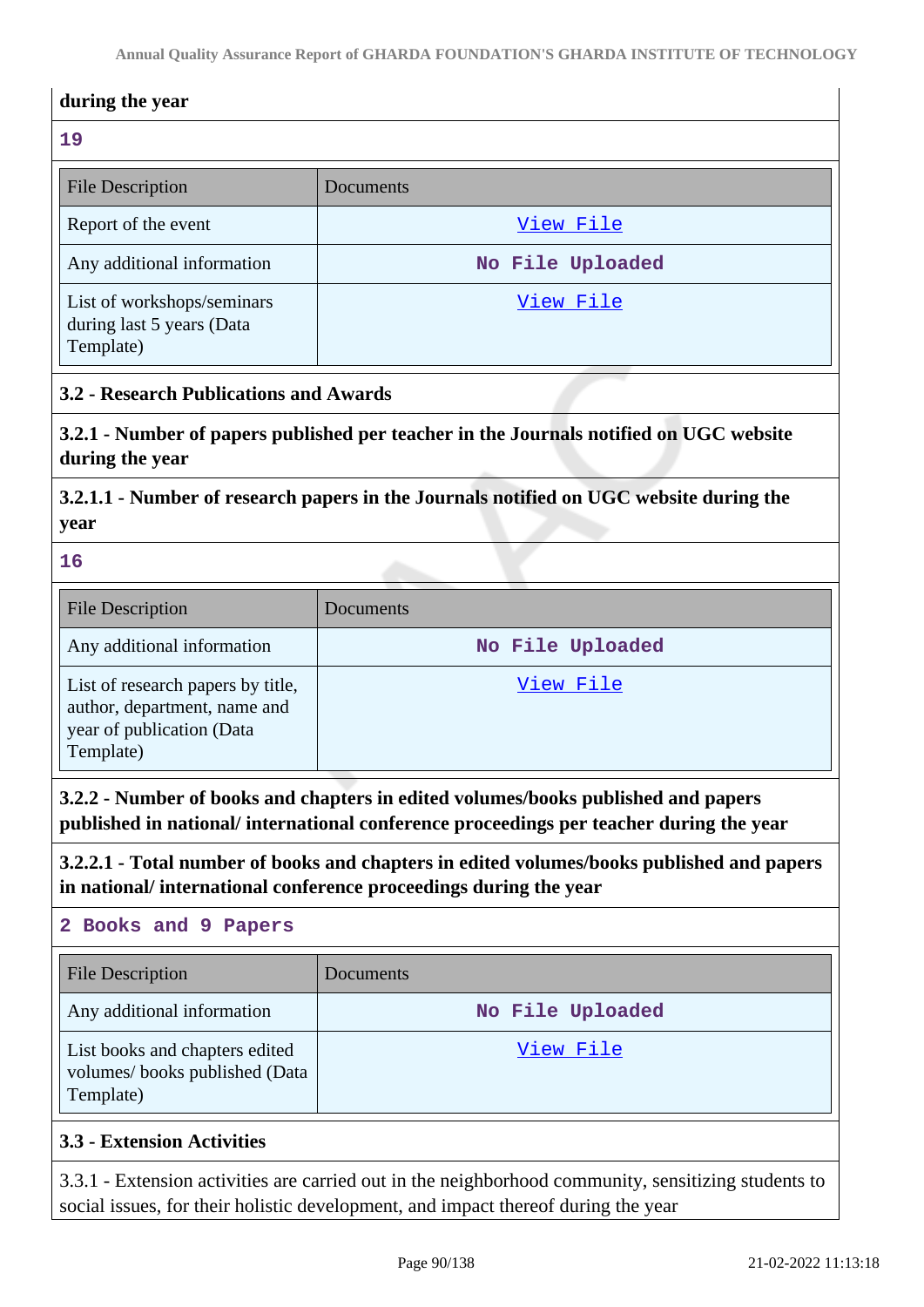**during the year**

**19**

| File Description | Documents |
|---|---|
| Report of the event | View File |
| Any additional information | No File Uploaded |
| List of workshops/seminars during last 5 years (Data Template) | View File |

### 3.2 - Research Publications and Awards

**3.2.1 - Number of papers published per teacher in the Journals notified on UGC website during the year**

**3.2.1.1 - Number of research papers in the Journals notified on UGC website during the year**

**16**

| File Description | Documents |
|---|---|
| Any additional information | No File Uploaded |
| List of research papers by title, author, department, name and year of publication (Data Template) | View File |

**3.2.2 - Number of books and chapters in edited volumes/books published and papers published in national/ international conference proceedings per teacher during the year**

**3.2.2.1 - Total number of books and chapters in edited volumes/books published and papers in national/ international conference proceedings during the year**

**2 Books and 9 Papers**

| File Description | Documents |
|---|---|
| Any additional information | No File Uploaded |
| List books and chapters edited volumes/ books published (Data Template) | View File |

### 3.3 - Extension Activities

3.3.1 - Extension activities are carried out in the neighborhood community, sensitizing students to social issues, for their holistic development, and impact thereof during the year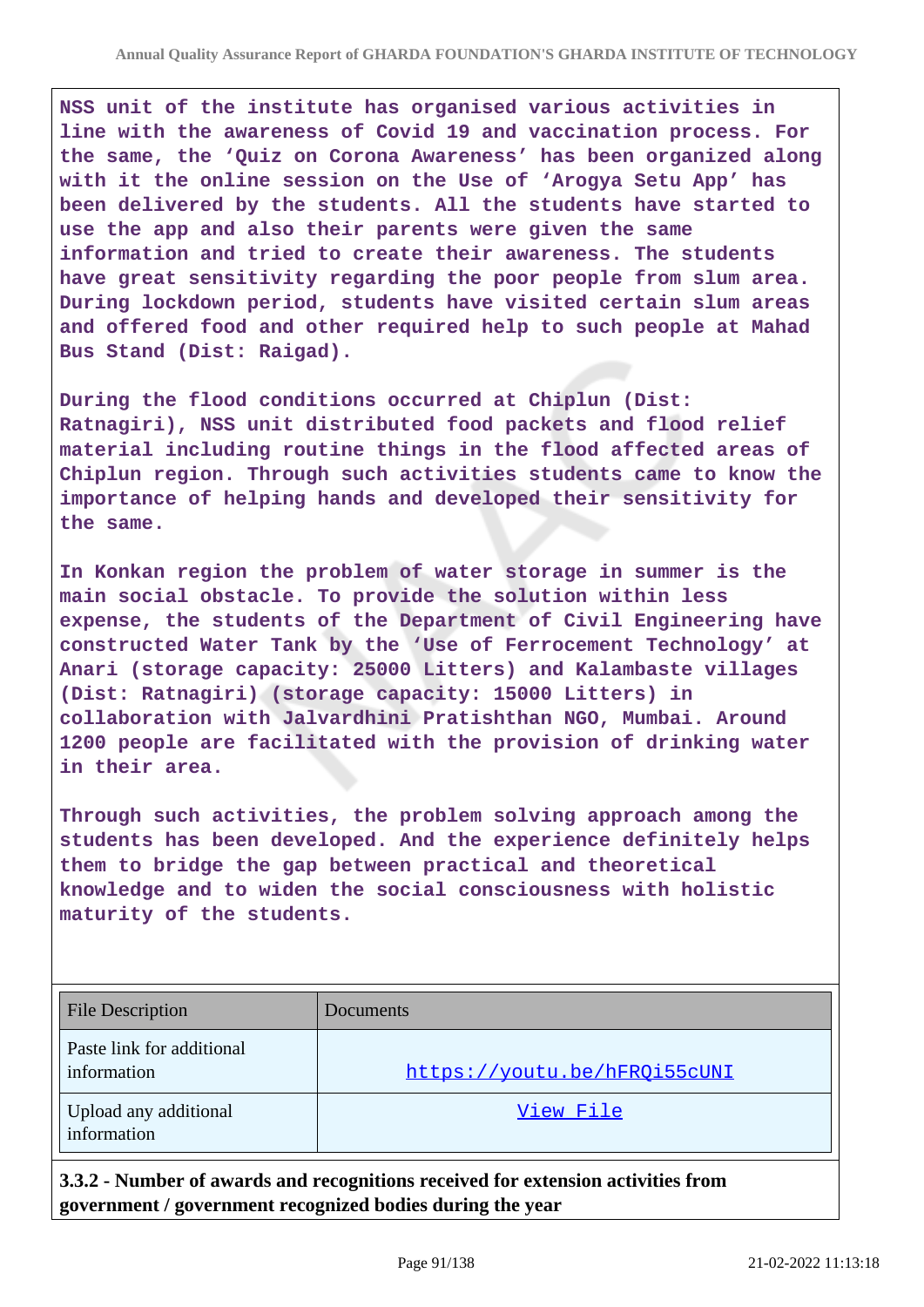NSS unit of the institute has organised various activities in line with the awareness of Covid 19 and vaccination process. For the same, the 'Quiz on Corona Awareness' has been organized along with it the online session on the Use of 'Arogya Setu App' has been delivered by the students. All the students have started to use the app and also their parents were given the same information and tried to create their awareness. The students have great sensitivity regarding the poor people from slum area. During lockdown period, students have visited certain slum areas and offered food and other required help to such people at Mahad Bus Stand (Dist: Raigad).

During the flood conditions occurred at Chiplun (Dist: Ratnagiri), NSS unit distributed food packets and flood relief material including routine things in the flood affected areas of Chiplun region. Through such activities students came to know the importance of helping hands and developed their sensitivity for the same.

In Konkan region the problem of water storage in summer is the main social obstacle. To provide the solution within less expense, the students of the Department of Civil Engineering have constructed Water Tank by the 'Use of Ferrocement Technology' at Anari (storage capacity: 25000 Litters) and Kalambaste villages (Dist: Ratnagiri) (storage capacity: 15000 Litters) in collaboration with Jalvardhini Pratishthan NGO, Mumbai. Around 1200 people are facilitated with the provision of drinking water in their area.

Through such activities, the problem solving approach among the students has been developed. And the experience definitely helps them to bridge the gap between practical and theoretical knowledge and to widen the social consciousness with holistic maturity of the students.

| File Description | Documents |
| --- | --- |
| Paste link for additional information | https://youtu.be/hFRQi55cUNI |
| Upload any additional information | View File |

**3.3.2 - Number of awards and recognitions received for extension activities from government / government recognized bodies during the year**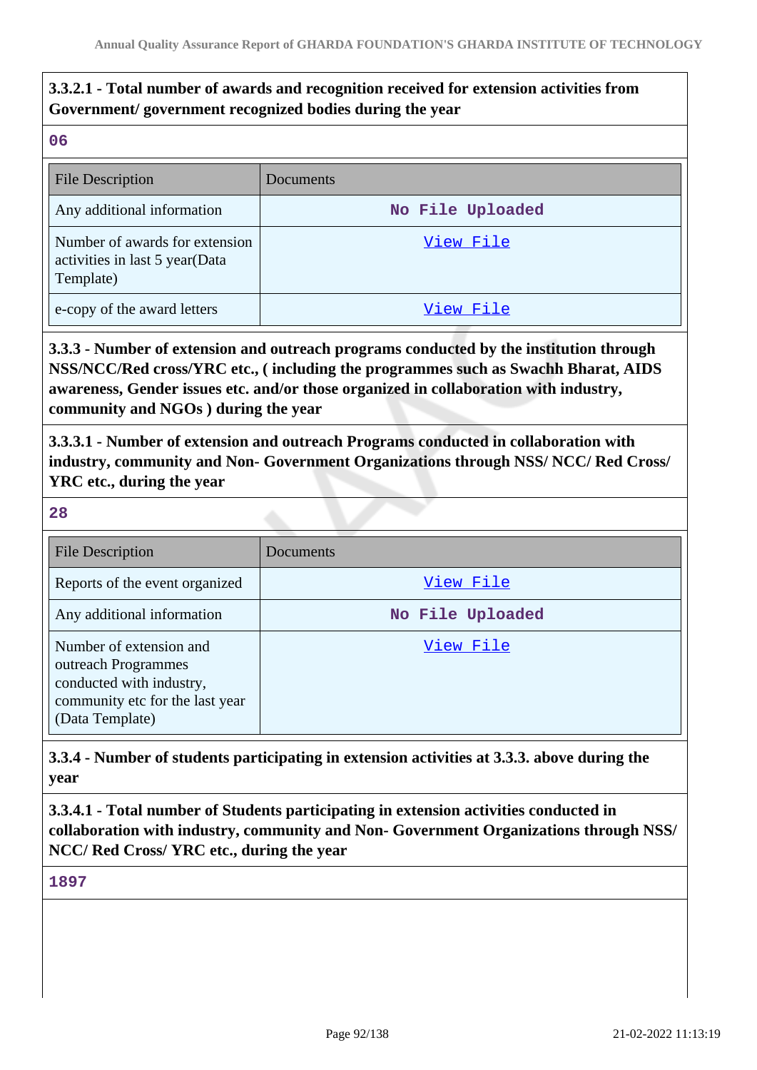**3.3.2.1 - Total number of awards and recognition received for extension activities from Government/ government recognized bodies during the year**

06

| File Description | Documents |
| --- | --- |
| Any additional information | No File Uploaded |
| Number of awards for extension activities in last 5 year(Data Template) | View File |
| e-copy of the award letters | View File |

**3.3.3 - Number of extension and outreach programs conducted by the institution through NSS/NCC/Red cross/YRC etc., ( including the programmes such as Swachh Bharat, AIDS awareness, Gender issues etc. and/or those organized in collaboration with industry, community and NGOs ) during the year**

**3.3.3.1 - Number of extension and outreach Programs conducted in collaboration with industry, community and Non- Government Organizations through NSS/ NCC/ Red Cross/ YRC etc., during the year**

28

| File Description | Documents |
| --- | --- |
| Reports of the event organized | View File |
| Any additional information | No File Uploaded |
| Number of extension and outreach Programmes conducted with industry, community etc for the last year (Data Template) | View File |

**3.3.4 - Number of students participating in extension activities at 3.3.3. above during the year**

**3.3.4.1 - Total number of Students participating in extension activities conducted in collaboration with industry, community and Non- Government Organizations through NSS/ NCC/ Red Cross/ YRC etc., during the year**

1897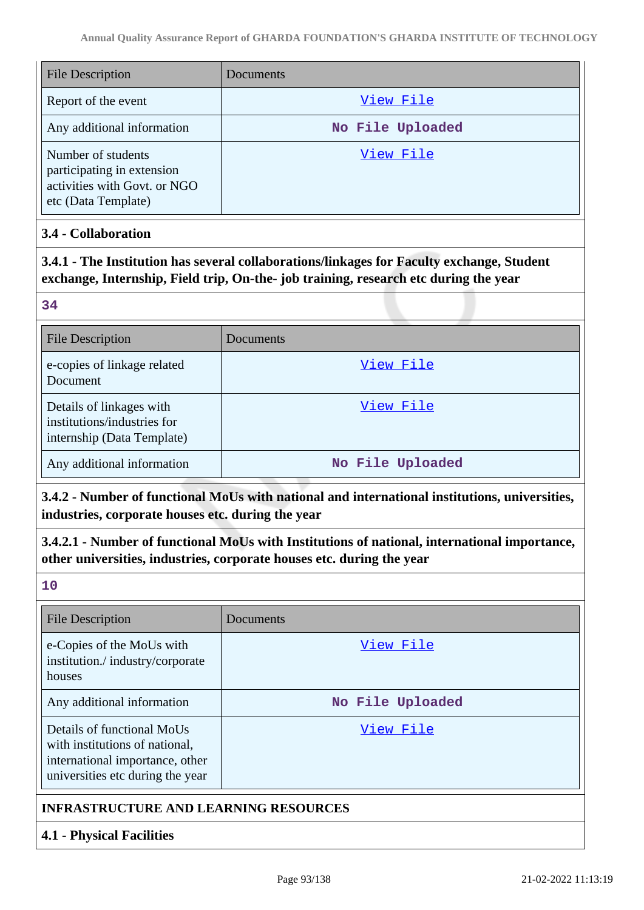| File Description | Documents |
|---|---|
| Report of the event | View File |
| Any additional information | No File Uploaded |
| Number of students participating in extension activities with Govt. or NGO etc (Data Template) | View File |

### 3.4 - Collaboration

**3.4.1 - The Institution has several collaborations/linkages for Faculty exchange, Student exchange, Internship, Field trip, On-the- job training, research etc during the year**

34

| File Description | Documents |
|---|---|
| e-copies of linkage related Document | View File |
| Details of linkages with institutions/industries for internship (Data Template) | View File |
| Any additional information | No File Uploaded |

**3.4.2 - Number of functional MoUs with national and international institutions, universities, industries, corporate houses etc. during the year**

**3.4.2.1 - Number of functional MoUs with Institutions of national, international importance, other universities, industries, corporate houses etc. during the year**

10

| File Description | Documents |
|---|---|
| e-Copies of the MoUs with institution./ industry/corporate houses | View File |
| Any additional information | No File Uploaded |
| Details of functional MoUs with institutions of national, international importance, other universities etc during the year | View File |

## INFRASTRUCTURE AND LEARNING RESOURCES

### 4.1 - Physical Facilities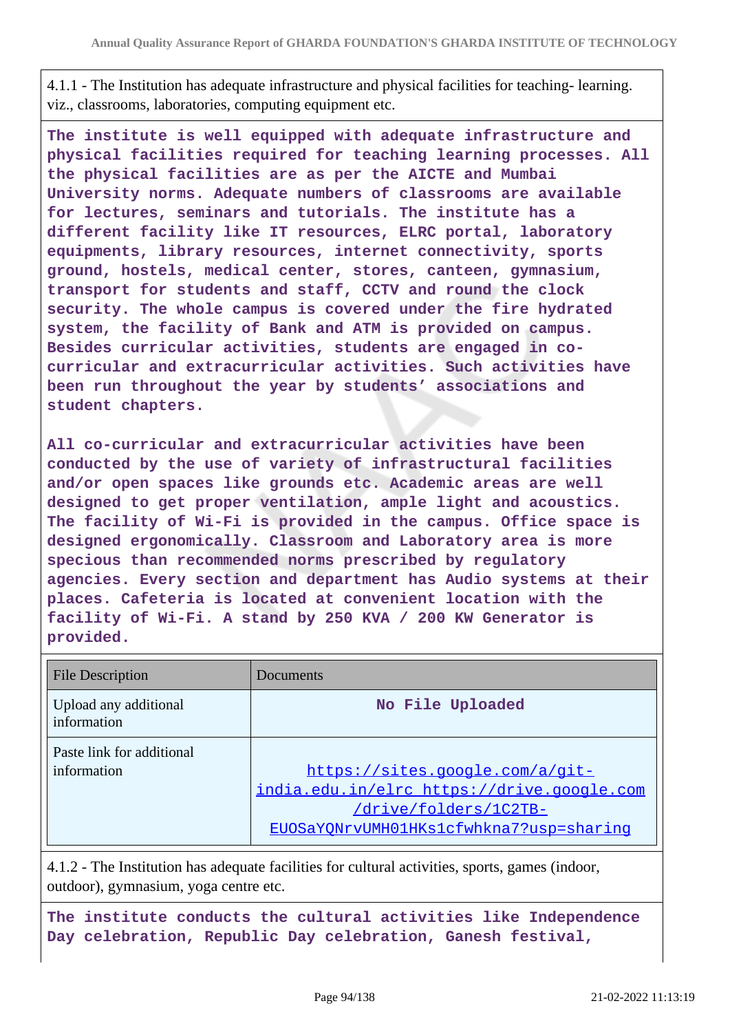4.1.1 - The Institution has adequate infrastructure and physical facilities for teaching- learning. viz., classrooms, laboratories, computing equipment etc.

**The institute is well equipped with adequate infrastructure and physical facilities required for teaching learning processes. All the physical facilities are as per the AICTE and Mumbai University norms. Adequate numbers of classrooms are available for lectures, seminars and tutorials. The institute has a different facility like IT resources, ELRC portal, laboratory equipments, library resources, internet connectivity, sports ground, hostels, medical center, stores, canteen, gymnasium, transport for students and staff, CCTV and round the clock security. The whole campus is covered under the fire hydrated system, the facility of Bank and ATM is provided on campus. Besides curricular activities, students are engaged in co-curricular and extracurricular activities. Such activities have been run throughout the year by students' associations and student chapters.**

**All co-curricular and extracurricular activities have been conducted by the use of variety of infrastructural facilities and/or open spaces like grounds etc. Academic areas are well designed to get proper ventilation, ample light and acoustics. The facility of Wi-Fi is provided in the campus. Office space is designed ergonomically. Classroom and Laboratory area is more specious than recommended norms prescribed by regulatory agencies. Every section and department has Audio systems at their places. Cafeteria is located at convenient location with the facility of Wi-Fi. A stand by 250 KVA / 200 KW Generator is provided.**

| File Description | Documents |
|---|---|
| Upload any additional information | No File Uploaded |
| Paste link for additional information | https://sites.google.com/a/git-india.edu.in/elrc https://drive.google.com/drive/folders/1C2TB-EUOSaYQNrvUMH01HKs1cfwhkna7?usp=sharing |

4.1.2 - The Institution has adequate facilities for cultural activities, sports, games (indoor, outdoor), gymnasium, yoga centre etc.

**The institute conducts the cultural activities like Independence Day celebration, Republic Day celebration, Ganesh festival,**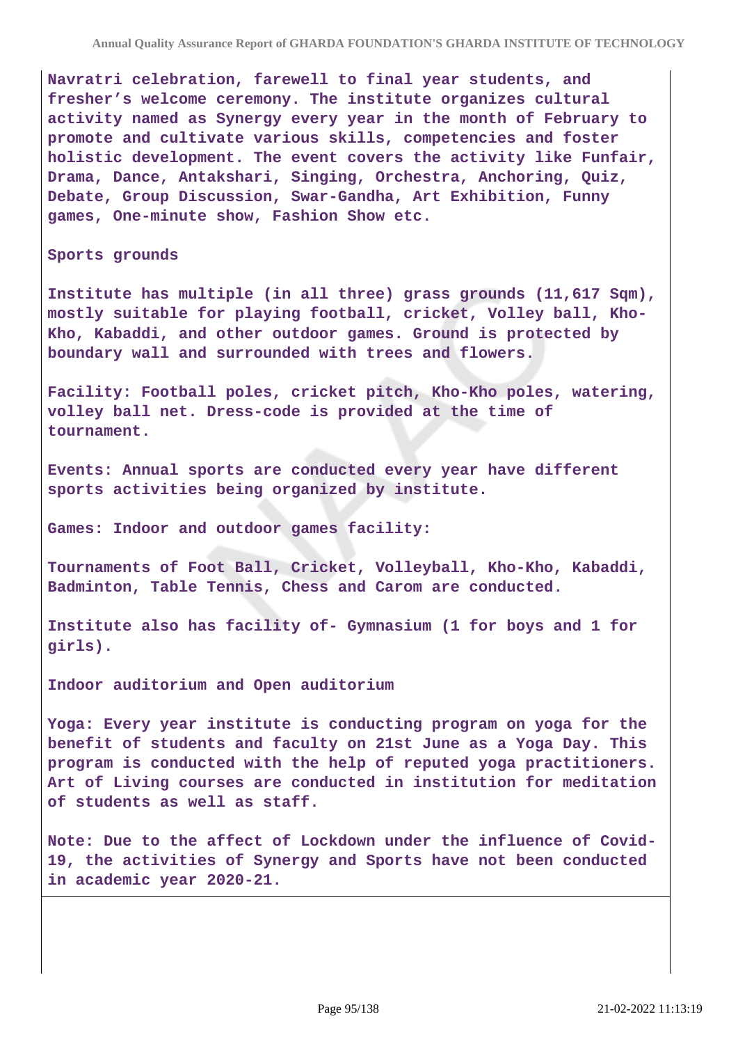Navratri celebration, farewell to final year students, and fresher's welcome ceremony. The institute organizes cultural activity named as Synergy every year in the month of February to promote and cultivate various skills, competencies and foster holistic development. The event covers the activity like Funfair, Drama, Dance, Antakshari, Singing, Orchestra, Anchoring, Quiz, Debate, Group Discussion, Swar-Gandha, Art Exhibition, Funny games, One-minute show, Fashion Show etc.

Sports grounds

Institute has multiple (in all three) grass grounds (11,617 Sqm), mostly suitable for playing football, cricket, Volley ball, Kho-Kho, Kabaddi, and other outdoor games. Ground is protected by boundary wall and surrounded with trees and flowers.

Facility: Football poles, cricket pitch, Kho-Kho poles, watering, volley ball net. Dress-code is provided at the time of tournament.

Events: Annual sports are conducted every year have different sports activities being organized by institute.

Games: Indoor and outdoor games facility:

Tournaments of Foot Ball, Cricket, Volleyball, Kho-Kho, Kabaddi, Badminton, Table Tennis, Chess and Carom are conducted.

Institute also has facility of- Gymnasium (1 for boys and 1 for girls).

Indoor auditorium and Open auditorium

Yoga: Every year institute is conducting program on yoga for the benefit of students and faculty on 21st June as a Yoga Day. This program is conducted with the help of reputed yoga practitioners. Art of Living courses are conducted in institution for meditation of students as well as staff.

Note: Due to the affect of Lockdown under the influence of Covid-19, the activities of Synergy and Sports have not been conducted in academic year 2020-21.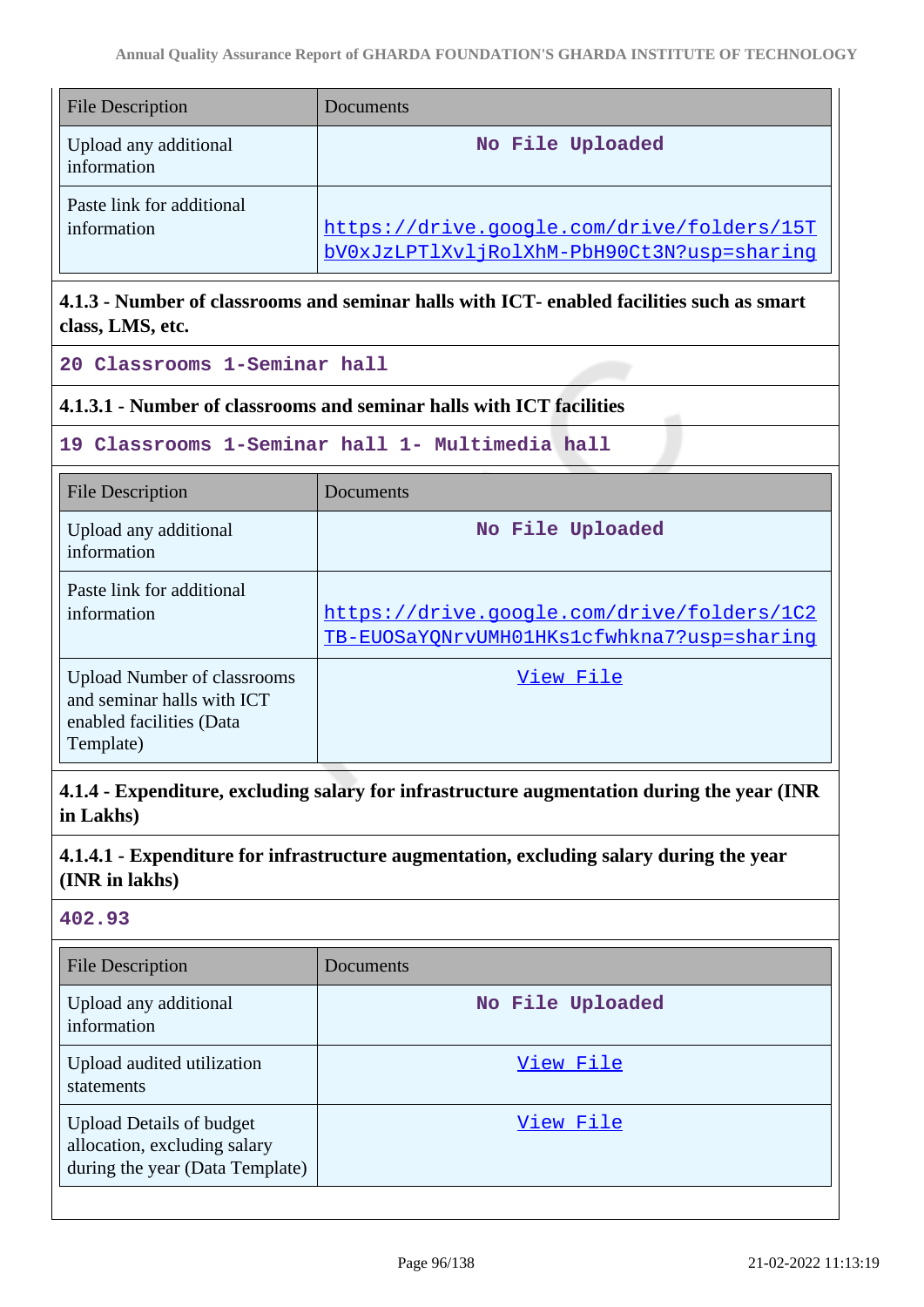| File Description | Documents |
|---|---|
| Upload any additional information | No File Uploaded |
| Paste link for additional information | https://drive.google.com/drive/folders/15TbV0xJzLPTlXvljRolXhM-PbH90Ct3N?usp=sharing |

**4.1.3 - Number of classrooms and seminar halls with ICT- enabled facilities such as smart class, LMS, etc.**

20 Classrooms 1-Seminar hall

**4.1.3.1 - Number of classrooms and seminar halls with ICT facilities**

19 Classrooms 1-Seminar hall 1- Multimedia hall

| File Description | Documents |
|---|---|
| Upload any additional information | No File Uploaded |
| Paste link for additional information | https://drive.google.com/drive/folders/1C2TB-EUOSaYQNrvUMH01HKs1cfwhkna7?usp=sharing |
| Upload Number of classrooms and seminar halls with ICT enabled facilities (Data Template) | View File |

**4.1.4 - Expenditure, excluding salary for infrastructure augmentation during the year (INR in Lakhs)**

**4.1.4.1 - Expenditure for infrastructure augmentation, excluding salary during the year (INR in lakhs)**

402.93

| File Description | Documents |
|---|---|
| Upload any additional information | No File Uploaded |
| Upload audited utilization statements | View File |
| Upload Details of budget allocation, excluding salary during the year (Data Template) | View File |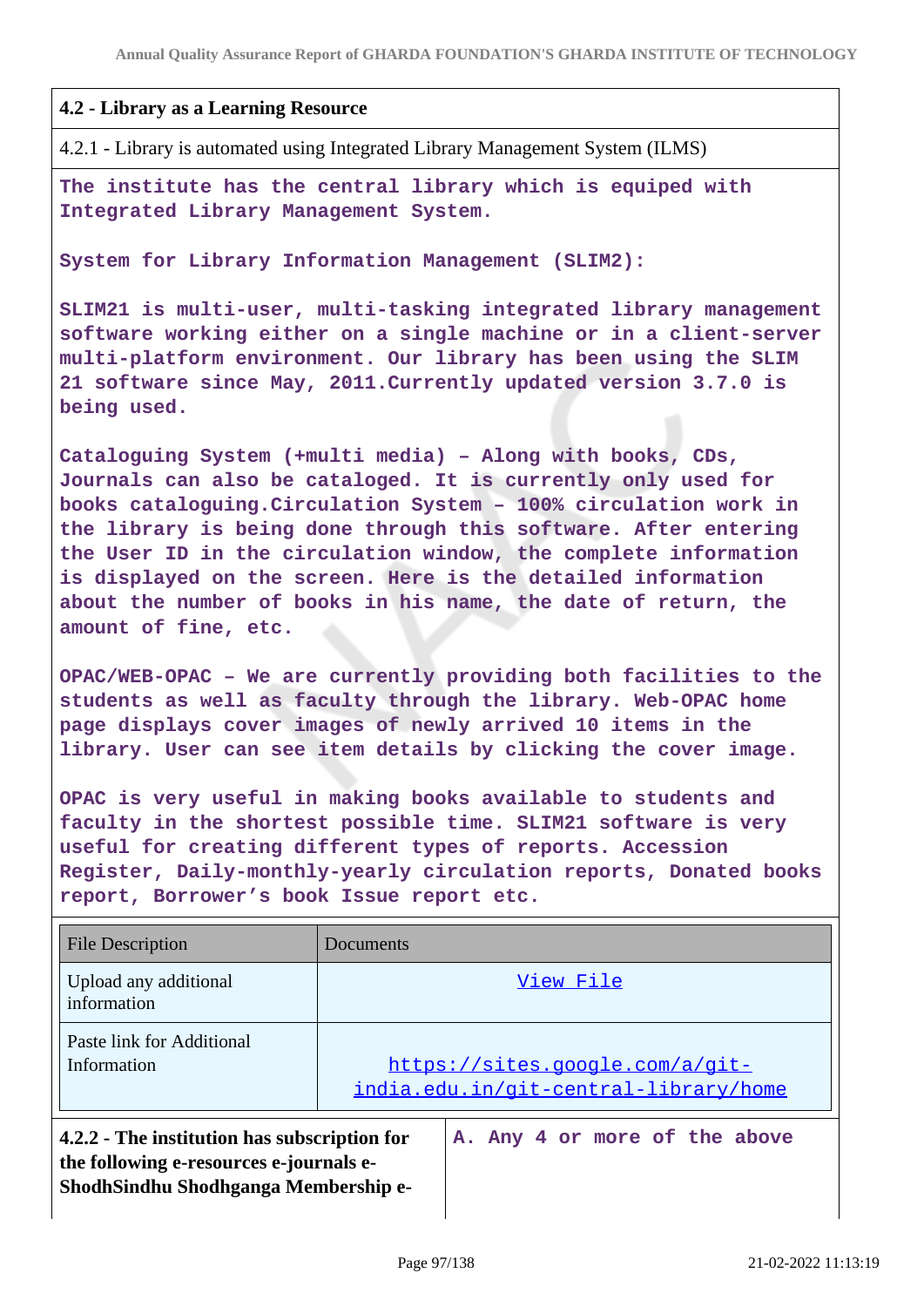### 4.2 - Library as a Learning Resource

4.2.1 - Library is automated using Integrated Library Management System (ILMS)

The institute has the central library which is equiped with Integrated Library Management System.

System for Library Information Management (SLIM2):

SLIM21 is multi-user, multi-tasking integrated library management software working either on a single machine or in a client-server multi-platform environment. Our library has been using the SLIM 21 software since May, 2011.Currently updated version 3.7.0 is being used.

Cataloguing System (+multi media) – Along with books, CDs, Journals can also be cataloged. It is currently only used for books cataloguing.Circulation System – 100% circulation work in the library is being done through this software. After entering the User ID in the circulation window, the complete information is displayed on the screen. Here is the detailed information about the number of books in his name, the date of return, the amount of fine, etc.

OPAC/WEB-OPAC – We are currently providing both facilities to the students as well as faculty through the library. Web-OPAC home page displays cover images of newly arrived 10 items in the library. User can see item details by clicking the cover image.

OPAC is very useful in making books available to students and faculty in the shortest possible time. SLIM21 software is very useful for creating different types of reports. Accession Register, Daily-monthly-yearly circulation reports, Donated books report, Borrower’s book Issue report etc.

| File Description | Documents |
|---|---|
| Upload any additional information | View File |
| Paste link for Additional Information | https://sites.google.com/a/git-india.edu.in/git-central-library/home |

| 4.2.2 - The institution has subscription for the following e-resources e-journals e-ShodhSindhu Shodhganga Membership e- | A. Any 4 or more of the above |
|---|---|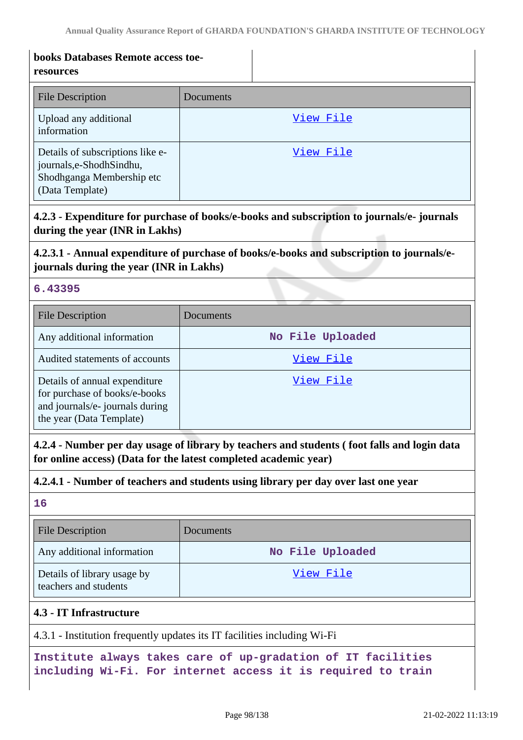**books Databases Remote access toe-resources**

| File Description | Documents |
| --- | --- |
| Upload any additional information | View File |
| Details of subscriptions like e-journals,e-ShodhSindhu, Shodhganga Membership etc (Data Template) | View File |

**4.2.3 - Expenditure for purchase of books/e-books and subscription to journals/e- journals during the year (INR in Lakhs)**

**4.2.3.1 - Annual expenditure of purchase of books/e-books and subscription to journals/e-journals during the year (INR in Lakhs)**

**6.43395**

| File Description | Documents |
| --- | --- |
| Any additional information | No File Uploaded |
| Audited statements of accounts | View File |
| Details of annual expenditure for purchase of books/e-books and journals/e- journals during the year (Data Template) | View File |

**4.2.4 - Number per day usage of library by teachers and students ( foot falls and login data for online access) (Data for the latest completed academic year)**

**4.2.4.1 - Number of teachers and students using library per day over last one year**

**16**

| File Description | Documents |
| --- | --- |
| Any additional information | No File Uploaded |
| Details of library usage by teachers and students | View File |

**4.3 - IT Infrastructure**

4.3.1 - Institution frequently updates its IT facilities including Wi-Fi

Institute always takes care of up-gradation of IT facilities including Wi-Fi. For internet access it is required to train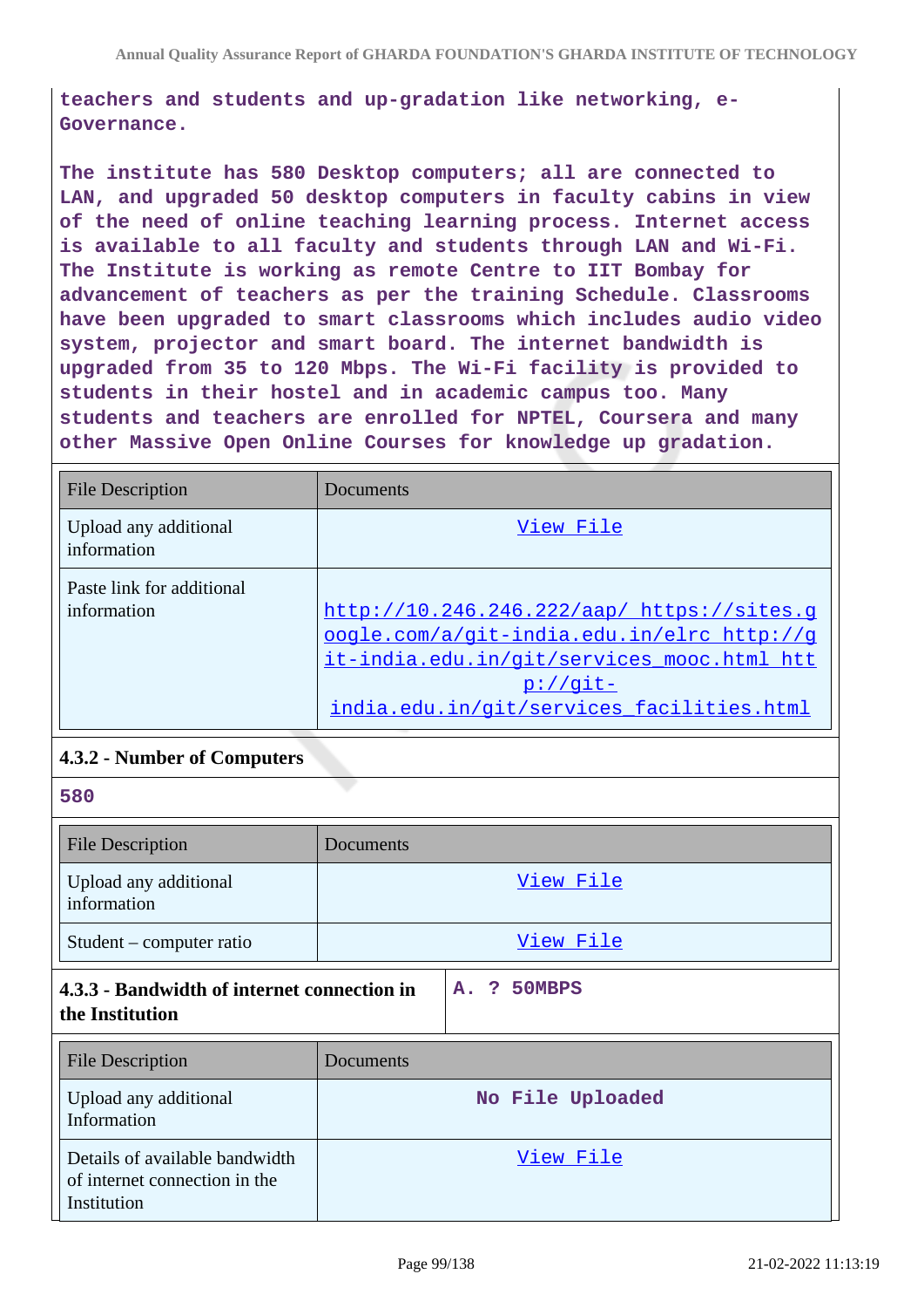teachers and students and up-gradation like networking, e-Governance.

The institute has 580 Desktop computers; all are connected to LAN, and upgraded 50 desktop computers in faculty cabins in view of the need of online teaching learning process. Internet access is available to all faculty and students through LAN and Wi-Fi. The Institute is working as remote Centre to IIT Bombay for advancement of teachers as per the training Schedule. Classrooms have been upgraded to smart classrooms which includes audio video system, projector and smart board. The internet bandwidth is upgraded from 35 to 120 Mbps. The Wi-Fi facility is provided to students in their hostel and in academic campus too. Many students and teachers are enrolled for NPTEL, Coursera and many other Massive Open Online Courses for knowledge up gradation.

| File Description | Documents |
|---|---|
| Upload any additional information | View File |
| Paste link for additional information | http://10.246.246.222/aap/ https://sites.google.com/a/git-india.edu.in/elrc http://git-india.edu.in/git/services_mooc.html http://git-india.edu.in/git/services_facilities.html |

### 4.3.2 - Number of Computers

580

| File Description | Documents |
|---|---|
| Upload any additional information | View File |
| Student – computer ratio | View File |

| 4.3.3 - Bandwidth of internet connection in the Institution | A. ? 50MBPS |
|---|---|

| File Description | Documents |
|---|---|
| Upload any additional Information | No File Uploaded |
| Details of available bandwidth of internet connection in the Institution | View File |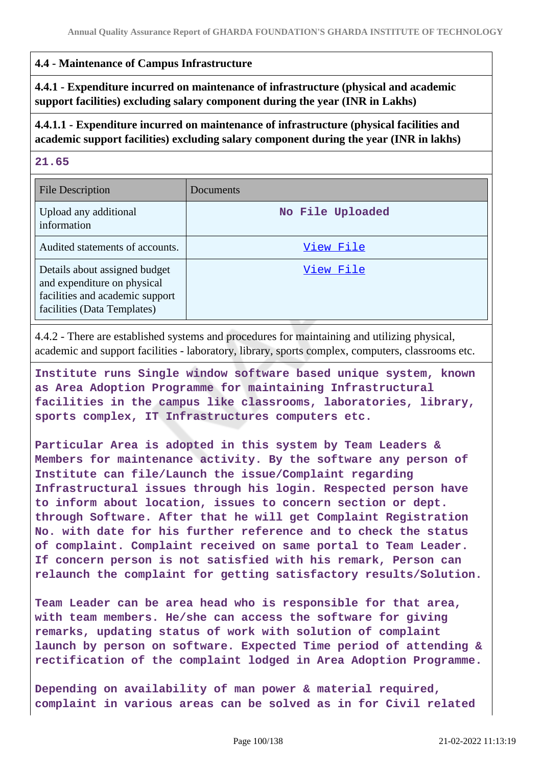**4.4 - Maintenance of Campus Infrastructure**

**4.4.1 - Expenditure incurred on maintenance of infrastructure (physical and academic support facilities) excluding salary component during the year (INR in Lakhs)**

**4.4.1.1 - Expenditure incurred on maintenance of infrastructure (physical facilities and academic support facilities) excluding salary component during the year (INR in lakhs)**

**21.65**

| File Description | Documents |
|---|---|
| Upload any additional information | No File Uploaded |
| Audited statements of accounts. | View File |
| Details about assigned budget and expenditure on physical facilities and academic support facilities (Data Templates) | View File |

4.4.2 - There are established systems and procedures for maintaining and utilizing physical, academic and support facilities - laboratory, library, sports complex, computers, classrooms etc.

Institute runs Single window software based unique system, known as Area Adoption Programme for maintaining Infrastructural facilities in the campus like classrooms, laboratories, library, sports complex, IT Infrastructures computers etc.

Particular Area is adopted in this system by Team Leaders & Members for maintenance activity. By the software any person of Institute can file/Launch the issue/Complaint regarding Infrastructural issues through his login. Respected person have to inform about location, issues to concern section or dept. through Software. After that he will get Complaint Registration No. with date for his further reference and to check the status of complaint. Complaint received on same portal to Team Leader. If concern person is not satisfied with his remark, Person can relaunch the complaint for getting satisfactory results/Solution.

Team Leader can be area head who is responsible for that area, with team members. He/she can access the software for giving remarks, updating status of work with solution of complaint launch by person on software. Expected Time period of attending & rectification of the complaint lodged in Area Adoption Programme.

Depending on availability of man power & material required, complaint in various areas can be solved as in for Civil related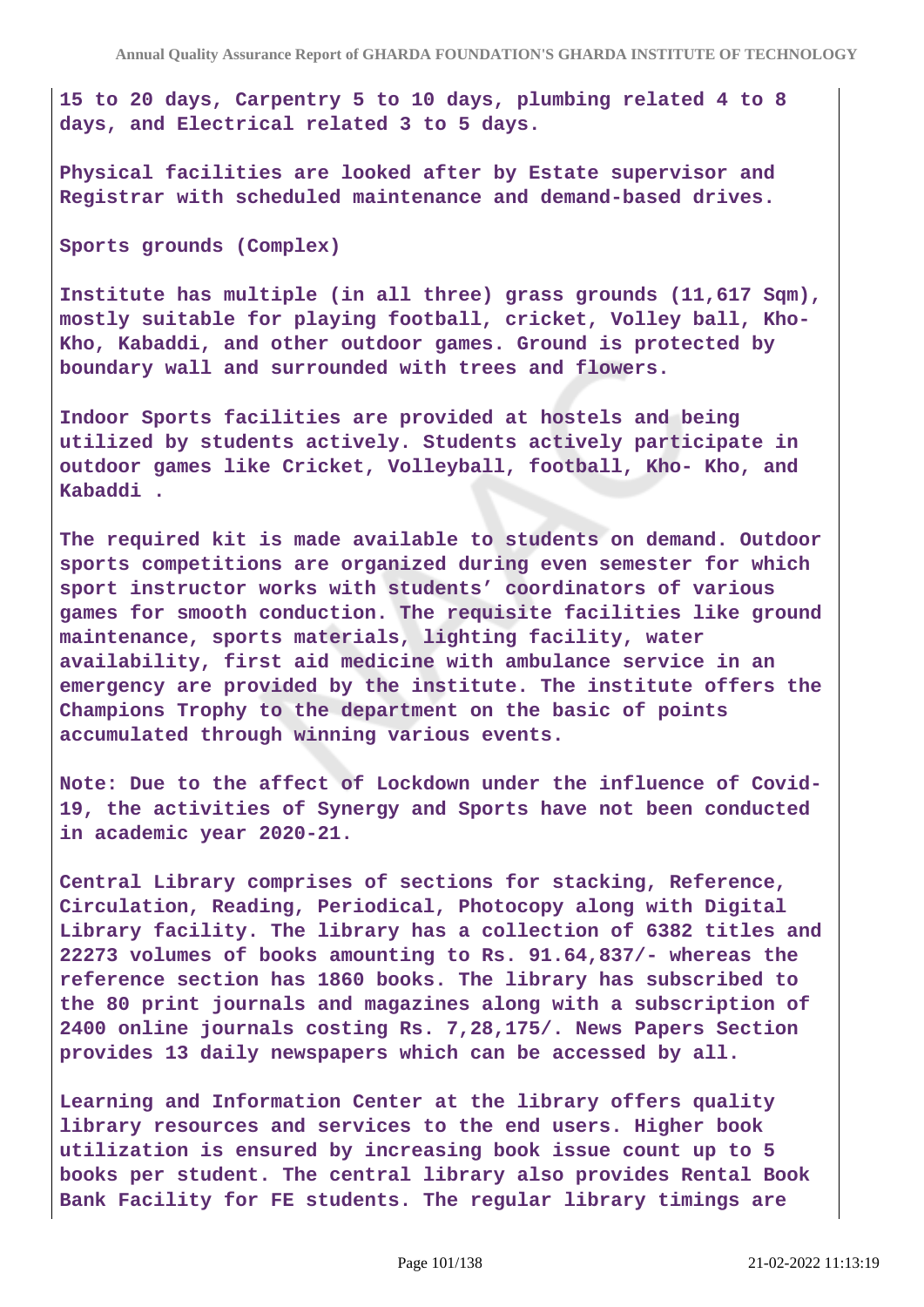15 to 20 days, Carpentry 5 to 10 days, plumbing related 4 to 8 days, and Electrical related 3 to 5 days.

Physical facilities are looked after by Estate supervisor and Registrar with scheduled maintenance and demand-based drives.

Sports grounds (Complex)

Institute has multiple (in all three) grass grounds (11,617 Sqm), mostly suitable for playing football, cricket, Volley ball, Kho-Kho, Kabaddi, and other outdoor games. Ground is protected by boundary wall and surrounded with trees and flowers.

Indoor Sports facilities are provided at hostels and being utilized by students actively. Students actively participate in outdoor games like Cricket, Volleyball, football, Kho- Kho, and Kabaddi .

The required kit is made available to students on demand. Outdoor sports competitions are organized during even semester for which sport instructor works with students' coordinators of various games for smooth conduction. The requisite facilities like ground maintenance, sports materials, lighting facility, water availability, first aid medicine with ambulance service in an emergency are provided by the institute. The institute offers the Champions Trophy to the department on the basic of points accumulated through winning various events.

Note: Due to the affect of Lockdown under the influence of Covid-19, the activities of Synergy and Sports have not been conducted in academic year 2020-21.

Central Library comprises of sections for stacking, Reference, Circulation, Reading, Periodical, Photocopy along with Digital Library facility. The library has a collection of 6382 titles and 22273 volumes of books amounting to Rs. 91.64,837/- whereas the reference section has 1860 books. The library has subscribed to the 80 print journals and magazines along with a subscription of 2400 online journals costing Rs. 7,28,175/. News Papers Section provides 13 daily newspapers which can be accessed by all.

Learning and Information Center at the library offers quality library resources and services to the end users. Higher book utilization is ensured by increasing book issue count up to 5 books per student. The central library also provides Rental Book Bank Facility for FE students. The regular library timings are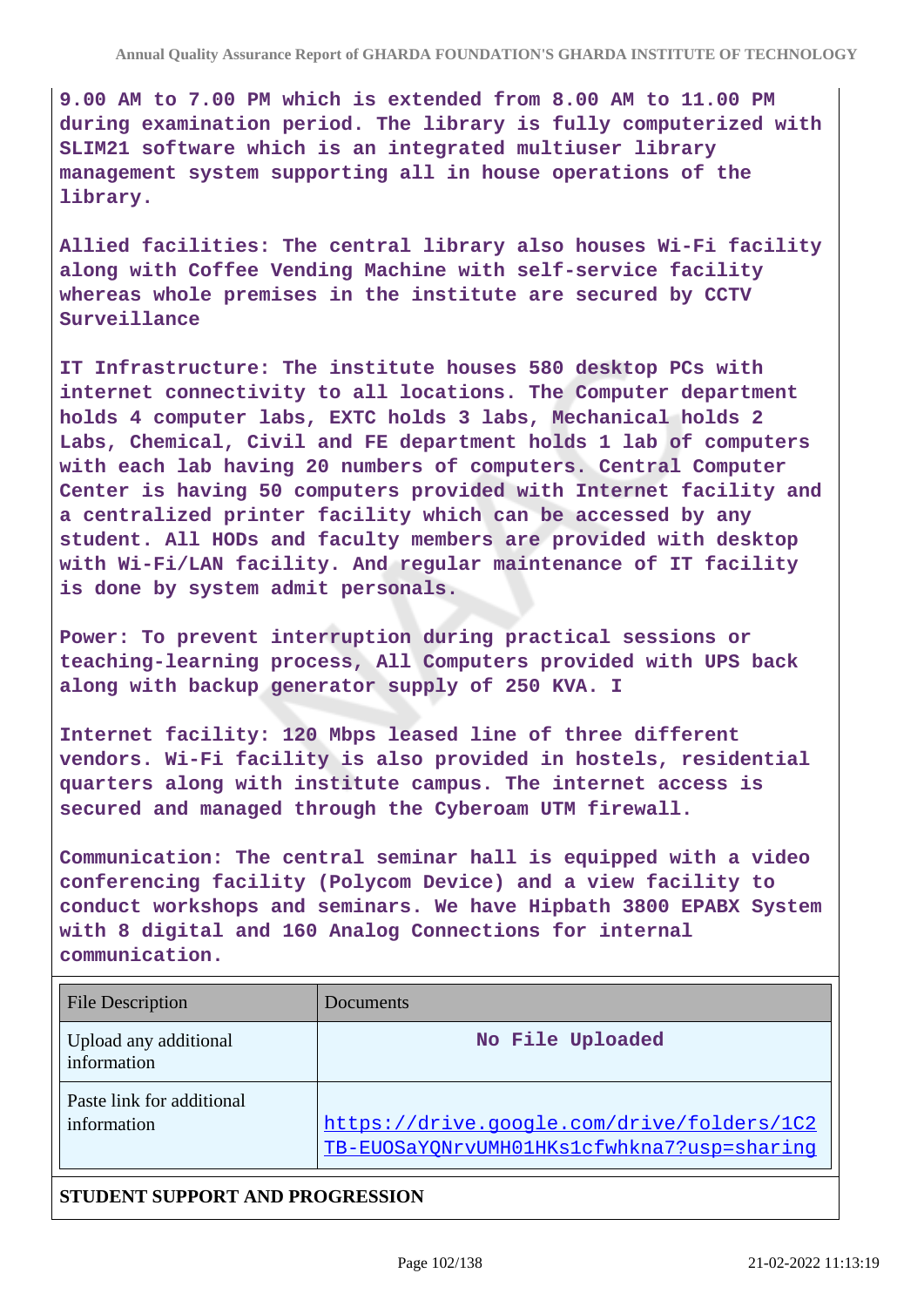**9.00 AM to 7.00 PM which is extended from 8.00 AM to 11.00 PM during examination period. The library is fully computerized with SLIM21 software which is an integrated multiuser library management system supporting all in house operations of the library.**

**Allied facilities: The central library also houses Wi-Fi facility along with Coffee Vending Machine with self-service facility whereas whole premises in the institute are secured by CCTV Surveillance**

**IT Infrastructure: The institute houses 580 desktop PCs with internet connectivity to all locations. The Computer department holds 4 computer labs, EXTC holds 3 labs, Mechanical holds 2 Labs, Chemical, Civil and FE department holds 1 lab of computers with each lab having 20 numbers of computers. Central Computer Center is having 50 computers provided with Internet facility and a centralized printer facility which can be accessed by any student. All HODs and faculty members are provided with desktop with Wi-Fi/LAN facility. And regular maintenance of IT facility is done by system admit personals.**

**Power: To prevent interruption during practical sessions or teaching-learning process, All Computers provided with UPS back along with backup generator supply of 250 KVA. I**

**Internet facility: 120 Mbps leased line of three different vendors. Wi-Fi facility is also provided in hostels, residential quarters along with institute campus. The internet access is secured and managed through the Cyberoam UTM firewall.**

**Communication: The central seminar hall is equipped with a video conferencing facility (Polycom Device) and a view facility to conduct workshops and seminars. We have Hipbath 3800 EPABX System with 8 digital and 160 Analog Connections for internal communication.**

| File Description | Documents |
|---|---|
| Upload any additional information | No File Uploaded |
| Paste link for additional information | https://drive.google.com/drive/folders/1C2TB-EUOSaYQNrvUMH01HKs1cfwhkna7?usp=sharing |

**STUDENT SUPPORT AND PROGRESSION**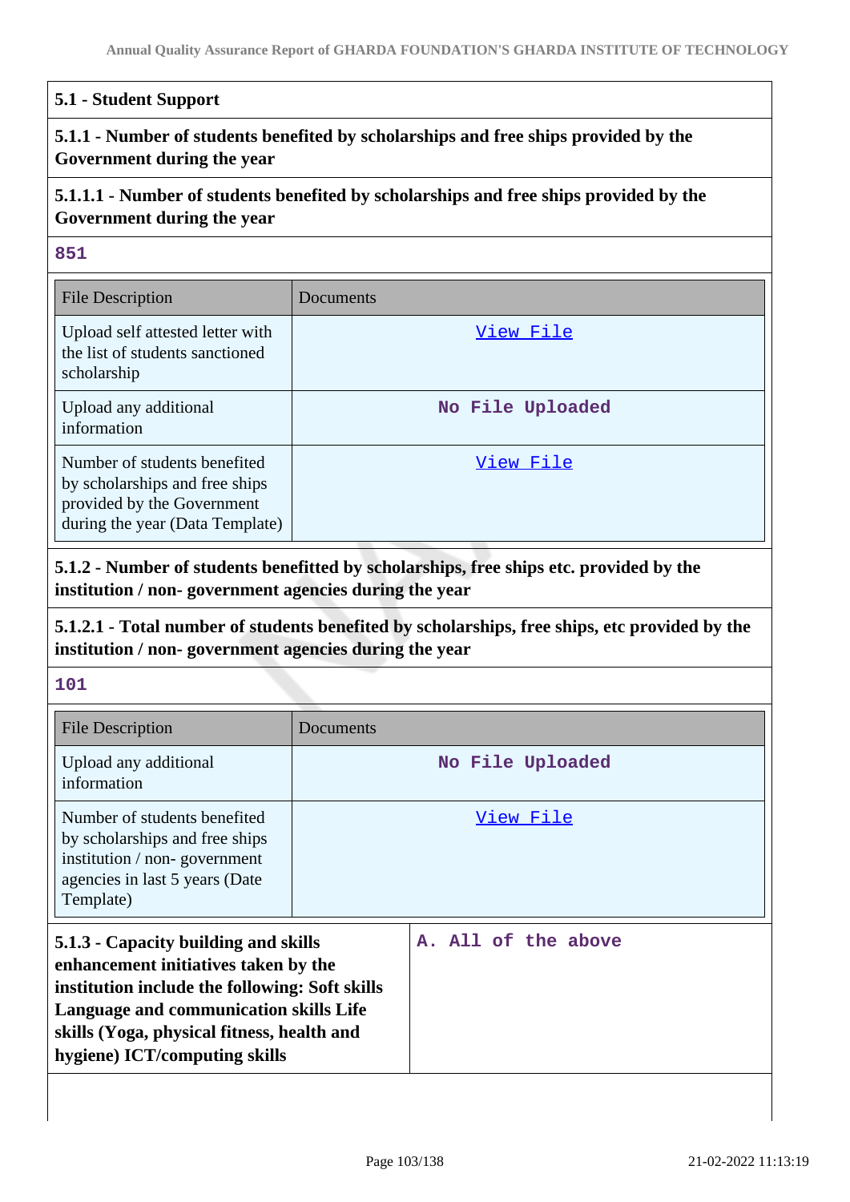## 5.1 - Student Support

### 5.1.1 - Number of students benefited by scholarships and free ships provided by the Government during the year

#### 5.1.1.1 - Number of students benefited by scholarships and free ships provided by the Government during the year

**851**

| File Description | Documents |
|---|---|
| Upload self attested letter with the list of students sanctioned scholarship | View File |
| Upload any additional information | No File Uploaded |
| Number of students benefited by scholarships and free ships provided by the Government during the year (Data Template) | View File |

### 5.1.2 - Number of students benefitted by scholarships, free ships etc. provided by the institution / non- government agencies during the year

#### 5.1.2.1 - Total number of students benefited by scholarships, free ships, etc provided by the institution / non- government agencies during the year

**101**

| File Description | Documents |
|---|---|
| Upload any additional information | No File Uploaded |
| Number of students benefited by scholarships and free ships institution / non- government agencies in last 5 years (Date Template) | View File |

| **5.1.3 - Capacity building and skills enhancement initiatives taken by the institution include the following: Soft skills Language and communication skills Life skills (Yoga, physical fitness, health and hygiene) ICT/computing skills** | A. All of the above |
|---|---|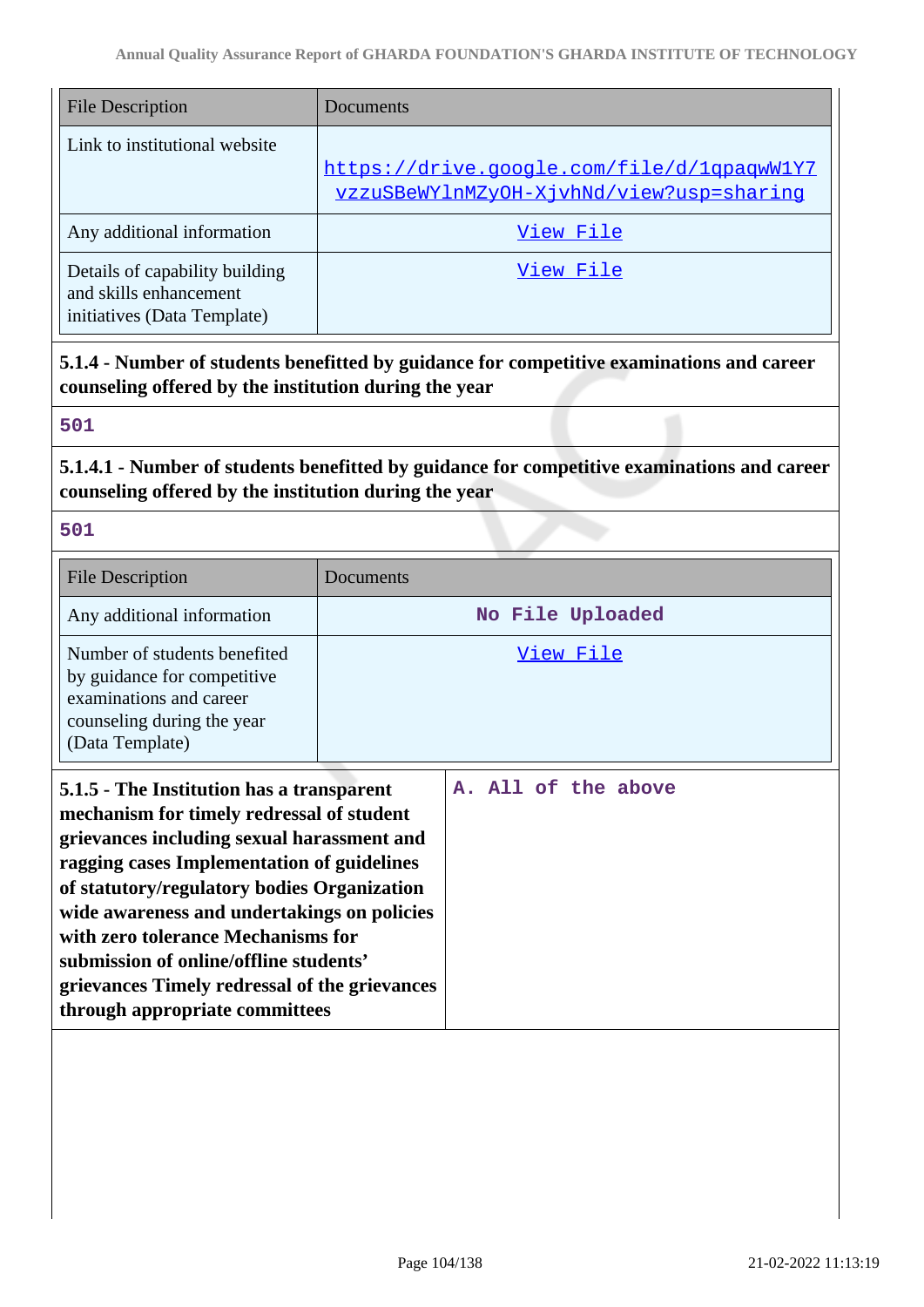| File Description | Documents |
| --- | --- |
| Link to institutional website | https://drive.google.com/file/d/1qpaqwW1Y7vzzuSBeWYlnMZyOH-XjvhNd/view?usp=sharing |
| Any additional information | View File |
| Details of capability building and skills enhancement initiatives (Data Template) | View File |

**5.1.4 - Number of students benefitted by guidance for competitive examinations and career counseling offered by the institution during the year**

501

**5.1.4.1 - Number of students benefitted by guidance for competitive examinations and career counseling offered by the institution during the year**

501

| File Description | Documents |
| --- | --- |
| Any additional information | No File Uploaded |
| Number of students benefited by guidance for competitive examinations and career counseling during the year (Data Template) | View File |

| **5.1.5 - The Institution has a transparent mechanism for timely redressal of student grievances including sexual harassment and ragging cases Implementation of guidelines of statutory/regulatory bodies Organization wide awareness and undertakings on policies with zero tolerance Mechanisms for submission of online/offline students' grievances Timely redressal of the grievances through appropriate committees** | A. All of the above |
| --- | --- |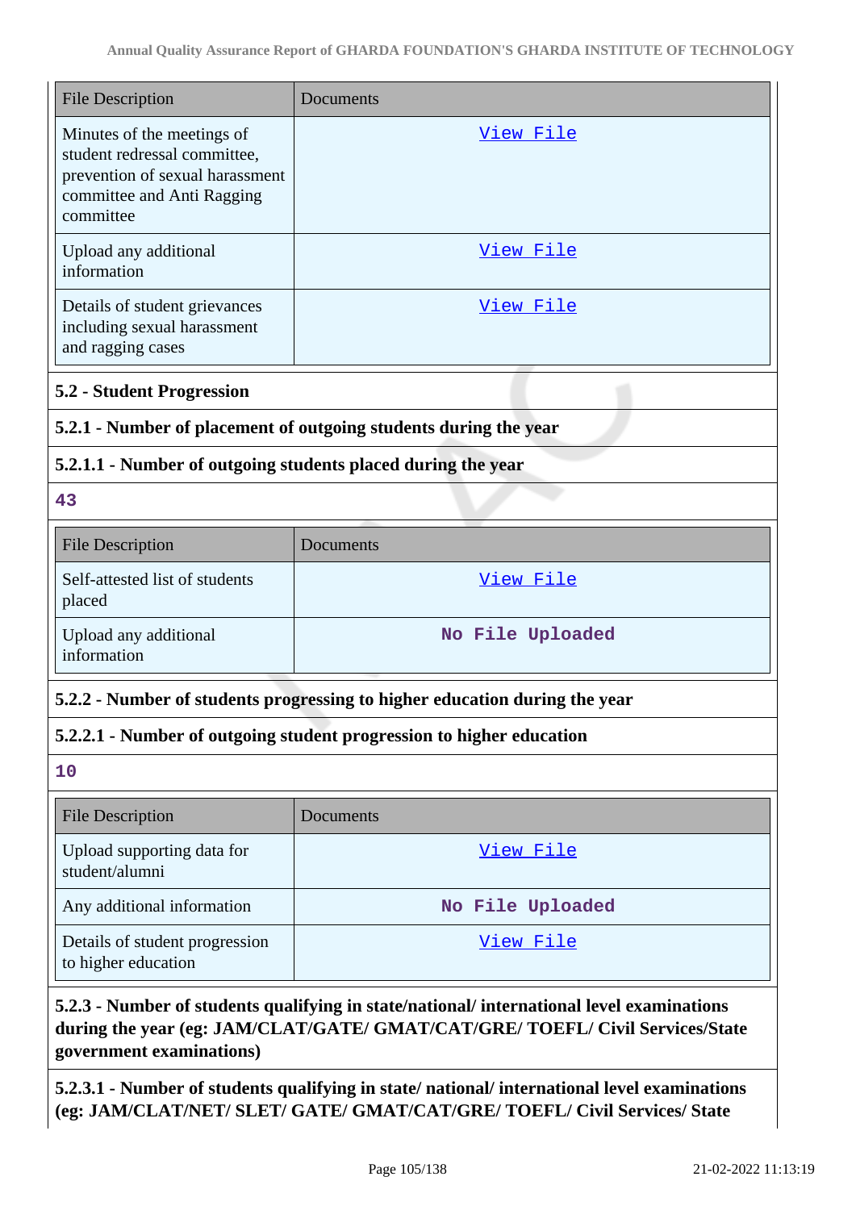| File Description | Documents |
| --- | --- |
| Minutes of the meetings of student redressal committee, prevention of sexual harassment committee and Anti Ragging committee | View File |
| Upload any additional information | View File |
| Details of student grievances including sexual harassment and ragging cases | View File |

### 5.2 - Student Progression

#### 5.2.1 - Number of placement of outgoing students during the year

#### 5.2.1.1 - Number of outgoing students placed during the year

**43**

| File Description | Documents |
| --- | --- |
| Self-attested list of students placed | View File |
| Upload any additional information | No File Uploaded |

#### 5.2.2 - Number of students progressing to higher education during the year

#### 5.2.2.1 - Number of outgoing student progression to higher education

**10**

| File Description | Documents |
| --- | --- |
| Upload supporting data for student/alumni | View File |
| Any additional information | No File Uploaded |
| Details of student progression to higher education | View File |

#### 5.2.3 - Number of students qualifying in state/national/ international level examinations during the year (eg: JAM/CLAT/GATE/ GMAT/CAT/GRE/ TOEFL/ Civil Services/State government examinations)

#### 5.2.3.1 - Number of students qualifying in state/ national/ international level examinations (eg: JAM/CLAT/NET/ SLET/ GATE/ GMAT/CAT/GRE/ TOEFL/ Civil Services/ State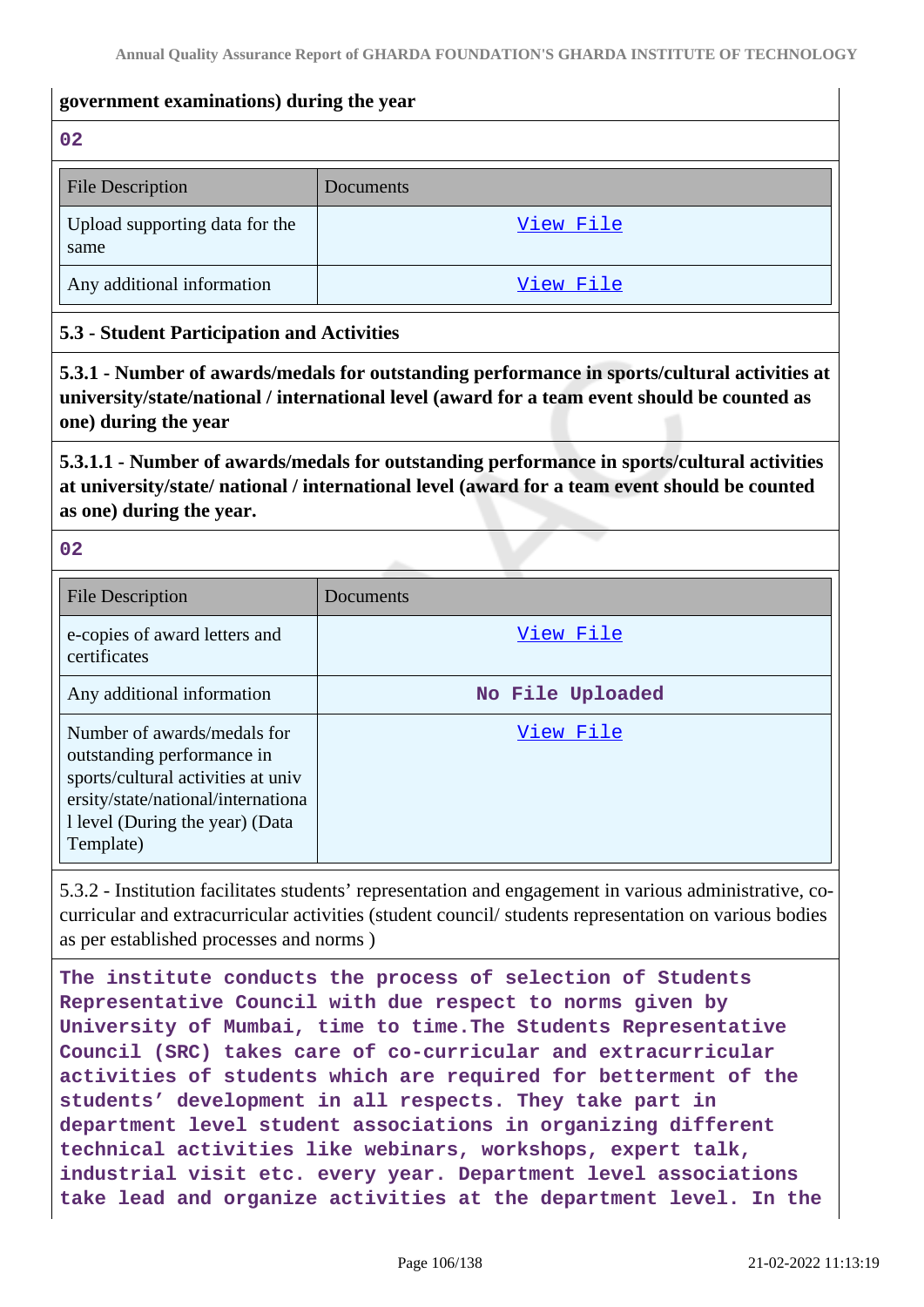**government examinations) during the year**

02

| File Description | Documents |
|---|---|
| Upload supporting data for the same | View File |
| Any additional information | View File |

**5.3 - Student Participation and Activities**

**5.3.1 - Number of awards/medals for outstanding performance in sports/cultural activities at university/state/national / international level (award for a team event should be counted as one) during the year**

**5.3.1.1 - Number of awards/medals for outstanding performance in sports/cultural activities at university/state/ national / international level (award for a team event should be counted as one) during the year.**

02

| File Description | Documents |
|---|---|
| e-copies of award letters and certificates | View File |
| Any additional information | No File Uploaded |
| Number of awards/medals for outstanding performance in sports/cultural activities at university/state/national/international level (During the year) (Data Template) | View File |

5.3.2 - Institution facilitates students' representation and engagement in various administrative, co-curricular and extracurricular activities (student council/ students representation on various bodies as per established processes and norms )

The institute conducts the process of selection of Students Representative Council with due respect to norms given by University of Mumbai, time to time.The Students Representative Council (SRC) takes care of co-curricular and extracurricular activities of students which are required for betterment of the students' development in all respects. They take part in department level student associations in organizing different technical activities like webinars, workshops, expert talk, industrial visit etc. every year. Department level associations take lead and organize activities at the department level. In the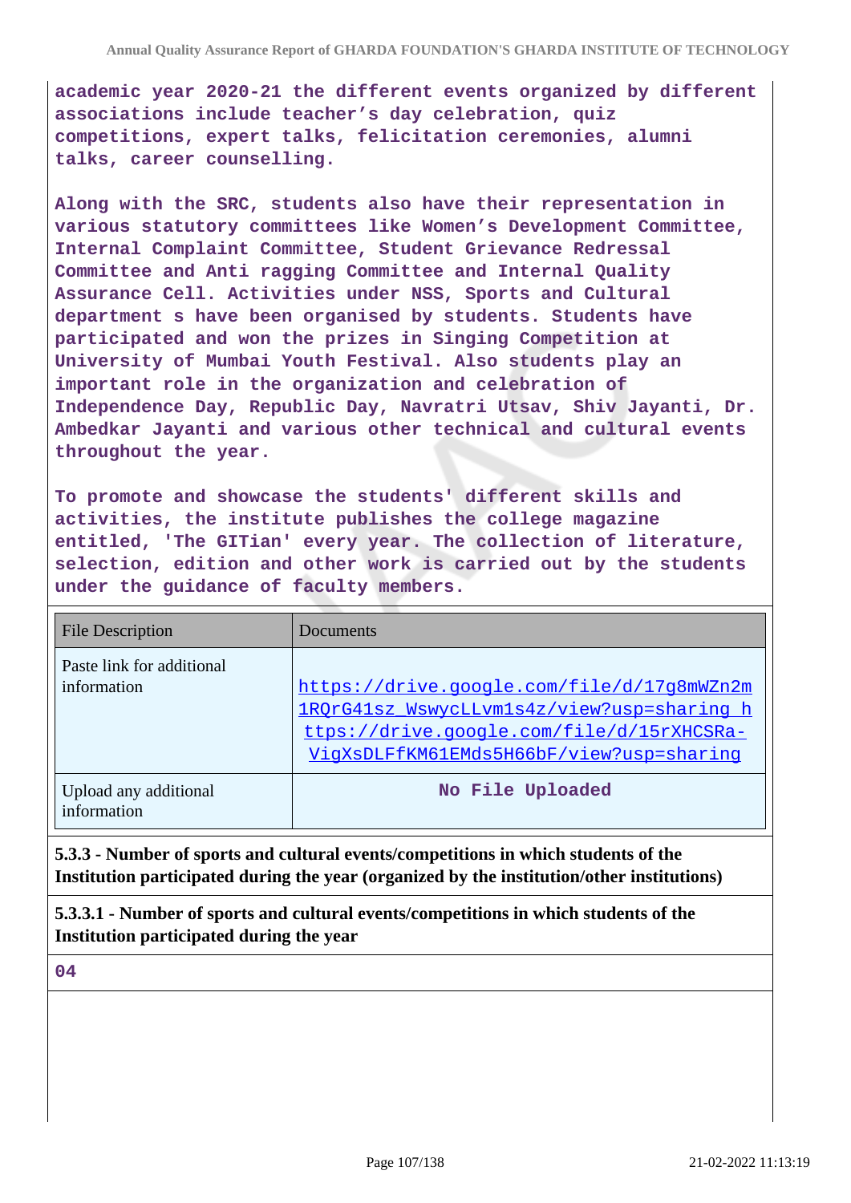**academic year 2020-21 the different events organized by different associations include teacher's day celebration, quiz competitions, expert talks, felicitation ceremonies, alumni talks, career counselling.**

**Along with the SRC, students also have their representation in various statutory committees like Women's Development Committee, Internal Complaint Committee, Student Grievance Redressal Committee and Anti ragging Committee and Internal Quality Assurance Cell. Activities under NSS, Sports and Cultural department s have been organised by students. Students have participated and won the prizes in Singing Competition at University of Mumbai Youth Festival. Also students play an important role in the organization and celebration of Independence Day, Republic Day, Navratri Utsav, Shiv Jayanti, Dr. Ambedkar Jayanti and various other technical and cultural events throughout the year.**

**To promote and showcase the students' different skills and activities, the institute publishes the college magazine entitled, 'The GITian' every year. The collection of literature, selection, edition and other work is carried out by the students under the guidance of faculty members.**

| File Description | Documents |
|---|---|
| Paste link for additional information | https://drive.google.com/file/d/17g8mWZn2m1RQrG41sz_WswycLLvm1s4z/view?usp=sharing https://drive.google.com/file/d/15rXHCSRa-VigXsDLFfKM61EMds5H66bF/view?usp=sharing |
| Upload any additional information | **No File Uploaded** |

**5.3.3 - Number of sports and cultural events/competitions in which students of the Institution participated during the year (organized by the institution/other institutions)**

**5.3.3.1 - Number of sports and cultural events/competitions in which students of the Institution participated during the year**

**04**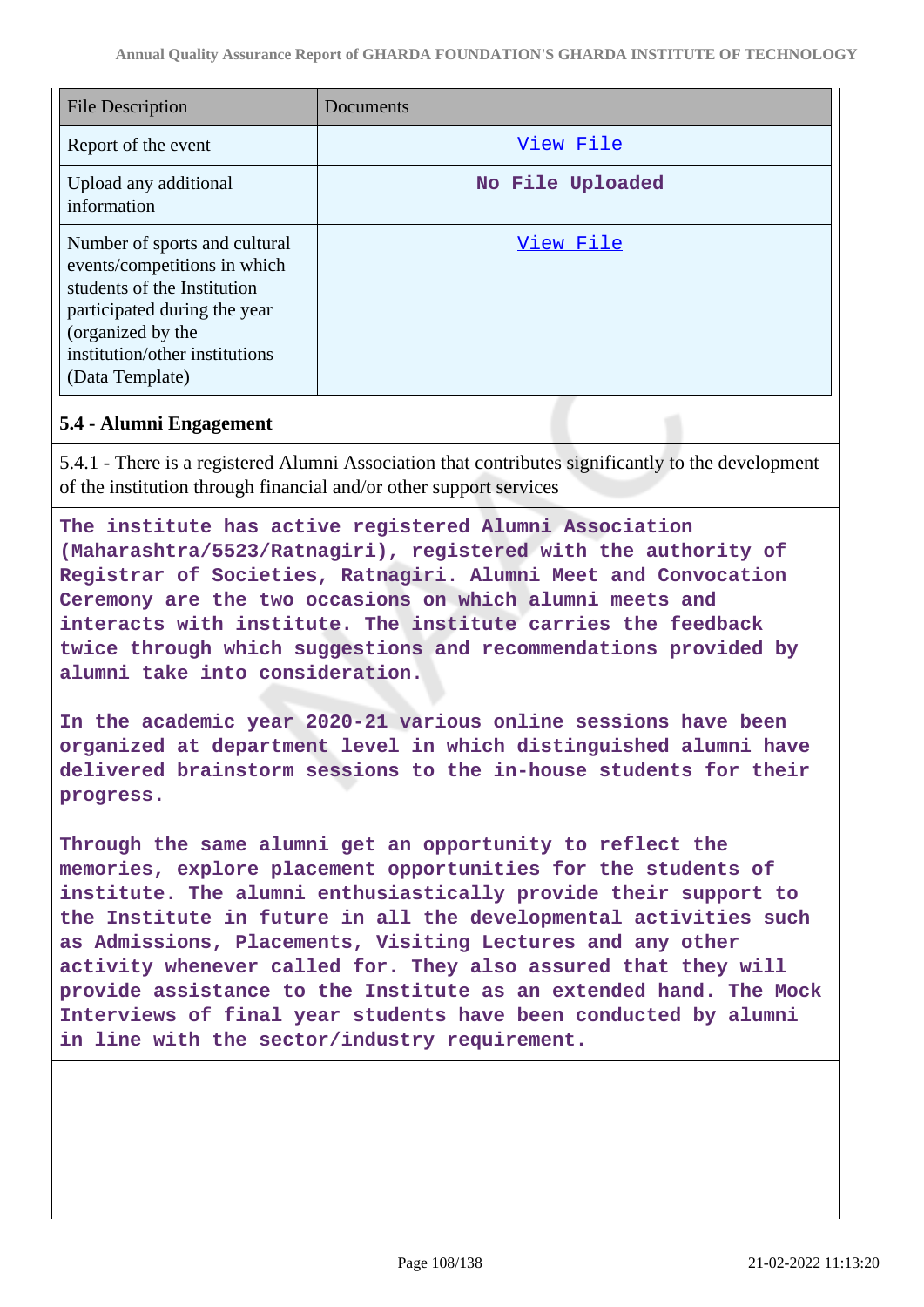| File Description | Documents |
| --- | --- |
| Report of the event | View File |
| Upload any additional information | No File Uploaded |
| Number of sports and cultural events/competitions in which students of the Institution participated during the year (organized by the institution/other institutions (Data Template) | View File |

**5.4 - Alumni Engagement**

5.4.1 - There is a registered Alumni Association that contributes significantly to the development of the institution through financial and/or other support services

The institute has active registered Alumni Association (Maharashtra/5523/Ratnagiri), registered with the authority of Registrar of Societies, Ratnagiri. Alumni Meet and Convocation Ceremony are the two occasions on which alumni meets and interacts with institute. The institute carries the feedback twice through which suggestions and recommendations provided by alumni take into consideration.

In the academic year 2020-21 various online sessions have been organized at department level in which distinguished alumni have delivered brainstorm sessions to the in-house students for their progress.

Through the same alumni get an opportunity to reflect the memories, explore placement opportunities for the students of institute. The alumni enthusiastically provide their support to the Institute in future in all the developmental activities such as Admissions, Placements, Visiting Lectures and any other activity whenever called for. They also assured that they will provide assistance to the Institute as an extended hand. The Mock Interviews of final year students have been conducted by alumni in line with the sector/industry requirement.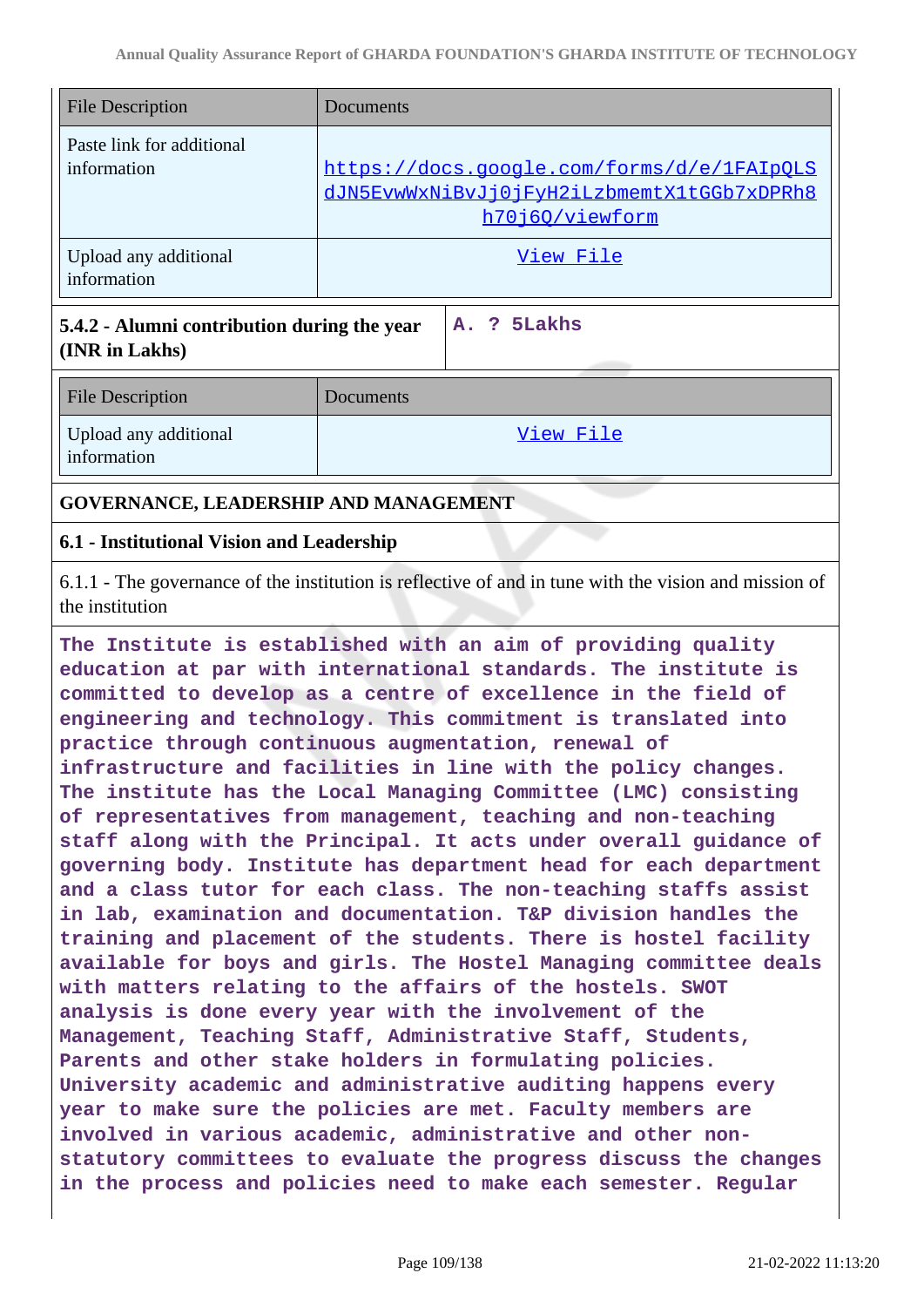| File Description | Documents |
|---|---|
| Paste link for additional information | https://docs.google.com/forms/d/e/1FAIpQLSdJN5EvwWxNiBvJj0jFyH2iLzbmemtX1tGGb7xDPRh8h70j6Q/viewform |
| Upload any additional information | View File |

| 5.4.2 - Alumni contribution during the year (INR in Lakhs) | A. ? 5Lakhs |
|---|---|

| File Description | Documents |
|---|---|
| Upload any additional information | View File |

## GOVERNANCE, LEADERSHIP AND MANAGEMENT

### 6.1 - Institutional Vision and Leadership

6.1.1 - The governance of the institution is reflective of and in tune with the vision and mission of the institution

**The Institute is established with an aim of providing quality education at par with international standards. The institute is committed to develop as a centre of excellence in the field of engineering and technology. This commitment is translated into practice through continuous augmentation, renewal of infrastructure and facilities in line with the policy changes. The institute has the Local Managing Committee (LMC) consisting of representatives from management, teaching and non-teaching staff along with the Principal. It acts under overall guidance of governing body. Institute has department head for each department and a class tutor for each class. The non-teaching staffs assist in lab, examination and documentation. T&P division handles the training and placement of the students. There is hostel facility available for boys and girls. The Hostel Managing committee deals with matters relating to the affairs of the hostels. SWOT analysis is done every year with the involvement of the Management, Teaching Staff, Administrative Staff, Students, Parents and other stake holders in formulating policies. University academic and administrative auditing happens every year to make sure the policies are met. Faculty members are involved in various academic, administrative and other non-statutory committees to evaluate the progress discuss the changes in the process and policies need to make each semester. Regular**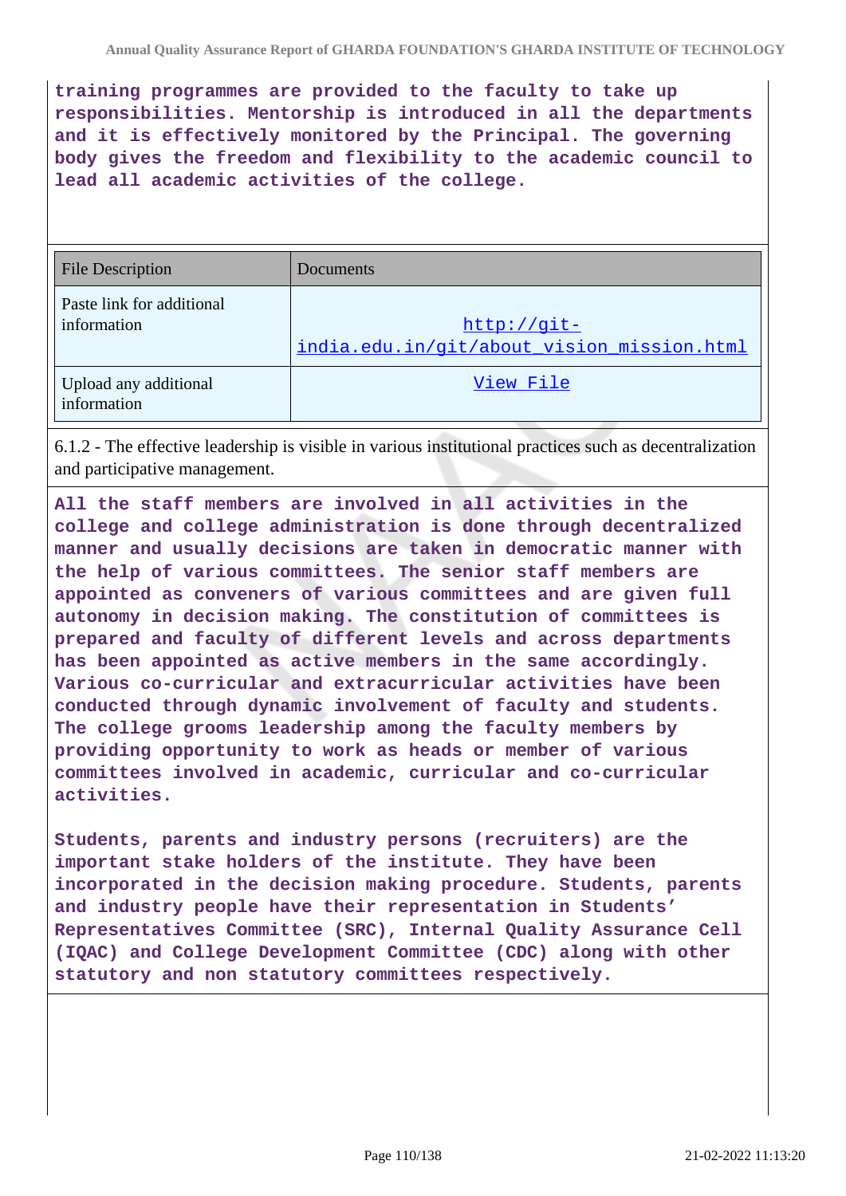**training programmes are provided to the faculty to take up responsibilities. Mentorship is introduced in all the departments and it is effectively monitored by the Principal. The governing body gives the freedom and flexibility to the academic council to lead all academic activities of the college.**

| File Description | Documents |
|---|---|
| Paste link for additional information | http://git-india.edu.in/git/about_vision_mission.html |
| Upload any additional information | View File |

6.1.2 - The effective leadership is visible in various institutional practices such as decentralization and participative management.

**All the staff members are involved in all activities in the college and college administration is done through decentralized manner and usually decisions are taken in democratic manner with the help of various committees. The senior staff members are appointed as conveners of various committees and are given full autonomy in decision making. The constitution of committees is prepared and faculty of different levels and across departments has been appointed as active members in the same accordingly. Various co-curricular and extracurricular activities have been conducted through dynamic involvement of faculty and students. The college grooms leadership among the faculty members by providing opportunity to work as heads or member of various committees involved in academic, curricular and co-curricular activities.**

**Students, parents and industry persons (recruiters) are the important stake holders of the institute. They have been incorporated in the decision making procedure. Students, parents and industry people have their representation in Students' Representatives Committee (SRC), Internal Quality Assurance Cell (IQAC) and College Development Committee (CDC) along with other statutory and non statutory committees respectively.**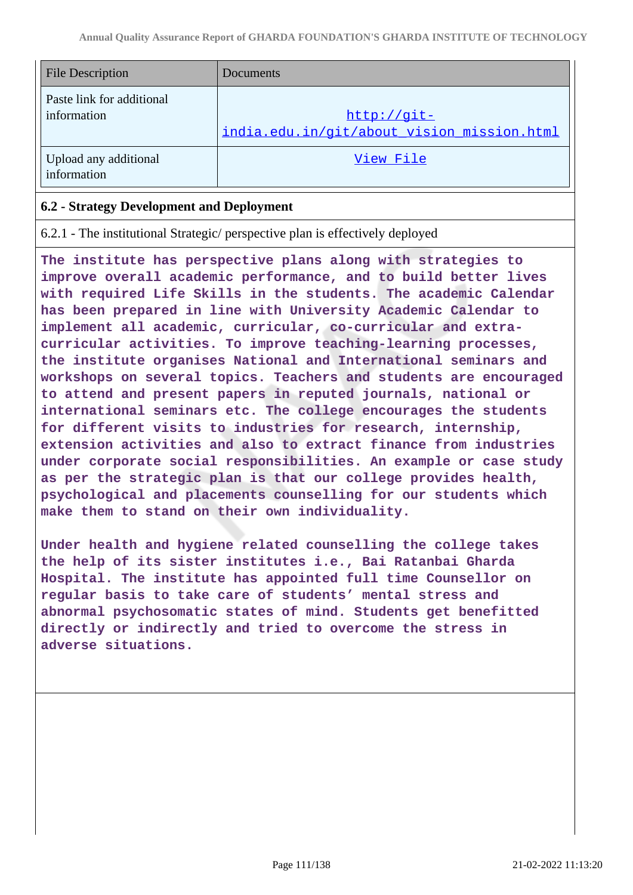| File Description | Documents |
|---|---|
| Paste link for additional information | http://git-india.edu.in/git/about_vision_mission.html |
| Upload any additional information | View File |

### 6.2 - Strategy Development and Deployment

6.2.1 - The institutional Strategic/ perspective plan is effectively deployed

The institute has perspective plans along with strategies to improve overall academic performance, and to build better lives with required Life Skills in the students. The academic Calendar has been prepared in line with University Academic Calendar to implement all academic, curricular, co-curricular and extra-curricular activities. To improve teaching-learning processes, the institute organises National and International seminars and workshops on several topics. Teachers and students are encouraged to attend and present papers in reputed journals, national or international seminars etc. The college encourages the students for different visits to industries for research, internship, extension activities and also to extract finance from industries under corporate social responsibilities. An example or case study as per the strategic plan is that our college provides health, psychological and placements counselling for our students which make them to stand on their own individuality.

Under health and hygiene related counselling the college takes the help of its sister institutes i.e., Bai Ratanbai Gharda Hospital. The institute has appointed full time Counsellor on regular basis to take care of students' mental stress and abnormal psychosomatic states of mind. Students get benefitted directly or indirectly and tried to overcome the stress in adverse situations.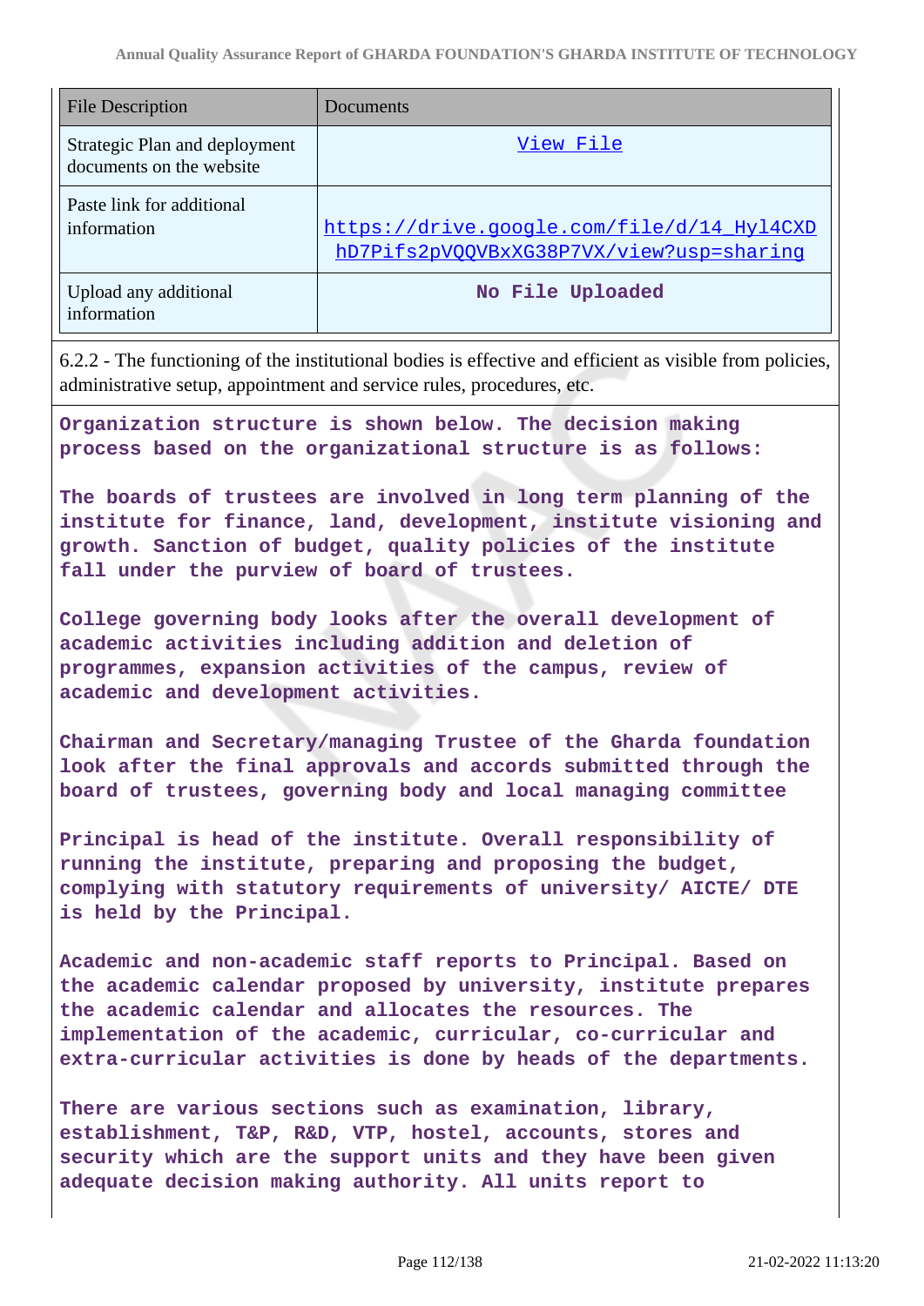| File Description | Documents |
| --- | --- |
| Strategic Plan and deployment documents on the website | View File |
| Paste link for additional information | https://drive.google.com/file/d/14_Hyl4CXDhD7Pifs2pVQQVBxXG38P7VX/view?usp=sharing |
| Upload any additional information | No File Uploaded |

6.2.2 - The functioning of the institutional bodies is effective and efficient as visible from policies, administrative setup, appointment and service rules, procedures, etc.

Organization structure is shown below. The decision making process based on the organizational structure is as follows:

The boards of trustees are involved in long term planning of the institute for finance, land, development, institute visioning and growth. Sanction of budget, quality policies of the institute fall under the purview of board of trustees.

College governing body looks after the overall development of academic activities including addition and deletion of programmes, expansion activities of the campus, review of academic and development activities.

Chairman and Secretary/managing Trustee of the Gharda foundation look after the final approvals and accords submitted through the board of trustees, governing body and local managing committee

Principal is head of the institute. Overall responsibility of running the institute, preparing and proposing the budget, complying with statutory requirements of university/ AICTE/ DTE is held by the Principal.

Academic and non-academic staff reports to Principal. Based on the academic calendar proposed by university, institute prepares the academic calendar and allocates the resources. The implementation of the academic, curricular, co-curricular and extra-curricular activities is done by heads of the departments.

There are various sections such as examination, library, establishment, T&P, R&D, VTP, hostel, accounts, stores and security which are the support units and they have been given adequate decision making authority. All units report to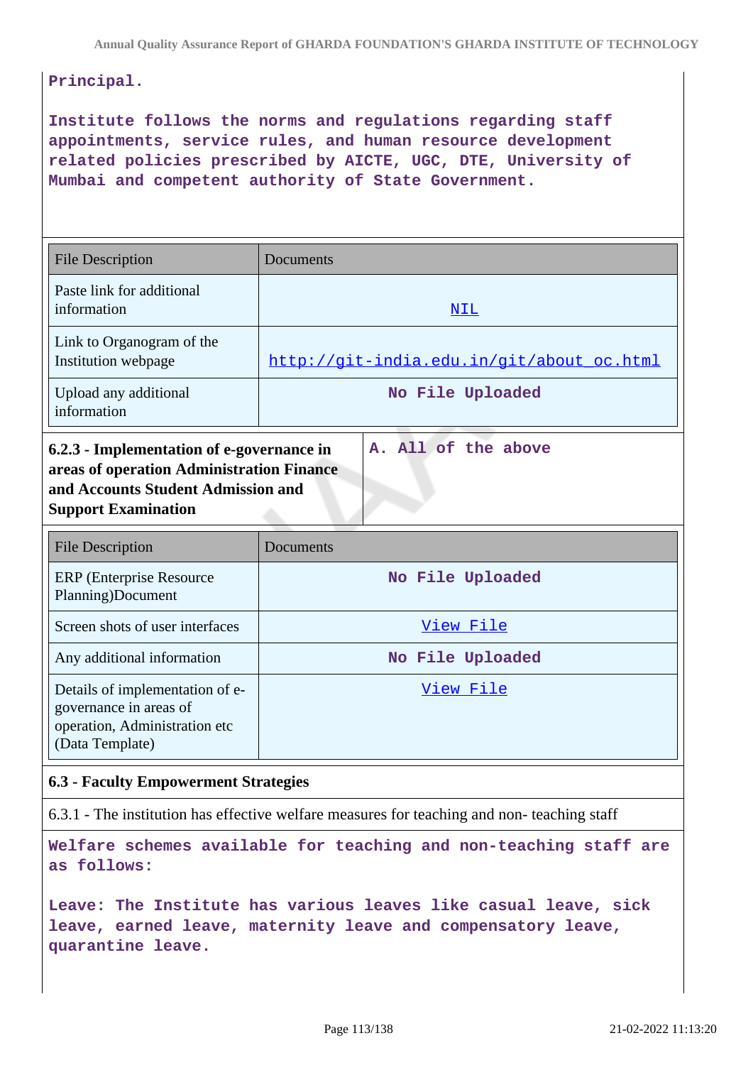**Principal.**

**Institute follows the norms and regulations regarding staff appointments, service rules, and human resource development related policies prescribed by AICTE, UGC, DTE, University of Mumbai and competent authority of State Government.**

| File Description | Documents |
| --- | --- |
| Paste link for additional information | NIL |
| Link to Organogram of the Institution webpage | http://git-india.edu.in/git/about_oc.html |
| Upload any additional information | No File Uploaded |

| 6.2.3 - Implementation of e-governance in areas of operation Administration Finance and Accounts Student Admission and Support Examination | A. All of the above |
| --- | --- |

| File Description | Documents |
| --- | --- |
| ERP (Enterprise Resource Planning)Document | No File Uploaded |
| Screen shots of user interfaces | View File |
| Any additional information | No File Uploaded |
| Details of implementation of e-governance in areas of operation, Administration etc (Data Template) | View File |

## 6.3 - Faculty Empowerment Strategies

6.3.1 - The institution has effective welfare measures for teaching and non- teaching staff

**Welfare schemes available for teaching and non-teaching staff are as follows:**

**Leave: The Institute has various leaves like casual leave, sick leave, earned leave, maternity leave and compensatory leave, quarantine leave.**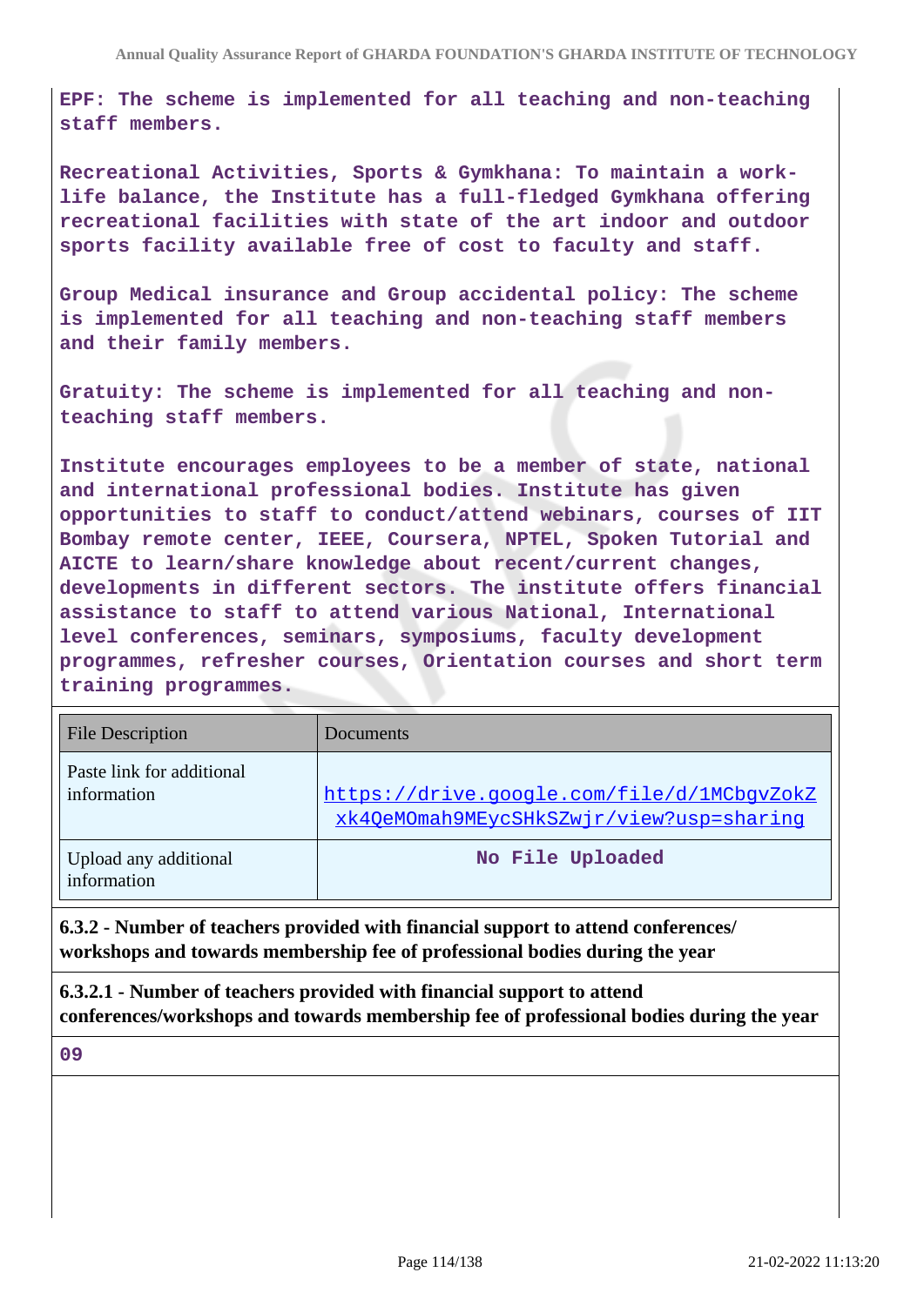**EPF: The scheme is implemented for all teaching and non-teaching staff members.**

**Recreational Activities, Sports & Gymkhana: To maintain a work-life balance, the Institute has a full-fledged Gymkhana offering recreational facilities with state of the art indoor and outdoor sports facility available free of cost to faculty and staff.**

**Group Medical insurance and Group accidental policy: The scheme is implemented for all teaching and non-teaching staff members and their family members.**

**Gratuity: The scheme is implemented for all teaching and non-teaching staff members.**

**Institute encourages employees to be a member of state, national and international professional bodies. Institute has given opportunities to staff to conduct/attend webinars, courses of IIT Bombay remote center, IEEE, Coursera, NPTEL, Spoken Tutorial and AICTE to learn/share knowledge about recent/current changes, developments in different sectors. The institute offers financial assistance to staff to attend various National, International level conferences, seminars, symposiums, faculty development programmes, refresher courses, Orientation courses and short term training programmes.**

| File Description | Documents |
| --- | --- |
| Paste link for additional information | https://drive.google.com/file/d/1MCbgvZokZxk4QeMOmah9MEycSHkSZwjr/view?usp=sharing |
| Upload any additional information | **No File Uploaded** |

**6.3.2 - Number of teachers provided with financial support to attend conferences/ workshops and towards membership fee of professional bodies during the year**

**6.3.2.1 - Number of teachers provided with financial support to attend conferences/workshops and towards membership fee of professional bodies during the year**

**09**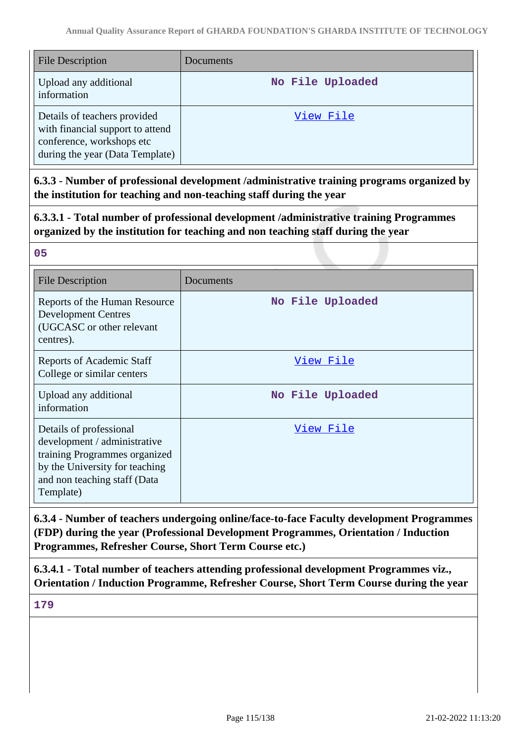| File Description | Documents |
|---|---|
| Upload any additional information | No File Uploaded |
| Details of teachers provided with financial support to attend conference, workshops etc during the year (Data Template) | View File |

**6.3.3 - Number of professional development /administrative training programs organized by the institution for teaching and non-teaching staff during the year**

**6.3.3.1 - Total number of professional development /administrative training Programmes organized by the institution for teaching and non teaching staff during the year**

05

| File Description | Documents |
|---|---|
| Reports of the Human Resource Development Centres (UGCASC or other relevant centres). | No File Uploaded |
| Reports of Academic Staff College or similar centers | View File |
| Upload any additional information | No File Uploaded |
| Details of professional development / administrative training Programmes organized by the University for teaching and non teaching staff (Data Template) | View File |

**6.3.4 - Number of teachers undergoing online/face-to-face Faculty development Programmes (FDP) during the year (Professional Development Programmes, Orientation / Induction Programmes, Refresher Course, Short Term Course etc.)**

**6.3.4.1 - Total number of teachers attending professional development Programmes viz., Orientation / Induction Programme, Refresher Course, Short Term Course during the year**

179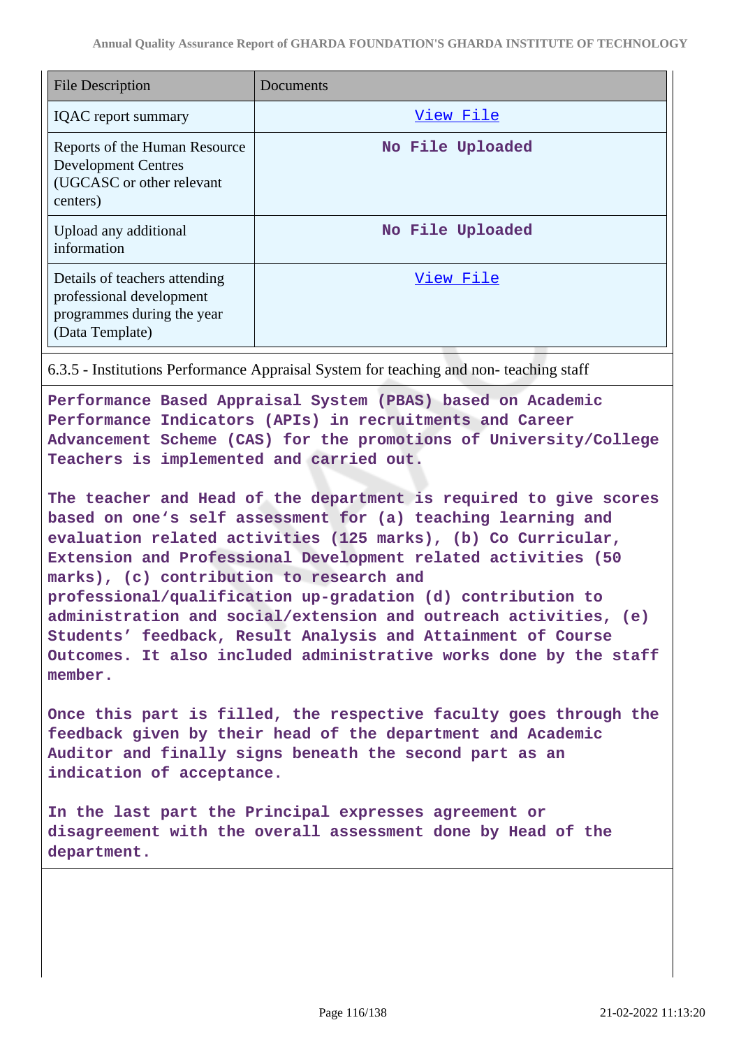| File Description | Documents |
|---|---|
| IQAC report summary | View File |
| Reports of the Human Resource Development Centres (UGCASC or other relevant centers) | No File Uploaded |
| Upload any additional information | No File Uploaded |
| Details of teachers attending professional development programmes during the year (Data Template) | View File |

6.3.5 - Institutions Performance Appraisal System for teaching and non- teaching staff

Performance Based Appraisal System (PBAS) based on Academic Performance Indicators (APIs) in recruitments and Career Advancement Scheme (CAS) for the promotions of University/College Teachers is implemented and carried out.

The teacher and Head of the department is required to give scores based on one's self assessment for (a) teaching learning and evaluation related activities (125 marks), (b) Co Curricular, Extension and Professional Development related activities (50 marks), (c) contribution to research and professional/qualification up-gradation (d) contribution to administration and social/extension and outreach activities, (e) Students' feedback, Result Analysis and Attainment of Course Outcomes. It also included administrative works done by the staff member.

Once this part is filled, the respective faculty goes through the feedback given by their head of the department and Academic Auditor and finally signs beneath the second part as an indication of acceptance.

In the last part the Principal expresses agreement or disagreement with the overall assessment done by Head of the department.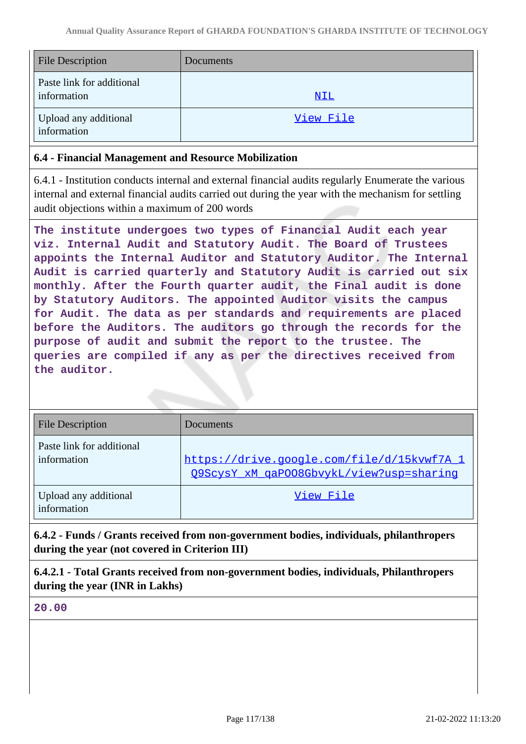| File Description | Documents |
|---|---|
| Paste link for additional information | NIL |
| Upload any additional information | View File |

### 6.4 - Financial Management and Resource Mobilization

6.4.1 - Institution conducts internal and external financial audits regularly Enumerate the various internal and external financial audits carried out during the year with the mechanism for settling audit objections within a maximum of 200 words

The institute undergoes two types of Financial Audit each year viz. Internal Audit and Statutory Audit. The Board of Trustees appoints the Internal Auditor and Statutory Auditor. The Internal Audit is carried quarterly and Statutory Audit is carried out six monthly. After the Fourth quarter audit, the Final audit is done by Statutory Auditors. The appointed Auditor visits the campus for Audit. The data as per standards and requirements are placed before the Auditors. The auditors go through the records for the purpose of audit and submit the report to the trustee. The queries are compiled if any as per the directives received from the auditor.

| File Description | Documents |
|---|---|
| Paste link for additional information | https://drive.google.com/file/d/15kvwf7A_1Q9ScysY_xM_qaPOO8GbvykL/view?usp=sharing |
| Upload any additional information | View File |

**6.4.2 - Funds / Grants received from non-government bodies, individuals, philanthropers during the year (not covered in Criterion III)**

**6.4.2.1 - Total Grants received from non-government bodies, individuals, Philanthropers during the year (INR in Lakhs)**

20.00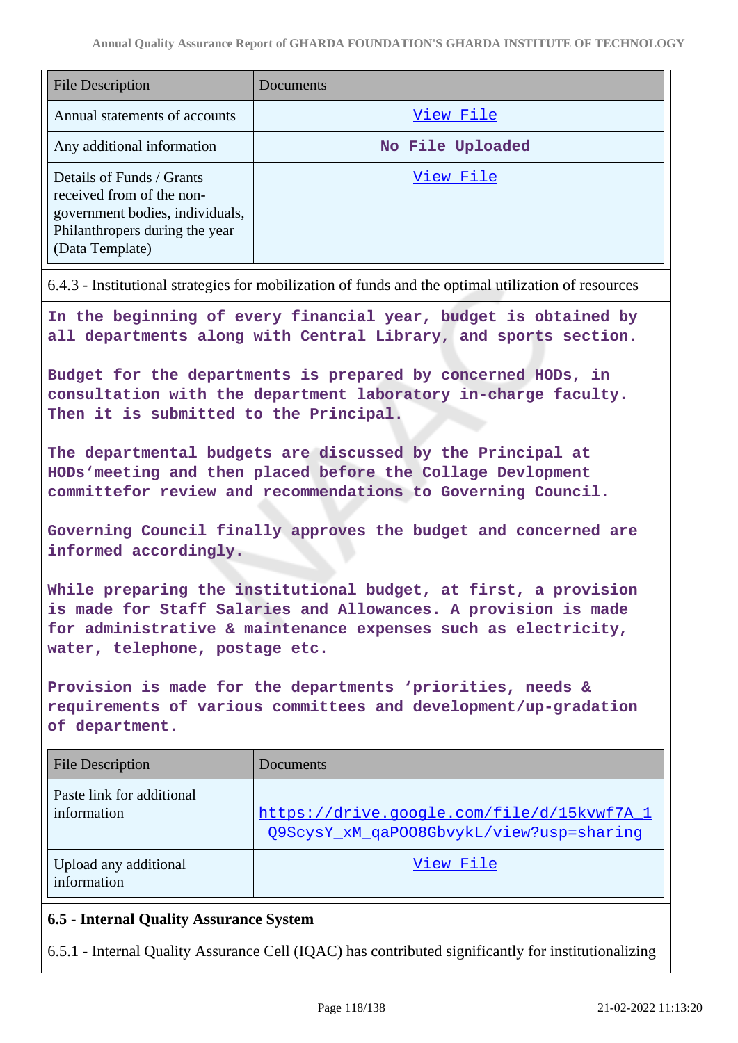| File Description | Documents |
| --- | --- |
| Annual statements of accounts | View File |
| Any additional information | No File Uploaded |
| Details of Funds / Grants received from of the non-government bodies, individuals, Philanthropers during the year (Data Template) | View File |

6.4.3 - Institutional strategies for mobilization of funds and the optimal utilization of resources

**In the beginning of every financial year, budget is obtained by all departments along with Central Library, and sports section.**

**Budget for the departments is prepared by concerned HODs, in consultation with the department laboratory in-charge faculty. Then it is submitted to the Principal.**

**The departmental budgets are discussed by the Principal at HODs'meeting and then placed before the Collage Devlopment committefor review and recommendations to Governing Council.**

**Governing Council finally approves the budget and concerned are informed accordingly.**

**While preparing the institutional budget, at first, a provision is made for Staff Salaries and Allowances. A provision is made for administrative & maintenance expenses such as electricity, water, telephone, postage etc.**

**Provision is made for the departments 'priorities, needs & requirements of various committees and development/up-gradation of department.**

| File Description | Documents |
| --- | --- |
| Paste link for additional information | https://drive.google.com/file/d/15kvwf7A_1Q9ScysY_xM_qaPOO8GbvykL/view?usp=sharing |
| Upload any additional information | View File |

**6.5 - Internal Quality Assurance System**

6.5.1 - Internal Quality Assurance Cell (IQAC) has contributed significantly for institutionalizing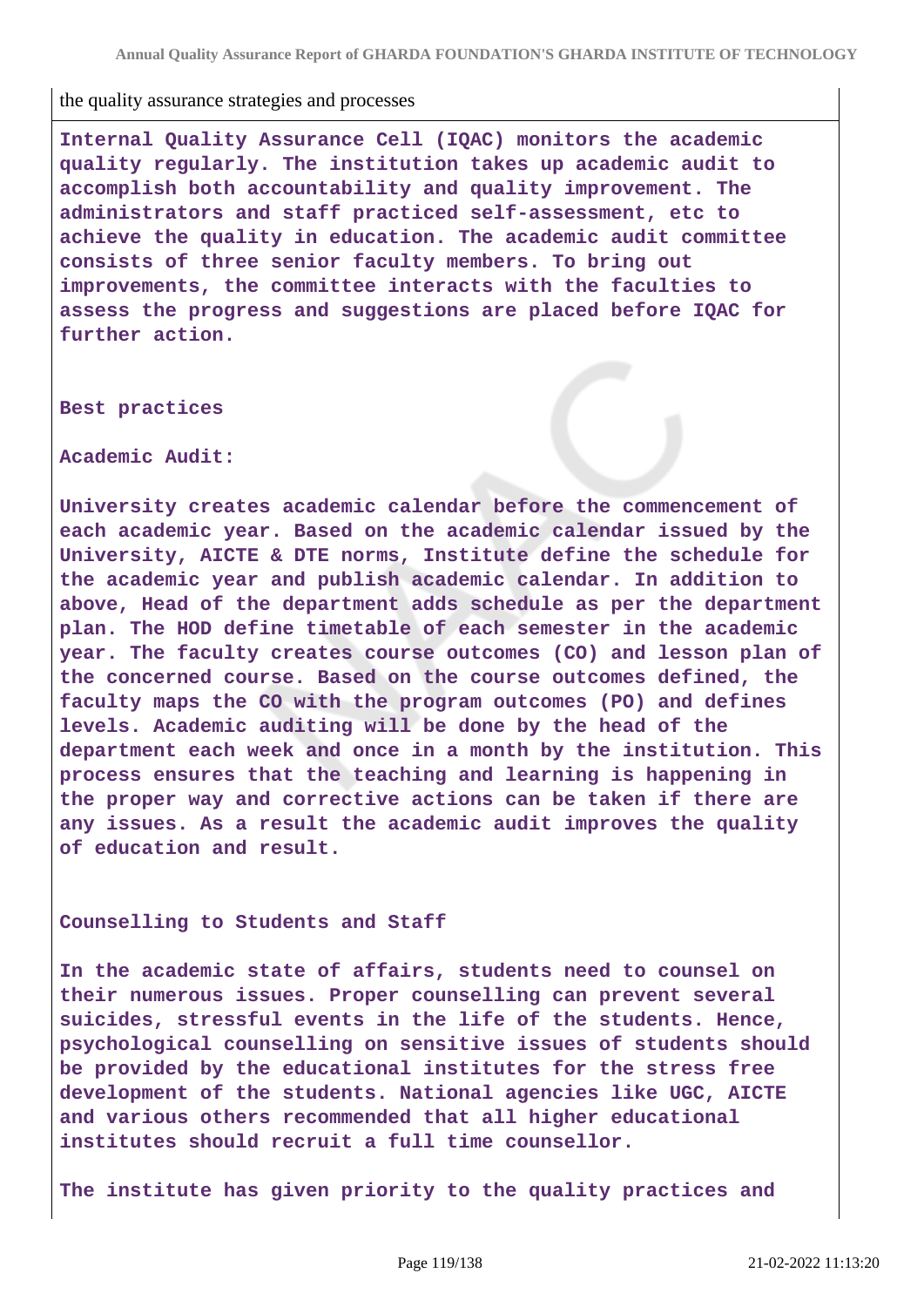the quality assurance strategies and processes

**Internal Quality Assurance Cell (IQAC) monitors the academic quality regularly. The institution takes up academic audit to accomplish both accountability and quality improvement. The administrators and staff practiced self-assessment, etc to achieve the quality in education. The academic audit committee consists of three senior faculty members. To bring out improvements, the committee interacts with the faculties to assess the progress and suggestions are placed before IQAC for further action.**

**Best practices**

**Academic Audit:**

**University creates academic calendar before the commencement of each academic year. Based on the academic calendar issued by the University, AICTE & DTE norms, Institute define the schedule for the academic year and publish academic calendar. In addition to above, Head of the department adds schedule as per the department plan. The HOD define timetable of each semester in the academic year. The faculty creates course outcomes (CO) and lesson plan of the concerned course. Based on the course outcomes defined, the faculty maps the CO with the program outcomes (PO) and defines levels. Academic auditing will be done by the head of the department each week and once in a month by the institution. This process ensures that the teaching and learning is happening in the proper way and corrective actions can be taken if there are any issues. As a result the academic audit improves the quality of education and result.**

**Counselling to Students and Staff**

**In the academic state of affairs, students need to counsel on their numerous issues. Proper counselling can prevent several suicides, stressful events in the life of the students. Hence, psychological counselling on sensitive issues of students should be provided by the educational institutes for the stress free development of the students. National agencies like UGC, AICTE and various others recommended that all higher educational institutes should recruit a full time counsellor.**

**The institute has given priority to the quality practices and**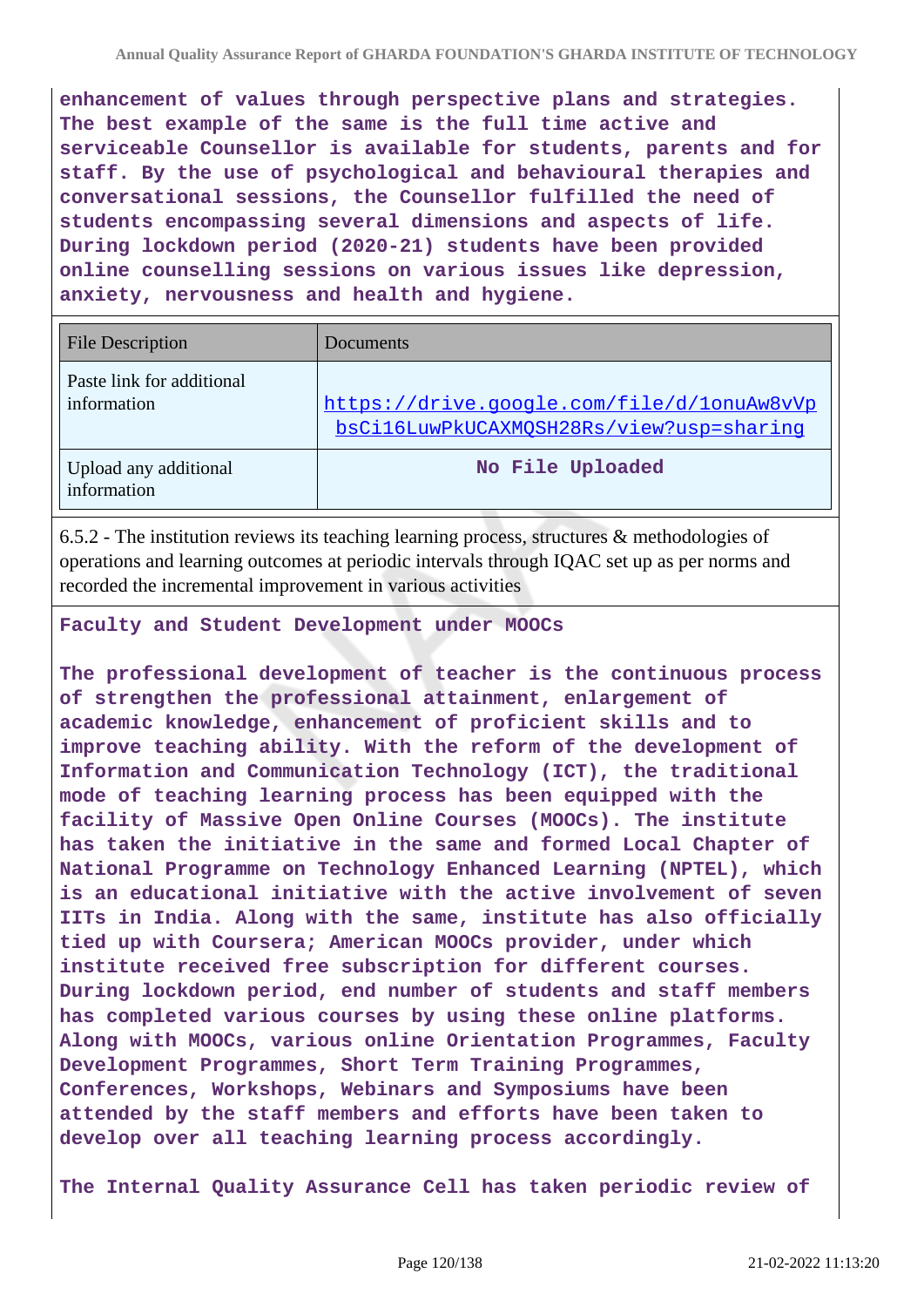**enhancement of values through perspective plans and strategies. The best example of the same is the full time active and serviceable Counsellor is available for students, parents and for staff. By the use of psychological and behavioural therapies and conversational sessions, the Counsellor fulfilled the need of students encompassing several dimensions and aspects of life. During lockdown period (2020-21) students have been provided online counselling sessions on various issues like depression, anxiety, nervousness and health and hygiene.**

| File Description | Documents |
| --- | --- |
| Paste link for additional information | https://drive.google.com/file/d/1onuAw8vVpbsCi16LuwPkUCAXMQSH28Rs/view?usp=sharing |
| Upload any additional information | **No File Uploaded** |

6.5.2 - The institution reviews its teaching learning process, structures & methodologies of operations and learning outcomes at periodic intervals through IQAC set up as per norms and recorded the incremental improvement in various activities

**Faculty and Student Development under MOOCs**

**The professional development of teacher is the continuous process of strengthen the professional attainment, enlargement of academic knowledge, enhancement of proficient skills and to improve teaching ability. With the reform of the development of Information and Communication Technology (ICT), the traditional mode of teaching learning process has been equipped with the facility of Massive Open Online Courses (MOOCs). The institute has taken the initiative in the same and formed Local Chapter of National Programme on Technology Enhanced Learning (NPTEL), which is an educational initiative with the active involvement of seven IITs in India. Along with the same, institute has also officially tied up with Coursera; American MOOCs provider, under which institute received free subscription for different courses. During lockdown period, end number of students and staff members has completed various courses by using these online platforms. Along with MOOCs, various online Orientation Programmes, Faculty Development Programmes, Short Term Training Programmes, Conferences, Workshops, Webinars and Symposiums have been attended by the staff members and efforts have been taken to develop over all teaching learning process accordingly.**

**The Internal Quality Assurance Cell has taken periodic review of**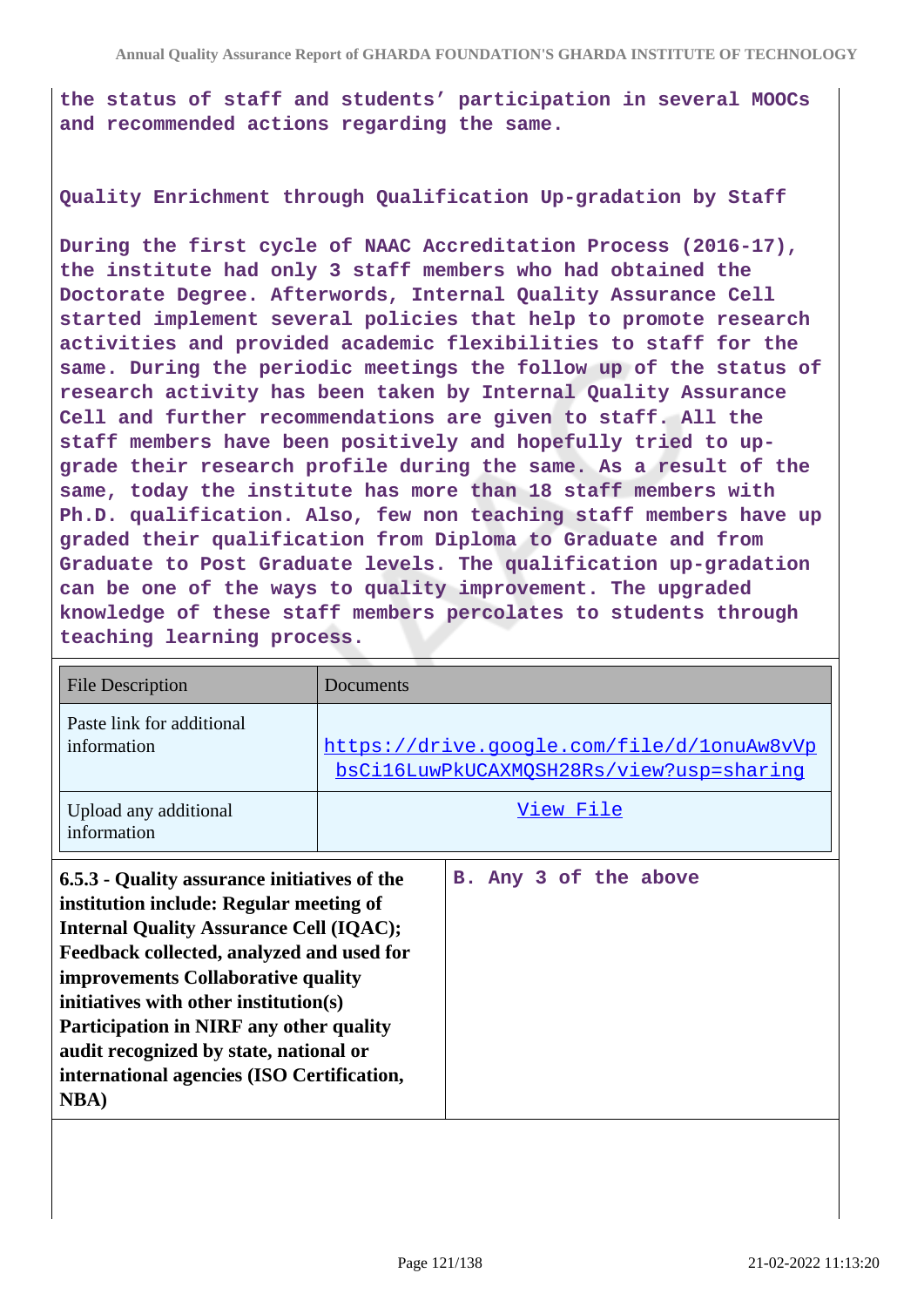the status of staff and students' participation in several MOOCs and recommended actions regarding the same.

**Quality Enrichment through Qualification Up-gradation by Staff**

During the first cycle of NAAC Accreditation Process (2016-17), the institute had only 3 staff members who had obtained the Doctorate Degree. Afterwords, Internal Quality Assurance Cell started implement several policies that help to promote research activities and provided academic flexibilities to staff for the same. During the periodic meetings the follow up of the status of research activity has been taken by Internal Quality Assurance Cell and further recommendations are given to staff. All the staff members have been positively and hopefully tried to up-grade their research profile during the same. As a result of the same, today the institute has more than 18 staff members with Ph.D. qualification. Also, few non teaching staff members have up graded their qualification from Diploma to Graduate and from Graduate to Post Graduate levels. The qualification up-gradation can be one of the ways to quality improvement. The upgraded knowledge of these staff members percolates to students through teaching learning process.

| File Description | Documents |
|---|---|
| Paste link for additional information | https://drive.google.com/file/d/1onuAw8vVpbsCi16LuwPkUCAXMQSH28Rs/view?usp=sharing |
| Upload any additional information | View File |

| **6.5.3 - Quality assurance initiatives of the institution include: Regular meeting of Internal Quality Assurance Cell (IQAC); Feedback collected, analyzed and used for improvements Collaborative quality initiatives with other institution(s) Participation in NIRF any other quality audit recognized by state, national or international agencies (ISO Certification, NBA)** | B. Any 3 of the above |
|---|---|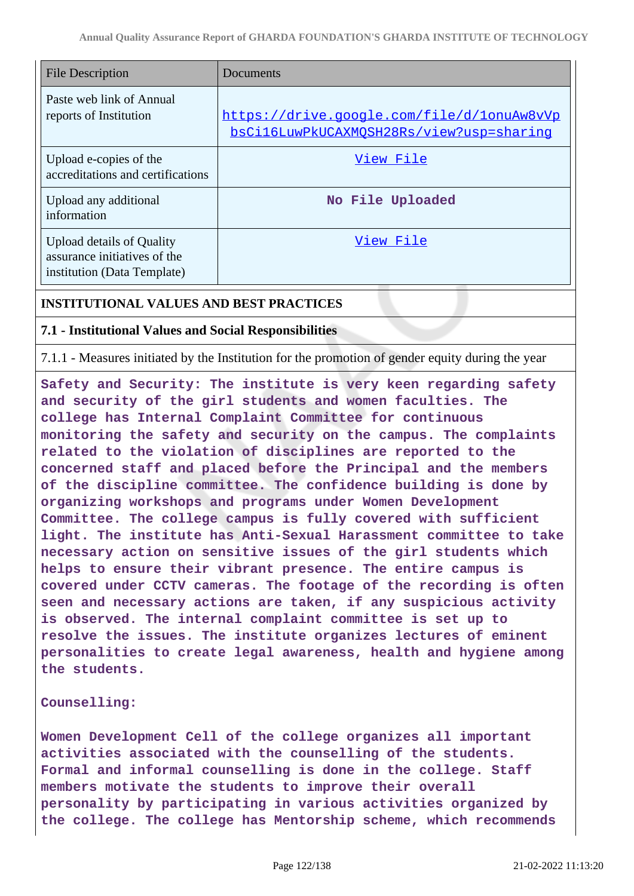| File Description | Documents |
| --- | --- |
| Paste web link of Annual reports of Institution | https://drive.google.com/file/d/1onuAw8vVpbsCi16LuwPkUCAXMQSH28Rs/view?usp=sharing |
| Upload e-copies of the accreditations and certifications | View File |
| Upload any additional information | No File Uploaded |
| Upload details of Quality assurance initiatives of the institution (Data Template) | View File |

## INSTITUTIONAL VALUES AND BEST PRACTICES

### 7.1 - Institutional Values and Social Responsibilities

7.1.1 - Measures initiated by the Institution for the promotion of gender equity during the year

Safety and Security: The institute is very keen regarding safety and security of the girl students and women faculties. The college has Internal Complaint Committee for continuous monitoring the safety and security on the campus. The complaints related to the violation of disciplines are reported to the concerned staff and placed before the Principal and the members of the discipline committee. The confidence building is done by organizing workshops and programs under Women Development Committee. The college campus is fully covered with sufficient light. The institute has Anti-Sexual Harassment committee to take necessary action on sensitive issues of the girl students which helps to ensure their vibrant presence. The entire campus is covered under CCTV cameras. The footage of the recording is often seen and necessary actions are taken, if any suspicious activity is observed. The internal complaint committee is set up to resolve the issues. The institute organizes lectures of eminent personalities to create legal awareness, health and hygiene among the students.

Counselling:

Women Development Cell of the college organizes all important activities associated with the counselling of the students. Formal and informal counselling is done in the college. Staff members motivate the students to improve their overall personality by participating in various activities organized by the college. The college has Mentorship scheme, which recommends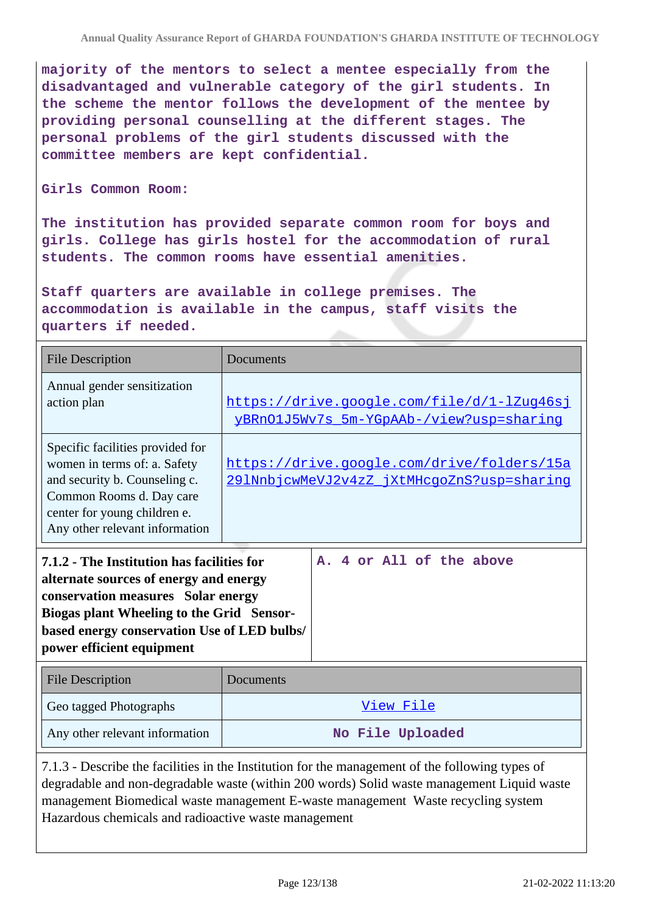majority of the mentors to select a mentee especially from the disadvantaged and vulnerable category of the girl students. In the scheme the mentor follows the development of the mentee by providing personal counselling at the different stages. The personal problems of the girl students discussed with the committee members are kept confidential.

Girls Common Room:

The institution has provided separate common room for boys and girls. College has girls hostel for the accommodation of rural students. The common rooms have essential amenities.

Staff quarters are available in college premises. The accommodation is available in the campus, staff visits the quarters if needed.

| File Description | Documents |
|---|---|
| Annual gender sensitization action plan | https://drive.google.com/file/d/1-lZug46sjyBRnO1J5Wv7s_5m-YGpAAb-/view?usp=sharing |
| Specific facilities provided for women in terms of: a. Safety and security b. Counseling c. Common Rooms d. Day care center for young children e. Any other relevant information | https://drive.google.com/drive/folders/15a29lNnbjcwMeVJ2v4zZ_jXtMHcgoZnS?usp=sharing |

| **7.1.2 - The Institution has facilities for alternate sources of energy and energy conservation measures Solar energy Biogas plant Wheeling to the Grid Sensor-based energy conservation Use of LED bulbs/ power efficient equipment** | A. 4 or All of the above |
|---|---|

| File Description | Documents |
|---|---|
| Geo tagged Photographs | View File |
| Any other relevant information | No File Uploaded |

7.1.3 - Describe the facilities in the Institution for the management of the following types of degradable and non-degradable waste (within 200 words) Solid waste management Liquid waste management Biomedical waste management E-waste management Waste recycling system Hazardous chemicals and radioactive waste management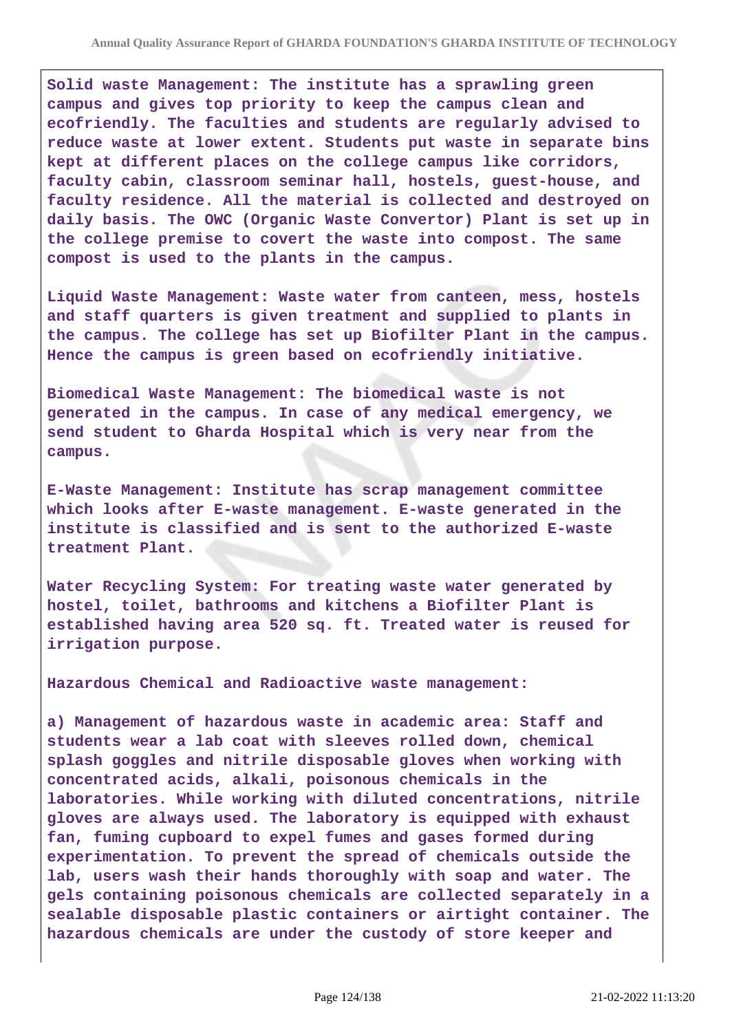Solid waste Management: The institute has a sprawling green campus and gives top priority to keep the campus clean and ecofriendly. The faculties and students are regularly advised to reduce waste at lower extent. Students put waste in separate bins kept at different places on the college campus like corridors, faculty cabin, classroom seminar hall, hostels, guest-house, and faculty residence. All the material is collected and destroyed on daily basis. The OWC (Organic Waste Convertor) Plant is set up in the college premise to covert the waste into compost. The same compost is used to the plants in the campus.

Liquid Waste Management: Waste water from canteen, mess, hostels and staff quarters is given treatment and supplied to plants in the campus. The college has set up Biofilter Plant in the campus. Hence the campus is green based on ecofriendly initiative.

Biomedical Waste Management: The biomedical waste is not generated in the campus. In case of any medical emergency, we send student to Gharda Hospital which is very near from the campus.

E-Waste Management: Institute has scrap management committee which looks after E-waste management. E-waste generated in the institute is classified and is sent to the authorized E-waste treatment Plant.

Water Recycling System: For treating waste water generated by hostel, toilet, bathrooms and kitchens a Biofilter Plant is established having area 520 sq. ft. Treated water is reused for irrigation purpose.

Hazardous Chemical and Radioactive waste management:

a) Management of hazardous waste in academic area: Staff and students wear a lab coat with sleeves rolled down, chemical splash goggles and nitrile disposable gloves when working with concentrated acids, alkali, poisonous chemicals in the laboratories. While working with diluted concentrations, nitrile gloves are always used. The laboratory is equipped with exhaust fan, fuming cupboard to expel fumes and gases formed during experimentation. To prevent the spread of chemicals outside the lab, users wash their hands thoroughly with soap and water. The gels containing poisonous chemicals are collected separately in a sealable disposable plastic containers or airtight container. The hazardous chemicals are under the custody of store keeper and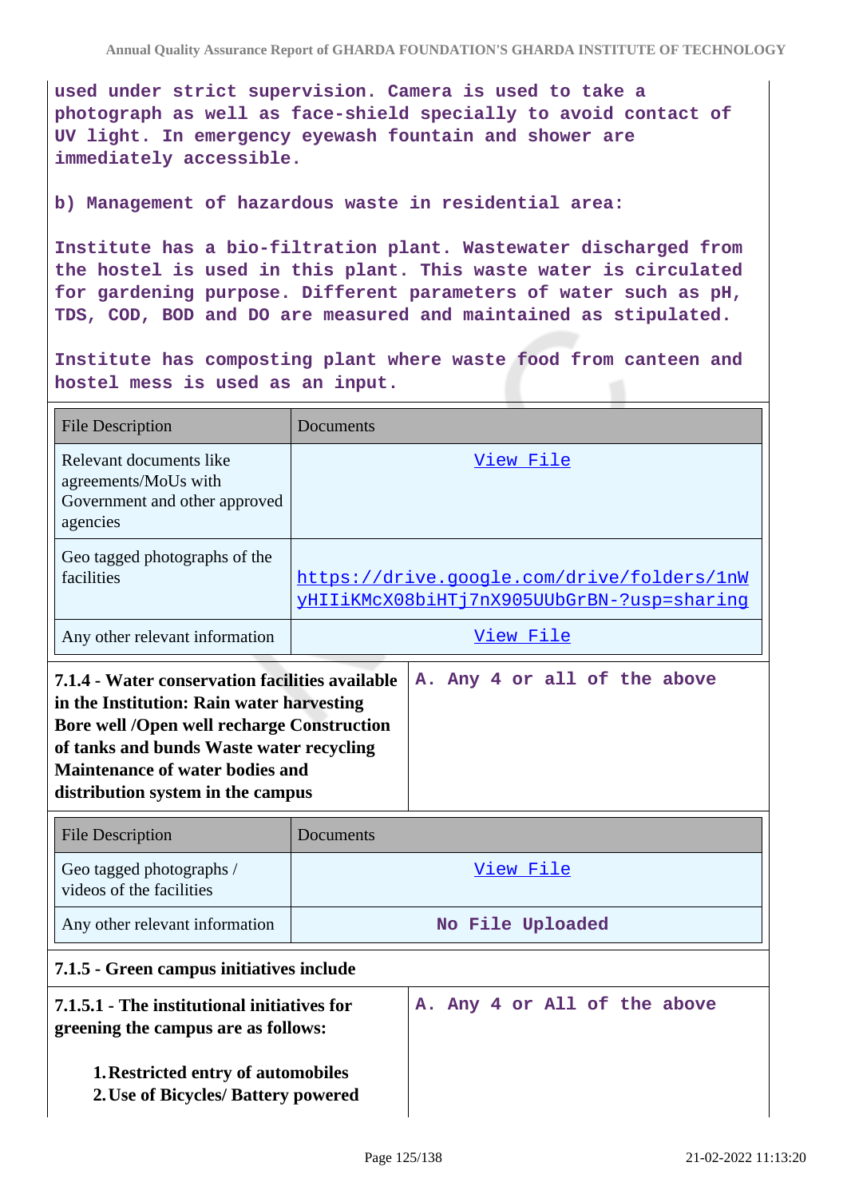used under strict supervision. Camera is used to take a photograph as well as face-shield specially to avoid contact of UV light. In emergency eyewash fountain and shower are immediately accessible.

b) Management of hazardous waste in residential area:

Institute has a bio-filtration plant. Wastewater discharged from the hostel is used in this plant. This waste water is circulated for gardening purpose. Different parameters of water such as pH, TDS, COD, BOD and DO are measured and maintained as stipulated.

Institute has composting plant where waste food from canteen and hostel mess is used as an input.

| File Description | Documents |
|---|---|
| Relevant documents like agreements/MoUs with Government and other approved agencies | View File |
| Geo tagged photographs of the facilities | https://drive.google.com/drive/folders/1nWyHIIiKMcX08biHTj7nX905UUbGrBN-?usp=sharing |
| Any other relevant information | View File |

| **7.1.4 - Water conservation facilities available in the Institution: Rain water harvesting Bore well /Open well recharge Construction of tanks and bunds Waste water recycling Maintenance of water bodies and distribution system in the campus** | A. Any 4 or all of the above |
|---|---|

| File Description | Documents |
|---|---|
| Geo tagged photographs / videos of the facilities | View File |
| Any other relevant information | No File Uploaded |

**7.1.5 - Green campus initiatives include**

| **7.1.5.1 - The institutional initiatives for greening the campus are as follows:**<br><br>1. **Restricted entry of automobiles**<br>2. **Use of Bicycles/ Battery powered** | A. Any 4 or All of the above |
|---|---|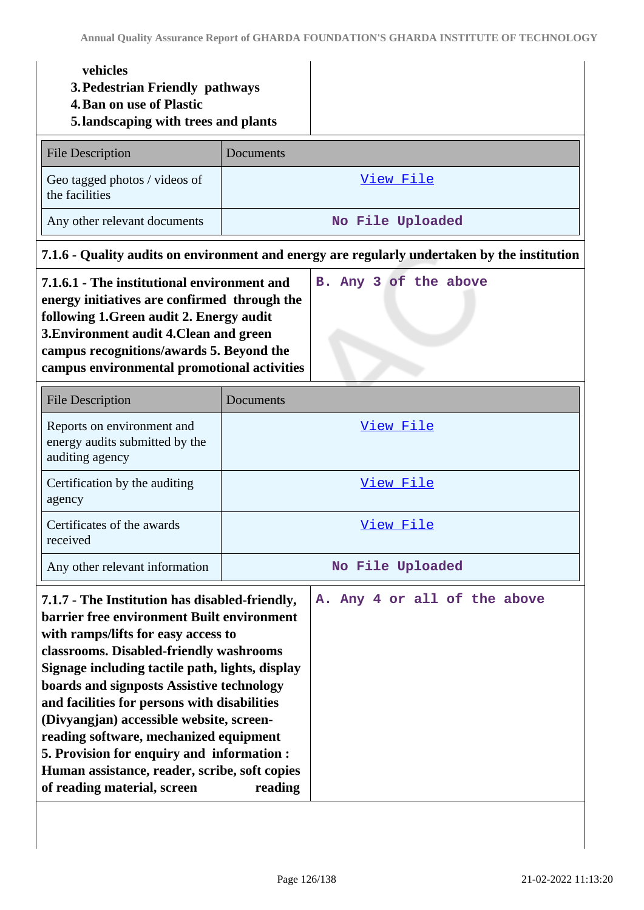| | |
|---|---|
| **vehicles**<br>**3. Pedestrian Friendly pathways**<br>**4. Ban on use of Plastic**<br>**5. landscaping with trees and plants** | |

| File Description | Documents |
|---|---|
| Geo tagged photos / videos of the facilities | View File |
| Any other relevant documents | No File Uploaded |

**7.1.6 - Quality audits on environment and energy are regularly undertaken by the institution**

| | |
|---|---|
| **7.1.6.1 - The institutional environment and energy initiatives are confirmed through the following 1.Green audit 2. Energy audit 3.Environment audit 4.Clean and green campus recognitions/awards 5. Beyond the campus environmental promotional activities** | B. Any 3 of the above |

| File Description | Documents |
|---|---|
| Reports on environment and energy audits submitted by the auditing agency | View File |
| Certification by the auditing agency | View File |
| Certificates of the awards received | View File |
| Any other relevant information | No File Uploaded |

| | |
|---|---|
| **7.1.7 - The Institution has disabled-friendly, barrier free environment Built environment with ramps/lifts for easy access to classrooms. Disabled-friendly washrooms Signage including tactile path, lights, display boards and signposts Assistive technology and facilities for persons with disabilities (Divyangjan) accessible website, screen-reading software, mechanized equipment 5. Provision for enquiry and information : Human assistance, reader, scribe, soft copies of reading material, screen reading** | A. Any 4 or all of the above |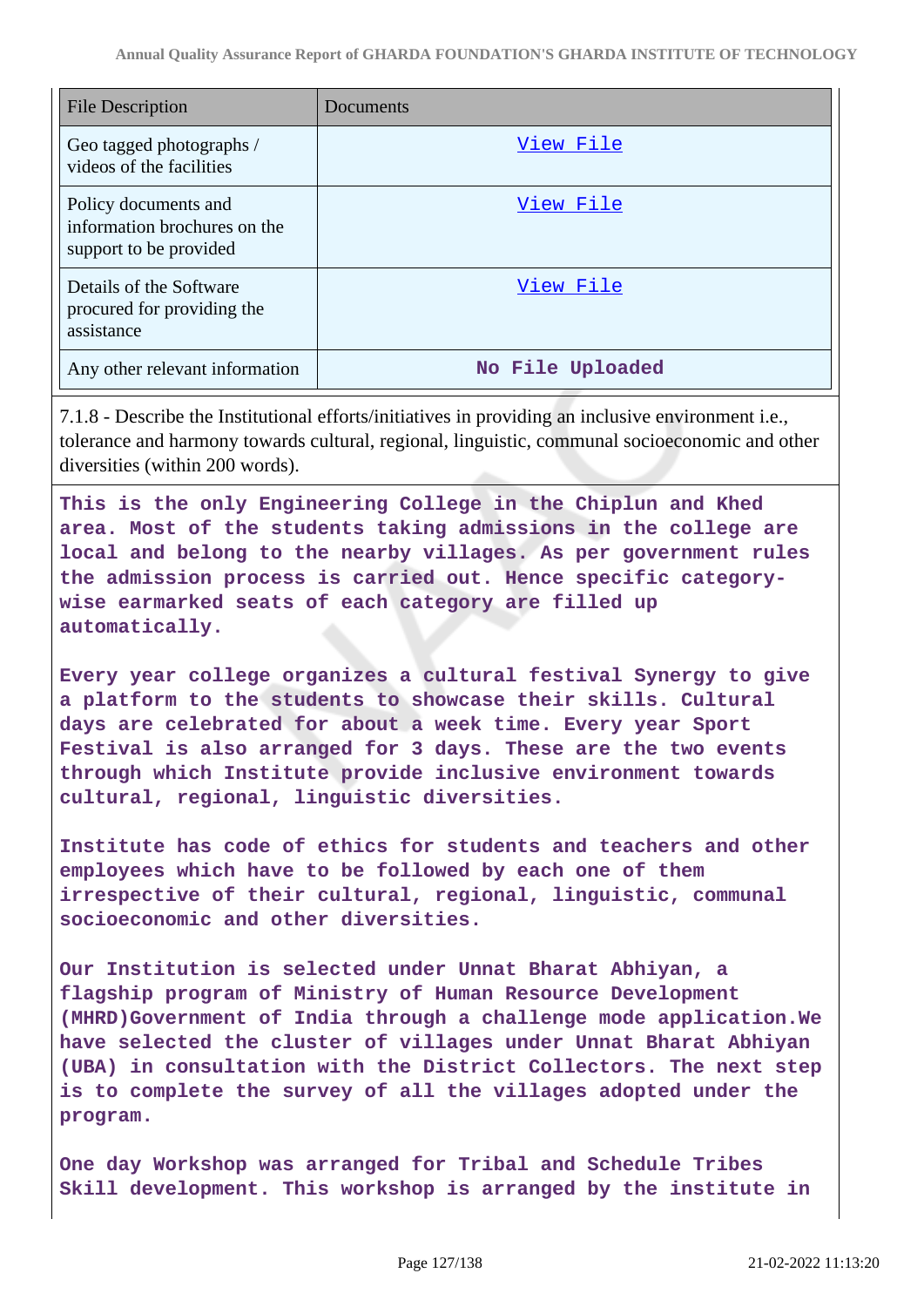| File Description | Documents |
| --- | --- |
| Geo tagged photographs / videos of the facilities | View File |
| Policy documents and information brochures on the support to be provided | View File |
| Details of the Software procured for providing the assistance | View File |
| Any other relevant information | No File Uploaded |

7.1.8 - Describe the Institutional efforts/initiatives in providing an inclusive environment i.e., tolerance and harmony towards cultural, regional, linguistic, communal socioeconomic and other diversities (within 200 words).

**This is the only Engineering College in the Chiplun and Khed area. Most of the students taking admissions in the college are local and belong to the nearby villages. As per government rules the admission process is carried out. Hence specific category-wise earmarked seats of each category are filled up automatically.**

**Every year college organizes a cultural festival Synergy to give a platform to the students to showcase their skills. Cultural days are celebrated for about a week time. Every year Sport Festival is also arranged for 3 days. These are the two events through which Institute provide inclusive environment towards cultural, regional, linguistic diversities.**

**Institute has code of ethics for students and teachers and other employees which have to be followed by each one of them irrespective of their cultural, regional, linguistic, communal socioeconomic and other diversities.**

**Our Institution is selected under Unnat Bharat Abhiyan, a flagship program of Ministry of Human Resource Development (MHRD)Government of India through a challenge mode application.We have selected the cluster of villages under Unnat Bharat Abhiyan (UBA) in consultation with the District Collectors. The next step is to complete the survey of all the villages adopted under the program.**

**One day Workshop was arranged for Tribal and Schedule Tribes Skill development. This workshop is arranged by the institute in**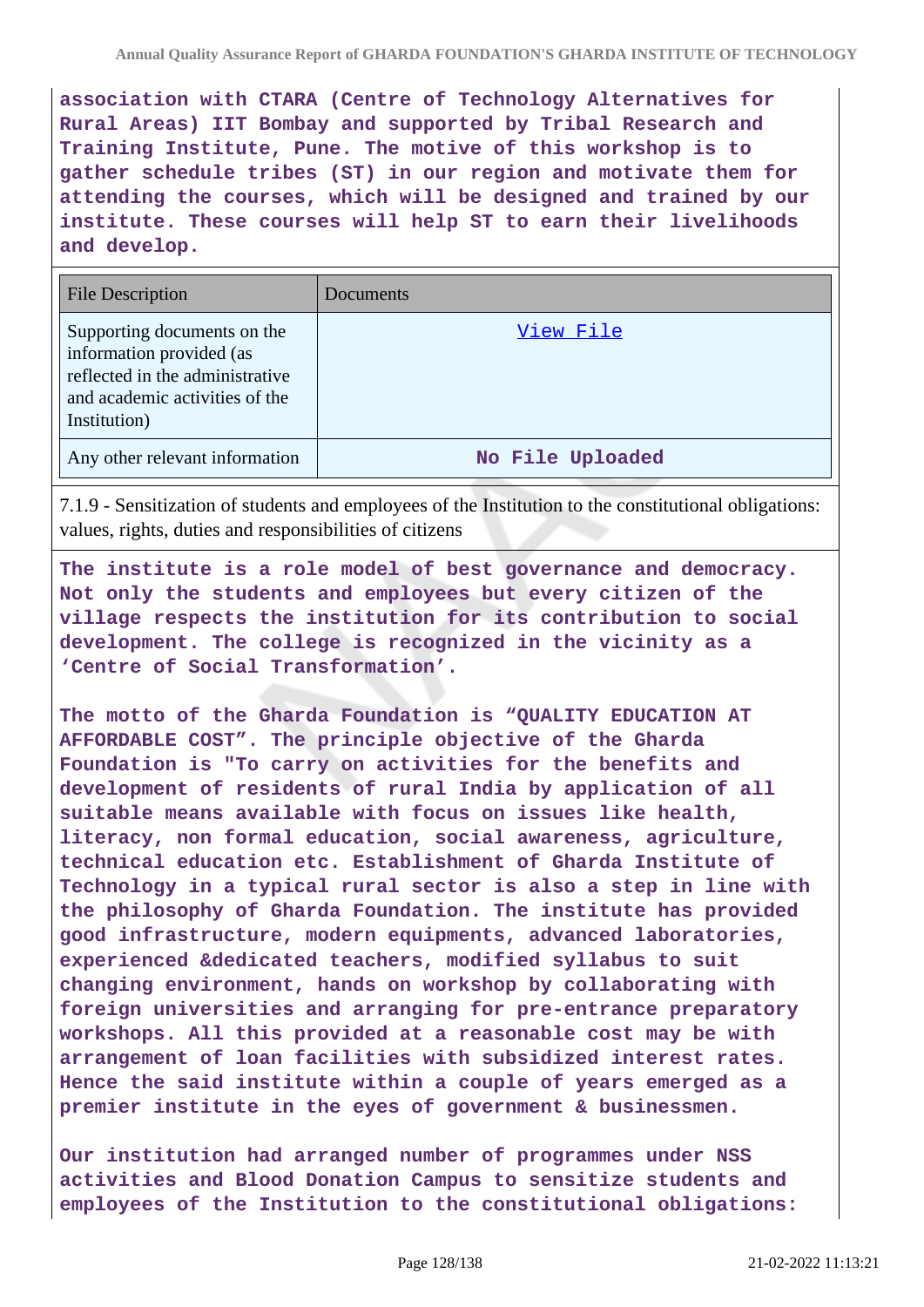**association with CTARA (Centre of Technology Alternatives for Rural Areas) IIT Bombay and supported by Tribal Research and Training Institute, Pune. The motive of this workshop is to gather schedule tribes (ST) in our region and motivate them for attending the courses, which will be designed and trained by our institute. These courses will help ST to earn their livelihoods and develop.**

| File Description | Documents |
|---|---|
| Supporting documents on the information provided (as reflected in the administrative and academic activities of the Institution) | View File |
| Any other relevant information | No File Uploaded |

7.1.9 - Sensitization of students and employees of the Institution to the constitutional obligations: values, rights, duties and responsibilities of citizens

**The institute is a role model of best governance and democracy. Not only the students and employees but every citizen of the village respects the institution for its contribution to social development. The college is recognized in the vicinity as a 'Centre of Social Transformation'.**

**The motto of the Gharda Foundation is "QUALITY EDUCATION AT AFFORDABLE COST". The principle objective of the Gharda Foundation is "To carry on activities for the benefits and development of residents of rural India by application of all suitable means available with focus on issues like health, literacy, non formal education, social awareness, agriculture, technical education etc. Establishment of Gharda Institute of Technology in a typical rural sector is also a step in line with the philosophy of Gharda Foundation. The institute has provided good infrastructure, modern equipments, advanced laboratories, experienced &dedicated teachers, modified syllabus to suit changing environment, hands on workshop by collaborating with foreign universities and arranging for pre-entrance preparatory workshops. All this provided at a reasonable cost may be with arrangement of loan facilities with subsidized interest rates. Hence the said institute within a couple of years emerged as a premier institute in the eyes of government & businessmen.**

**Our institution had arranged number of programmes under NSS activities and Blood Donation Campus to sensitize students and employees of the Institution to the constitutional obligations:**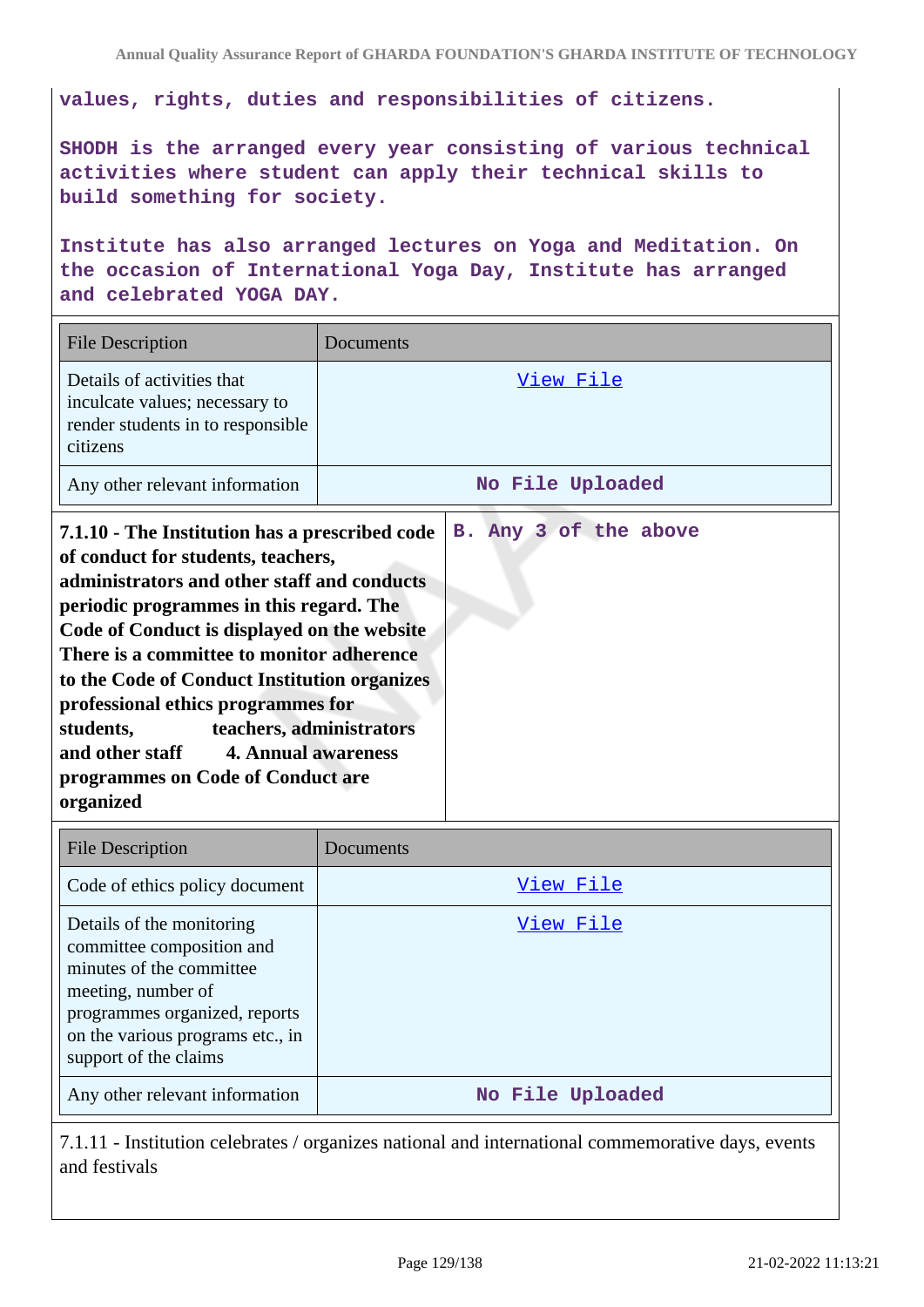values, rights, duties and responsibilities of citizens.

SHODH is the arranged every year consisting of various technical activities where student can apply their technical skills to build something for society.

Institute has also arranged lectures on Yoga and Meditation. On the occasion of International Yoga Day, Institute has arranged and celebrated YOGA DAY.

| File Description | Documents |
|---|---|
| Details of activities that inculcate values; necessary to render students in to responsible citizens | View File |
| Any other relevant information | No File Uploaded |

| **7.1.10 - The Institution has a prescribed code of conduct for students, teachers, administrators and other staff and conducts periodic programmes in this regard. The Code of Conduct is displayed on the website There is a committee to monitor adherence to the Code of Conduct Institution organizes professional ethics programmes for students, teachers, administrators and other staff 4. Annual awareness programmes on Code of Conduct are organized** | B. Any 3 of the above |
|---|---|

| File Description | Documents |
|---|---|
| Code of ethics policy document | View File |
| Details of the monitoring committee composition and minutes of the committee meeting, number of programmes organized, reports on the various programs etc., in support of the claims | View File |
| Any other relevant information | No File Uploaded |

7.1.11 - Institution celebrates / organizes national and international commemorative days, events and festivals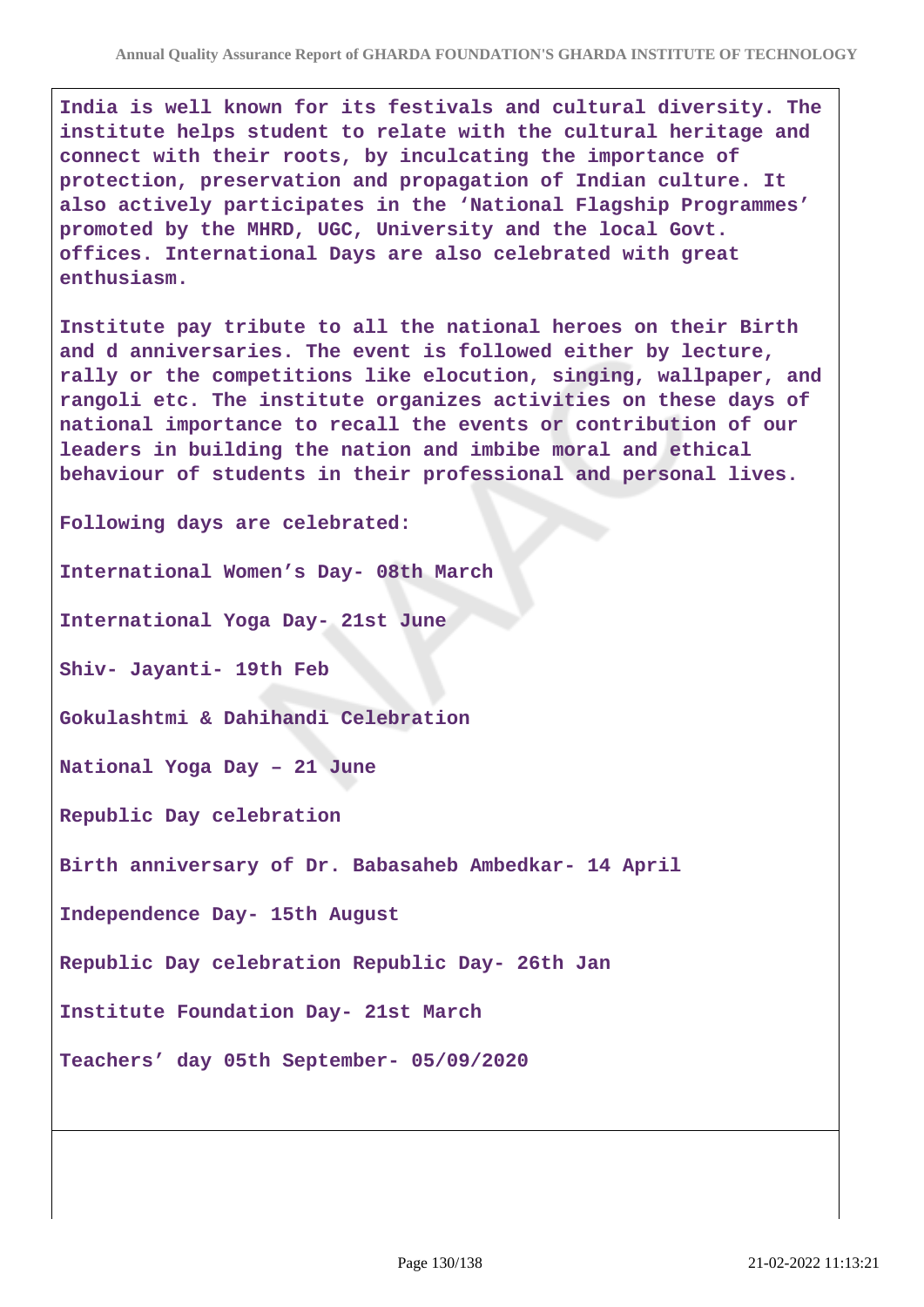India is well known for its festivals and cultural diversity. The institute helps student to relate with the cultural heritage and connect with their roots, by inculcating the importance of protection, preservation and propagation of Indian culture. It also actively participates in the 'National Flagship Programmes' promoted by the MHRD, UGC, University and the local Govt. offices. International Days are also celebrated with great enthusiasm.

Institute pay tribute to all the national heroes on their Birth and d anniversaries. The event is followed either by lecture, rally or the competitions like elocution, singing, wallpaper, and rangoli etc. The institute organizes activities on these days of national importance to recall the events or contribution of our leaders in building the nation and imbibe moral and ethical behaviour of students in their professional and personal lives.

Following days are celebrated:

International Women's Day- 08th March

International Yoga Day- 21st June

Shiv- Jayanti- 19th Feb

Gokulashtmi & Dahihandi Celebration

National Yoga Day – 21 June

Republic Day celebration

Birth anniversary of Dr. Babasaheb Ambedkar- 14 April

Independence Day- 15th August

Republic Day celebration Republic Day- 26th Jan

Institute Foundation Day- 21st March

Teachers' day 05th September- 05/09/2020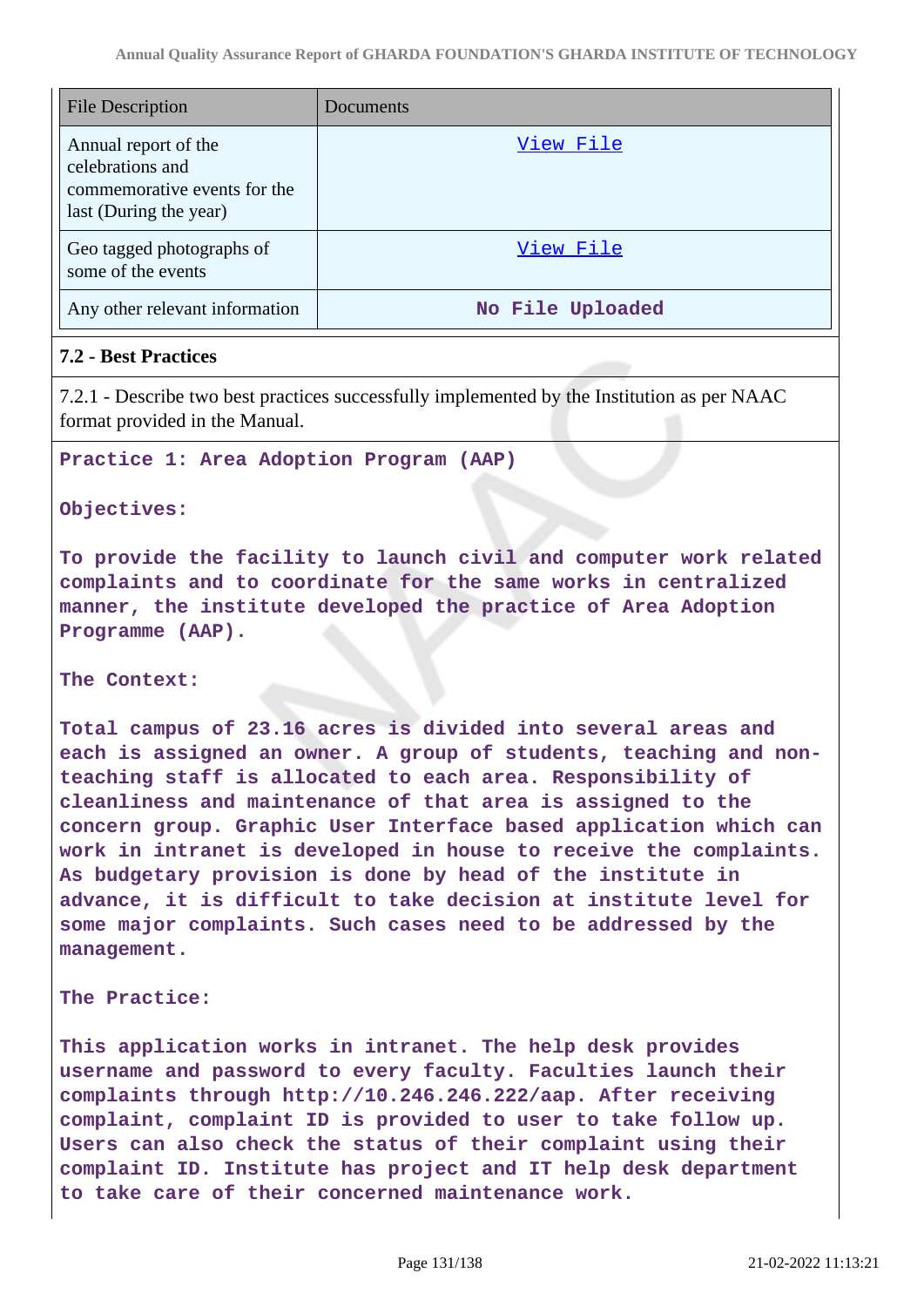| File Description | Documents |
|---|---|
| Annual report of the celebrations and commemorative events for the last (During the year) | View File |
| Geo tagged photographs of some of the events | View File |
| Any other relevant information | No File Uploaded |

### 7.2 - Best Practices

7.2.1 - Describe two best practices successfully implemented by the Institution as per NAAC format provided in the Manual.

**Practice 1: Area Adoption Program (AAP)**

**Objectives:**

To provide the facility to launch civil and computer work related complaints and to coordinate for the same works in centralized manner, the institute developed the practice of Area Adoption Programme (AAP).

**The Context:**

Total campus of 23.16 acres is divided into several areas and each is assigned an owner. A group of students, teaching and non-teaching staff is allocated to each area. Responsibility of cleanliness and maintenance of that area is assigned to the concern group. Graphic User Interface based application which can work in intranet is developed in house to receive the complaints. As budgetary provision is done by head of the institute in advance, it is difficult to take decision at institute level for some major complaints. Such cases need to be addressed by the management.

**The Practice:**

This application works in intranet. The help desk provides username and password to every faculty. Faculties launch their complaints through http://10.246.246.222/aap. After receiving complaint, complaint ID is provided to user to take follow up. Users can also check the status of their complaint using their complaint ID. Institute has project and IT help desk department to take care of their concerned maintenance work.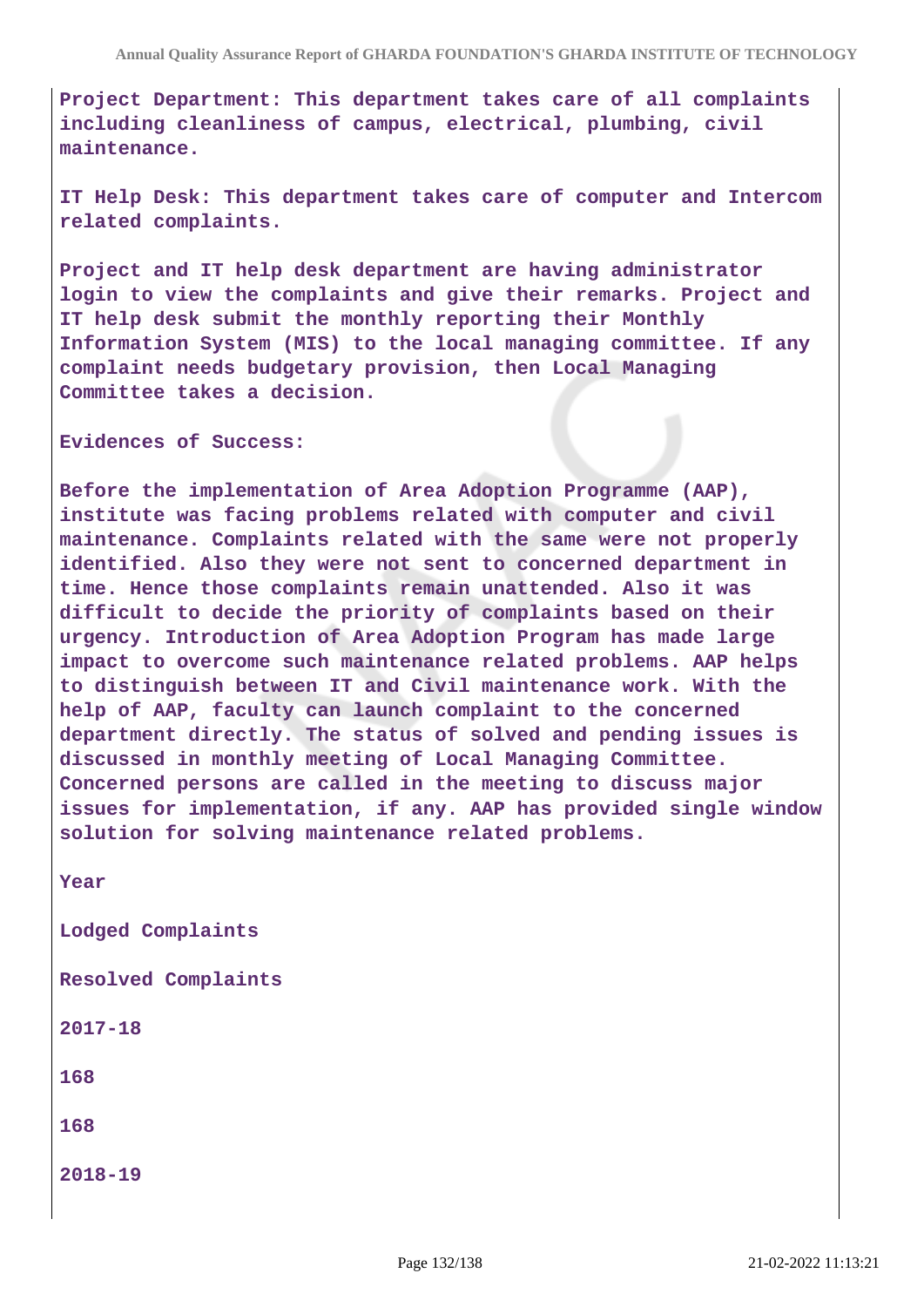**Project Department: This department takes care of all complaints including cleanliness of campus, electrical, plumbing, civil maintenance.**

**IT Help Desk: This department takes care of computer and Intercom related complaints.**

**Project and IT help desk department are having administrator login to view the complaints and give their remarks. Project and IT help desk submit the monthly reporting their Monthly Information System (MIS) to the local managing committee. If any complaint needs budgetary provision, then Local Managing Committee takes a decision.**

**Evidences of Success:**

**Before the implementation of Area Adoption Programme (AAP), institute was facing problems related with computer and civil maintenance. Complaints related with the same were not properly identified. Also they were not sent to concerned department in time. Hence those complaints remain unattended. Also it was difficult to decide the priority of complaints based on their urgency. Introduction of Area Adoption Program has made large impact to overcome such maintenance related problems. AAP helps to distinguish between IT and Civil maintenance work. With the help of AAP, faculty can launch complaint to the concerned department directly. The status of solved and pending issues is discussed in monthly meeting of Local Managing Committee. Concerned persons are called in the meeting to discuss major issues for implementation, if any. AAP has provided single window solution for solving maintenance related problems.**

**Year**

**Lodged Complaints**

**Resolved Complaints**

**2017-18**

**168**

**168**

**2018-19**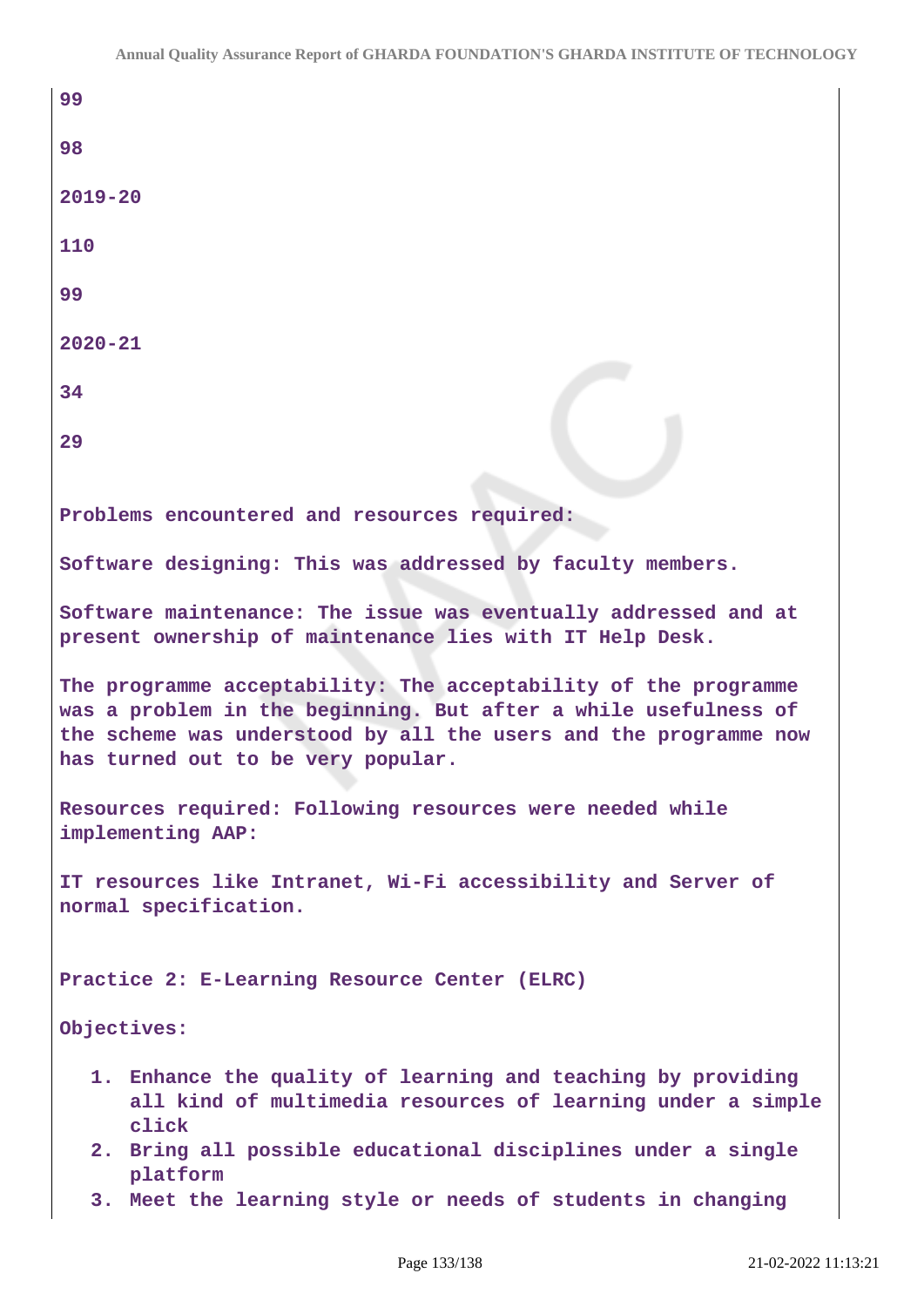99

98

2019-20

110

99

2020-21

34

29

Problems encountered and resources required:

Software designing: This was addressed by faculty members.

Software maintenance: The issue was eventually addressed and at present ownership of maintenance lies with IT Help Desk.

The programme acceptability: The acceptability of the programme was a problem in the beginning. But after a while usefulness of the scheme was understood by all the users and the programme now has turned out to be very popular.

Resources required: Following resources were needed while implementing AAP:

IT resources like Intranet, Wi-Fi accessibility and Server of normal specification.

Practice 2: E-Learning Resource Center (ELRC)

Objectives:

1. Enhance the quality of learning and teaching by providing all kind of multimedia resources of learning under a simple click
2. Bring all possible educational disciplines under a single platform
3. Meet the learning style or needs of students in changing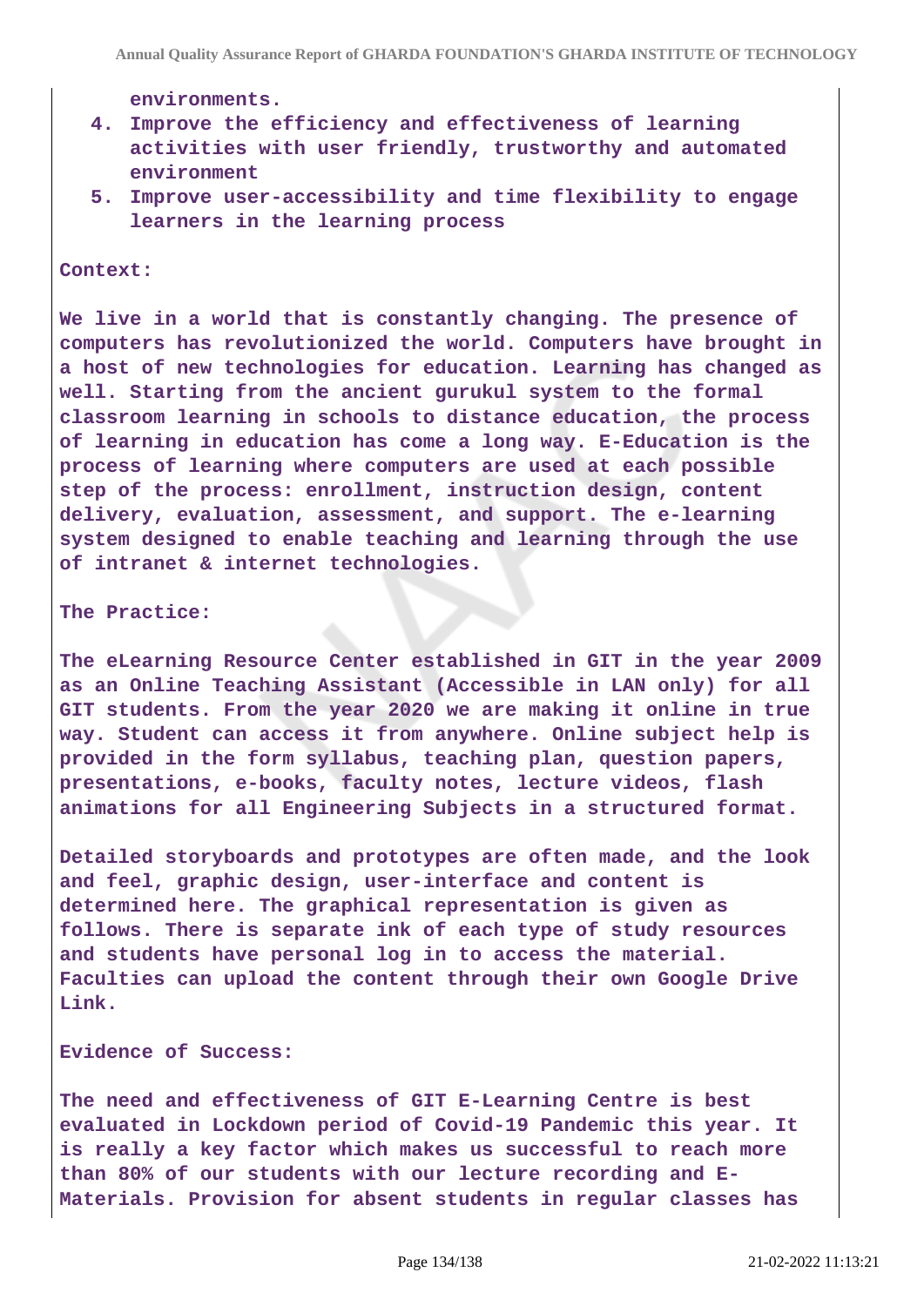environments.

4. Improve the efficiency and effectiveness of learning activities with user friendly, trustworthy and automated environment
5. Improve user-accessibility and time flexibility to engage learners in the learning process

**Context:**

We live in a world that is constantly changing. The presence of computers has revolutionized the world. Computers have brought in a host of new technologies for education. Learning has changed as well. Starting from the ancient gurukul system to the formal classroom learning in schools to distance education, the process of learning in education has come a long way. E-Education is the process of learning where computers are used at each possible step of the process: enrollment, instruction design, content delivery, evaluation, assessment, and support. The e-learning system designed to enable teaching and learning through the use of intranet & internet technologies.

**The Practice:**

The eLearning Resource Center established in GIT in the year 2009 as an Online Teaching Assistant (Accessible in LAN only) for all GIT students. From the year 2020 we are making it online in true way. Student can access it from anywhere. Online subject help is provided in the form syllabus, teaching plan, question papers, presentations, e-books, faculty notes, lecture videos, flash animations for all Engineering Subjects in a structured format.

Detailed storyboards and prototypes are often made, and the look and feel, graphic design, user-interface and content is determined here. The graphical representation is given as follows. There is separate ink of each type of study resources and students have personal log in to access the material. Faculties can upload the content through their own Google Drive Link.

**Evidence of Success:**

The need and effectiveness of GIT E-Learning Centre is best evaluated in Lockdown period of Covid-19 Pandemic this year. It is really a key factor which makes us successful to reach more than 80% of our students with our lecture recording and E-Materials. Provision for absent students in regular classes has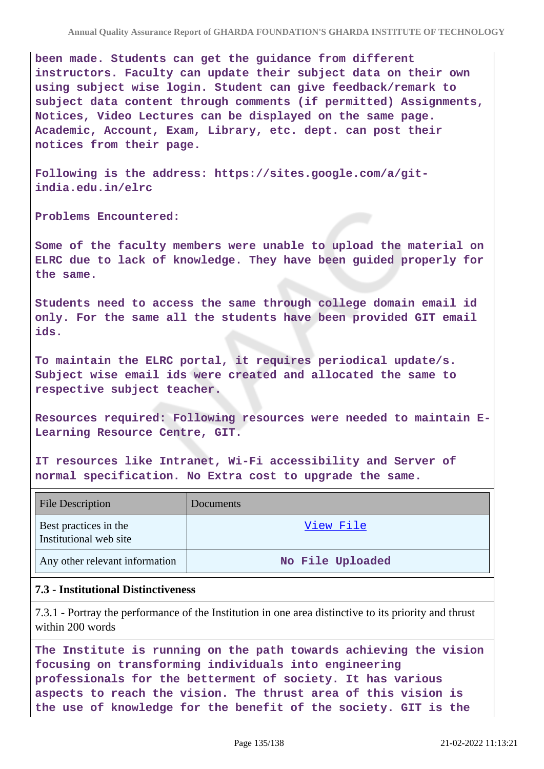been made. Students can get the guidance from different instructors. Faculty can update their subject data on their own using subject wise login. Student can give feedback/remark to subject data content through comments (if permitted) Assignments, Notices, Video Lectures can be displayed on the same page. Academic, Account, Exam, Library, etc. dept. can post their notices from their page.

Following is the address: https://sites.google.com/a/git-india.edu.in/elrc

Problems Encountered:

Some of the faculty members were unable to upload the material on ELRC due to lack of knowledge. They have been guided properly for the same.

Students need to access the same through college domain email id only. For the same all the students have been provided GIT email ids.

To maintain the ELRC portal, it requires periodical update/s. Subject wise email ids were created and allocated the same to respective subject teacher.

Resources required: Following resources were needed to maintain E-Learning Resource Centre, GIT.

IT resources like Intranet, Wi-Fi accessibility and Server of normal specification. No Extra cost to upgrade the same.

| File Description | Documents |
| --- | --- |
| Best practices in the Institutional web site | View File |
| Any other relevant information | No File Uploaded |

### 7.3 - Institutional Distinctiveness

7.3.1 - Portray the performance of the Institution in one area distinctive to its priority and thrust within 200 words

The Institute is running on the path towards achieving the vision focusing on transforming individuals into engineering professionals for the betterment of society. It has various aspects to reach the vision. The thrust area of this vision is the use of knowledge for the benefit of the society. GIT is the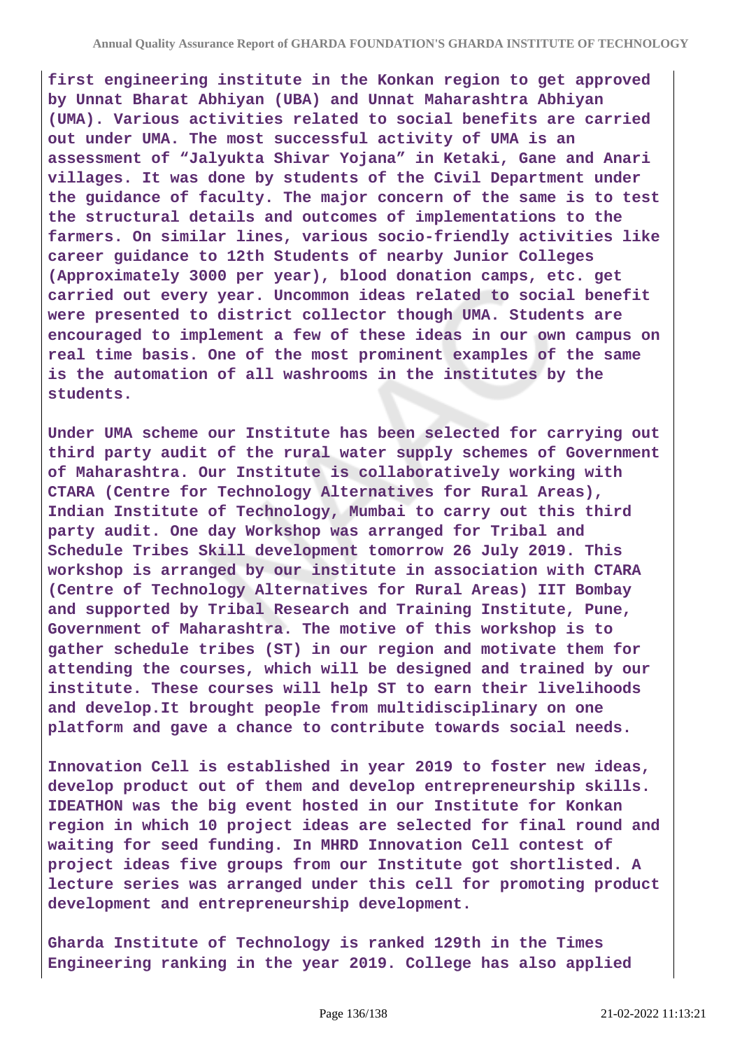**first engineering institute in the Konkan region to get approved by Unnat Bharat Abhiyan (UBA) and Unnat Maharashtra Abhiyan (UMA). Various activities related to social benefits are carried out under UMA. The most successful activity of UMA is an assessment of "Jalyukta Shivar Yojana" in Ketaki, Gane and Anari villages. It was done by students of the Civil Department under the guidance of faculty. The major concern of the same is to test the structural details and outcomes of implementations to the farmers. On similar lines, various socio-friendly activities like career guidance to 12th Students of nearby Junior Colleges (Approximately 3000 per year), blood donation camps, etc. get carried out every year. Uncommon ideas related to social benefit were presented to district collector though UMA. Students are encouraged to implement a few of these ideas in our own campus on real time basis. One of the most prominent examples of the same is the automation of all washrooms in the institutes by the students.**

**Under UMA scheme our Institute has been selected for carrying out third party audit of the rural water supply schemes of Government of Maharashtra. Our Institute is collaboratively working with CTARA (Centre for Technology Alternatives for Rural Areas), Indian Institute of Technology, Mumbai to carry out this third party audit. One day Workshop was arranged for Tribal and Schedule Tribes Skill development tomorrow 26 July 2019. This workshop is arranged by our institute in association with CTARA (Centre of Technology Alternatives for Rural Areas) IIT Bombay and supported by Tribal Research and Training Institute, Pune, Government of Maharashtra. The motive of this workshop is to gather schedule tribes (ST) in our region and motivate them for attending the courses, which will be designed and trained by our institute. These courses will help ST to earn their livelihoods and develop.It brought people from multidisciplinary on one platform and gave a chance to contribute towards social needs.**

**Innovation Cell is established in year 2019 to foster new ideas, develop product out of them and develop entrepreneurship skills. IDEATHON was the big event hosted in our Institute for Konkan region in which 10 project ideas are selected for final round and waiting for seed funding. In MHRD Innovation Cell contest of project ideas five groups from our Institute got shortlisted. A lecture series was arranged under this cell for promoting product development and entrepreneurship development.**

**Gharda Institute of Technology is ranked 129th in the Times Engineering ranking in the year 2019. College has also applied**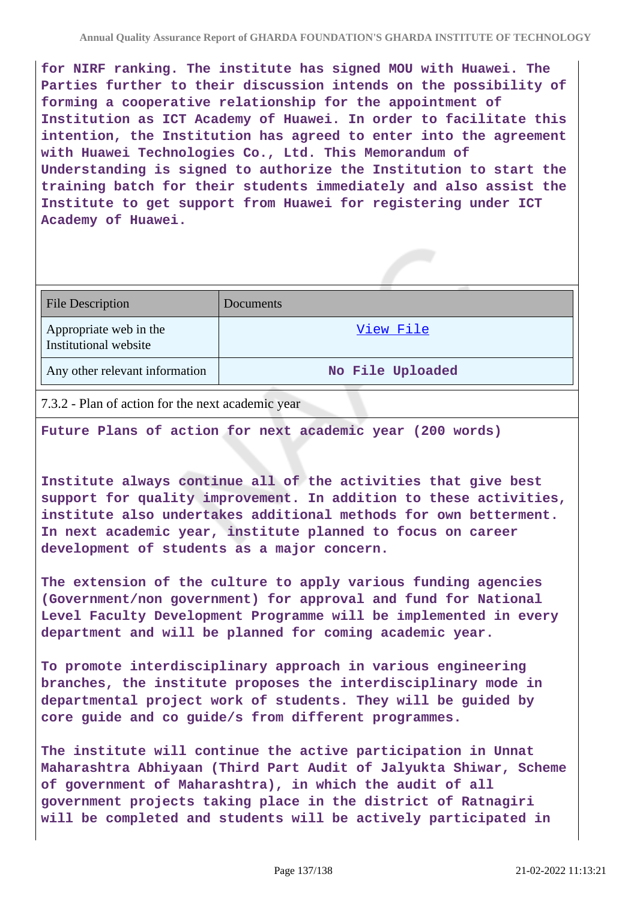for NIRF ranking. The institute has signed MOU with Huawei. The Parties further to their discussion intends on the possibility of forming a cooperative relationship for the appointment of Institution as ICT Academy of Huawei. In order to facilitate this intention, the Institution has agreed to enter into the agreement with Huawei Technologies Co., Ltd. This Memorandum of Understanding is signed to authorize the Institution to start the training batch for their students immediately and also assist the Institute to get support from Huawei for registering under ICT Academy of Huawei.

| File Description | Documents |
|---|---|
| Appropriate web in the Institutional website | View File |
| Any other relevant information | No File Uploaded |

7.3.2 - Plan of action for the next academic year

Future Plans of action for next academic year (200 words)

Institute always continue all of the activities that give best support for quality improvement. In addition to these activities, institute also undertakes additional methods for own betterment. In next academic year, institute planned to focus on career development of students as a major concern.

The extension of the culture to apply various funding agencies (Government/non government) for approval and fund for National Level Faculty Development Programme will be implemented in every department and will be planned for coming academic year.

To promote interdisciplinary approach in various engineering branches, the institute proposes the interdisciplinary mode in departmental project work of students. They will be guided by core guide and co guide/s from different programmes.

The institute will continue the active participation in Unnat Maharashtra Abhiyaan (Third Part Audit of Jalyukta Shiwar, Scheme of government of Maharashtra), in which the audit of all government projects taking place in the district of Ratnagiri will be completed and students will be actively participated in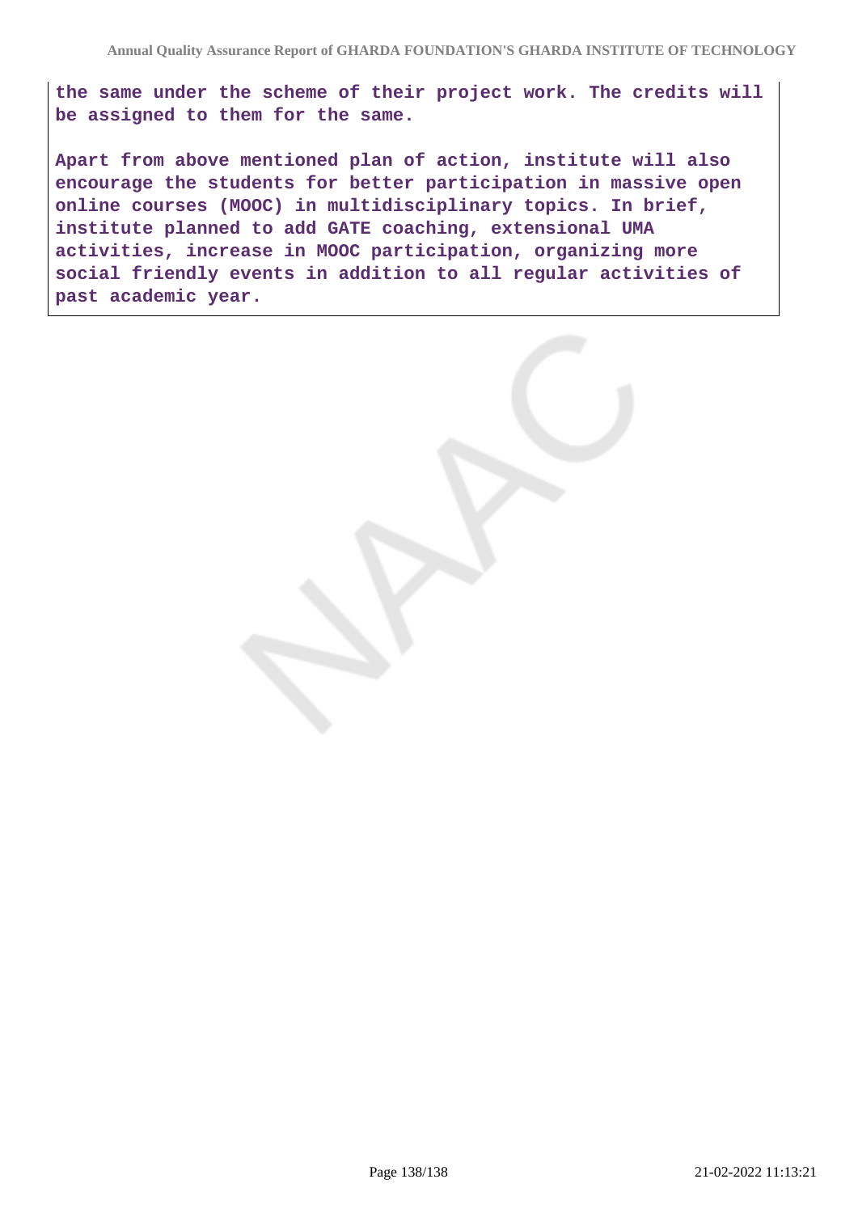the same under the scheme of their project work. The credits will be assigned to them for the same.

Apart from above mentioned plan of action, institute will also encourage the students for better participation in massive open online courses (MOOC) in multidisciplinary topics. In brief, institute planned to add GATE coaching, extensional UMA activities, increase in MOOC participation, organizing more social friendly events in addition to all regular activities of past academic year.